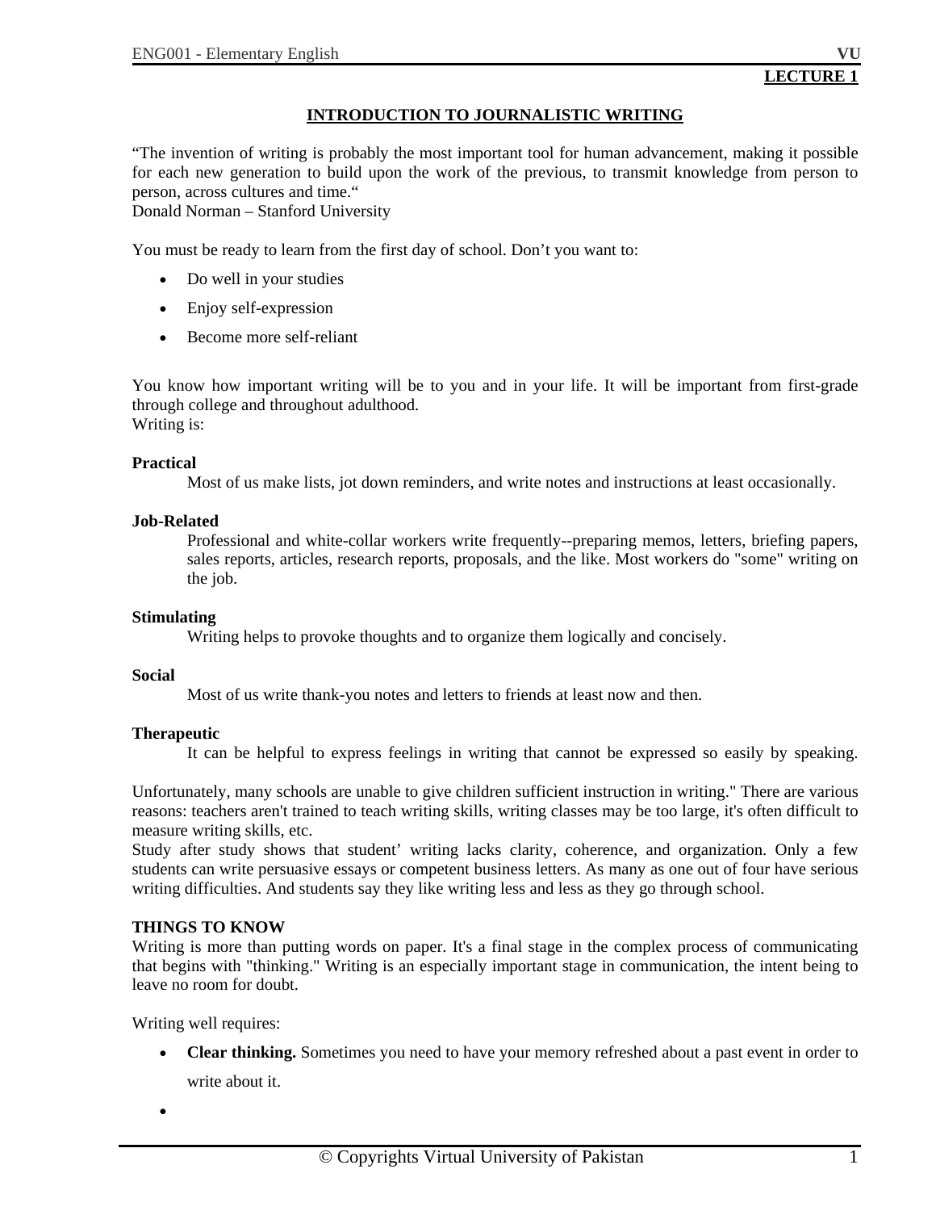**LECTURE 1**

# INTRODUCTION TO JOURNALISTIC WRITING

"The invention of writing is probably the most important tool for human advancement, making it possible for each new generation to build upon the work of the previous, to transmit knowledge from person to person, across cultures and time."
Donald Norman – Stanford University

You must be ready to learn from the first day of school. Don't you want to:

- Do well in your studies
- Enjoy self-expression
- Become more self-reliant

You know how important writing will be to you and in your life. It will be important from first-grade through college and throughout adulthood.
Writing is:

**Practical**
Most of us make lists, jot down reminders, and write notes and instructions at least occasionally.

**Job-Related**
Professional and white-collar workers write frequently--preparing memos, letters, briefing papers, sales reports, articles, research reports, proposals, and the like. Most workers do "some" writing on the job.

**Stimulating**
Writing helps to provoke thoughts and to organize them logically and concisely.

**Social**
Most of us write thank-you notes and letters to friends at least now and then.

**Therapeutic**
It can be helpful to express feelings in writing that cannot be expressed so easily by speaking.

Unfortunately, many schools are unable to give children sufficient instruction in writing." There are various reasons: teachers aren't trained to teach writing skills, writing classes may be too large, it's often difficult to measure writing skills, etc.
Study after study shows that student' writing lacks clarity, coherence, and organization. Only a few students can write persuasive essays or competent business letters. As many as one out of four have serious writing difficulties. And students say they like writing less and less as they go through school.

**THINGS TO KNOW**
Writing is more than putting words on paper. It's a final stage in the complex process of communicating that begins with "thinking." Writing is an especially important stage in communication, the intent being to leave no room for doubt.

Writing well requires:

- **Clear thinking.** Sometimes you need to have your memory refreshed about a past event in order to write about it.
-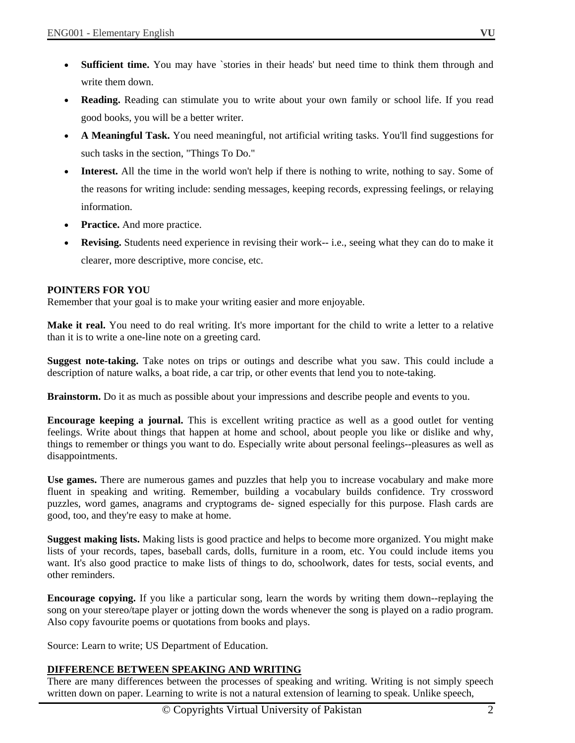- **Sufficient time.** You may have `stories in their heads' but need time to think them through and write them down.
- **Reading.** Reading can stimulate you to write about your own family or school life. If you read good books, you will be a better writer.
- **A Meaningful Task.** You need meaningful, not artificial writing tasks. You'll find suggestions for such tasks in the section, "Things To Do."
- **Interest.** All the time in the world won't help if there is nothing to write, nothing to say. Some of the reasons for writing include: sending messages, keeping records, expressing feelings, or relaying information.
- **Practice.** And more practice.
- **Revising.** Students need experience in revising their work-- i.e., seeing what they can do to make it clearer, more descriptive, more concise, etc.

**POINTERS FOR YOU**

Remember that your goal is to make your writing easier and more enjoyable.

**Make it real.** You need to do real writing. It's more important for the child to write a letter to a relative than it is to write a one-line note on a greeting card.

**Suggest note-taking.** Take notes on trips or outings and describe what you saw. This could include a description of nature walks, a boat ride, a car trip, or other events that lend you to note-taking.

**Brainstorm.** Do it as much as possible about your impressions and describe people and events to you.

**Encourage keeping a journal.** This is excellent writing practice as well as a good outlet for venting feelings. Write about things that happen at home and school, about people you like or dislike and why, things to remember or things you want to do. Especially write about personal feelings--pleasures as well as disappointments.

**Use games.** There are numerous games and puzzles that help you to increase vocabulary and make more fluent in speaking and writing. Remember, building a vocabulary builds confidence. Try crossword puzzles, word games, anagrams and cryptograms de- signed especially for this purpose. Flash cards are good, too, and they're easy to make at home.

**Suggest making lists.** Making lists is good practice and helps to become more organized. You might make lists of your records, tapes, baseball cards, dolls, furniture in a room, etc. You could include items you want. It's also good practice to make lists of things to do, schoolwork, dates for tests, social events, and other reminders.

**Encourage copying.** If you like a particular song, learn the words by writing them down--replaying the song on your stereo/tape player or jotting down the words whenever the song is played on a radio program. Also copy favourite poems or quotations from books and plays.

Source: Learn to write; US Department of Education.

**DIFFERENCE BETWEEN SPEAKING AND WRITING**

There are many differences between the processes of speaking and writing. Writing is not simply speech written down on paper. Learning to write is not a natural extension of learning to speak. Unlike speech,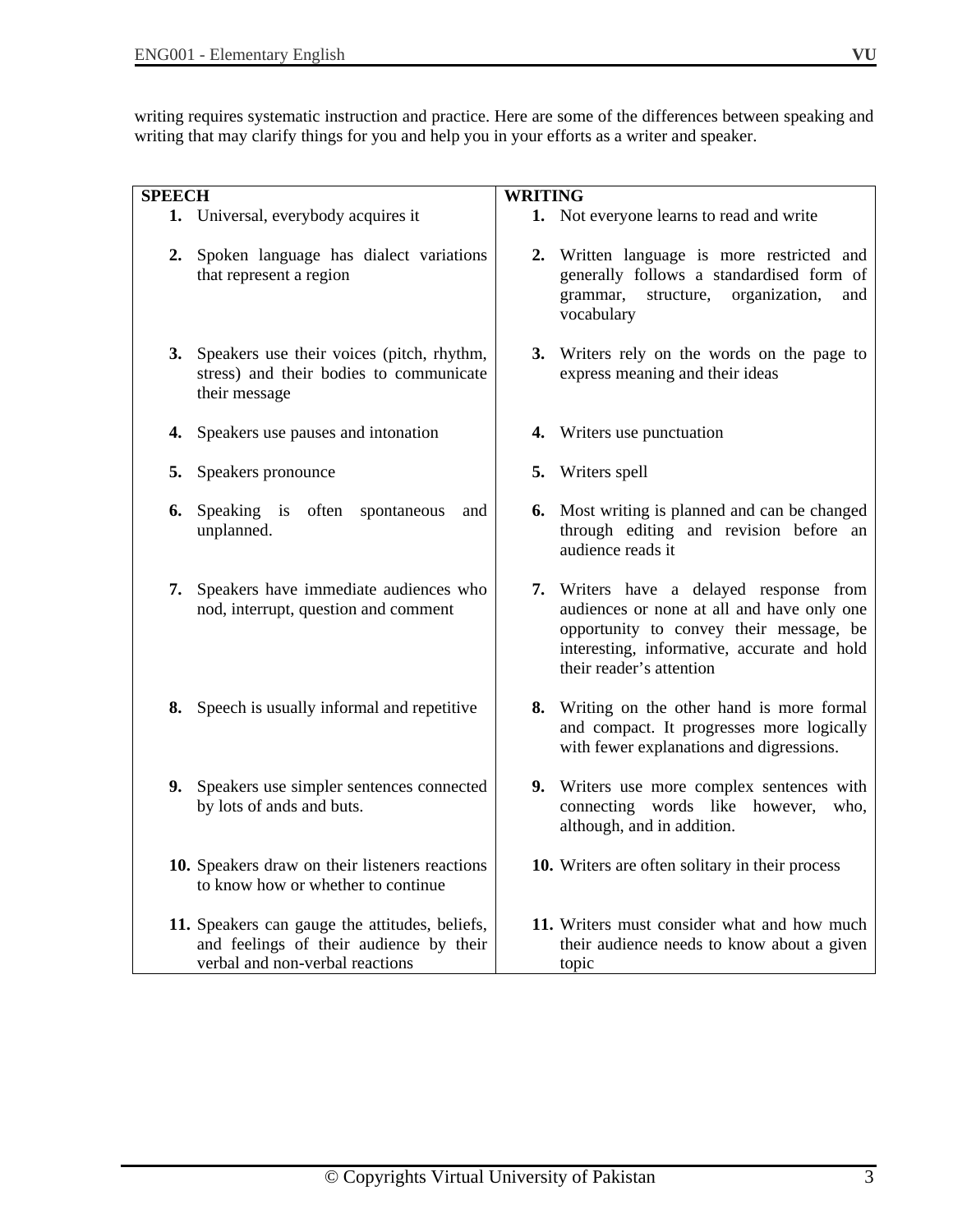writing requires systematic instruction and practice. Here are some of the differences between speaking and writing that may clarify things for you and help you in your efforts as a writer and speaker.

| SPEECH | WRITING |
|---|---|
| **1.** Universal, everybody acquires it | **1.** Not everyone learns to read and write |
| **2.** Spoken language has dialect variations that represent a region | **2.** Written language is more restricted and generally follows a standardised form of grammar, structure, organization, and vocabulary |
| **3.** Speakers use their voices (pitch, rhythm, stress) and their bodies to communicate their message | **3.** Writers rely on the words on the page to express meaning and their ideas |
| **4.** Speakers use pauses and intonation | **4.** Writers use punctuation |
| **5.** Speakers pronounce | **5.** Writers spell |
| **6.** Speaking is often spontaneous and unplanned. | **6.** Most writing is planned and can be changed through editing and revision before an audience reads it |
| **7.** Speakers have immediate audiences who nod, interrupt, question and comment | **7.** Writers have a delayed response from audiences or none at all and have only one opportunity to convey their message, be interesting, informative, accurate and hold their reader's attention |
| **8.** Speech is usually informal and repetitive | **8.** Writing on the other hand is more formal and compact. It progresses more logically with fewer explanations and digressions. |
| **9.** Speakers use simpler sentences connected by lots of ands and buts. | **9.** Writers use more complex sentences with connecting words like however, who, although, and in addition. |
| **10.** Speakers draw on their listeners reactions to know how or whether to continue | **10.** Writers are often solitary in their process |
| **11.** Speakers can gauge the attitudes, beliefs, and feelings of their audience by their verbal and non-verbal reactions | **11.** Writers must consider what and how much their audience needs to know about a given topic |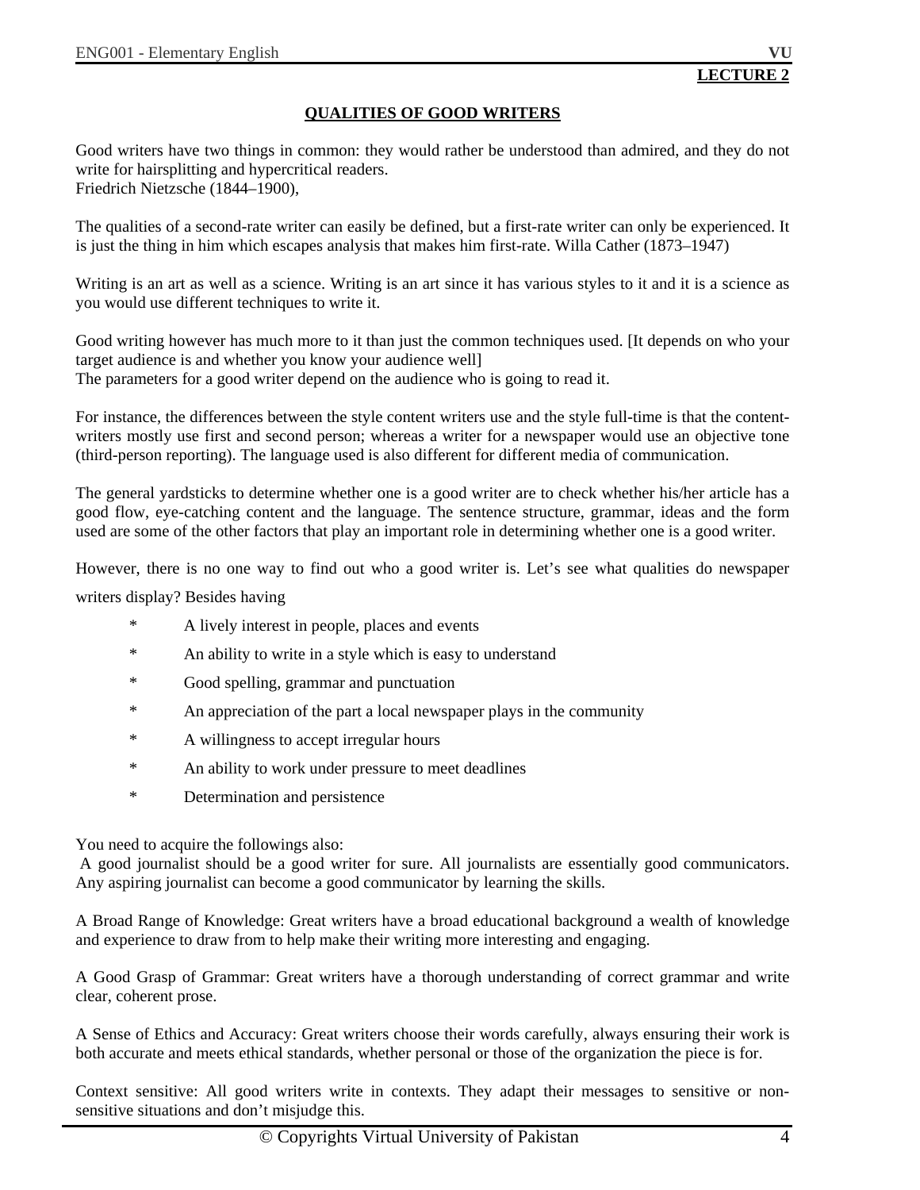**LECTURE 2**

## QUALITIES OF GOOD WRITERS

Good writers have two things in common: they would rather be understood than admired, and they do not write for hairsplitting and hypercritical readers.
Friedrich Nietzsche (1844–1900),

The qualities of a second-rate writer can easily be defined, but a first-rate writer can only be experienced. It is just the thing in him which escapes analysis that makes him first-rate. Willa Cather (1873–1947)

Writing is an art as well as a science. Writing is an art since it has various styles to it and it is a science as you would use different techniques to write it.

Good writing however has much more to it than just the common techniques used. [It depends on who your target audience is and whether you know your audience well]
The parameters for a good writer depend on the audience who is going to read it.

For instance, the differences between the style content writers use and the style full-time is that the content-writers mostly use first and second person; whereas a writer for a newspaper would use an objective tone (third-person reporting). The language used is also different for different media of communication.

The general yardsticks to determine whether one is a good writer are to check whether his/her article has a good flow, eye-catching content and the language. The sentence structure, grammar, ideas and the form used are some of the other factors that play an important role in determining whether one is a good writer.

However, there is no one way to find out who a good writer is. Let's see what qualities do newspaper writers display? Besides having

* A lively interest in people, places and events
* An ability to write in a style which is easy to understand
* Good spelling, grammar and punctuation
* An appreciation of the part a local newspaper plays in the community
* A willingness to accept irregular hours
* An ability to work under pressure to meet deadlines
* Determination and persistence

You need to acquire the followings also:
A good journalist should be a good writer for sure. All journalists are essentially good communicators. Any aspiring journalist can become a good communicator by learning the skills.

A Broad Range of Knowledge: Great writers have a broad educational background a wealth of knowledge and experience to draw from to help make their writing more interesting and engaging.

A Good Grasp of Grammar: Great writers have a thorough understanding of correct grammar and write clear, coherent prose.

A Sense of Ethics and Accuracy: Great writers choose their words carefully, always ensuring their work is both accurate and meets ethical standards, whether personal or those of the organization the piece is for.

Context sensitive: All good writers write in contexts. They adapt their messages to sensitive or non-sensitive situations and don't misjudge this.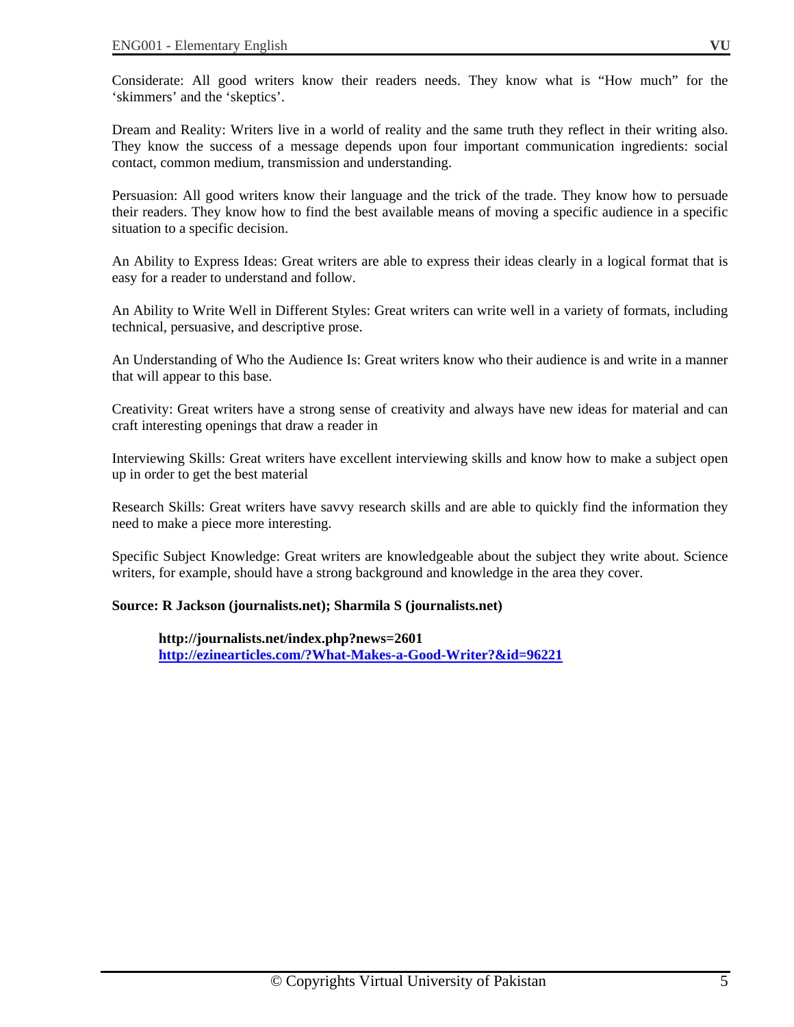Considerate: All good writers know their readers needs. They know what is "How much" for the 'skimmers' and the 'skeptics'.

Dream and Reality: Writers live in a world of reality and the same truth they reflect in their writing also. They know the success of a message depends upon four important communication ingredients: social contact, common medium, transmission and understanding.

Persuasion: All good writers know their language and the trick of the trade. They know how to persuade their readers. They know how to find the best available means of moving a specific audience in a specific situation to a specific decision.

An Ability to Express Ideas: Great writers are able to express their ideas clearly in a logical format that is easy for a reader to understand and follow.

An Ability to Write Well in Different Styles: Great writers can write well in a variety of formats, including technical, persuasive, and descriptive prose.

An Understanding of Who the Audience Is: Great writers know who their audience is and write in a manner that will appear to this base.

Creativity: Great writers have a strong sense of creativity and always have new ideas for material and can craft interesting openings that draw a reader in

Interviewing Skills: Great writers have excellent interviewing skills and know how to make a subject open up in order to get the best material

Research Skills: Great writers have savvy research skills and are able to quickly find the information they need to make a piece more interesting.

Specific Subject Knowledge: Great writers are knowledgeable about the subject they write about. Science writers, for example, should have a strong background and knowledge in the area they cover.

**Source: R Jackson (journalists.net); Sharmila S (journalists.net)**

**http://journalists.net/index.php?news=2601**
**http://ezinearticles.com/?What-Makes-a-Good-Writer?&id=96221**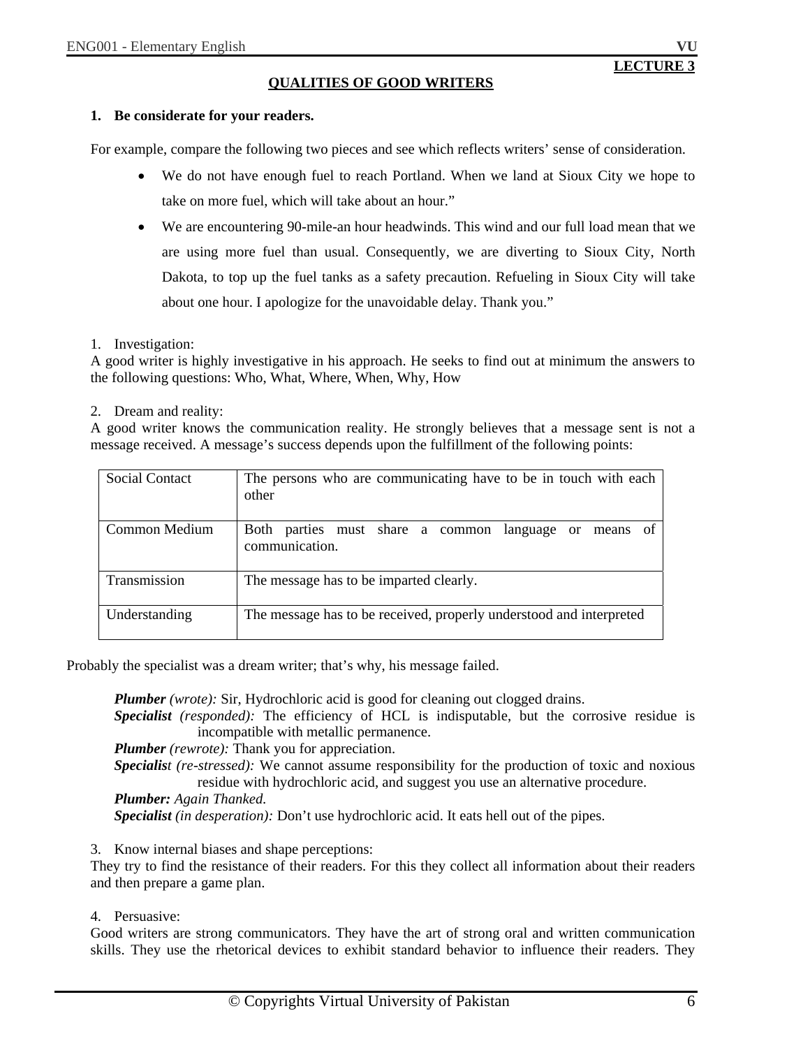**LECTURE 3**

## QUALITIES OF GOOD WRITERS

**1. Be considerate for your readers.**

For example, compare the following two pieces and see which reflects writers' sense of consideration.

- We do not have enough fuel to reach Portland. When we land at Sioux City we hope to take on more fuel, which will take about an hour."
- We are encountering 90-mile-an hour headwinds. This wind and our full load mean that we are using more fuel than usual. Consequently, we are diverting to Sioux City, North Dakota, to top up the fuel tanks as a safety precaution. Refueling in Sioux City will take about one hour. I apologize for the unavoidable delay. Thank you."

1. Investigation:

A good writer is highly investigative in his approach. He seeks to find out at minimum the answers to the following questions: Who, What, Where, When, Why, How

2. Dream and reality:

A good writer knows the communication reality. He strongly believes that a message sent is not a message received. A message's success depends upon the fulfillment of the following points:

| | |
|---|---|
| Social Contact | The persons who are communicating have to be in touch with each other |
| Common Medium | Both parties must share a common language or means of communication. |
| Transmission | The message has to be imparted clearly. |
| Understanding | The message has to be received, properly understood and interpreted |

Probably the specialist was a dream writer; that's why, his message failed.

***Plumber*** *(wrote):* Sir, Hydrochloric acid is good for cleaning out clogged drains.
***Specialist*** *(responded):* The efficiency of HCL is indisputable, but the corrosive residue is incompatible with metallic permanence.
***Plumber*** *(rewrote):* Thank you for appreciation.
***Specialist*** *(re-stressed):* We cannot assume responsibility for the production of toxic and noxious residue with hydrochloric acid, and suggest you use an alternative procedure.
***Plumber:*** *Again Thanked.*
***Specialist*** *(in desperation):* Don't use hydrochloric acid. It eats hell out of the pipes.

3. Know internal biases and shape perceptions:

They try to find the resistance of their readers. For this they collect all information about their readers and then prepare a game plan.

4. Persuasive:

Good writers are strong communicators. They have the art of strong oral and written communication skills. They use the rhetorical devices to exhibit standard behavior to influence their readers. They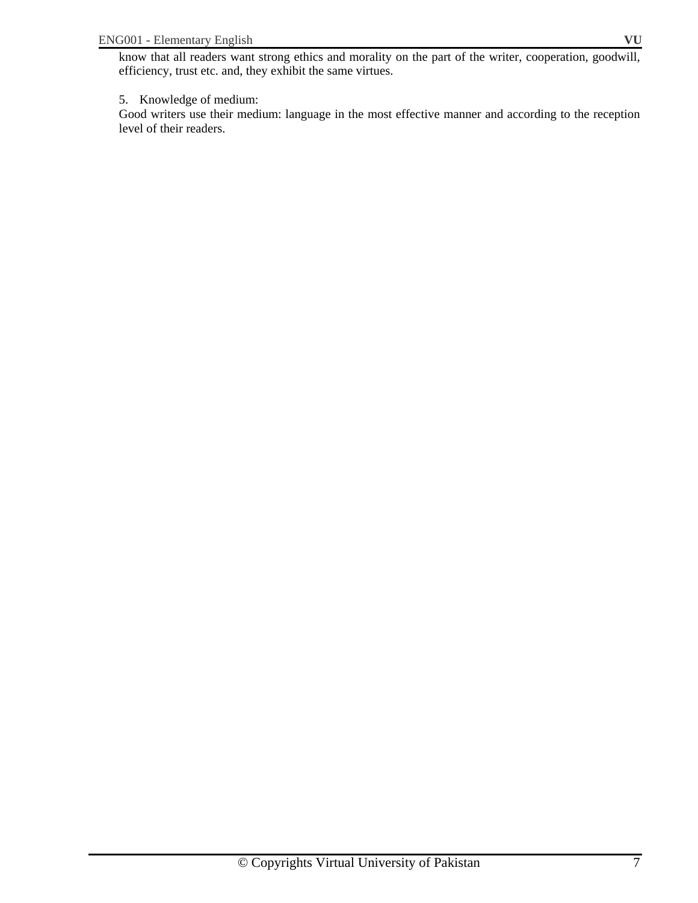know that all readers want strong ethics and morality on the part of the writer, cooperation, goodwill, efficiency, trust etc. and, they exhibit the same virtues.

5. Knowledge of medium:

Good writers use their medium: language in the most effective manner and according to the reception level of their readers.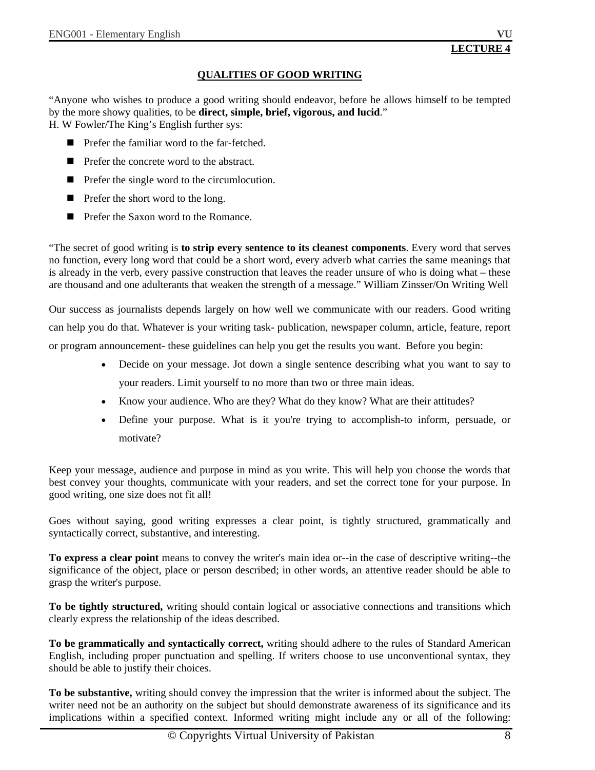**LECTURE 4**

## QUALITIES OF GOOD WRITING

"Anyone who wishes to produce a good writing should endeavor, before he allows himself to be tempted by the more showy qualities, to be **direct, simple, brief, vigorous, and lucid**."
H. W Fowler/The King's English further sys:

- Prefer the familiar word to the far-fetched.
- Prefer the concrete word to the abstract.
- Prefer the single word to the circumlocution.
- Prefer the short word to the long.
- Prefer the Saxon word to the Romance.

"The secret of good writing is **to strip every sentence to its cleanest components**. Every word that serves no function, every long word that could be a short word, every adverb what carries the same meanings that is already in the verb, every passive construction that leaves the reader unsure of who is doing what – these are thousand and one adulterants that weaken the strength of a message." William Zinsser/On Writing Well

Our success as journalists depends largely on how well we communicate with our readers. Good writing can help you do that. Whatever is your writing task- publication, newspaper column, article, feature, report or program announcement- these guidelines can help you get the results you want. Before you begin:

- Decide on your message. Jot down a single sentence describing what you want to say to your readers. Limit yourself to no more than two or three main ideas.
- Know your audience. Who are they? What do they know? What are their attitudes?
- Define your purpose. What is it you're trying to accomplish-to inform, persuade, or motivate?

Keep your message, audience and purpose in mind as you write. This will help you choose the words that best convey your thoughts, communicate with your readers, and set the correct tone for your purpose. In good writing, one size does not fit all!

Goes without saying, good writing expresses a clear point, is tightly structured, grammatically and syntactically correct, substantive, and interesting.

**To express a clear point** means to convey the writer's main idea or--in the case of descriptive writing--the significance of the object, place or person described; in other words, an attentive reader should be able to grasp the writer's purpose.

**To be tightly structured,** writing should contain logical or associative connections and transitions which clearly express the relationship of the ideas described.

**To be grammatically and syntactically correct,** writing should adhere to the rules of Standard American English, including proper punctuation and spelling. If writers choose to use unconventional syntax, they should be able to justify their choices.

**To be substantive,** writing should convey the impression that the writer is informed about the subject. The writer need not be an authority on the subject but should demonstrate awareness of its significance and its implications within a specified context. Informed writing might include any or all of the following: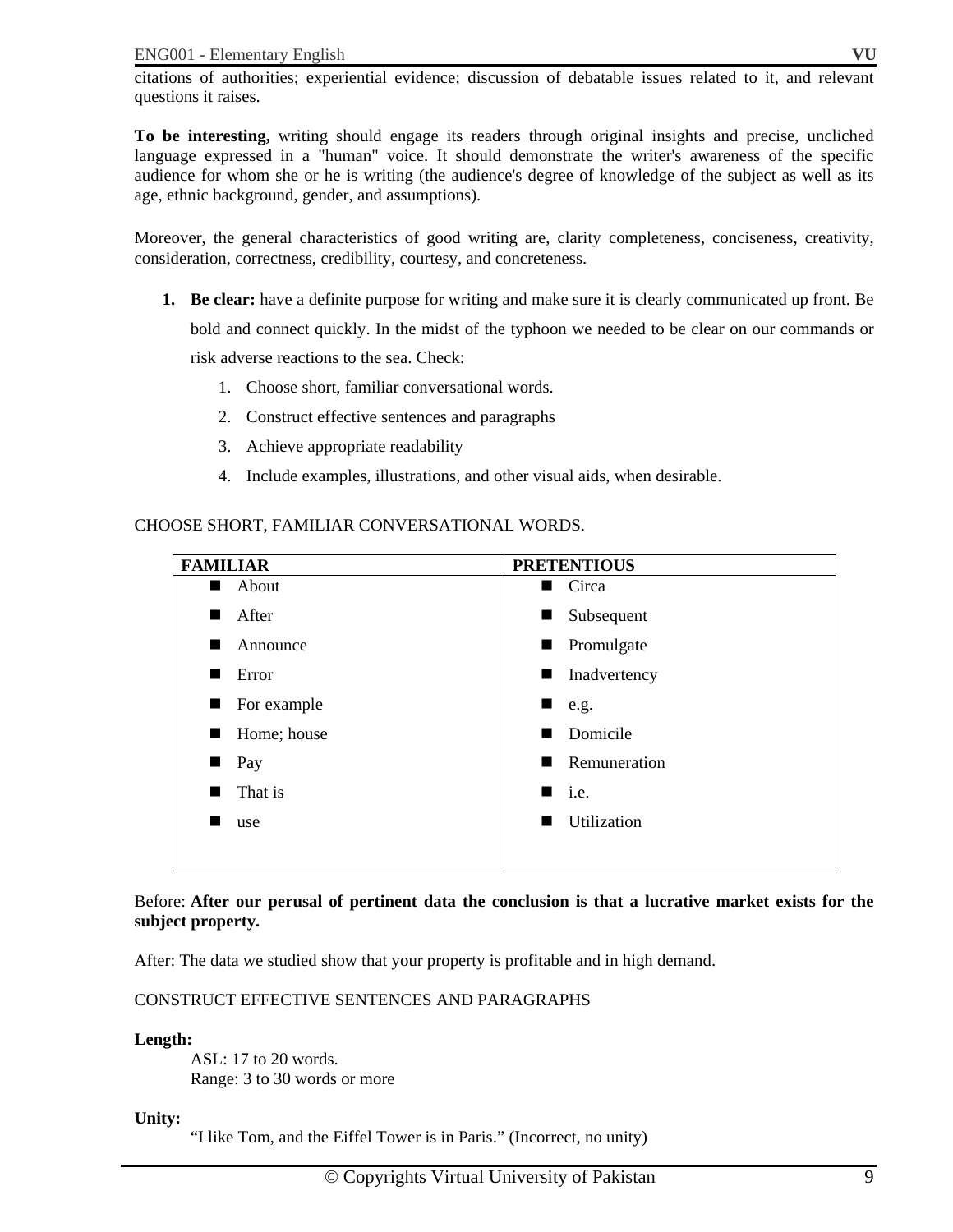citations of authorities; experiential evidence; discussion of debatable issues related to it, and relevant questions it raises.

**To be interesting,** writing should engage its readers through original insights and precise, uncliched language expressed in a "human" voice. It should demonstrate the writer's awareness of the specific audience for whom she or he is writing (the audience's degree of knowledge of the subject as well as its age, ethnic background, gender, and assumptions).

Moreover, the general characteristics of good writing are, clarity completeness, conciseness, creativity, consideration, correctness, credibility, courtesy, and concreteness.

1. **Be clear:** have a definite purpose for writing and make sure it is clearly communicated up front. Be bold and connect quickly. In the midst of the typhoon we needed to be clear on our commands or risk adverse reactions to the sea. Check:
    1. Choose short, familiar conversational words.
    2. Construct effective sentences and paragraphs
    3. Achieve appropriate readability
    4. Include examples, illustrations, and other visual aids, when desirable.

CHOOSE SHORT, FAMILIAR CONVERSATIONAL WORDS.

| FAMILIAR | PRETENTIOUS |
| --- | --- |
| About | Circa |
| After | Subsequent |
| Announce | Promulgate |
| Error | Inadvertency |
| For example | e.g. |
| Home; house | Domicile |
| Pay | Remuneration |
| That is | i.e. |
| use | Utilization |

Before: **After our perusal of pertinent data the conclusion is that a lucrative market exists for the subject property.**

After: The data we studied show that your property is profitable and in high demand.

CONSTRUCT EFFECTIVE SENTENCES AND PARAGRAPHS

**Length:**

ASL: 17 to 20 words.
Range: 3 to 30 words or more

**Unity:**

"I like Tom, and the Eiffel Tower is in Paris." (Incorrect, no unity)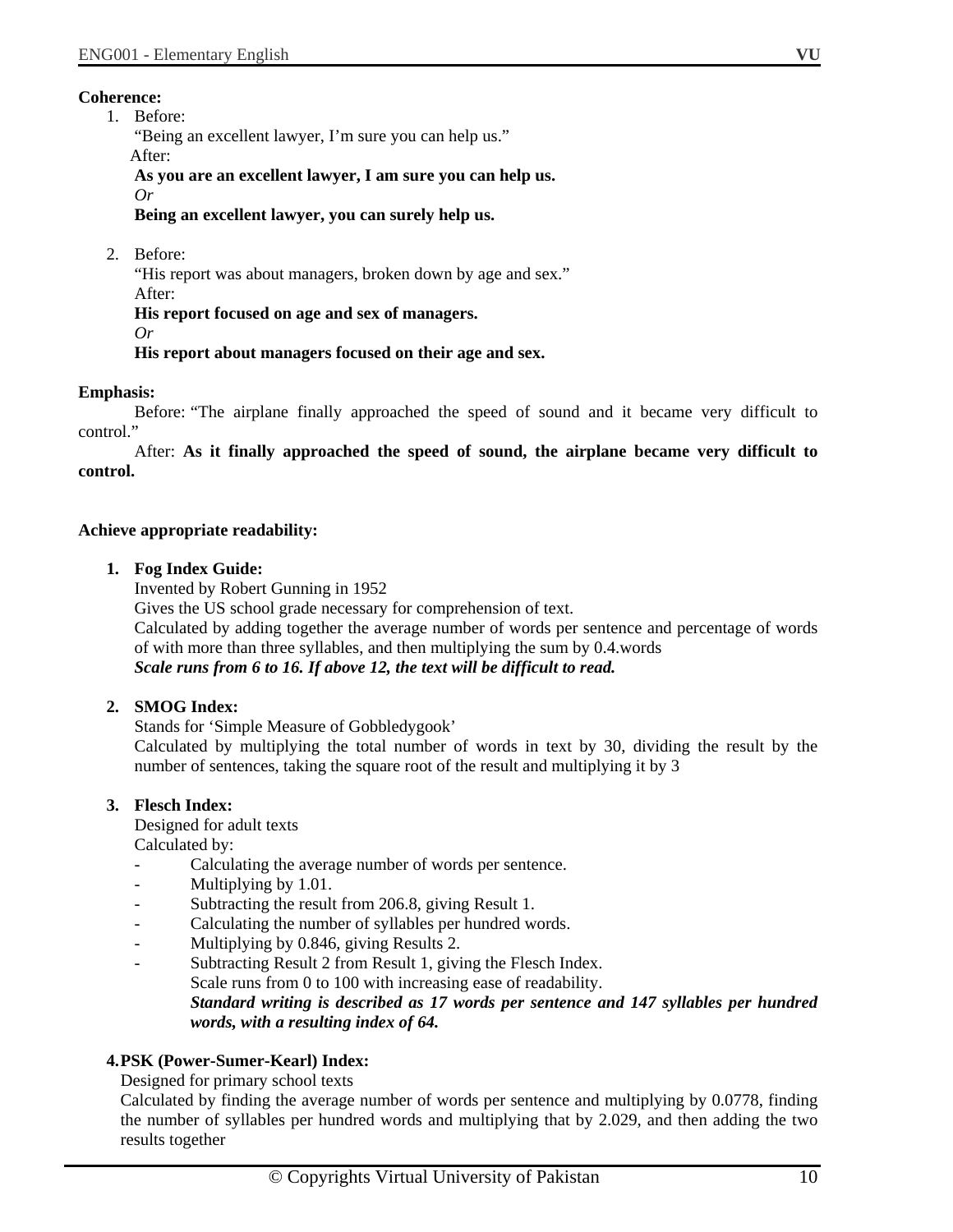**Coherence:**

1. Before:
   "Being an excellent lawyer, I'm sure you can help us."
   After:
   **As you are an excellent lawyer, I am sure you can help us.**
   *Or*
   **Being an excellent lawyer, you can surely help us.**

2. Before:
   "His report was about managers, broken down by age and sex."
   After:
   **His report focused on age and sex of managers.**
   *Or*
   **His report about managers focused on their age and sex.**

**Emphasis:**

Before: "The airplane finally approached the speed of sound and it became very difficult to control."

After: **As it finally approached the speed of sound, the airplane became very difficult to control.**

**Achieve appropriate readability:**

1. **Fog Index Guide:**
   Invented by Robert Gunning in 1952
   Gives the US school grade necessary for comprehension of text.
   Calculated by adding together the average number of words per sentence and percentage of words of with more than three syllables, and then multiplying the sum by 0.4.words
   ***Scale runs from 6 to 16. If above 12, the text will be difficult to read.***

2. **SMOG Index:**
   Stands for 'Simple Measure of Gobbledygook'
   Calculated by multiplying the total number of words in text by 30, dividing the result by the number of sentences, taking the square root of the result and multiplying it by 3

3. **Flesch Index:**
   Designed for adult texts
   Calculated by:
   - Calculating the average number of words per sentence.
   - Multiplying by 1.01.
   - Subtracting the result from 206.8, giving Result 1.
   - Calculating the number of syllables per hundred words.
   - Multiplying by 0.846, giving Results 2.
   - Subtracting Result 2 from Result 1, giving the Flesch Index.
     Scale runs from 0 to 100 with increasing ease of readability.
     ***Standard writing is described as 17 words per sentence and 147 syllables per hundred words, with a resulting index of 64.***

4. **PSK (Power-Sumer-Kearl) Index:**
   Designed for primary school texts
   Calculated by finding the average number of words per sentence and multiplying by 0.0778, finding the number of syllables per hundred words and multiplying that by 2.029, and then adding the two results together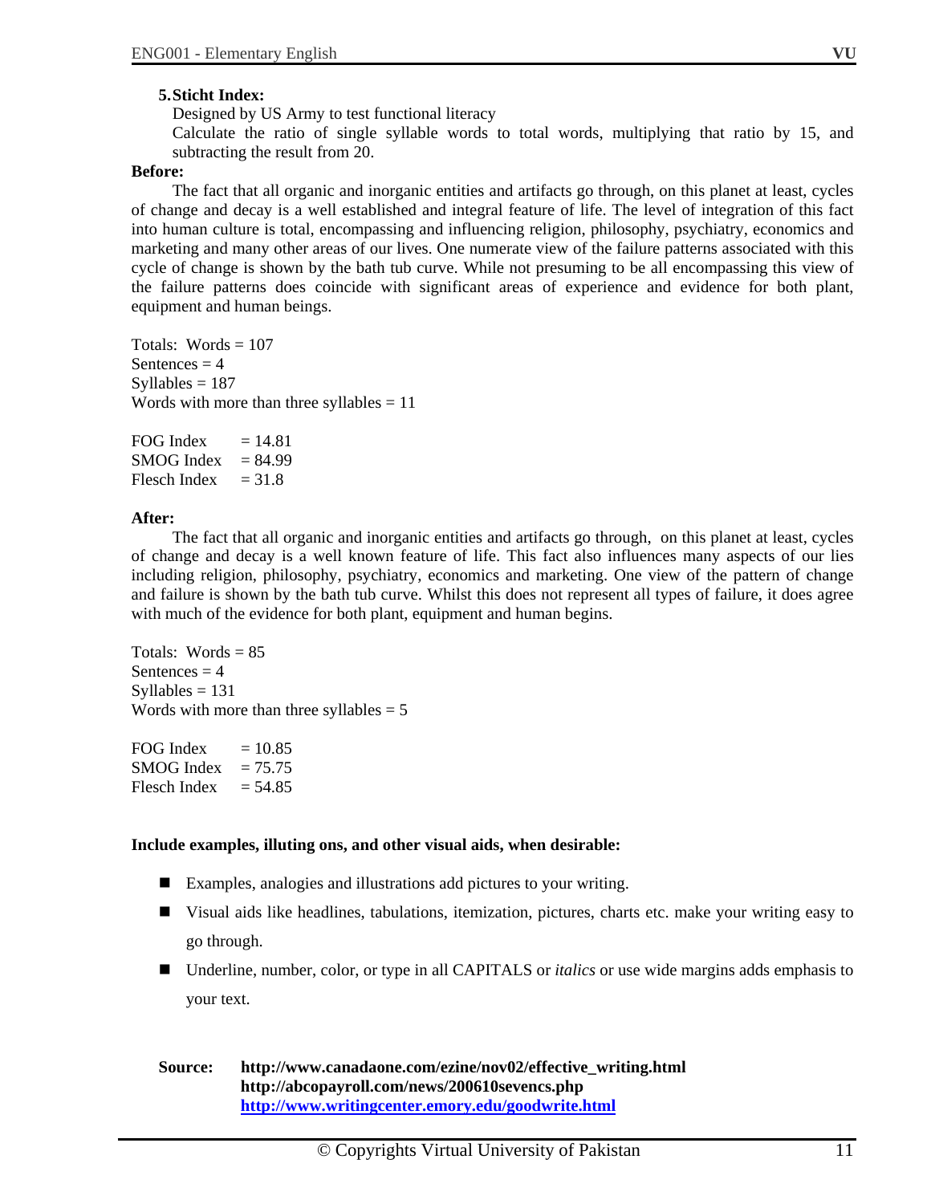5. **Sticht Index:**

   Designed by US Army to test functional literacy

   Calculate the ratio of single syllable words to total words, multiplying that ratio by 15, and subtracting the result from 20.

**Before:**

The fact that all organic and inorganic entities and artifacts go through, on this planet at least, cycles of change and decay is a well established and integral feature of life. The level of integration of this fact into human culture is total, encompassing and influencing religion, philosophy, psychiatry, economics and marketing and many other areas of our lives. One numerate view of the failure patterns associated with this cycle of change is shown by the bath tub curve. While not presuming to be all encompassing this view of the failure patterns does coincide with significant areas of experience and evidence for both plant, equipment and human beings.

Totals: Words = 107
Sentences = 4
Syllables = 187
Words with more than three syllables = 11

FOG Index = 14.81
SMOG Index = 84.99
Flesch Index = 31.8

**After:**

The fact that all organic and inorganic entities and artifacts go through, on this planet at least, cycles of change and decay is a well known feature of life. This fact also influences many aspects of our lies including religion, philosophy, psychiatry, economics and marketing. One view of the pattern of change and failure is shown by the bath tub curve. Whilst this does not represent all types of failure, it does agree with much of the evidence for both plant, equipment and human begins.

Totals: Words = 85
Sentences = 4
Syllables = 131
Words with more than three syllables = 5

FOG Index = 10.85
SMOG Index = 75.75
Flesch Index = 54.85

**Include examples, illuting ons, and other visual aids, when desirable:**

- Examples, analogies and illustrations add pictures to your writing.
- Visual aids like headlines, tabulations, itemization, pictures, charts etc. make your writing easy to go through.
- Underline, number, color, or type in all CAPITALS or *italics* or use wide margins adds emphasis to your text.

**Source:** **http://www.canadaone.com/ezine/nov02/effective_writing.html**
**http://abcopayroll.com/news/200610sevencs.php**
**http://www.writingcenter.emory.edu/goodwrite.html**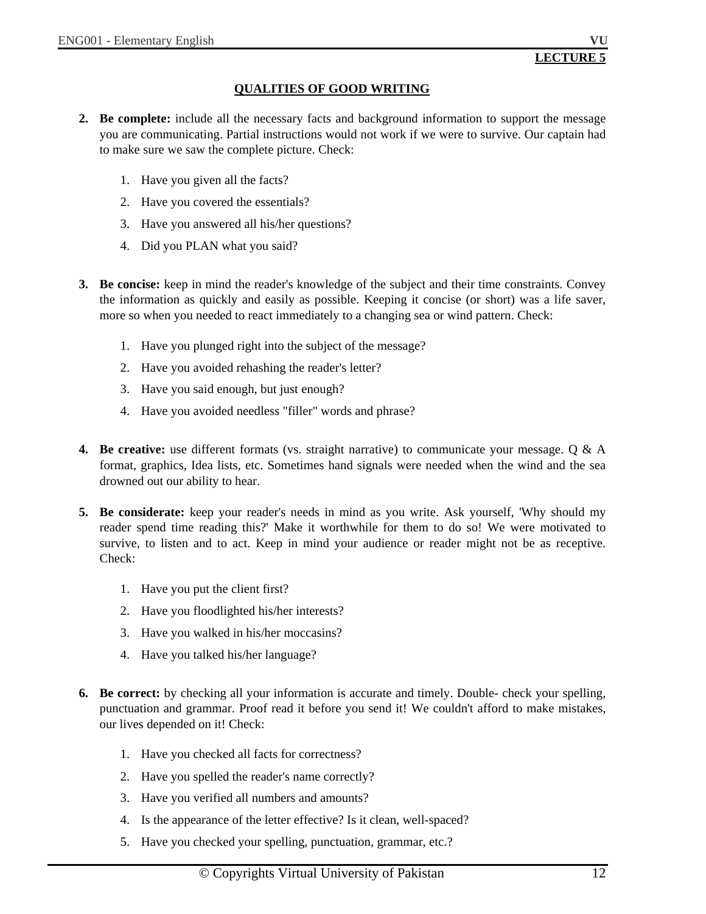**LECTURE 5**

## QUALITIES OF GOOD WRITING

2. **Be complete:** include all the necessary facts and background information to support the message you are communicating. Partial instructions would not work if we were to survive. Our captain had to make sure we saw the complete picture. Check:

    1. Have you given all the facts?
    2. Have you covered the essentials?
    3. Have you answered all his/her questions?
    4. Did you PLAN what you said?

3. **Be concise:** keep in mind the reader's knowledge of the subject and their time constraints. Convey the information as quickly and easily as possible. Keeping it concise (or short) was a life saver, more so when you needed to react immediately to a changing sea or wind pattern. Check:

    1. Have you plunged right into the subject of the message?
    2. Have you avoided rehashing the reader's letter?
    3. Have you said enough, but just enough?
    4. Have you avoided needless "filler" words and phrase?

4. **Be creative:** use different formats (vs. straight narrative) to communicate your message. Q & A format, graphics, Idea lists, etc. Sometimes hand signals were needed when the wind and the sea drowned out our ability to hear.

5. **Be considerate:** keep your reader's needs in mind as you write. Ask yourself, 'Why should my reader spend time reading this?' Make it worthwhile for them to do so! We were motivated to survive, to listen and to act. Keep in mind your audience or reader might not be as receptive. Check:

    1. Have you put the client first?
    2. Have you floodlighted his/her interests?
    3. Have you walked in his/her moccasins?
    4. Have you talked his/her language?

6. **Be correct:** by checking all your information is accurate and timely. Double- check your spelling, punctuation and grammar. Proof read it before you send it! We couldn't afford to make mistakes, our lives depended on it! Check:

    1. Have you checked all facts for correctness?
    2. Have you spelled the reader's name correctly?
    3. Have you verified all numbers and amounts?
    4. Is the appearance of the letter effective? Is it clean, well-spaced?
    5. Have you checked your spelling, punctuation, grammar, etc.?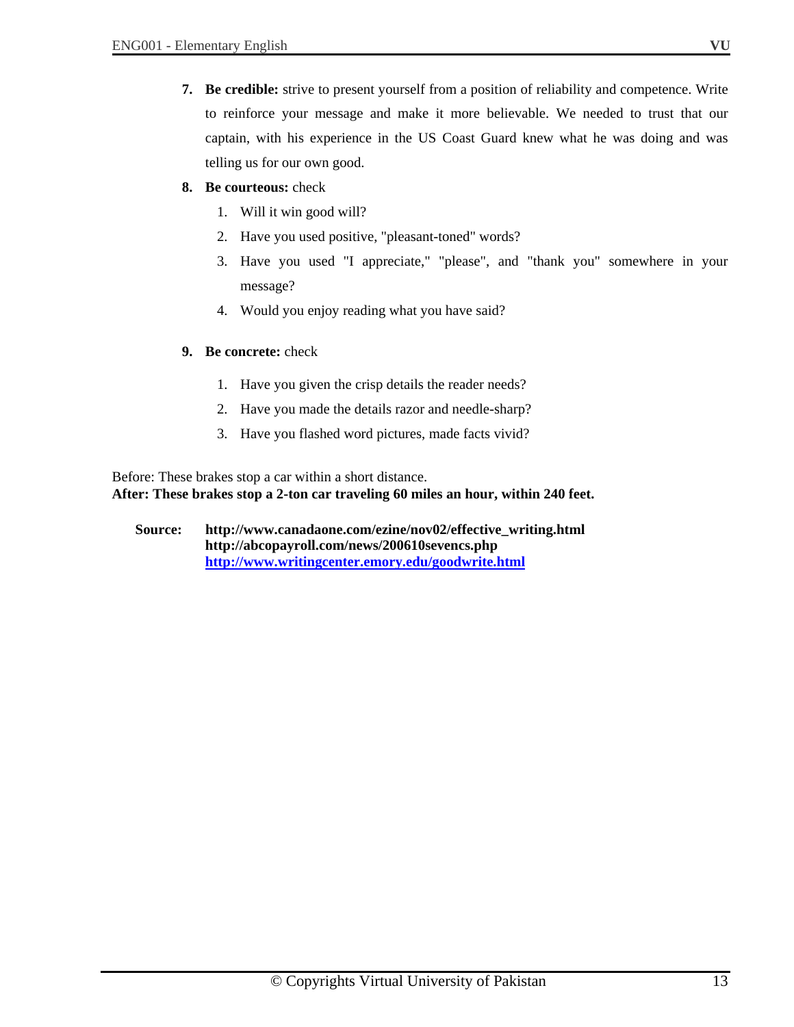7. **Be credible:** strive to present yourself from a position of reliability and competence. Write to reinforce your message and make it more believable. We needed to trust that our captain, with his experience in the US Coast Guard knew what he was doing and was telling us for our own good.

8. **Be courteous:** check

    1. Will it win good will?
    2. Have you used positive, "pleasant-toned" words?
    3. Have you used "I appreciate," "please", and "thank you" somewhere in your message?
    4. Would you enjoy reading what you have said?

9. **Be concrete:** check

    1. Have you given the crisp details the reader needs?
    2. Have you made the details razor and needle-sharp?
    3. Have you flashed word pictures, made facts vivid?

Before: These brakes stop a car within a short distance.
**After: These brakes stop a 2-ton car traveling 60 miles an hour, within 240 feet.**

**Source:** **http://www.canadaone.com/ezine/nov02/effective_writing.html**
**http://abcopayroll.com/news/200610sevencs.php**
**http://www.writingcenter.emory.edu/goodwrite.html**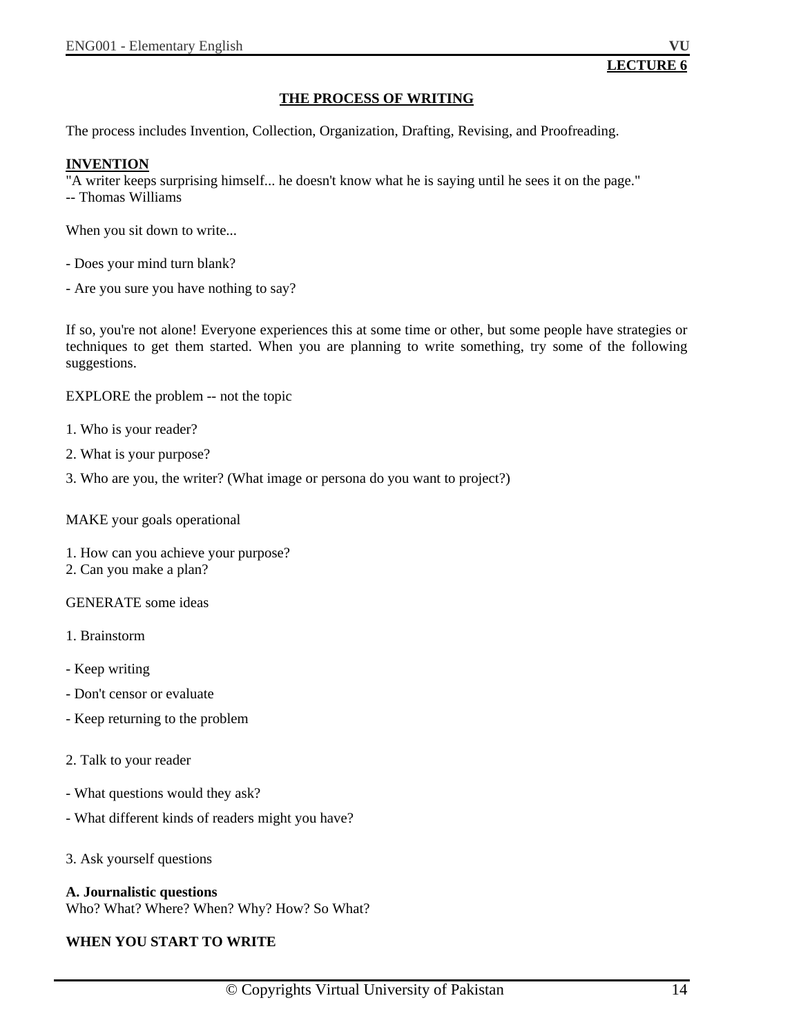**LECTURE 6**

## THE PROCESS OF WRITING

The process includes Invention, Collection, Organization, Drafting, Revising, and Proofreading.

### INVENTION

"A writer keeps surprising himself... he doesn't know what he is saying until he sees it on the page."
-- Thomas Williams

When you sit down to write...

- Does your mind turn blank?
- Are you sure you have nothing to say?

If so, you're not alone! Everyone experiences this at some time or other, but some people have strategies or techniques to get them started. When you are planning to write something, try some of the following suggestions.

EXPLORE the problem -- not the topic

1. Who is your reader?
2. What is your purpose?
3. Who are you, the writer? (What image or persona do you want to project?)

MAKE your goals operational

1. How can you achieve your purpose?
2. Can you make a plan?

GENERATE some ideas

1. Brainstorm

- Keep writing
- Don't censor or evaluate
- Keep returning to the problem

2. Talk to your reader

- What questions would they ask?
- What different kinds of readers might you have?

3. Ask yourself questions

**A. Journalistic questions**
Who? What? Where? When? Why? How? So What?

**WHEN YOU START TO WRITE**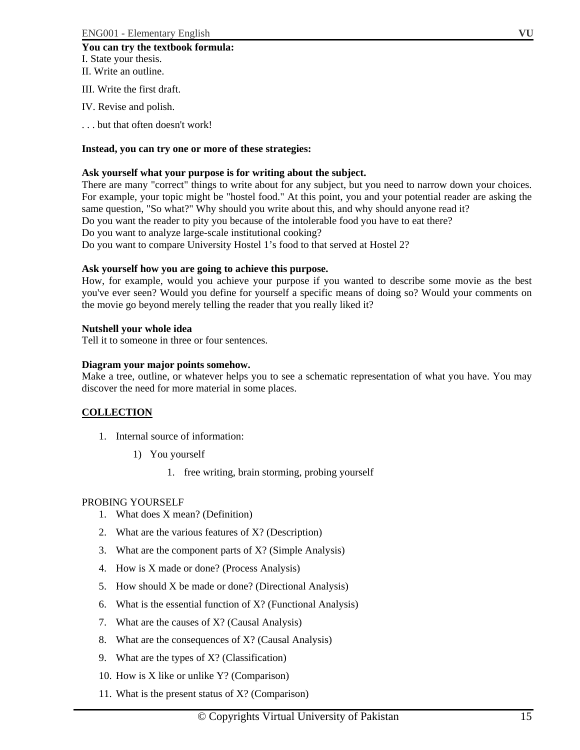**You can try the textbook formula:**

I. State your thesis.
II. Write an outline.

III. Write the first draft.

IV. Revise and polish.

. . . but that often doesn't work!

**Instead, you can try one or more of these strategies:**

**Ask yourself what your purpose is for writing about the subject.**

There are many "correct" things to write about for any subject, but you need to narrow down your choices. For example, your topic might be "hostel food." At this point, you and your potential reader are asking the same question, "So what?" Why should you write about this, and why should anyone read it?
Do you want the reader to pity you because of the intolerable food you have to eat there?
Do you want to analyze large-scale institutional cooking?
Do you want to compare University Hostel 1's food to that served at Hostel 2?

**Ask yourself how you are going to achieve this purpose.**

How, for example, would you achieve your purpose if you wanted to describe some movie as the best you've ever seen? Would you define for yourself a specific means of doing so? Would your comments on the movie go beyond merely telling the reader that you really liked it?

**Nutshell your whole idea**

Tell it to someone in three or four sentences.

**Diagram your major points somehow.**

Make a tree, outline, or whatever helps you to see a schematic representation of what you have. You may discover the need for more material in some places.

**<u>COLLECTION</u>**

1. Internal source of information:
    1) You yourself
        1. free writing, brain storming, probing yourself

PROBING YOURSELF

1. What does X mean? (Definition)
2. What are the various features of X? (Description)
3. What are the component parts of X? (Simple Analysis)
4. How is X made or done? (Process Analysis)
5. How should X be made or done? (Directional Analysis)
6. What is the essential function of X? (Functional Analysis)
7. What are the causes of X? (Causal Analysis)
8. What are the consequences of X? (Causal Analysis)
9. What are the types of X? (Classification)
10. How is X like or unlike Y? (Comparison)
11. What is the present status of X? (Comparison)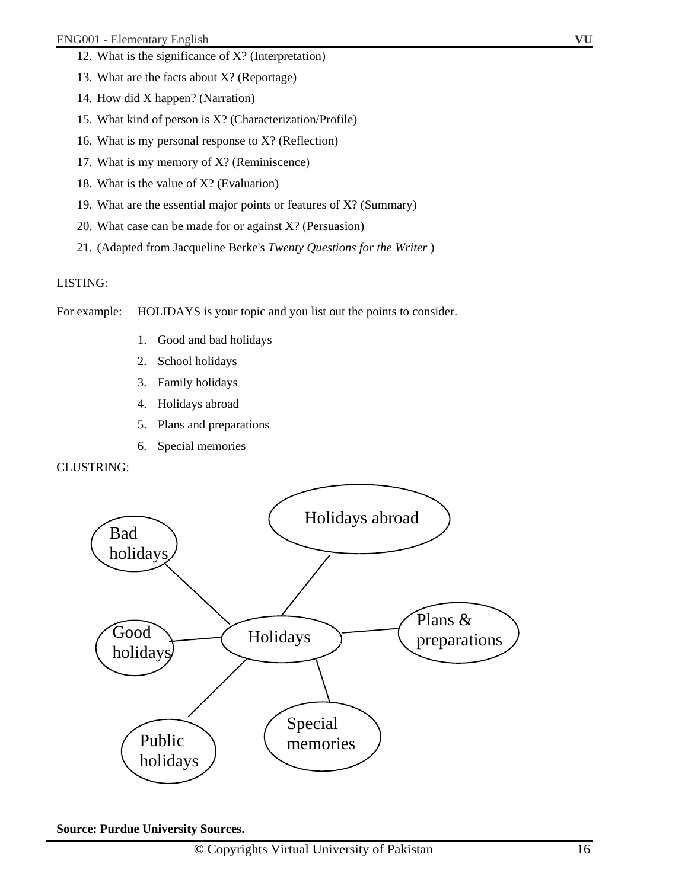12. What is the significance of X? (Interpretation)
13. What are the facts about X? (Reportage)
14. How did X happen? (Narration)
15. What kind of person is X? (Characterization/Profile)
16. What is my personal response to X? (Reflection)
17. What is my memory of X? (Reminiscence)
18. What is the value of X? (Evaluation)
19. What are the essential major points or features of X? (Summary)
20. What case can be made for or against X? (Persuasion)
21. (Adapted from Jacqueline Berke's *Twenty Questions for the Writer* )

LISTING:

For example: HOLIDAYS is your topic and you list out the points to consider.

1. Good and bad holidays
2. School holidays
3. Family holidays
4. Holidays abroad
5. Plans and preparations
6. Special memories

CLUSTRING:

Holidays abroad

Bad holidays

Plans & preparations

Good holidays

Holidays

Special memories

Public holidays

**Source: Purdue University Sources.**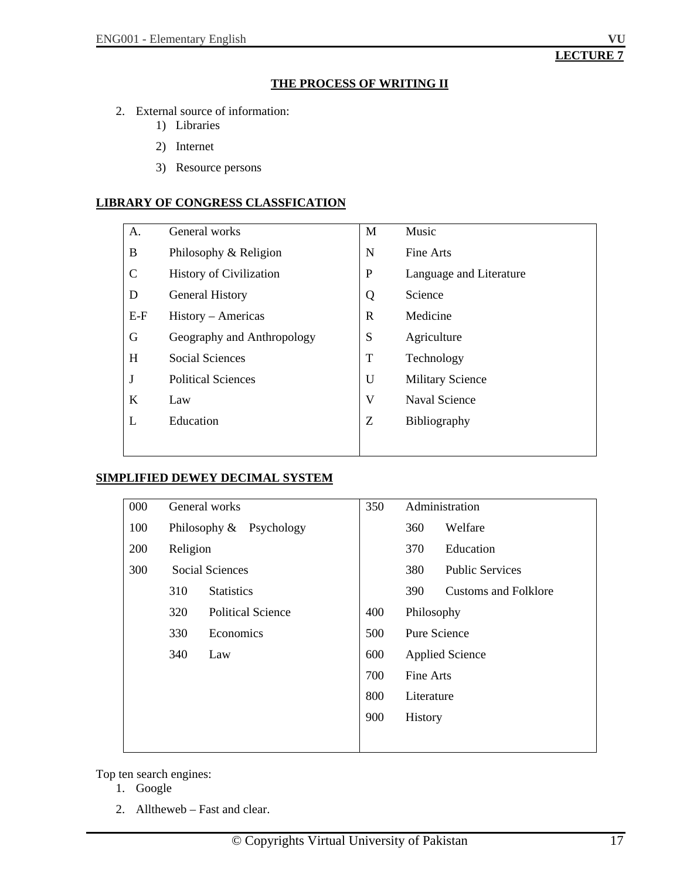**LECTURE 7**

## THE PROCESS OF WRITING II

2. External source of information:
    1) Libraries
    2) Internet
    3) Resource persons

### LIBRARY OF CONGRESS CLASSFICATION

| | | | |
|---|---|---|---|
| A. | General works | M | Music |
| B | Philosophy & Religion | N | Fine Arts |
| C | History of Civilization | P | Language and Literature |
| D | General History | Q | Science |
| E-F | History – Americas | R | Medicine |
| G | Geography and Anthropology | S | Agriculture |
| H | Social Sciences | T | Technology |
| J | Political Sciences | U | Military Science |
| K | Law | V | Naval Science |
| L | Education | Z | Bibliography |

### SIMPLIFIED DEWEY DECIMAL SYSTEM

| | | | | | |
|---|---|---|---|---|---|
| 000 | General works | | 350 | Administration | |
| 100 | Philosophy & Psychology | | | 360 | Welfare |
| 200 | Religion | | | 370 | Education |
| 300 | Social Sciences | | | 380 | Public Services |
| | 310 | Statistics | | 390 | Customs and Folklore |
| | 320 | Political Science | 400 | Philosophy | |
| | 330 | Economics | 500 | Pure Science | |
| | 340 | Law | 600 | Applied Science | |
| | | | 700 | Fine Arts | |
| | | | 800 | Literature | |
| | | | 900 | History | |

Top ten search engines:
1. Google
2. Alltheweb – Fast and clear.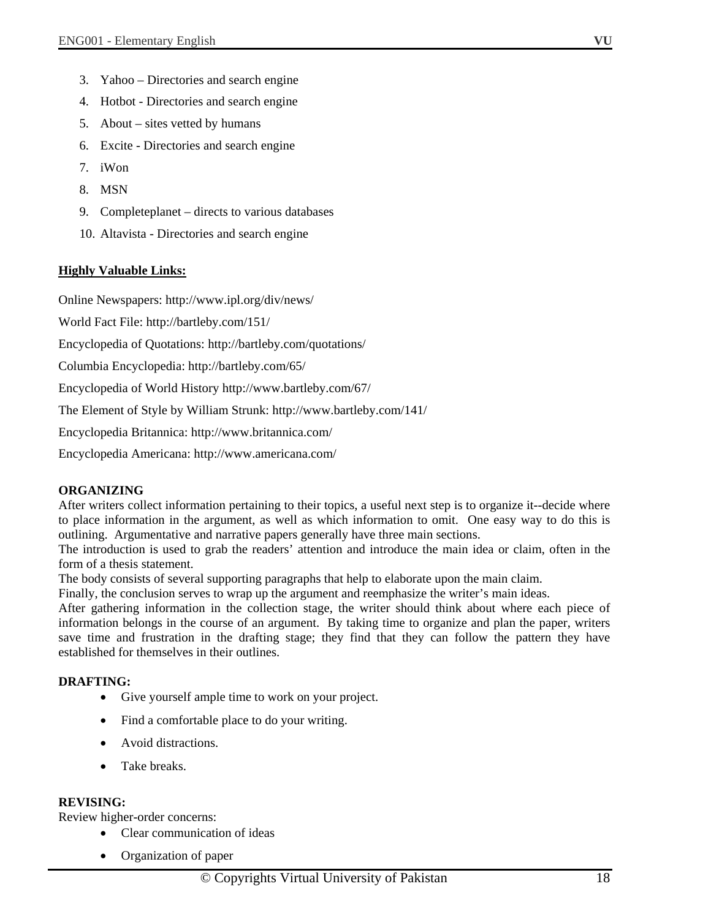3. Yahoo – Directories and search engine
4. Hotbot - Directories and search engine
5. About – sites vetted by humans
6. Excite - Directories and search engine
7. iWon
8. MSN
9. Completeplanet – directs to various databases
10. Altavista - Directories and search engine

**Highly Valuable Links:**

Online Newspapers: http://www.ipl.org/div/news/

World Fact File: http://bartleby.com/151/

Encyclopedia of Quotations: http://bartleby.com/quotations/

Columbia Encyclopedia: http://bartleby.com/65/

Encyclopedia of World History http://www.bartleby.com/67/

The Element of Style by William Strunk: http://www.bartleby.com/141/

Encyclopedia Britannica: http://www.britannica.com/

Encyclopedia Americana: http://www.americana.com/

**ORGANIZING**

After writers collect information pertaining to their topics, a useful next step is to organize it--decide where to place information in the argument, as well as which information to omit. One easy way to do this is outlining. Argumentative and narrative papers generally have three main sections.

The introduction is used to grab the readers' attention and introduce the main idea or claim, often in the form of a thesis statement.

The body consists of several supporting paragraphs that help to elaborate upon the main claim.

Finally, the conclusion serves to wrap up the argument and reemphasize the writer's main ideas.

After gathering information in the collection stage, the writer should think about where each piece of information belongs in the course of an argument. By taking time to organize and plan the paper, writers save time and frustration in the drafting stage; they find that they can follow the pattern they have established for themselves in their outlines.

**DRAFTING:**

- Give yourself ample time to work on your project.
- Find a comfortable place to do your writing.
- Avoid distractions.
- Take breaks.

**REVISING:**

Review higher-order concerns:

- Clear communication of ideas
- Organization of paper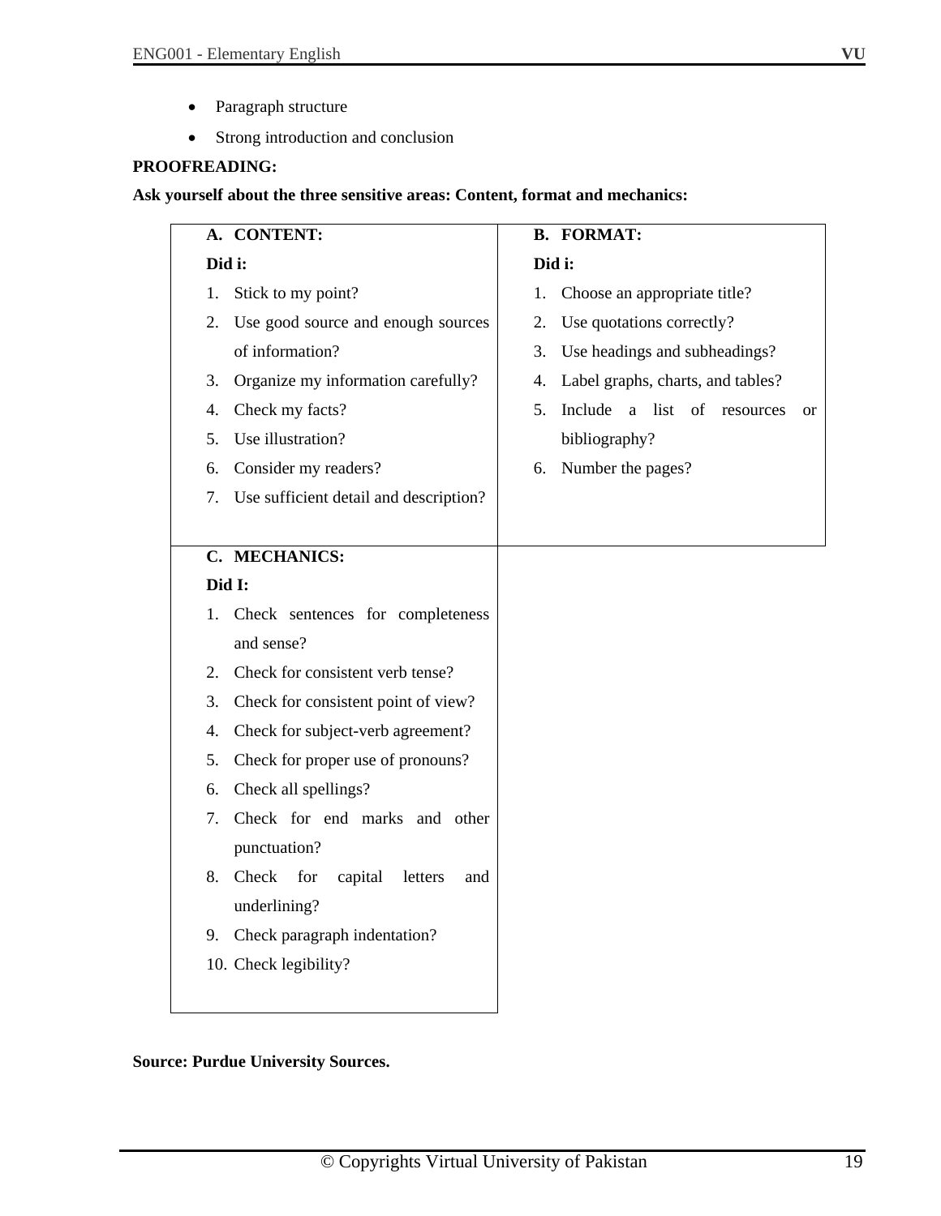- Paragraph structure
- Strong introduction and conclusion

**PROOFREADING:**

**Ask yourself about the three sensitive areas: Content, format and mechanics:**

| **A. CONTENT:**<br>**Did i:**<br>1. Stick to my point?<br>2. Use good source and enough sources of information?<br>3. Organize my information carefully?<br>4. Check my facts?<br>5. Use illustration?<br>6. Consider my readers?<br>7. Use sufficient detail and description? | **B. FORMAT:**<br>**Did i:**<br>1. Choose an appropriate title?<br>2. Use quotations correctly?<br>3. Use headings and subheadings?<br>4. Label graphs, charts, and tables?<br>5. Include a list of resources or bibliography?<br>6. Number the pages? |
|---|---|
| **C. MECHANICS:**<br>**Did I:**<br>1. Check sentences for completeness and sense?<br>2. Check for consistent verb tense?<br>3. Check for consistent point of view?<br>4. Check for subject-verb agreement?<br>5. Check for proper use of pronouns?<br>6. Check all spellings?<br>7. Check for end marks and other punctuation?<br>8. Check for capital letters and underlining?<br>9. Check paragraph indentation?<br>10. Check legibility? | |

**Source: Purdue University Sources.**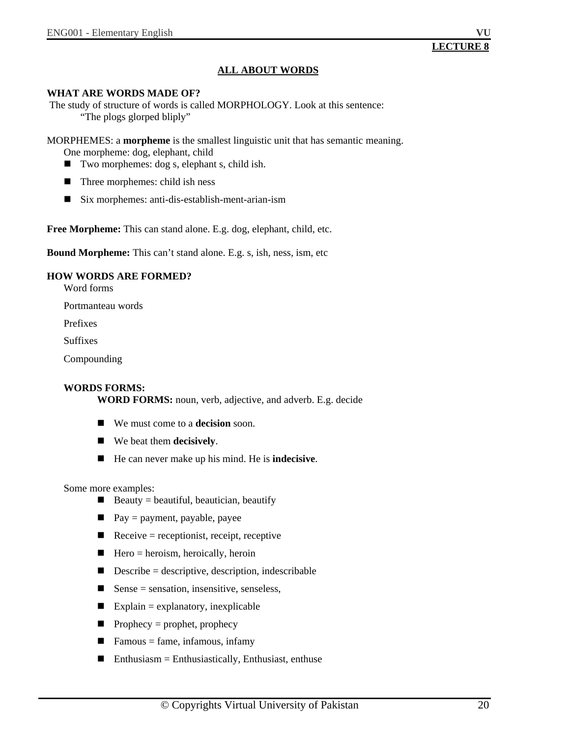**LECTURE 8**

## ALL ABOUT WORDS

### WHAT ARE WORDS MADE OF?

The study of structure of words is called MORPHOLOGY. Look at this sentence:

"The plogs glorped bliply"

MORPHEMES: a **morpheme** is the smallest linguistic unit that has semantic meaning.

One morpheme: dog, elephant, child

- Two morphemes: dog s, elephant s, child ish.
- Three morphemes: child ish ness
- Six morphemes: anti-dis-establish-ment-arian-ism

**Free Morpheme:** This can stand alone. E.g. dog, elephant, child, etc.

**Bound Morpheme:** This can't stand alone. E.g. s, ish, ness, ism, etc

### HOW WORDS ARE FORMED?

Word forms

Portmanteau words

Prefixes

Suffixes

Compounding

#### WORDS FORMS:

**WORD FORMS:** noun, verb, adjective, and adverb. E.g. decide

- We must come to a **decision** soon.
- We beat them **decisively**.
- He can never make up his mind. He is **indecisive**.

Some more examples:

- Beauty = beautiful, beautician, beautify
- Pay = payment, payable, payee
- Receive = receptionist, receipt, receptive
- Hero = heroism, heroically, heroin
- Describe = descriptive, description, indescribable
- Sense = sensation, insensitive, senseless,
- Explain = explanatory, inexplicable
- Prophecy = prophet, prophecy
- Famous = fame, infamous, infamy
- Enthusiasm = Enthusiastically, Enthusiast, enthuse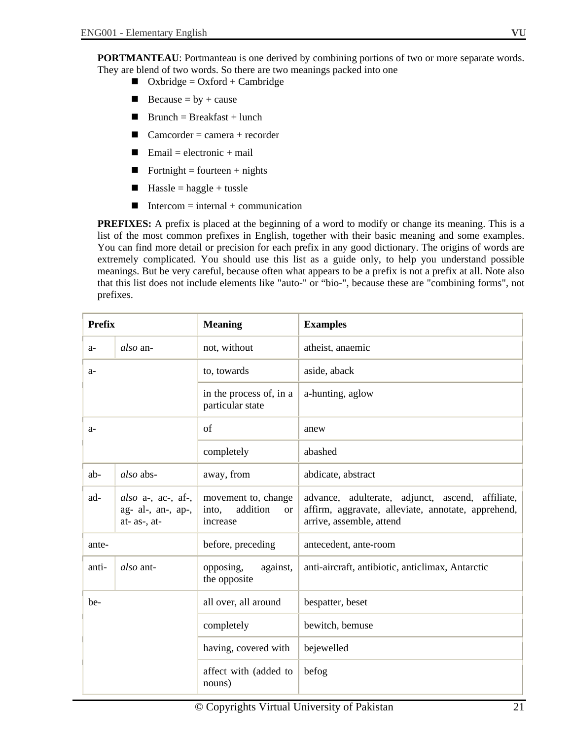**PORTMANTEAU**: Portmanteau is one derived by combining portions of two or more separate words. They are blend of two words. So there are two meanings packed into one

- Oxbridge = Oxford + Cambridge
- Because = by + cause
- Brunch = Breakfast + lunch
- Camcorder = camera + recorder
- Email = electronic + mail
- Fortnight = fourteen + nights
- Hassle = haggle + tussle
- Intercom = internal + communication

**PREFIXES:** A prefix is placed at the beginning of a word to modify or change its meaning. This is a list of the most common prefixes in English, together with their basic meaning and some examples. You can find more detail or precision for each prefix in any good dictionary. The origins of words are extremely complicated. You should use this list as a guide only, to help you understand possible meanings. But be very careful, because often what appears to be a prefix is not a prefix at all. Note also that this list does not include elements like "auto-" or "bio-", because these are "combining forms", not prefixes.

| Prefix | | Meaning | Examples |
|---|---|---|---|
| a- | *also* an- | not, without | atheist, anaemic |
| a- | | to, towards | aside, aback |
| | | in the process of, in a particular state | a-hunting, aglow |
| a- | | of | anew |
| | | completely | abashed |
| ab- | *also* abs- | away, from | abdicate, abstract |
| ad- | *also* a-, ac-, af-, ag- al-, an-, ap-, at- as-, at- | movement to, change into, addition or increase | advance, adulterate, adjunct, ascend, affiliate, affirm, aggravate, alleviate, annotate, apprehend, arrive, assemble, attend |
| ante- | | before, preceding | antecedent, ante-room |
| anti- | *also* ant- | opposing, against, the opposite | anti-aircraft, antibiotic, anticlimax, Antarctic |
| be- | | all over, all around | bespatter, beset |
| | | completely | bewitch, bemuse |
| | | having, covered with | bejewelled |
| | | affect with (added to nouns) | befog |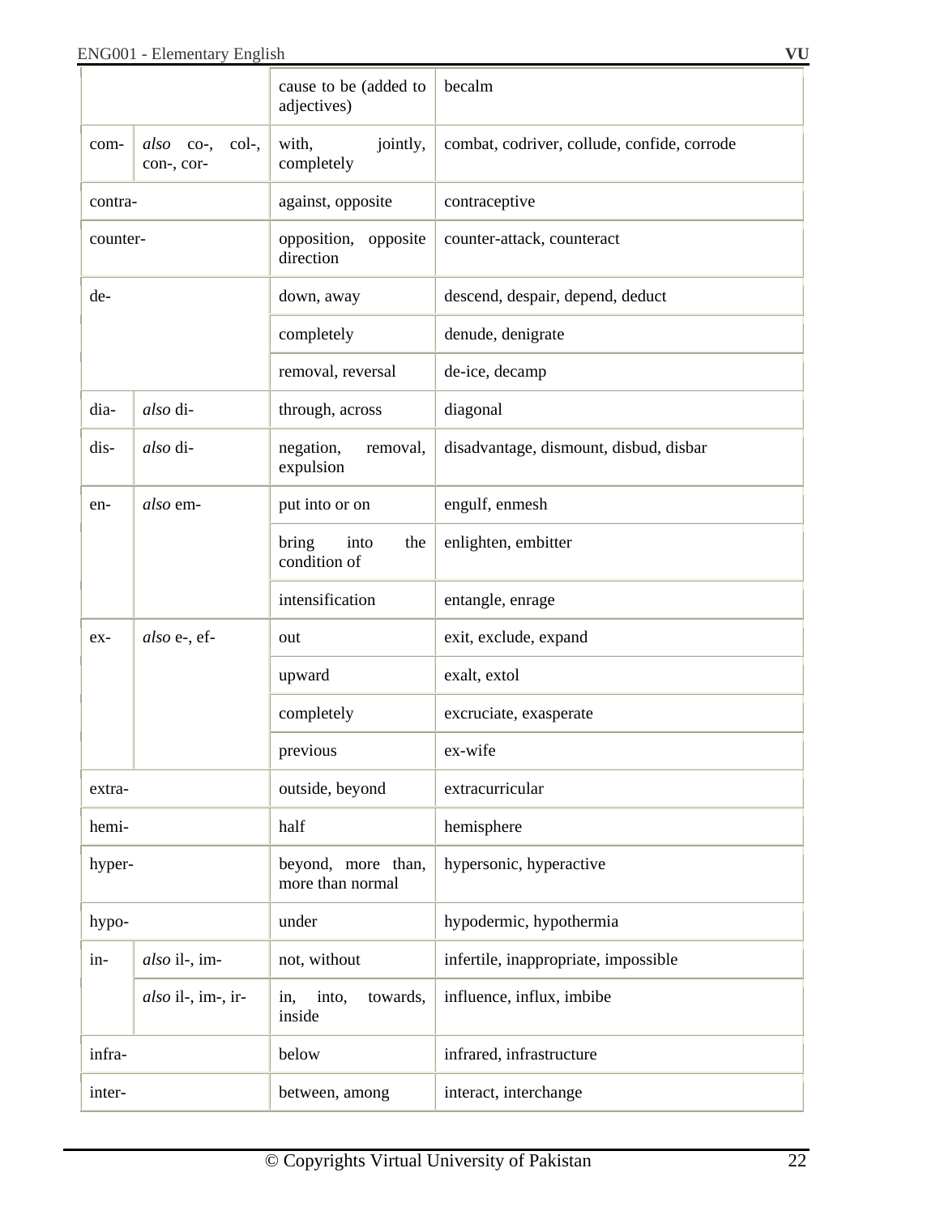| | | | |
|---|---|---|---|
| | | cause to be (added to adjectives) | becalm |
| com- | *also* co-, col-, con-, cor- | with, jointly, completely | combat, codriver, collude, confide, corrode |
| contra- | | against, opposite | contraceptive |
| counter- | | opposition, opposite direction | counter-attack, counteract |
| de- | | down, away | descend, despair, depend, deduct |
| | | completely | denude, denigrate |
| | | removal, reversal | de-ice, decamp |
| dia- | *also* di- | through, across | diagonal |
| dis- | *also* di- | negation, removal, expulsion | disadvantage, dismount, disbud, disbar |
| en- | *also* em- | put into or on | engulf, enmesh |
| | | bring into the condition of | enlighten, embitter |
| | | intensification | entangle, enrage |
| ex- | *also* e-, ef- | out | exit, exclude, expand |
| | | upward | exalt, extol |
| | | completely | excruciate, exasperate |
| | | previous | ex-wife |
| extra- | | outside, beyond | extracurricular |
| hemi- | | half | hemisphere |
| hyper- | | beyond, more than, more than normal | hypersonic, hyperactive |
| hypo- | | under | hypodermic, hypothermia |
| in- | *also* il-, im- | not, without | infertile, inappropriate, impossible |
| | *also* il-, im-, ir- | in, into, towards, inside | influence, influx, imbibe |
| infra- | | below | infrared, infrastructure |
| inter- | | between, among | interact, interchange |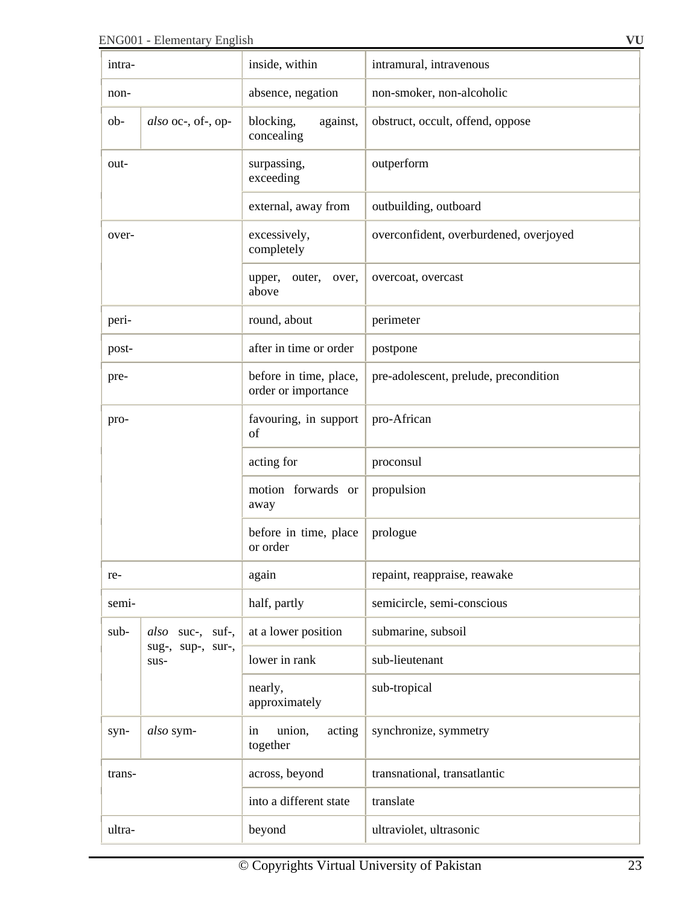| | | | |
|---|---|---|---|
| intra- | | inside, within | intramural, intravenous |
| non- | | absence, negation | non-smoker, non-alcoholic |
| ob- | *also* oc-, of-, op- | blocking, against, concealing | obstruct, occult, offend, oppose |
| out- | | surpassing, exceeding | outperform |
| | | external, away from | outbuilding, outboard |
| over- | | excessively, completely | overconfident, overburdened, overjoyed |
| | | upper, outer, over, above | overcoat, overcast |
| peri- | | round, about | perimeter |
| post- | | after in time or order | postpone |
| pre- | | before in time, place, order or importance | pre-adolescent, prelude, precondition |
| pro- | | favouring, in support of | pro-African |
| | | acting for | proconsul |
| | | motion forwards or away | propulsion |
| | | before in time, place or order | prologue |
| re- | | again | repaint, reappraise, reawake |
| semi- | | half, partly | semicircle, semi-conscious |
| sub- | *also* suc-, suf-, sug-, sup-, sur-, sus- | at a lower position | submarine, subsoil |
| | | lower in rank | sub-lieutenant |
| | | nearly, approximately | sub-tropical |
| syn- | *also* sym- | in union, acting together | synchronize, symmetry |
| trans- | | across, beyond | transnational, transatlantic |
| | | into a different state | translate |
| ultra- | | beyond | ultraviolet, ultrasonic |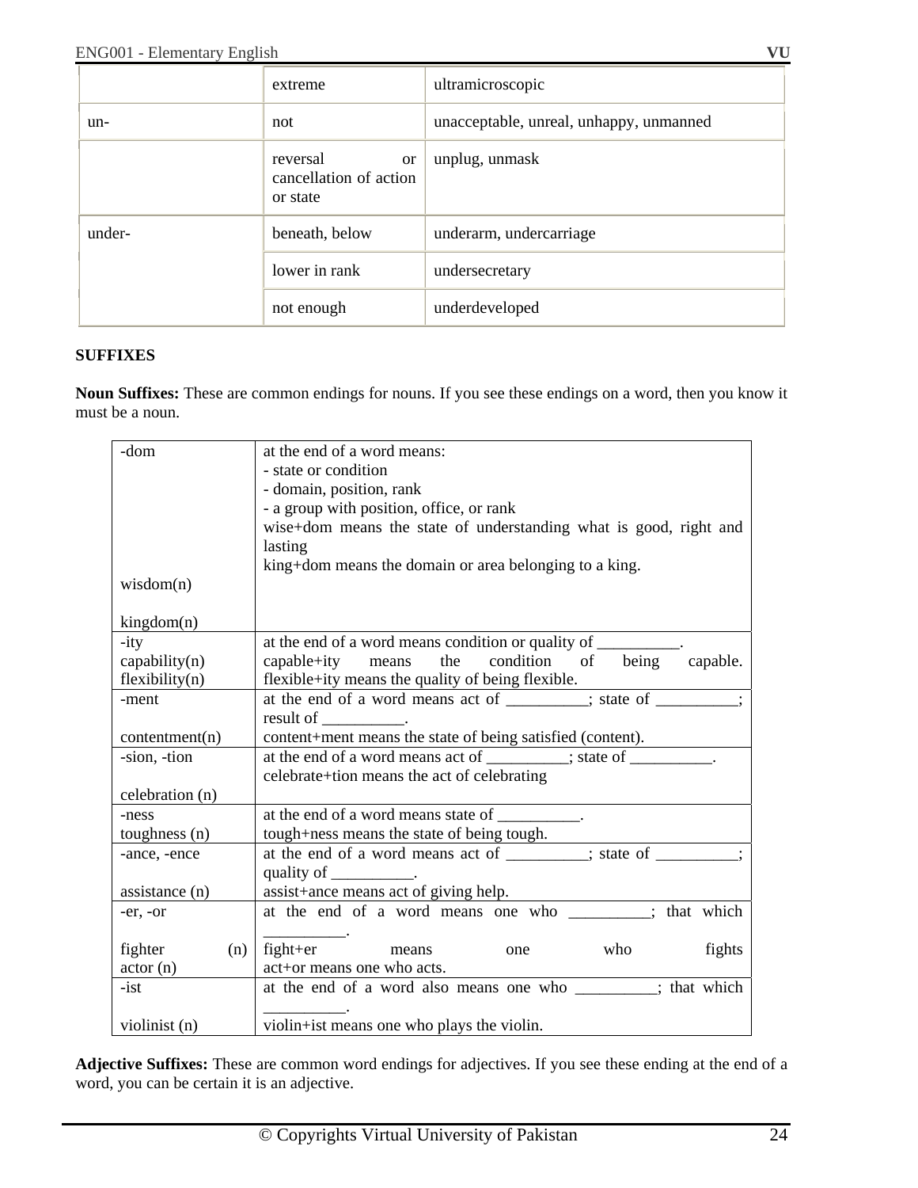| | | |
|---|---|---|
| | extreme | ultramicroscopic |
| un- | not | unacceptable, unreal, unhappy, unmanned |
| | reversal or cancellation of action or state | unplug, unmask |
| under- | beneath, below | underarm, undercarriage |
| | lower in rank | undersecretary |
| | not enough | underdeveloped |

**SUFFIXES**

**Noun Suffixes:** These are common endings for nouns. If you see these endings on a word, then you know it must be a noun.

| | |
|---|---|
| -dom<br><br>wisdom(n)<br><br>kingdom(n) | at the end of a word means:<br>- state or condition<br>- domain, position, rank<br>- a group with position, office, or rank<br>wise+dom means the state of understanding what is good, right and lasting<br>king+dom means the domain or area belonging to a king. |
| -ity<br>capability(n)<br>flexibility(n) | at the end of a word means condition or quality of __________.<br>capable+ity means the condition of being capable.<br>flexible+ity means the quality of being flexible. |
| -ment<br><br>contentment(n) | at the end of a word means act of __________; state of __________; result of __________.<br>content+ment means the state of being satisfied (content). |
| -sion, -tion<br><br>celebration (n) | at the end of a word means act of __________; state of __________.<br>celebrate+tion means the act of celebrating |
| -ness<br>toughness (n) | at the end of a word means state of __________.<br>tough+ness means the state of being tough. |
| -ance, -ence<br><br>assistance (n) | at the end of a word means act of __________; state of __________; quality of __________.<br>assist+ance means act of giving help. |
| -er, -or<br><br>fighter (n)<br>actor (n) | at the end of a word means one who __________; that which __________.<br>fight+er means one who fights<br>act+or means one who acts. |
| -ist<br><br>violinist (n) | at the end of a word also means one who __________; that which __________.<br>violin+ist means one who plays the violin. |

**Adjective Suffixes:** These are common word endings for adjectives. If you see these ending at the end of a word, you can be certain it is an adjective.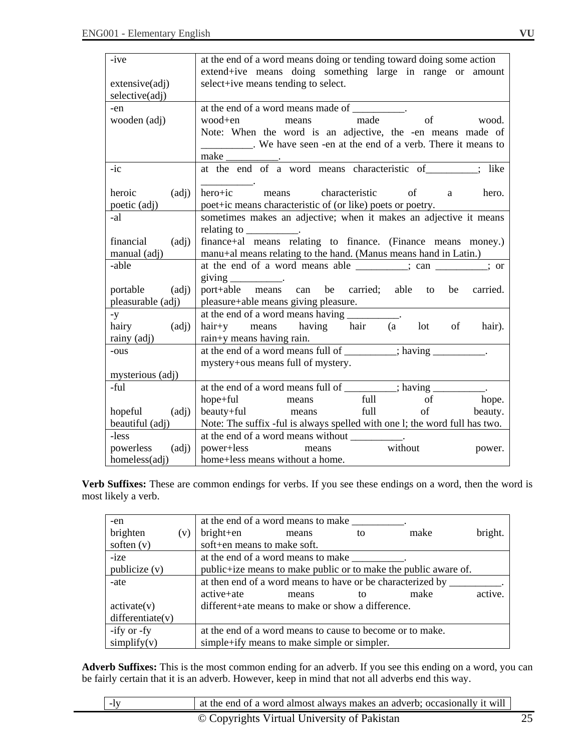| | |
|---|---|
| -ive<br><br>extensive(adj)<br>selective(adj) | at the end of a word means doing or tending toward doing some action<br>extend+ive means doing something large in range or amount<br>select+ive means tending to select. |
| -en<br>wooden (adj) | at the end of a word means made of __________.<br>wood+en means made of wood.<br>Note: When the word is an adjective, the -en means made of __________. We have seen -en at the end of a verb. There it means to make __________. |
| -ic<br><br>heroic (adj)<br>poetic (adj) | at the end of a word means characteristic of__________; like __________.<br>hero+ic means characteristic of a hero.<br>poet+ic means characteristic of (or like) poets or poetry. |
| -al<br><br>financial (adj)<br>manual (adj) | sometimes makes an adjective; when it makes an adjective it means relating to __________.<br>finance+al means relating to finance. (Finance means money.)<br>manu+al means relating to the hand. (Manus means hand in Latin.) |
| -able<br><br>portable (adj)<br>pleasurable (adj) | at the end of a word means able __________; can __________; or giving __________.<br>port+able means can be carried; able to be carried.<br>pleasure+able means giving pleasure. |
| -y<br>hairy (adj)<br>rainy (adj) | at the end of a word means having __________.<br>hair+y means having hair (a lot of hair).<br>rain+y means having rain. |
| -ous<br><br>mysterious (adj) | at the end of a word means full of __________; having __________.<br>mystery+ous means full of mystery. |
| -ful<br><br>hopeful (adj)<br>beautiful (adj) | at the end of a word means full of __________; having __________.<br>hope+ful means full of hope.<br>beauty+ful means full of beauty.<br>Note: The suffix -ful is always spelled with one l; the word full has two. |
| -less<br>powerless (adj)<br>homeless(adj) | at the end of a word means without __________.<br>power+less means without power.<br>home+less means without a home. |

**Verb Suffixes:** These are common endings for verbs. If you see these endings on a word, then the word is most likely a verb.

| | |
|---|---|
| -en<br>brighten (v)<br>soften (v) | at the end of a word means to make __________.<br>bright+en means to make bright.<br>soft+en means to make soft. |
| -ize<br>publicize (v) | at the end of a word means to make __________.<br>public+ize means to make public or to make the public aware of. |
| -ate<br><br>activate(v)<br>differentiate(v) | at then end of a word means to have or be characterized by __________.<br>active+ate means to make active.<br>different+ate means to make or show a difference. |
| -ify or -fy<br>simplify(v) | at the end of a word means to cause to become or to make.<br>simple+ify means to make simple or simpler. |

**Adverb Suffixes:** This is the most common ending for an adverb. If you see this ending on a word, you can be fairly certain that it is an adverb. However, keep in mind that not all adverbs end this way.

| | |
|---|---|
| -ly | at the end of a word almost always makes an adverb; occasionally it will |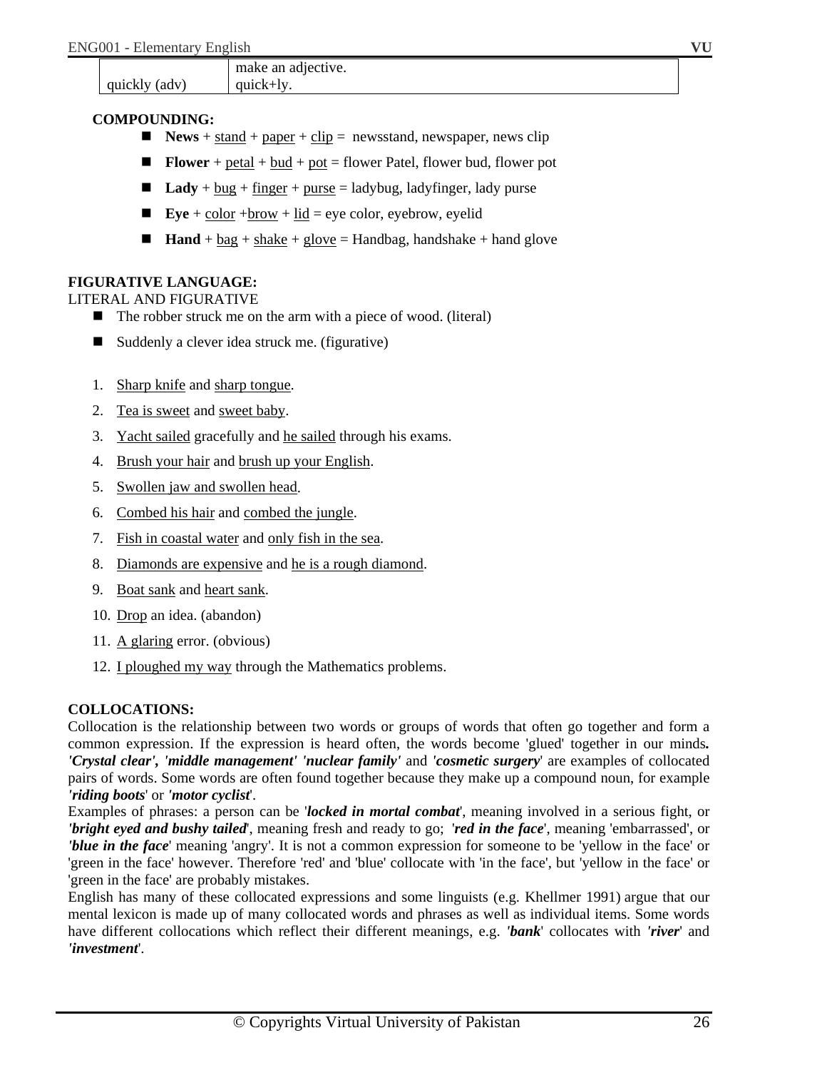|  |  |
|---|---|
|  | make an adjective. |
| quickly (adv) | quick+ly. |

**COMPOUNDING:**

- **News** + stand + paper + clip = newsstand, newspaper, news clip
- **Flower** + petal + bud + pot = flower Patel, flower bud, flower pot
- **Lady** + bug + finger + purse = ladybug, ladyfinger, lady purse
- **Eye** + color +brow + lid = eye color, eyebrow, eyelid
- **Hand** + bag + shake + glove = Handbag, handshake + hand glove

**FIGURATIVE LANGUAGE:**

LITERAL AND FIGURATIVE

- The robber struck me on the arm with a piece of wood. (literal)
- Suddenly a clever idea struck me. (figurative)

1. Sharp knife and sharp tongue.
2. Tea is sweet and sweet baby.
3. Yacht sailed gracefully and he sailed through his exams.
4. Brush your hair and brush up your English.
5. Swollen jaw and swollen head.
6. Combed his hair and combed the jungle.
7. Fish in coastal water and only fish in the sea.
8. Diamonds are expensive and he is a rough diamond.
9. Boat sank and heart sank.
10. Drop an idea. (abandon)
11. A glaring error. (obvious)
12. I ploughed my way through the Mathematics problems.

**COLLOCATIONS:**

Collocation is the relationship between two words or groups of words that often go together and form a common expression. If the expression is heard often, the words become 'glued' together in our minds**.** ***'Crystal clear', 'middle management' 'nuclear family'*** and ***'cosmetic surgery***' are examples of collocated pairs of words. Some words are often found together because they make up a compound noun, for example ***'riding boots***' or ***'motor cyclist***'.

Examples of phrases: a person can be '***locked in mortal combat***', meaning involved in a serious fight, or ***'bright eyed and bushy tailed***', meaning fresh and ready to go; '***red in the face***', meaning 'embarrassed', or ***'blue in the face***' meaning 'angry'. It is not a common expression for someone to be 'yellow in the face' or 'green in the face' however. Therefore 'red' and 'blue' collocate with 'in the face', but 'yellow in the face' or 'green in the face' are probably mistakes.

English has many of these collocated expressions and some linguists (e.g. Khellmer 1991) argue that our mental lexicon is made up of many collocated words and phrases as well as individual items. Some words have different collocations which reflect their different meanings, e.g. ***'bank***' collocates with ***'river***' and ***'investment***'.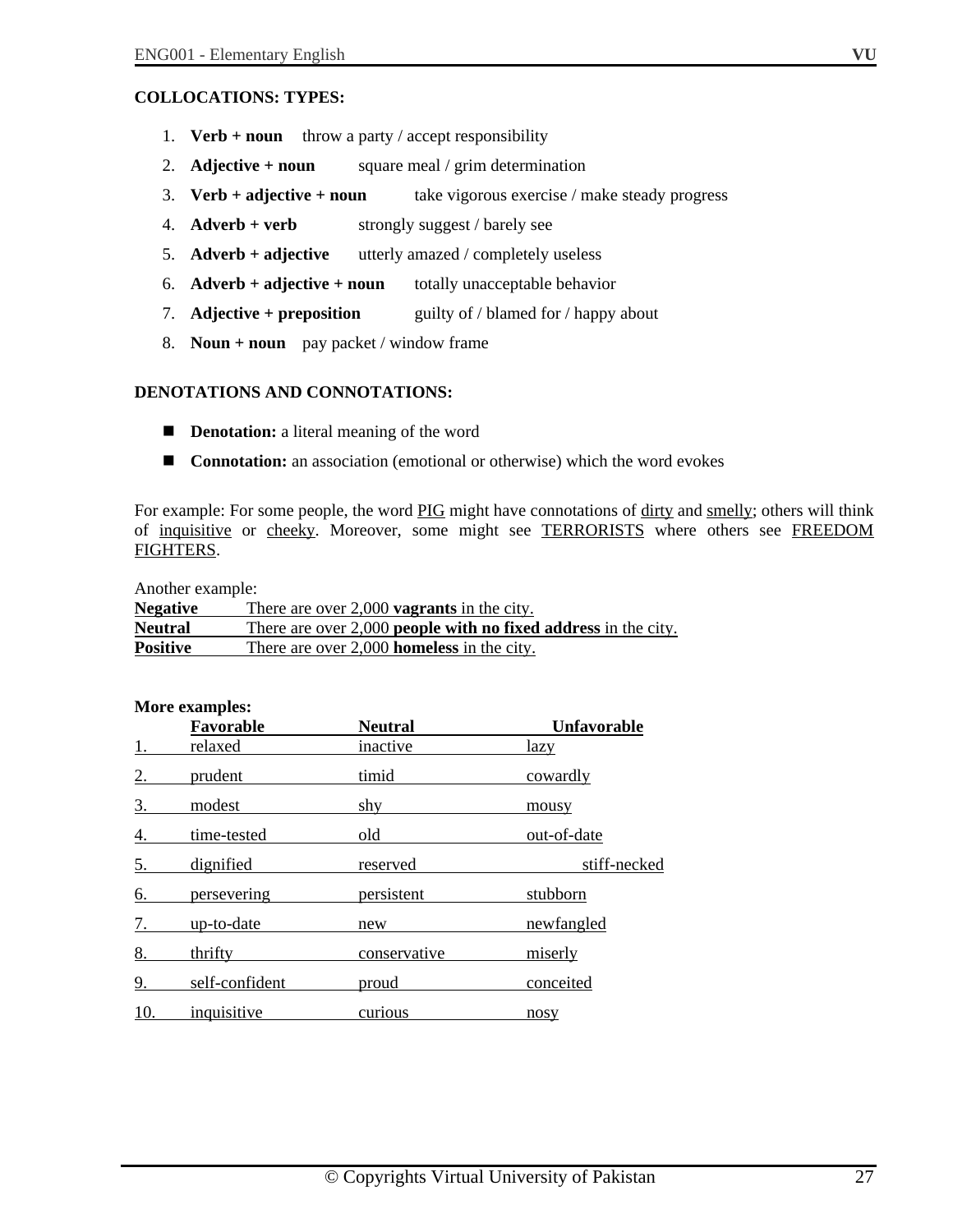### COLLOCATIONS: TYPES:

1. **Verb + noun** throw a party / accept responsibility
2. **Adjective + noun** square meal / grim determination
3. **Verb + adjective + noun** take vigorous exercise / make steady progress
4. **Adverb + verb** strongly suggest / barely see
5. **Adverb + adjective** utterly amazed / completely useless
6. **Adverb + adjective + noun** totally unacceptable behavior
7. **Adjective + preposition** guilty of / blamed for / happy about
8. **Noun + noun** pay packet / window frame

### DENOTATIONS AND CONNOTATIONS:

- **Denotation:** a literal meaning of the word
- **Connotation:** an association (emotional or otherwise) which the word evokes

For example: For some people, the word PIG might have connotations of dirty and smelly; others will think of inquisitive or cheeky. Moreover, some might see TERRORISTS where others see FREEDOM FIGHTERS.

Another example:

| | |
|---|---|
| **Negative** | There are over 2,000 **vagrants** in the city. |
| **Neutral** | There are over 2,000 **people with no fixed address** in the city. |
| **Positive** | There are over 2,000 **homeless** in the city. |

**More examples:**

| | **Favorable** | **Neutral** | **Unfavorable** |
|---|---|---|---|
| 1. | relaxed | inactive | lazy |
| 2. | prudent | timid | cowardly |
| 3. | modest | shy | mousy |
| 4. | time-tested | old | out-of-date |
| 5. | dignified | reserved | stiff-necked |
| 6. | persevering | persistent | stubborn |
| 7. | up-to-date | new | newfangled |
| 8. | thrifty | conservative | miserly |
| 9. | self-confident | proud | conceited |
| 10. | inquisitive | curious | nosy |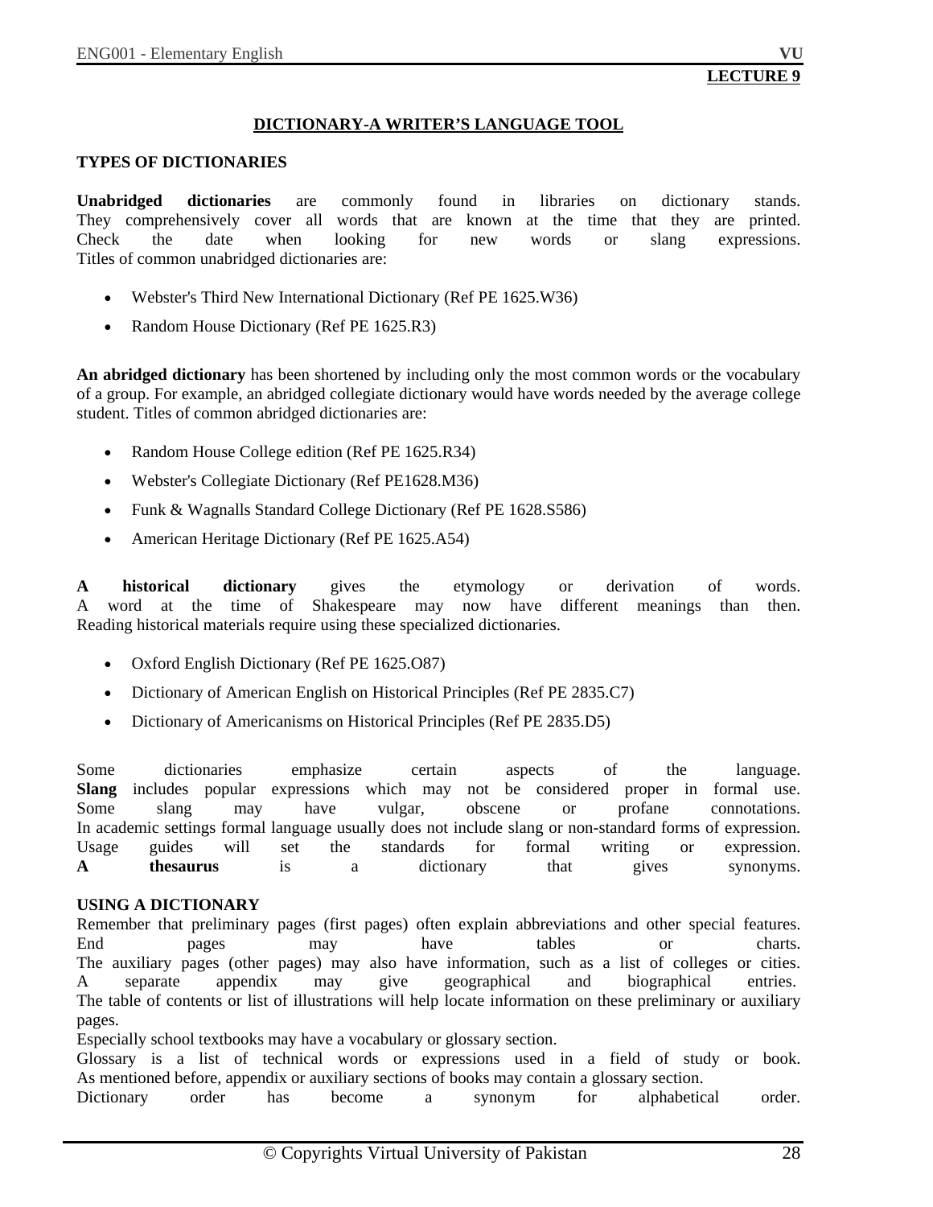**LECTURE 9**

## DICTIONARY-A WRITER'S LANGUAGE TOOL

### TYPES OF DICTIONARIES

**Unabridged dictionaries** are commonly found in libraries on dictionary stands. They comprehensively cover all words that are known at the time that they are printed. Check the date when looking for new words or slang expressions. Titles of common unabridged dictionaries are:

- Webster's Third New International Dictionary (Ref PE 1625.W36)
- Random House Dictionary (Ref PE 1625.R3)

**An abridged dictionary** has been shortened by including only the most common words or the vocabulary of a group. For example, an abridged collegiate dictionary would have words needed by the average college student. Titles of common abridged dictionaries are:

- Random House College edition (Ref PE 1625.R34)
- Webster's Collegiate Dictionary (Ref PE1628.M36)
- Funk & Wagnalls Standard College Dictionary (Ref PE 1628.S586)
- American Heritage Dictionary (Ref PE 1625.A54)

**A historical dictionary** gives the etymology or derivation of words. A word at the time of Shakespeare may now have different meanings than then. Reading historical materials require using these specialized dictionaries.

- Oxford English Dictionary (Ref PE 1625.O87)
- Dictionary of American English on Historical Principles (Ref PE 2835.C7)
- Dictionary of Americanisms on Historical Principles (Ref PE 2835.D5)

Some dictionaries emphasize certain aspects of the language.
**Slang** includes popular expressions which may not be considered proper in formal use.
Some slang may have vulgar, obscene or profane connotations.
In academic settings formal language usually does not include slang or non-standard forms of expression.
Usage guides will set the standards for formal writing or expression.
**A thesaurus** is a dictionary that gives synonyms.

### USING A DICTIONARY

Remember that preliminary pages (first pages) often explain abbreviations and other special features.
End pages may have tables or charts.
The auxiliary pages (other pages) may also have information, such as a list of colleges or cities.
A separate appendix may give geographical and biographical entries.
The table of contents or list of illustrations will help locate information on these preliminary or auxiliary pages.
Especially school textbooks may have a vocabulary or glossary section.
Glossary is a list of technical words or expressions used in a field of study or book.
As mentioned before, appendix or auxiliary sections of books may contain a glossary section.
Dictionary order has become a synonym for alphabetical order.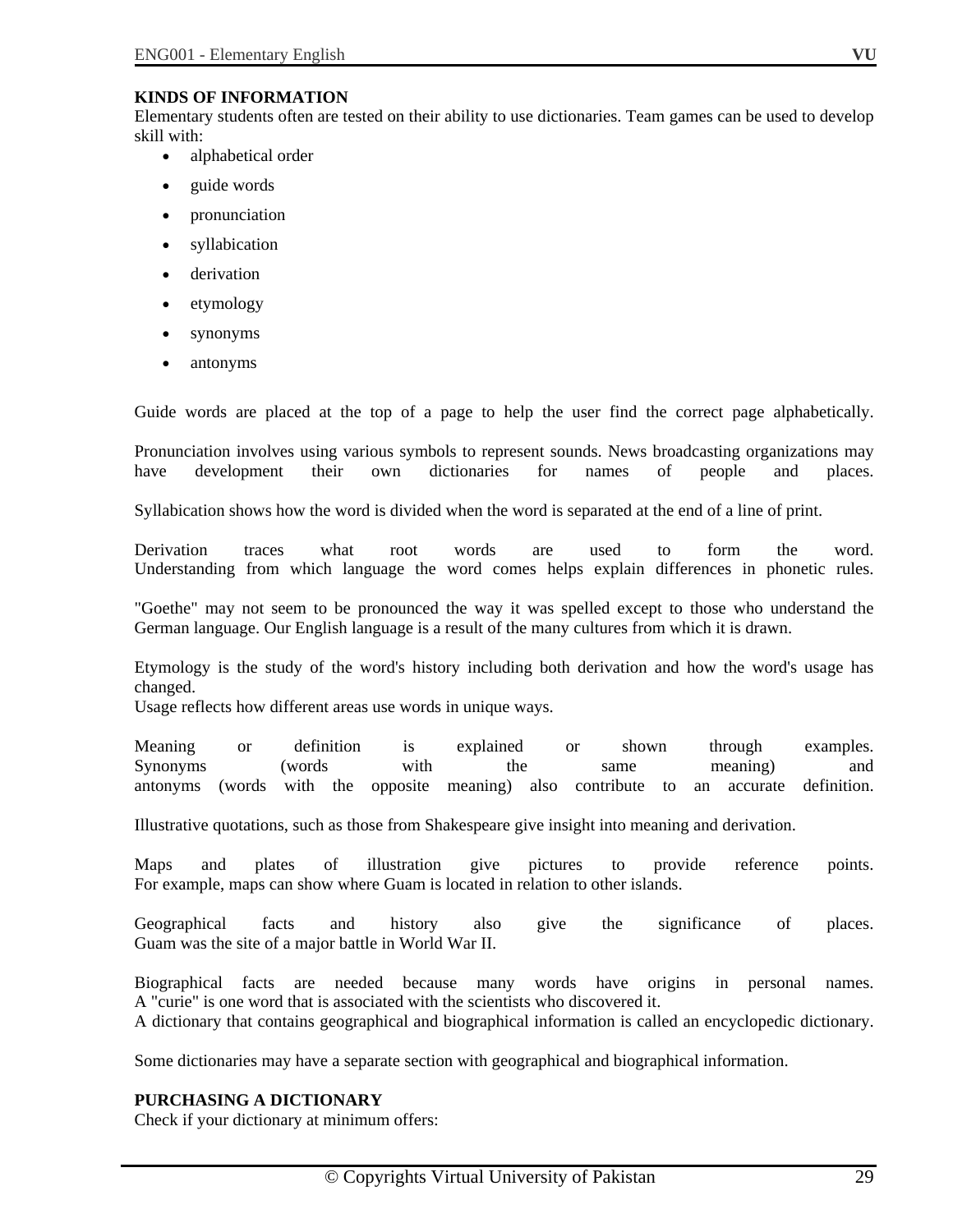**KINDS OF INFORMATION**

Elementary students often are tested on their ability to use dictionaries. Team games can be used to develop skill with:

- alphabetical order
- guide words
- pronunciation
- syllabication
- derivation
- etymology
- synonyms
- antonyms

Guide words are placed at the top of a page to help the user find the correct page alphabetically.

Pronunciation involves using various symbols to represent sounds. News broadcasting organizations may have development their own dictionaries for names of people and places.

Syllabication shows how the word is divided when the word is separated at the end of a line of print.

Derivation traces what root words are used to form the word.
Understanding from which language the word comes helps explain differences in phonetic rules.

"Goethe" may not seem to be pronounced the way it was spelled except to those who understand the German language. Our English language is a result of the many cultures from which it is drawn.

Etymology is the study of the word's history including both derivation and how the word's usage has changed.
Usage reflects how different areas use words in unique ways.

Meaning or definition is explained or shown through examples.
Synonyms (words with the same meaning) and antonyms (words with the opposite meaning) also contribute to an accurate definition.

Illustrative quotations, such as those from Shakespeare give insight into meaning and derivation.

Maps and plates of illustration give pictures to provide reference points.
For example, maps can show where Guam is located in relation to other islands.

Geographical facts and history also give the significance of places.
Guam was the site of a major battle in World War II.

Biographical facts are needed because many words have origins in personal names.
A "curie" is one word that is associated with the scientists who discovered it.
A dictionary that contains geographical and biographical information is called an encyclopedic dictionary.

Some dictionaries may have a separate section with geographical and biographical information.

**PURCHASING A DICTIONARY**

Check if your dictionary at minimum offers: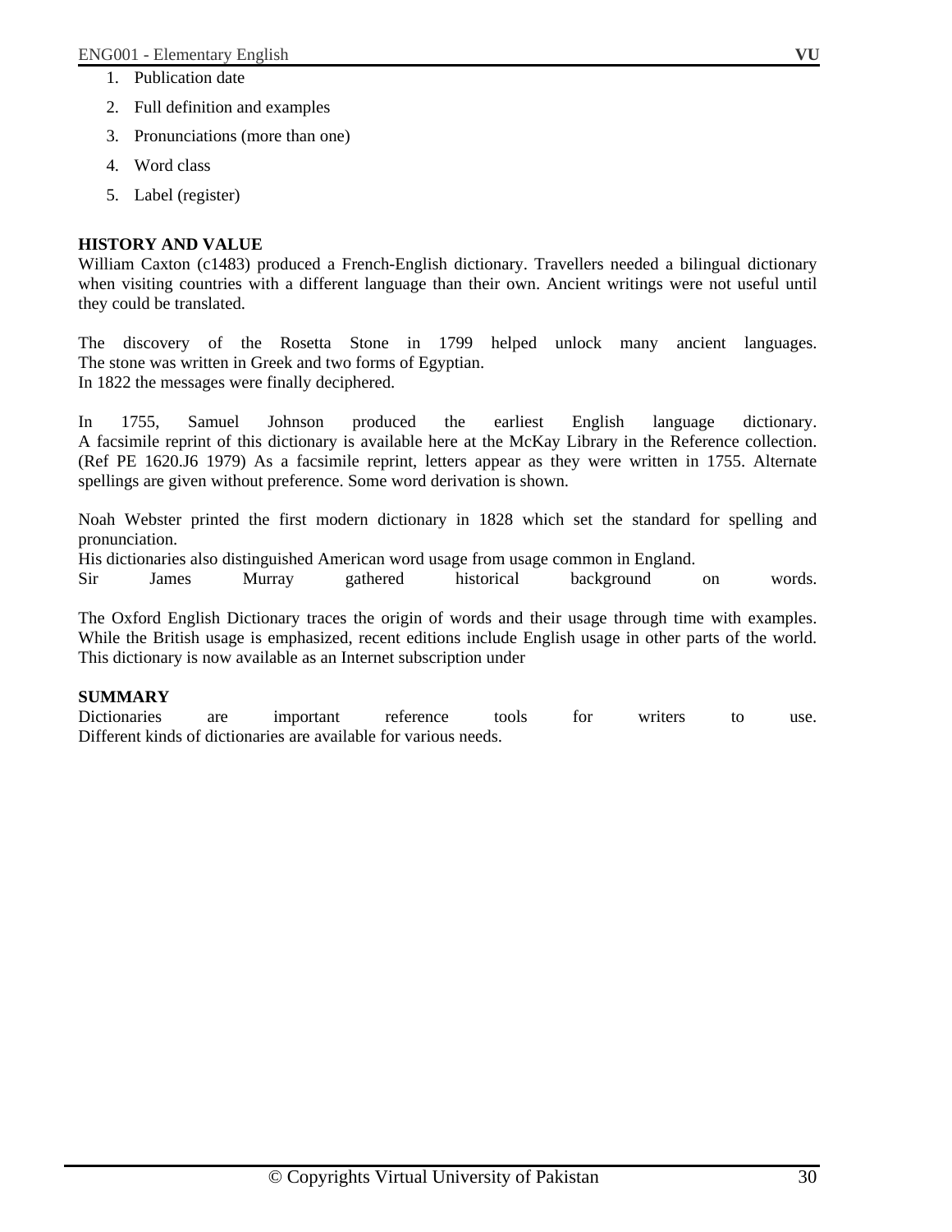1. Publication date
2. Full definition and examples
3. Pronunciations (more than one)
4. Word class
5. Label (register)

**HISTORY AND VALUE**

William Caxton (c1483) produced a French-English dictionary. Travellers needed a bilingual dictionary when visiting countries with a different language than their own. Ancient writings were not useful until they could be translated.

The discovery of the Rosetta Stone in 1799 helped unlock many ancient languages. The stone was written in Greek and two forms of Egyptian.
In 1822 the messages were finally deciphered.

In 1755, Samuel Johnson produced the earliest English language dictionary. A facsimile reprint of this dictionary is available here at the McKay Library in the Reference collection. (Ref PE 1620.J6 1979) As a facsimile reprint, letters appear as they were written in 1755. Alternate spellings are given without preference. Some word derivation is shown.

Noah Webster printed the first modern dictionary in 1828 which set the standard for spelling and pronunciation.
His dictionaries also distinguished American word usage from usage common in England.
Sir James Murray gathered historical background on words.

The Oxford English Dictionary traces the origin of words and their usage through time with examples. While the British usage is emphasized, recent editions include English usage in other parts of the world. This dictionary is now available as an Internet subscription under

**SUMMARY**

Dictionaries are important reference tools for writers to use.
Different kinds of dictionaries are available for various needs.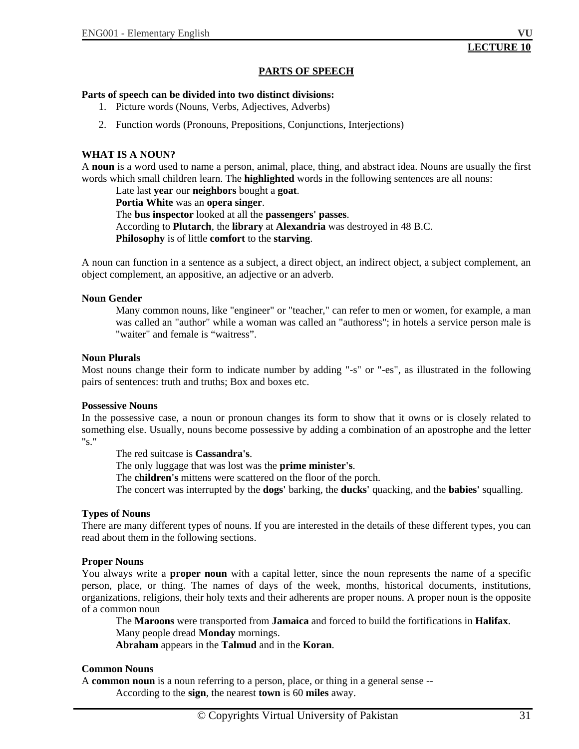**LECTURE 10**

## PARTS OF SPEECH

**Parts of speech can be divided into two distinct divisions:**

1. Picture words (Nouns, Verbs, Adjectives, Adverbs)
2. Function words (Pronouns, Prepositions, Conjunctions, Interjections)

**WHAT IS A NOUN?**

A **noun** is a word used to name a person, animal, place, thing, and abstract idea. Nouns are usually the first words which small children learn. The **highlighted** words in the following sentences are all nouns:

Late last **year** our **neighbors** bought a **goat**.
**Portia White** was an **opera singer**.
The **bus inspector** looked at all the **passengers' passes**.
According to **Plutarch**, the **library** at **Alexandria** was destroyed in 48 B.C.
**Philosophy** is of little **comfort** to the **starving**.

A noun can function in a sentence as a subject, a direct object, an indirect object, a subject complement, an object complement, an appositive, an adjective or an adverb.

**Noun Gender**

Many common nouns, like "engineer" or "teacher," can refer to men or women, for example, a man was called an "author" while a woman was called an "authoress"; in hotels a service person male is "waiter" and female is "waitress".

**Noun Plurals**

Most nouns change their form to indicate number by adding "-s" or "-es", as illustrated in the following pairs of sentences: truth and truths; Box and boxes etc.

**Possessive Nouns**

In the possessive case, a noun or pronoun changes its form to show that it owns or is closely related to something else. Usually, nouns become possessive by adding a combination of an apostrophe and the letter "s."

The red suitcase is **Cassandra's**.
The only luggage that was lost was the **prime minister's**.
The **children's** mittens were scattered on the floor of the porch.
The concert was interrupted by the **dogs'** barking, the **ducks'** quacking, and the **babies'** squalling.

**Types of Nouns**

There are many different types of nouns. If you are interested in the details of these different types, you can read about them in the following sections.

**Proper Nouns**

You always write a **proper noun** with a capital letter, since the noun represents the name of a specific person, place, or thing. The names of days of the week, months, historical documents, institutions, organizations, religions, their holy texts and their adherents are proper nouns. A proper noun is the opposite of a common noun

The **Maroons** were transported from **Jamaica** and forced to build the fortifications in **Halifax**.
Many people dread **Monday** mornings.
**Abraham** appears in the **Talmud** and in the **Koran**.

**Common Nouns**

A **common noun** is a noun referring to a person, place, or thing in a general sense --

According to the **sign**, the nearest **town** is 60 **miles** away.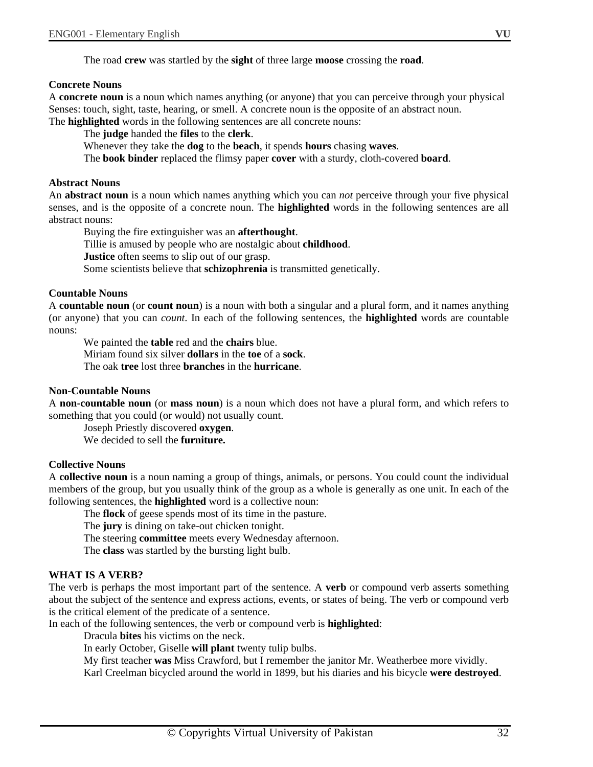The road **crew** was startled by the **sight** of three large **moose** crossing the **road**.

**Concrete Nouns**

A **concrete noun** is a noun which names anything (or anyone) that you can perceive through your physical Senses: touch, sight, taste, hearing, or smell. A concrete noun is the opposite of an abstract noun.
The **highlighted** words in the following sentences are all concrete nouns:

The **judge** handed the **files** to the **clerk**.
Whenever they take the **dog** to the **beach**, it spends **hours** chasing **waves**.
The **book binder** replaced the flimsy paper **cover** with a sturdy, cloth-covered **board**.

**Abstract Nouns**

An **abstract noun** is a noun which names anything which you can *not* perceive through your five physical senses, and is the opposite of a concrete noun. The **highlighted** words in the following sentences are all abstract nouns:

Buying the fire extinguisher was an **afterthought**.
Tillie is amused by people who are nostalgic about **childhood**.
**Justice** often seems to slip out of our grasp.
Some scientists believe that **schizophrenia** is transmitted genetically.

**Countable Nouns**

A **countable noun** (or **count noun**) is a noun with both a singular and a plural form, and it names anything (or anyone) that you can *count*. In each of the following sentences, the **highlighted** words are countable nouns:

We painted the **table** red and the **chairs** blue.
Miriam found six silver **dollars** in the **toe** of a **sock**.
The oak **tree** lost three **branches** in the **hurricane**.

**Non-Countable Nouns**

A **non-countable noun** (or **mass noun**) is a noun which does not have a plural form, and which refers to something that you could (or would) not usually count.

Joseph Priestly discovered **oxygen**.
We decided to sell the **furniture.**

**Collective Nouns**

A **collective noun** is a noun naming a group of things, animals, or persons. You could count the individual members of the group, but you usually think of the group as a whole is generally as one unit. In each of the following sentences, the **highlighted** word is a collective noun:

The **flock** of geese spends most of its time in the pasture.
The **jury** is dining on take-out chicken tonight.
The steering **committee** meets every Wednesday afternoon.
The **class** was startled by the bursting light bulb.

**WHAT IS A VERB?**

The verb is perhaps the most important part of the sentence. A **verb** or compound verb asserts something about the subject of the sentence and express actions, events, or states of being. The verb or compound verb is the critical element of the predicate of a sentence.
In each of the following sentences, the verb or compound verb is **highlighted**:

Dracula **bites** his victims on the neck.
In early October, Giselle **will plant** twenty tulip bulbs.
My first teacher **was** Miss Crawford, but I remember the janitor Mr. Weatherbee more vividly.
Karl Creelman bicycled around the world in 1899, but his diaries and his bicycle **were destroyed**.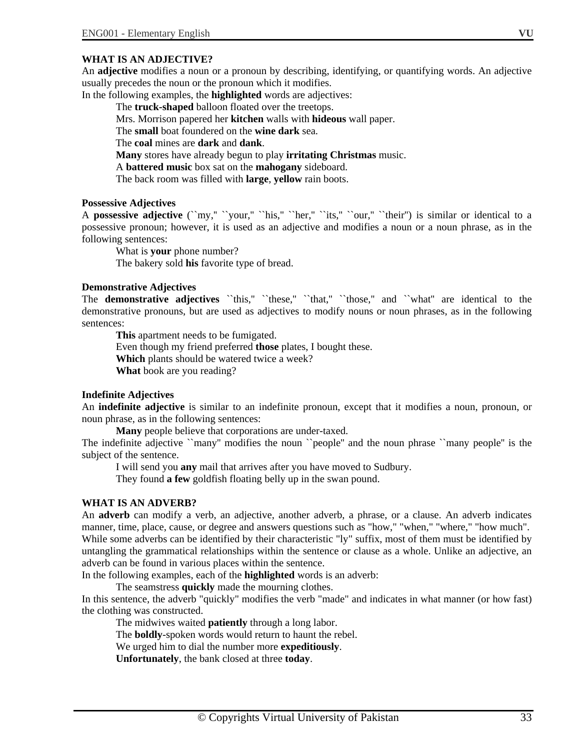**WHAT IS AN ADJECTIVE?**

An **adjective** modifies a noun or a pronoun by describing, identifying, or quantifying words. An adjective usually precedes the noun or the pronoun which it modifies.

In the following examples, the **highlighted** words are adjectives:

The **truck-shaped** balloon floated over the treetops.
Mrs. Morrison papered her **kitchen** walls with **hideous** wall paper.
The **small** boat foundered on the **wine dark** sea.
The **coal** mines are **dark** and **dank**.
**Many** stores have already begun to play **irritating Christmas** music.
A **battered music** box sat on the **mahogany** sideboard.
The back room was filled with **large**, **yellow** rain boots.

**Possessive Adjectives**

A **possessive adjective** (``my,'' ``your,'' ``his,'' ``her,'' ``its,'' ``our,'' ``their'') is similar or identical to a possessive pronoun; however, it is used as an adjective and modifies a noun or a noun phrase, as in the following sentences:

What is **your** phone number?
The bakery sold **his** favorite type of bread.

**Demonstrative Adjectives**

The **demonstrative adjectives** ``this,'' ``these,'' ``that,'' ``those,'' and ``what'' are identical to the demonstrative pronouns, but are used as adjectives to modify nouns or noun phrases, as in the following sentences:

**This** apartment needs to be fumigated.
Even though my friend preferred **those** plates, I bought these.
**Which** plants should be watered twice a week?
**What** book are you reading?

**Indefinite Adjectives**

An **indefinite adjective** is similar to an indefinite pronoun, except that it modifies a noun, pronoun, or noun phrase, as in the following sentences:

**Many** people believe that corporations are under-taxed.

The indefinite adjective ``many'' modifies the noun ``people'' and the noun phrase ``many people'' is the subject of the sentence.

I will send you **any** mail that arrives after you have moved to Sudbury.
They found **a few** goldfish floating belly up in the swan pound.

**WHAT IS AN ADVERB?**

An **adverb** can modify a verb, an adjective, another adverb, a phrase, or a clause. An adverb indicates manner, time, place, cause, or degree and answers questions such as "how," "when," "where," "how much".
While some adverbs can be identified by their characteristic "ly" suffix, most of them must be identified by untangling the grammatical relationships within the sentence or clause as a whole. Unlike an adjective, an adverb can be found in various places within the sentence.

In the following examples, each of the **highlighted** words is an adverb:

The seamstress **quickly** made the mourning clothes.

In this sentence, the adverb "quickly" modifies the verb "made" and indicates in what manner (or how fast) the clothing was constructed.

The midwives waited **patiently** through a long labor.
The **boldly**-spoken words would return to haunt the rebel.
We urged him to dial the number more **expeditiously**.
**Unfortunately**, the bank closed at three **today**.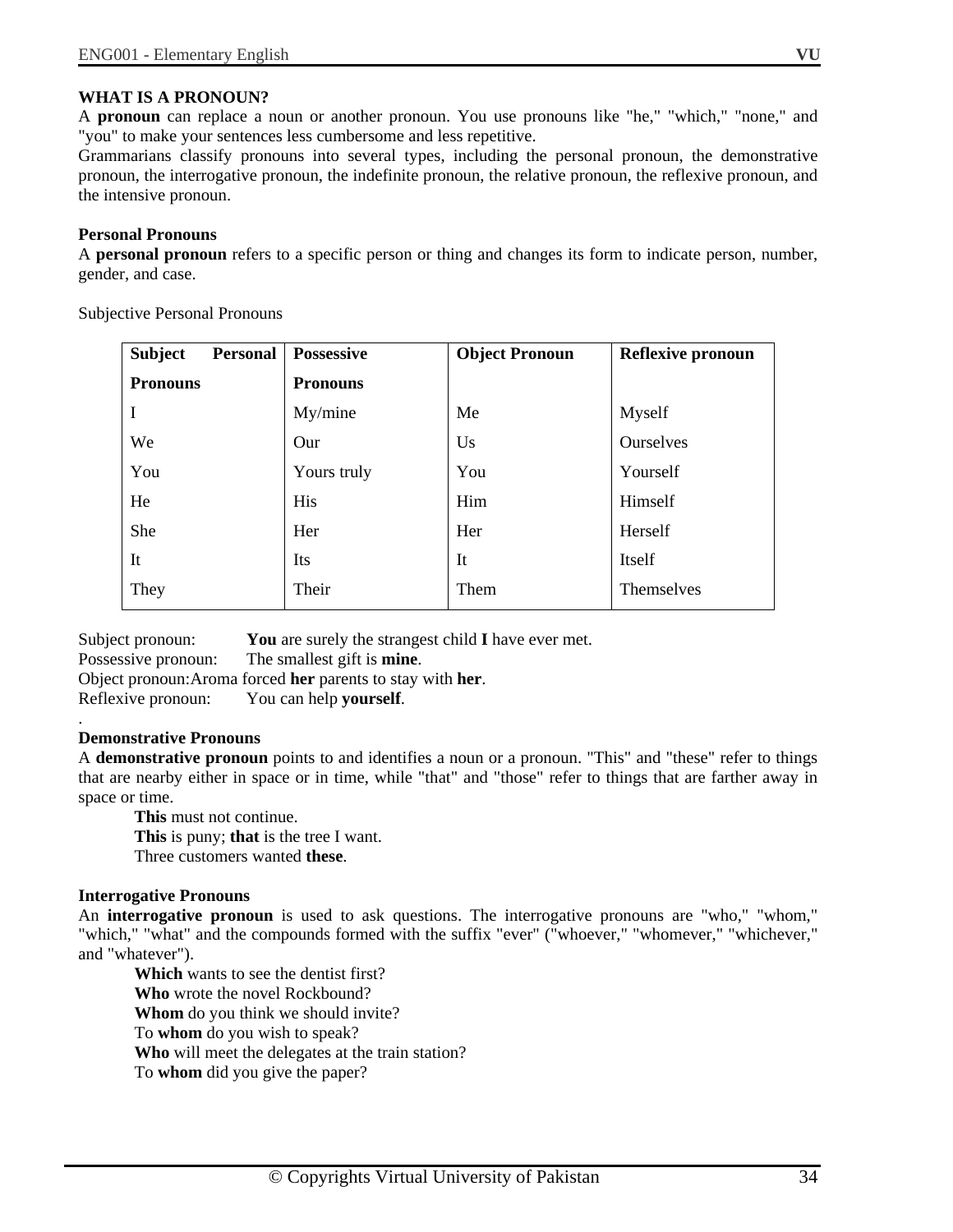**WHAT IS A PRONOUN?**

A **pronoun** can replace a noun or another pronoun. You use pronouns like "he," "which," "none," and "you" to make your sentences less cumbersome and less repetitive.

Grammarians classify pronouns into several types, including the personal pronoun, the demonstrative pronoun, the interrogative pronoun, the indefinite pronoun, the relative pronoun, the reflexive pronoun, and the intensive pronoun.

**Personal Pronouns**

A **personal pronoun** refers to a specific person or thing and changes its form to indicate person, number, gender, and case.

Subjective Personal Pronouns

| Subject Personal Pronouns | Possessive Pronouns | Object Pronoun | Reflexive pronoun |
|---|---|---|---|
| I | My/mine | Me | Myself |
| We | Our | Us | Ourselves |
| You | Yours truly | You | Yourself |
| He | His | Him | Himself |
| She | Her | Her | Herself |
| It | Its | It | Itself |
| They | Their | Them | Themselves |

Subject pronoun: **You** are surely the strangest child **I** have ever met.
Possessive pronoun: The smallest gift is **mine**.
Object pronoun: Aroma forced **her** parents to stay with **her**.
Reflexive pronoun: You can help **yourself**.

.

**Demonstrative Pronouns**

A **demonstrative pronoun** points to and identifies a noun or a pronoun. "This" and "these" refer to things that are nearby either in space or in time, while "that" and "those" refer to things that are farther away in space or time.

**This** must not continue.
**This** is puny; **that** is the tree I want.
Three customers wanted **these**.

**Interrogative Pronouns**

An **interrogative pronoun** is used to ask questions. The interrogative pronouns are "who," "whom," "which," "what" and the compounds formed with the suffix "ever" ("whoever," "whomever," "whichever," and "whatever").

**Which** wants to see the dentist first?
**Who** wrote the novel Rockbound?
**Whom** do you think we should invite?
To **whom** do you wish to speak?
**Who** will meet the delegates at the train station?
To **whom** did you give the paper?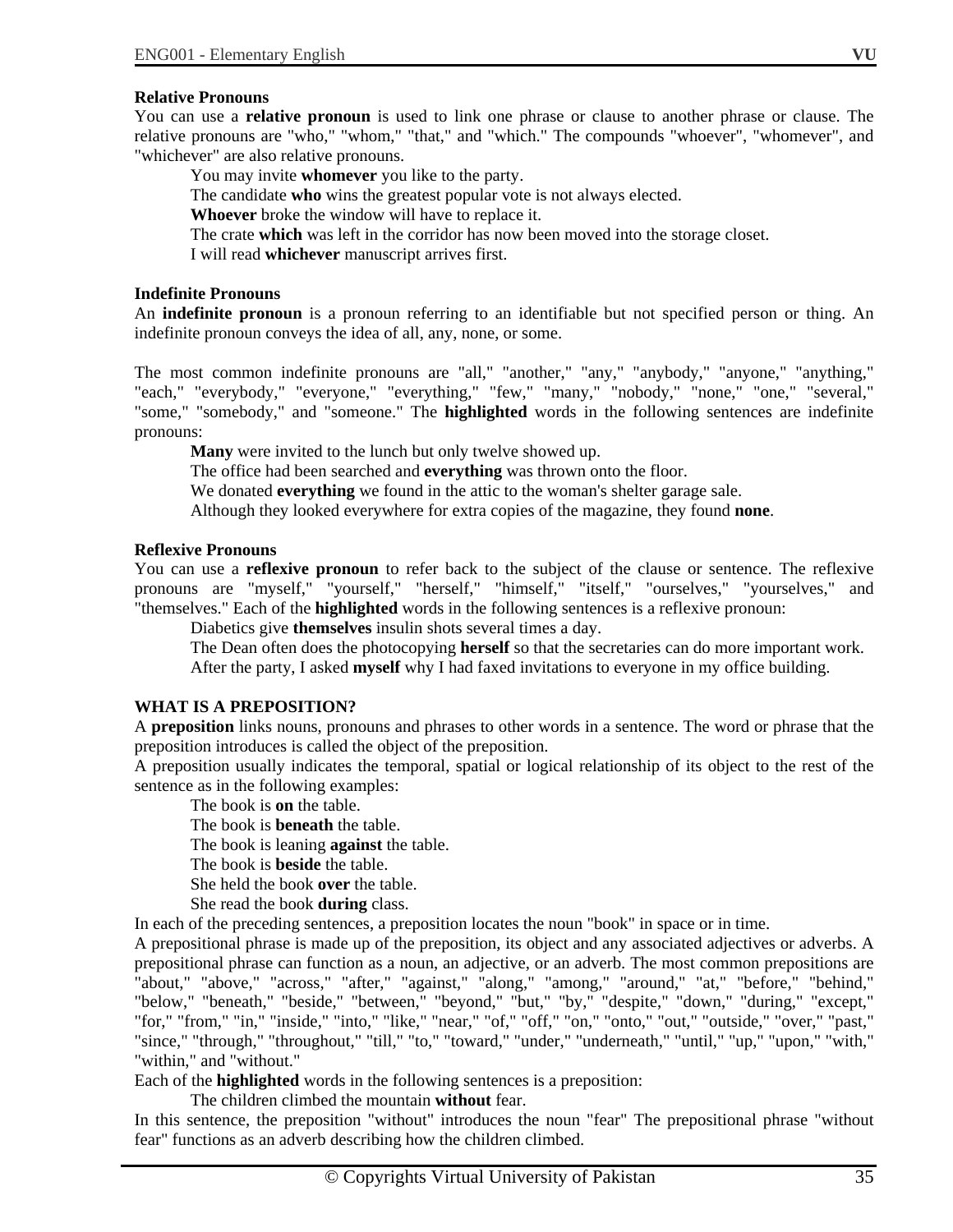**Relative Pronouns**

You can use a **relative pronoun** is used to link one phrase or clause to another phrase or clause. The relative pronouns are "who," "whom," "that," and "which." The compounds "whoever", "whomever", and "whichever" are also relative pronouns.

> You may invite **whomever** you like to the party.
> The candidate **who** wins the greatest popular vote is not always elected.
> **Whoever** broke the window will have to replace it.
> The crate **which** was left in the corridor has now been moved into the storage closet.
> I will read **whichever** manuscript arrives first.

**Indefinite Pronouns**

An **indefinite pronoun** is a pronoun referring to an identifiable but not specified person or thing. An indefinite pronoun conveys the idea of all, any, none, or some.

The most common indefinite pronouns are "all," "another," "any," "anybody," "anyone," "anything," "each," "everybody," "everyone," "everything," "few," "many," "nobody," "none," "one," "several," "some," "somebody," and "someone." The **highlighted** words in the following sentences are indefinite pronouns:

> **Many** were invited to the lunch but only twelve showed up.
> The office had been searched and **everything** was thrown onto the floor.
> We donated **everything** we found in the attic to the woman's shelter garage sale.
> Although they looked everywhere for extra copies of the magazine, they found **none**.

**Reflexive Pronouns**

You can use a **reflexive pronoun** to refer back to the subject of the clause or sentence. The reflexive pronouns are "myself," "yourself," "herself," "himself," "itself," "ourselves," "yourselves," and "themselves." Each of the **highlighted** words in the following sentences is a reflexive pronoun:

> Diabetics give **themselves** insulin shots several times a day.
> The Dean often does the photocopying **herself** so that the secretaries can do more important work.
> After the party, I asked **myself** why I had faxed invitations to everyone in my office building.

**WHAT IS A PREPOSITION?**

A **preposition** links nouns, pronouns and phrases to other words in a sentence. The word or phrase that the preposition introduces is called the object of the preposition.

A preposition usually indicates the temporal, spatial or logical relationship of its object to the rest of the sentence as in the following examples:

> The book is **on** the table.
> The book is **beneath** the table.
> The book is leaning **against** the table.
> The book is **beside** the table.
> She held the book **over** the table.
> She read the book **during** class.

In each of the preceding sentences, a preposition locates the noun "book" in space or in time.

A prepositional phrase is made up of the preposition, its object and any associated adjectives or adverbs. A prepositional phrase can function as a noun, an adjective, or an adverb. The most common prepositions are "about," "above," "across," "after," "against," "along," "among," "around," "at," "before," "behind," "below," "beneath," "beside," "between," "beyond," "but," "by," "despite," "down," "during," "except," "for," "from," "in," "inside," "into," "like," "near," "of," "off," "on," "onto," "out," "outside," "over," "past," "since," "through," "throughout," "till," "to," "toward," "under," "underneath," "until," "up," "upon," "with," "within," and "without."

Each of the **highlighted** words in the following sentences is a preposition:

> The children climbed the mountain **without** fear.

In this sentence, the preposition "without" introduces the noun "fear" The prepositional phrase "without fear" functions as an adverb describing how the children climbed.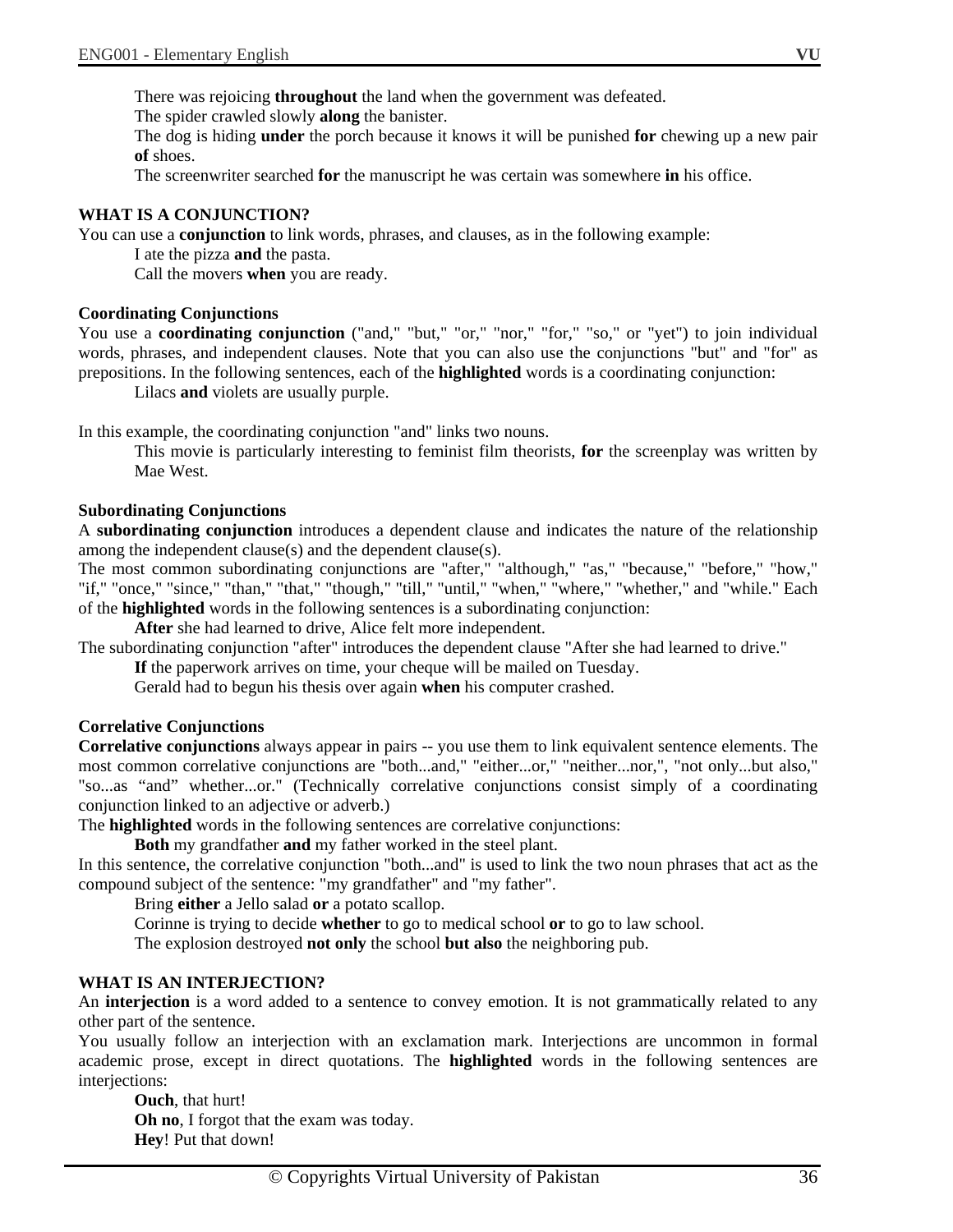There was rejoicing **throughout** the land when the government was defeated.

The spider crawled slowly **along** the banister.

The dog is hiding **under** the porch because it knows it will be punished **for** chewing up a new pair **of** shoes.

The screenwriter searched **for** the manuscript he was certain was somewhere **in** his office.

## WHAT IS A CONJUNCTION?

You can use a **conjunction** to link words, phrases, and clauses, as in the following example:

I ate the pizza **and** the pasta.

Call the movers **when** you are ready.

### Coordinating Conjunctions

You use a **coordinating conjunction** ("and," "but," "or," "nor," "for," "so," or "yet") to join individual words, phrases, and independent clauses. Note that you can also use the conjunctions "but" and "for" as prepositions. In the following sentences, each of the **highlighted** words is a coordinating conjunction:

Lilacs **and** violets are usually purple.

In this example, the coordinating conjunction "and" links two nouns.

This movie is particularly interesting to feminist film theorists, **for** the screenplay was written by Mae West.

### Subordinating Conjunctions

A **subordinating conjunction** introduces a dependent clause and indicates the nature of the relationship among the independent clause(s) and the dependent clause(s).

The most common subordinating conjunctions are "after," "although," "as," "because," "before," "how," "if," "once," "since," "than," "that," "though," "till," "until," "when," "where," "whether," and "while." Each of the **highlighted** words in the following sentences is a subordinating conjunction:

**After** she had learned to drive, Alice felt more independent.

The subordinating conjunction "after" introduces the dependent clause "After she had learned to drive."

**If** the paperwork arrives on time, your cheque will be mailed on Tuesday.

Gerald had to begun his thesis over again **when** his computer crashed.

### Correlative Conjunctions

**Correlative conjunctions** always appear in pairs -- you use them to link equivalent sentence elements. The most common correlative conjunctions are "both...and," "either...or," "neither...nor,", "not only...but also," "so...as "and" whether...or." (Technically correlative conjunctions consist simply of a coordinating conjunction linked to an adjective or adverb.)

The **highlighted** words in the following sentences are correlative conjunctions:

**Both** my grandfather **and** my father worked in the steel plant.

In this sentence, the correlative conjunction "both...and" is used to link the two noun phrases that act as the compound subject of the sentence: "my grandfather" and "my father".

Bring **either** a Jello salad **or** a potato scallop.

Corinne is trying to decide **whether** to go to medical school **or** to go to law school.

The explosion destroyed **not only** the school **but also** the neighboring pub.

## WHAT IS AN INTERJECTION?

An **interjection** is a word added to a sentence to convey emotion. It is not grammatically related to any other part of the sentence.

You usually follow an interjection with an exclamation mark. Interjections are uncommon in formal academic prose, except in direct quotations. The **highlighted** words in the following sentences are interjections:

**Ouch**, that hurt!

**Oh no**, I forgot that the exam was today.

**Hey**! Put that down!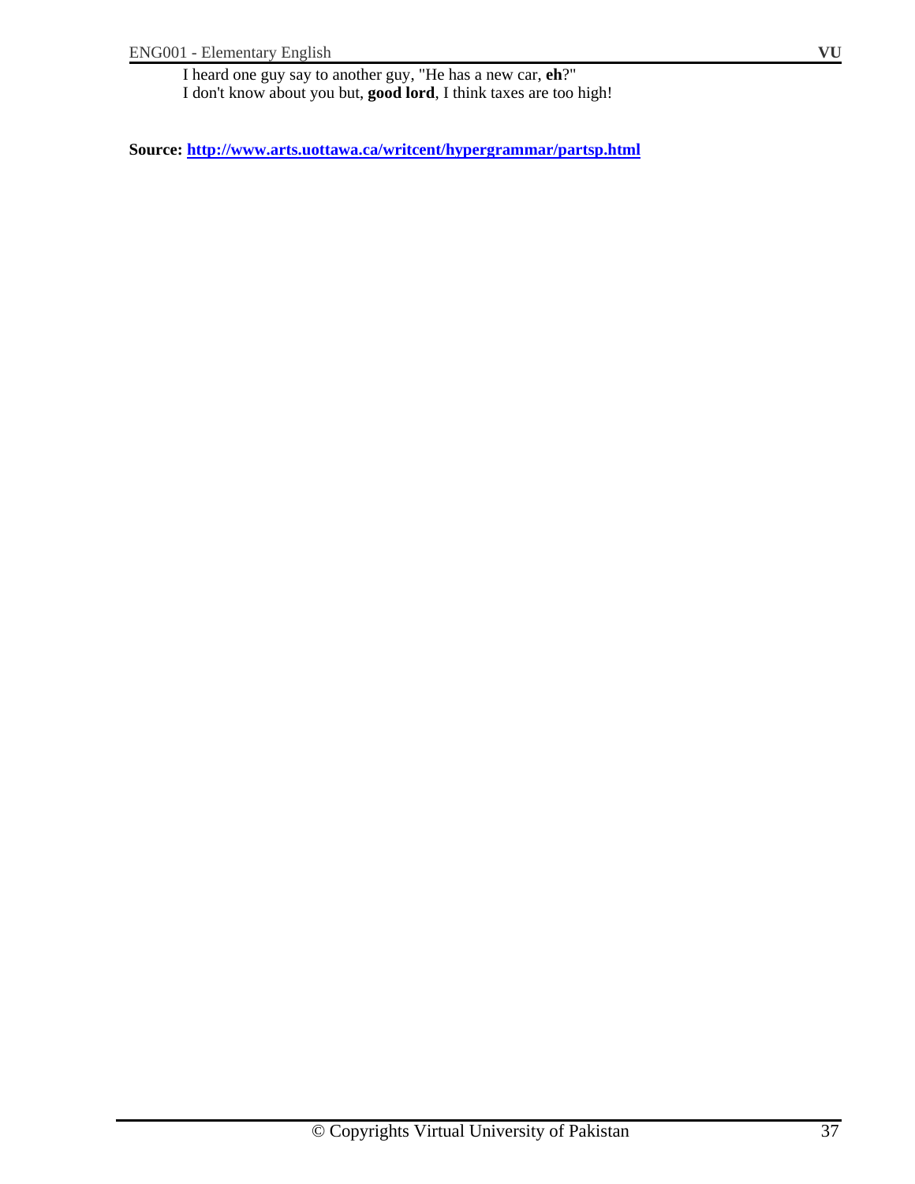I heard one guy say to another guy, "He has a new car, **eh**?"
I don't know about you but, **good lord**, I think taxes are too high!

**Source: [http://www.arts.uottawa.ca/writcent/hypergrammar/partsp.html](http://www.arts.uottawa.ca/writcent/hypergrammar/partsp.html)**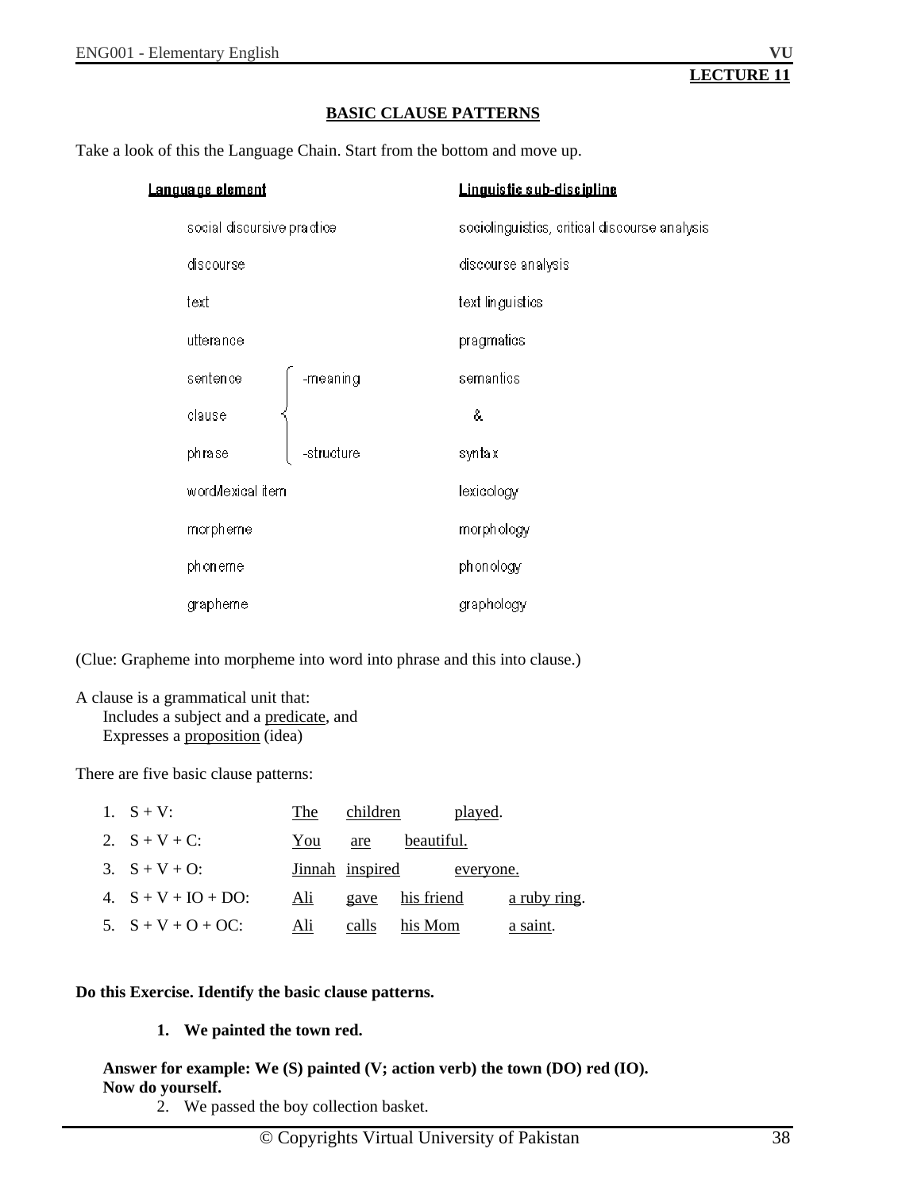## LECTURE 11

### BASIC CLAUSE PATTERNS

Take a look of this the Language Chain. Start from the bottom and move up.

| Language element | | Linguistic sub-discipline |
|---|---|---|
| social discursive practice | | sociolinguistics, critical discourse analysis |
| discourse | | discourse analysis |
| text | | text linguistics |
| utterance | | pragmatics |
| sentence | -meaning | semantics |
| clause | | & |
| phrase | -structure | syntax |
| word/lexical item | | lexicology |
| morpheme | | morphology |
| phoneme | | phonology |
| grapheme | | graphology |

(Clue: Grapheme into morpheme into word into phrase and this into clause.)

A clause is a grammatical unit that:
- Includes a subject and a predicate, and
- Expresses a proposition (idea)

There are five basic clause patterns:

1. S + V: The children played.
2. S + V + C: You are beautiful.
3. S + V + O: Jinnah inspired everyone.
4. S + V + IO + DO: Ali gave his friend a ruby ring.
5. S + V + O + OC: Ali calls his Mom a saint.

**Do this Exercise. Identify the basic clause patterns.**

1. **We painted the town red.**

**Answer for example: We (S) painted (V; action verb) the town (DO) red (IO).**
**Now do yourself.**

2. We passed the boy collection basket.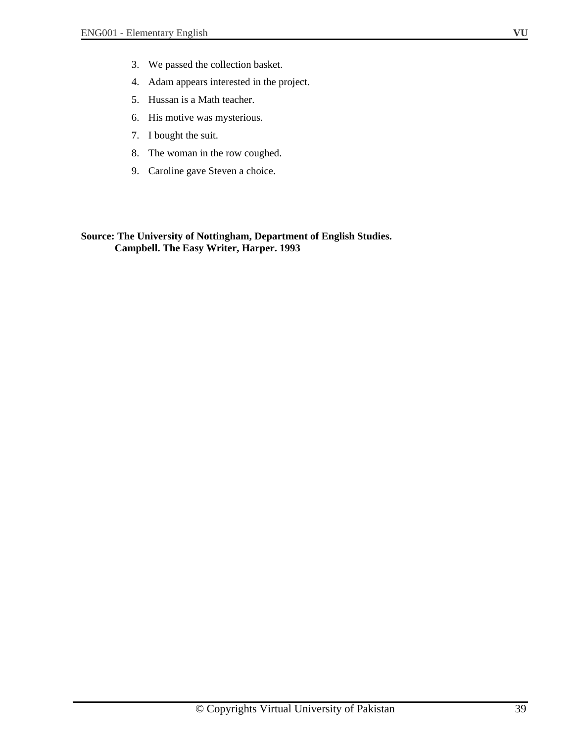3. We passed the collection basket.
4. Adam appears interested in the project.
5. Hussan is a Math teacher.
6. His motive was mysterious.
7. I bought the suit.
8. The woman in the row coughed.
9. Caroline gave Steven a choice.

**Source: The University of Nottingham, Department of English Studies.**
**Campbell. The Easy Writer, Harper. 1993**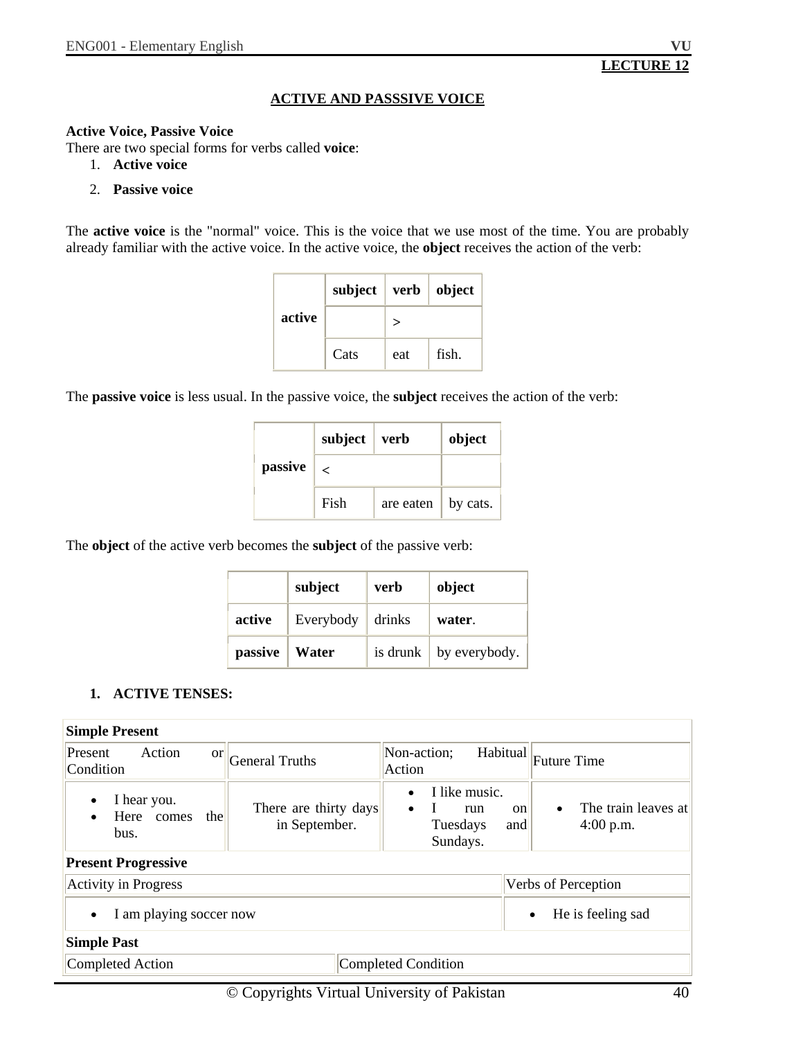**LECTURE 12**

## ACTIVE AND PASSSIVE VOICE

**Active Voice, Passive Voice**
There are two special forms for verbs called **voice**:

1. **Active voice**
2. **Passive voice**

The **active voice** is the "normal" voice. This is the voice that we use most of the time. You are probably already familiar with the active voice. In the active voice, the **object** receives the action of the verb:

| active | subject | verb | object |
|---|---|---|---|
| | | > | |
| | Cats | eat | fish. |

The **passive voice** is less usual. In the passive voice, the **subject** receives the action of the verb:

| passive | subject | verb | object |
|---|---|---|---|
| | < | | |
| | Fish | are eaten | by cats. |

The **object** of the active verb becomes the **subject** of the passive verb:

| | subject | verb | object |
|---|---|---|---|
| **active** | Everybody | drinks | **water**. |
| **passive** | **Water** | is drunk | by everybody. |

1. **ACTIVE TENSES:**

| **Simple Present** | | | |
|---|---|---|---|
| Present Action or Condition | General Truths | Non-action; Habitual Action | Future Time |
| • I hear you.<br>• Here comes the bus. | There are thirty days in September. | • I like music.<br>• I run on Tuesdays and Sundays. | • The train leaves at 4:00 p.m. |
| **Present Progressive** | | | |
| Activity in Progress | | Verbs of Perception | |
| • I am playing soccer now | | • He is feeling sad | |
| **Simple Past** | | | |
| Completed Action | | Completed Condition | |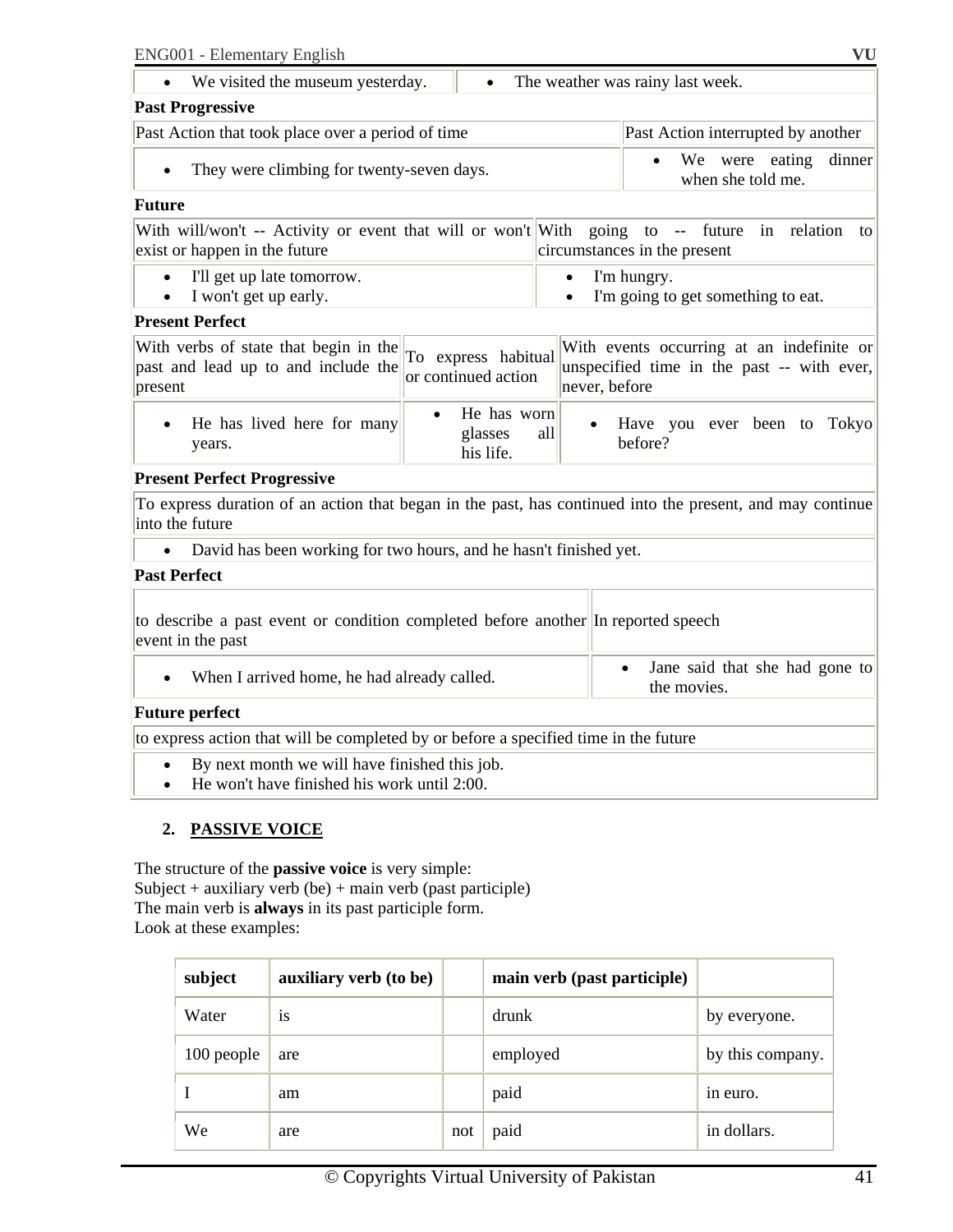| We visited the museum yesterday. | The weather was rainy last week. |
|---|---|

**Past Progressive**

| Past Action that took place over a period of time | Past Action interrupted by another |
|---|---|
| They were climbing for twenty-seven days. | We were eating dinner when she told me. |

**Future**

| With will/won't -- Activity or event that will or won't exist or happen in the future | With going to -- future in relation to circumstances in the present |
|---|---|
| • I'll get up late tomorrow.<br>• I won't get up early. | • I'm hungry.<br>• I'm going to get something to eat. |

**Present Perfect**

| With verbs of state that begin in the past and lead up to and include the present | To express habitual or continued action | With events occurring at an indefinite or unspecified time in the past -- with ever, never, before |
|---|---|---|
| He has lived here for many years. | He has worn glasses all his life. | Have you ever been to Tokyo before? |

**Present Perfect Progressive**

| To express duration of an action that began in the past, has continued into the present, and may continue into the future |
|---|
| David has been working for two hours, and he hasn't finished yet. |

**Past Perfect**

| to describe a past event or condition completed before another event in the past | In reported speech |
|---|---|
| When I arrived home, he had already called. | Jane said that she had gone to the movies. |

**Future perfect**

| to express action that will be completed by or before a specified time in the future |
|---|
| • By next month we will have finished this job.<br>• He won't have finished his work until 2:00. |

## 2. PASSIVE VOICE

The structure of the **passive voice** is very simple:
Subject + auxiliary verb (be) + main verb (past participle)
The main verb is **always** in its past participle form.
Look at these examples:

| subject | auxiliary verb (to be) | | main verb (past participle) | |
|---|---|---|---|---|
| Water | is | | drunk | by everyone. |
| 100 people | are | | employed | by this company. |
| I | am | | paid | in euro. |
| We | are | not | paid | in dollars. |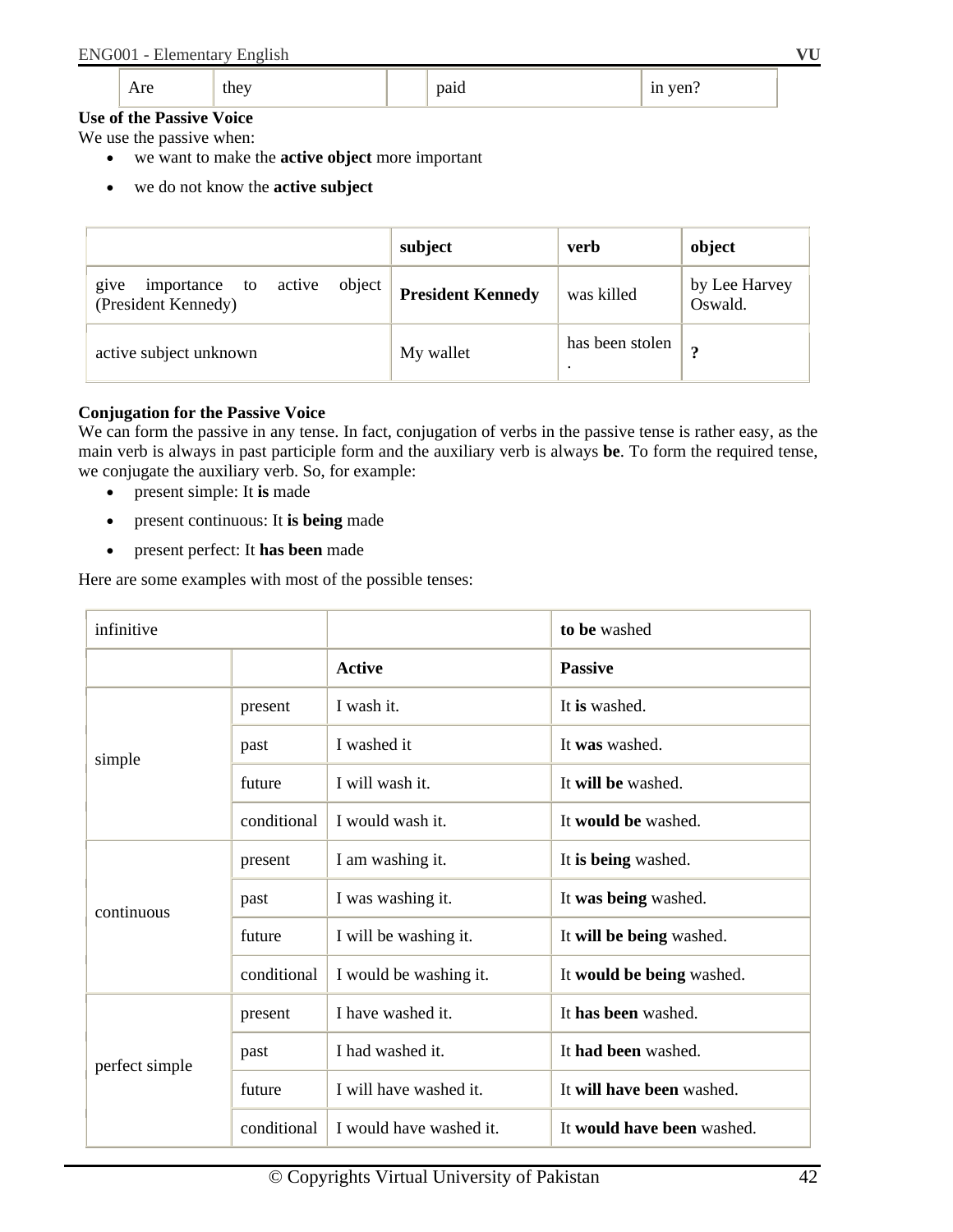| Are | they | | paid | in yen? |
|---|---|---|---|---|

**Use of the Passive Voice**
We use the passive when:

- we want to make the **active object** more important
- we do not know the **active subject**

| | subject | verb | object |
|---|---|---|---|
| give importance to active object (President Kennedy) | **President Kennedy** | was killed | by Lee Harvey Oswald. |
| active subject unknown | My wallet | has been stolen . | **?** |

**Conjugation for the Passive Voice**
We can form the passive in any tense. In fact, conjugation of verbs in the passive tense is rather easy, as the main verb is always in past participle form and the auxiliary verb is always **be**. To form the required tense, we conjugate the auxiliary verb. So, for example:

- present simple: It **is** made
- present continuous: It **is being** made
- present perfect: It **has been** made

Here are some examples with most of the possible tenses:

| infinitive | | | **to be** washed |
|---|---|---|---|
| | | **Active** | **Passive** |
| simple | present | I wash it. | It **is** washed. |
| | past | I washed it | It **was** washed. |
| | future | I will wash it. | It **will be** washed. |
| | conditional | I would wash it. | It **would be** washed. |
| continuous | present | I am washing it. | It **is being** washed. |
| | past | I was washing it. | It **was being** washed. |
| | future | I will be washing it. | It **will be being** washed. |
| | conditional | I would be washing it. | It **would be being** washed. |
| perfect simple | present | I have washed it. | It **has been** washed. |
| | past | I had washed it. | It **had been** washed. |
| | future | I will have washed it. | It **will have been** washed. |
| | conditional | I would have washed it. | It **would have been** washed. |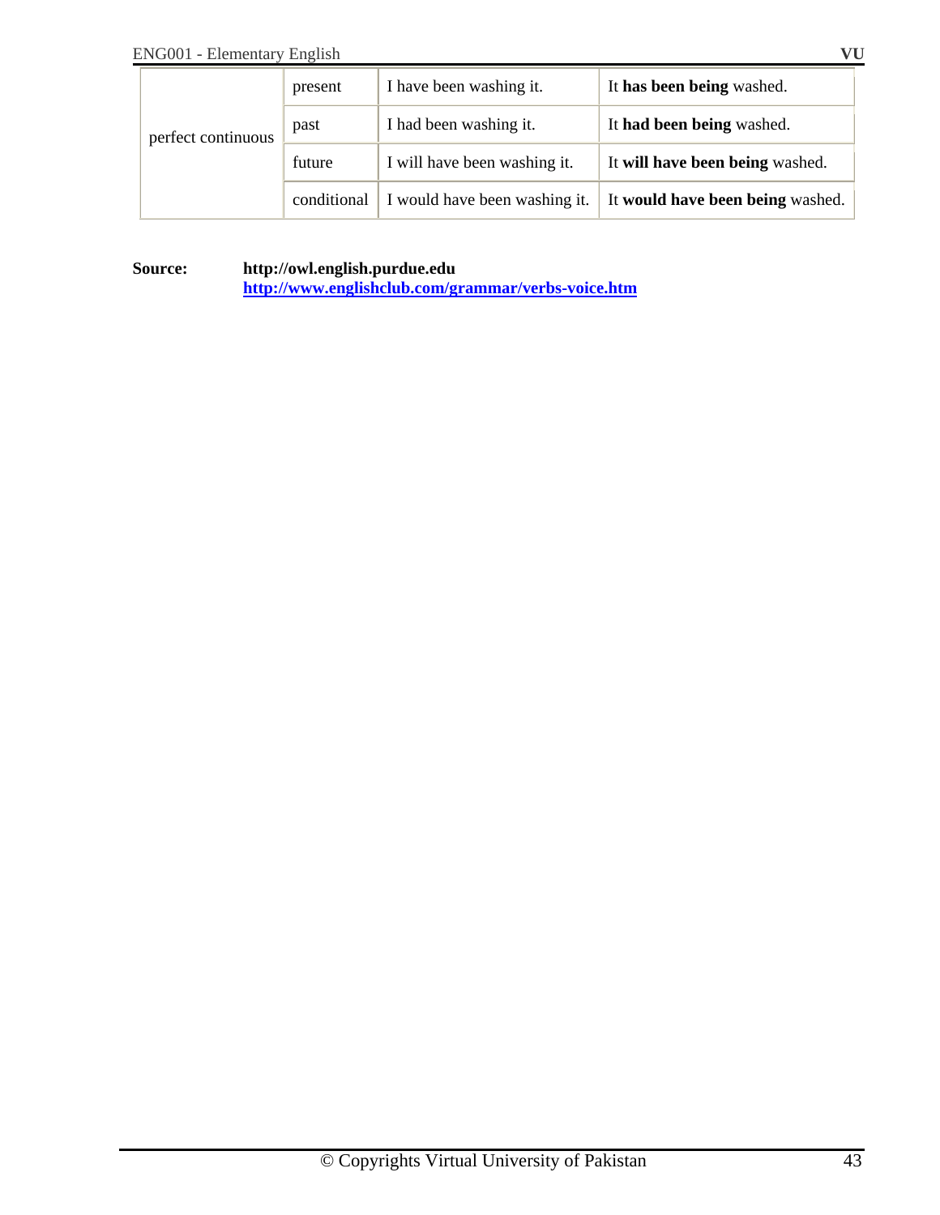| | | | |
|---|---|---|---|
| perfect continuous | present | I have been washing it. | It **has been being** washed. |
| | past | I had been washing it. | It **had been being** washed. |
| | future | I will have been washing it. | It **will have been being** washed. |
| | conditional | I would have been washing it. | It **would have been being** washed. |

**Source:** **http://owl.english.purdue.edu**
**http://www.englishclub.com/grammar/verbs-voice.htm**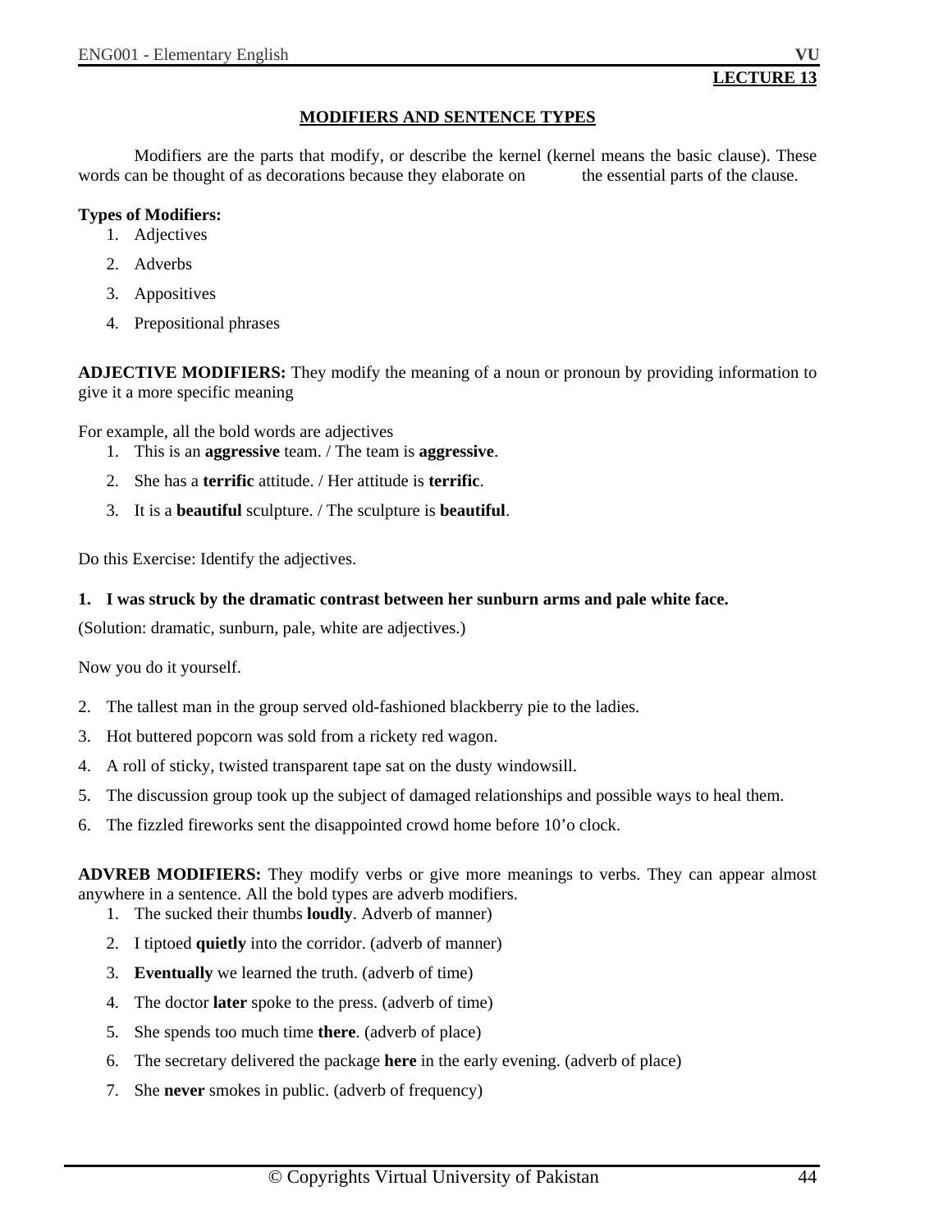**LECTURE 13**

## MODIFIERS AND SENTENCE TYPES

Modifiers are the parts that modify, or describe the kernel (kernel means the basic clause). These words can be thought of as decorations because they elaborate on the essential parts of the clause.

**Types of Modifiers:**

1. Adjectives
2. Adverbs
3. Appositives
4. Prepositional phrases

**ADJECTIVE MODIFIERS:** They modify the meaning of a noun or pronoun by providing information to give it a more specific meaning

For example, all the bold words are adjectives

1. This is an **aggressive** team. / The team is **aggressive**.
2. She has a **terrific** attitude. / Her attitude is **terrific**.
3. It is a **beautiful** sculpture. / The sculpture is **beautiful**.

Do this Exercise: Identify the adjectives.

1. **I was struck by the dramatic contrast between her sunburn arms and pale white face.**

(Solution: dramatic, sunburn, pale, white are adjectives.)

Now you do it yourself.

2. The tallest man in the group served old-fashioned blackberry pie to the ladies.
3. Hot buttered popcorn was sold from a rickety red wagon.
4. A roll of sticky, twisted transparent tape sat on the dusty windowsill.
5. The discussion group took up the subject of damaged relationships and possible ways to heal them.
6. The fizzled fireworks sent the disappointed crowd home before 10'o clock.

**ADVREB MODIFIERS:** They modify verbs or give more meanings to verbs. They can appear almost anywhere in a sentence. All the bold types are adverb modifiers.

1. The sucked their thumbs **loudly**. Adverb of manner)
2. I tiptoed **quietly** into the corridor. (adverb of manner)
3. **Eventually** we learned the truth. (adverb of time)
4. The doctor **later** spoke to the press. (adverb of time)
5. She spends too much time **there**. (adverb of place)
6. The secretary delivered the package **here** in the early evening. (adverb of place)
7. She **never** smokes in public. (adverb of frequency)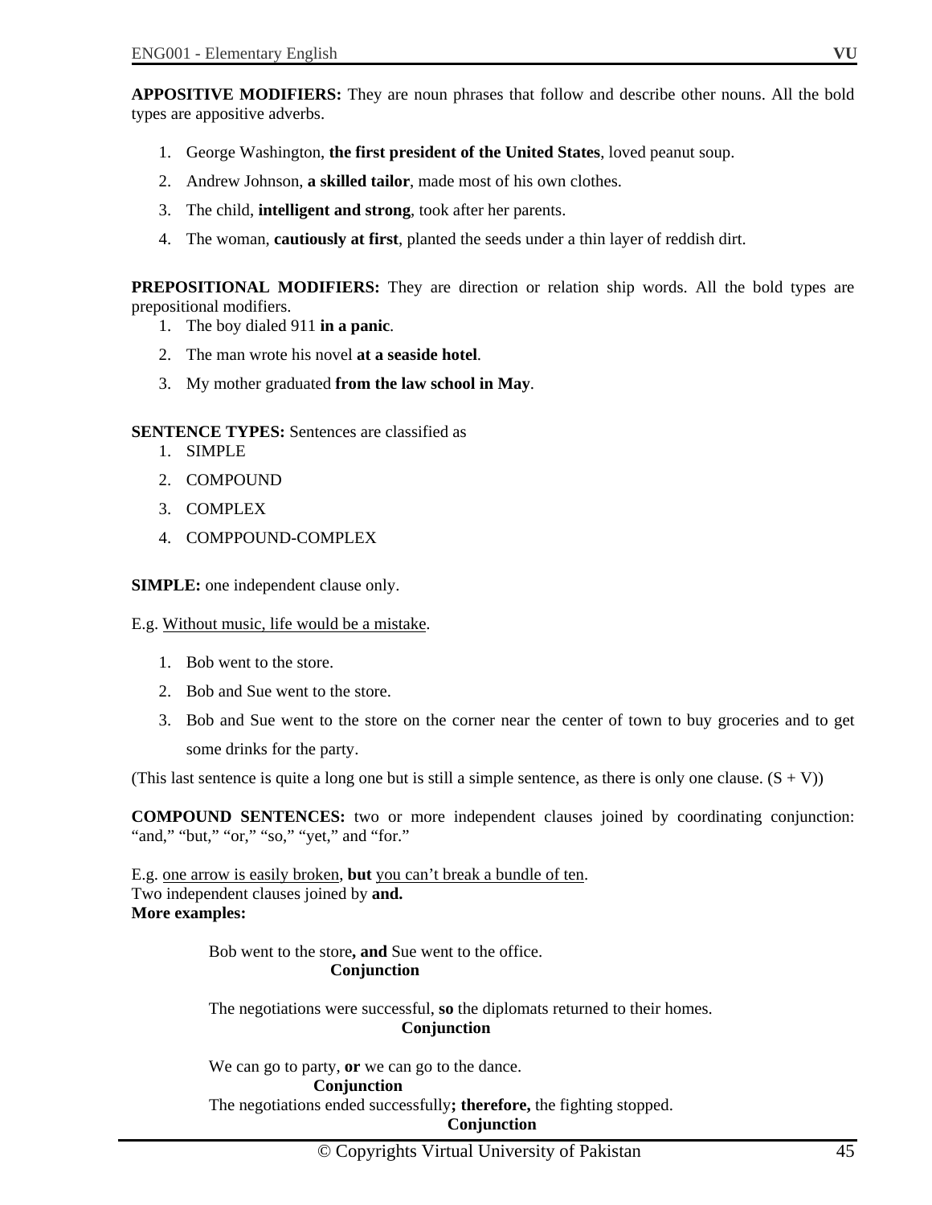**APPOSITIVE MODIFIERS:** They are noun phrases that follow and describe other nouns. All the bold types are appositive adverbs.

1. George Washington, **the first president of the United States**, loved peanut soup.
2. Andrew Johnson, **a skilled tailor**, made most of his own clothes.
3. The child, **intelligent and strong**, took after her parents.
4. The woman, **cautiously at first**, planted the seeds under a thin layer of reddish dirt.

**PREPOSITIONAL MODIFIERS:** They are direction or relation ship words. All the bold types are prepositional modifiers.

1. The boy dialed 911 **in a panic**.
2. The man wrote his novel **at a seaside hotel**.
3. My mother graduated **from the law school in May**.

**SENTENCE TYPES:** Sentences are classified as

1. SIMPLE
2. COMPOUND
3. COMPLEX
4. COMPPOUND-COMPLEX

**SIMPLE:** one independent clause only.

E.g. <u>Without music, life would be a mistake</u>.

1. Bob went to the store.
2. Bob and Sue went to the store.
3. Bob and Sue went to the store on the corner near the center of town to buy groceries and to get some drinks for the party.

(This last sentence is quite a long one but is still a simple sentence, as there is only one clause. (S + V))

**COMPOUND SENTENCES:** two or more independent clauses joined by coordinating conjunction: "and," "but," "or," "so," "yet," and "for."

E.g. <u>one arrow is easily broken</u>, **but** <u>you can't break a bundle of ten</u>.
Two independent clauses joined by **and.**
**More examples:**

Bob went to the store**, and** Sue went to the office.
**Conjunction**

The negotiations were successful, **so** the diplomats returned to their homes.
**Conjunction**

We can go to party, **or** we can go to the dance.
**Conjunction**

The negotiations ended successfully**; therefore,** the fighting stopped.
**Conjunction**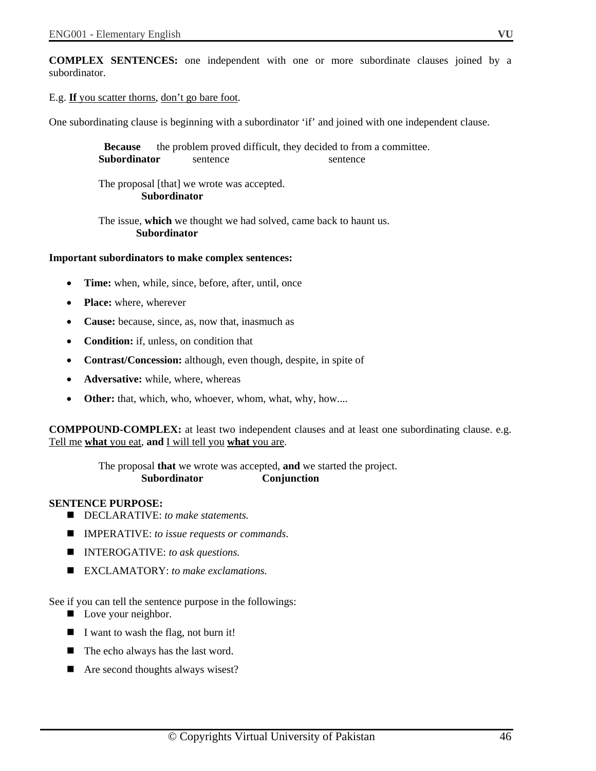**COMPLEX SENTENCES:** one independent with one or more subordinate clauses joined by a subordinator.

E.g. **If** you scatter thorns, don't go bare foot.

One subordinating clause is beginning with a subordinator 'if' and joined with one independent clause.

**Because** the problem proved difficult, they decided to from a committee.
**Subordinator** sentence sentence

The proposal [that] we wrote was accepted.
**Subordinator**

The issue, **which** we thought we had solved, came back to haunt us.
**Subordinator**

**Important subordinators to make complex sentences:**

- **Time:** when, while, since, before, after, until, once
- **Place:** where, wherever
- **Cause:** because, since, as, now that, inasmuch as
- **Condition:** if, unless, on condition that
- **Contrast/Concession:** although, even though, despite, in spite of
- **Adversative:** while, where, whereas
- **Other:** that, which, who, whoever, whom, what, why, how....

**COMPPOUND-COMPLEX:** at least two independent clauses and at least one subordinating clause. e.g. Tell me **what** you eat, **and** I will tell you **what** you are.

The proposal **that** we wrote was accepted, **and** we started the project.
**Subordinator** **Conjunction**

**SENTENCE PURPOSE:**

- DECLARATIVE: *to make statements.*
- IMPERATIVE: *to issue requests or commands*.
- INTEROGATIVE: *to ask questions.*
- EXCLAMATORY: *to make exclamations.*

See if you can tell the sentence purpose in the followings:

- Love your neighbor.
- I want to wash the flag, not burn it!
- The echo always has the last word.
- Are second thoughts always wisest?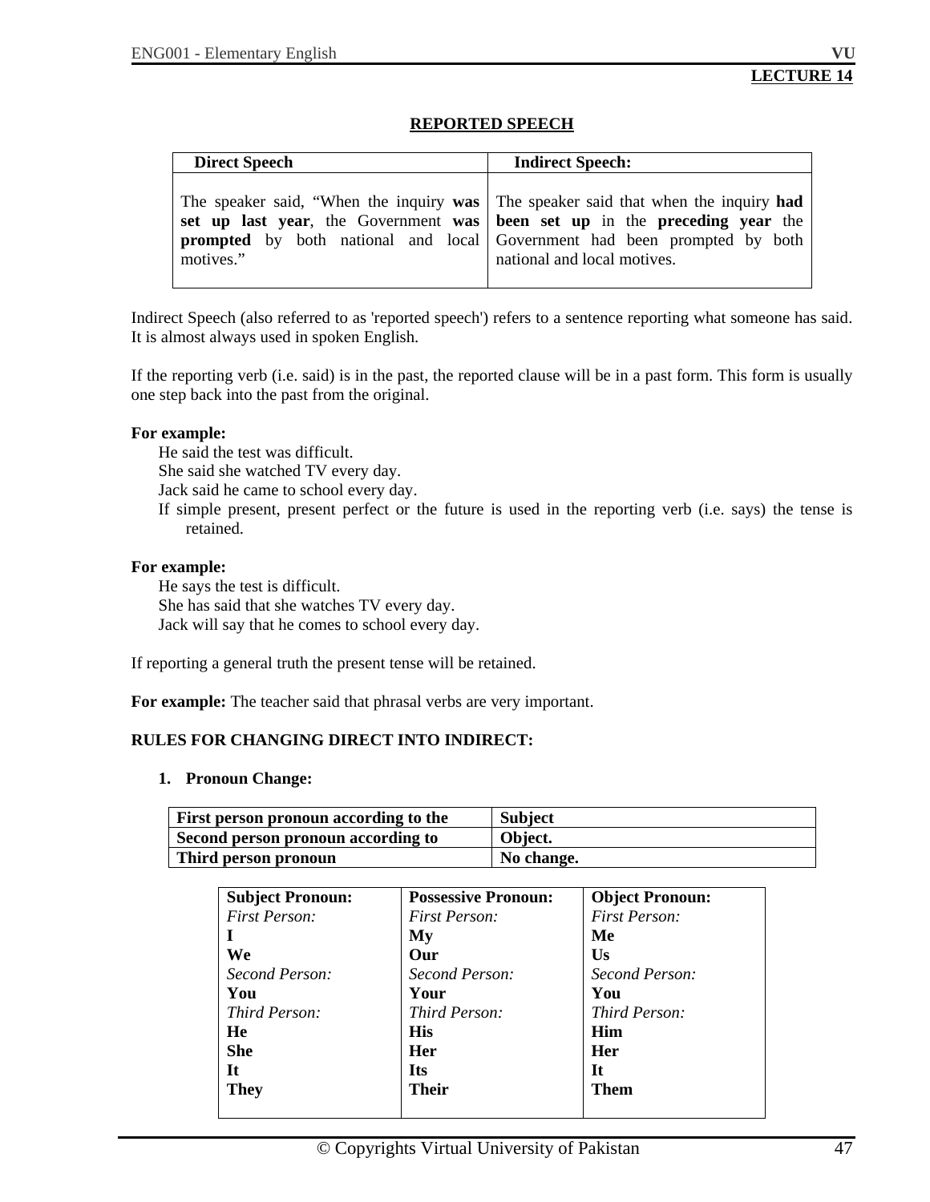**LECTURE 14**

## REPORTED SPEECH

| Direct Speech | Indirect Speech: |
|---|---|
| The speaker said, "When the inquiry **was set up last year**, the Government **was prompted** by both national and local motives." | The speaker said that when the inquiry **had been set up** in the **preceding year** the Government had been prompted by both national and local motives. |

Indirect Speech (also referred to as 'reported speech') refers to a sentence reporting what someone has said. It is almost always used in spoken English.

If the reporting verb (i.e. said) is in the past, the reported clause will be in a past form. This form is usually one step back into the past from the original.

**For example:**

He said the test was difficult.
She said she watched TV every day.
Jack said he came to school every day.
If simple present, present perfect or the future is used in the reporting verb (i.e. says) the tense is retained.

**For example:**

He says the test is difficult.
She has said that she watches TV every day.
Jack will say that he comes to school every day.

If reporting a general truth the present tense will be retained.

**For example:** The teacher said that phrasal verbs are very important.

**RULES FOR CHANGING DIRECT INTO INDIRECT:**

1. **Pronoun Change:**

| First person pronoun according to the | Subject |
|---|---|
| **Second person pronoun according to** | **Object.** |
| **Third person pronoun** | **No change.** |

| Subject Pronoun: | Possessive Pronoun: | Object Pronoun: |
|---|---|---|
| *First Person:* | *First Person:* | *First Person:* |
| **I** | **My** | **Me** |
| **We** | **Our** | **Us** |
| *Second Person:* | *Second Person:* | *Second Person:* |
| **You** | **Your** | **You** |
| *Third Person:* | *Third Person:* | *Third Person:* |
| **He** | **His** | **Him** |
| **She** | **Her** | **Her** |
| **It** | **Its** | **It** |
| **They** | **Their** | **Them** |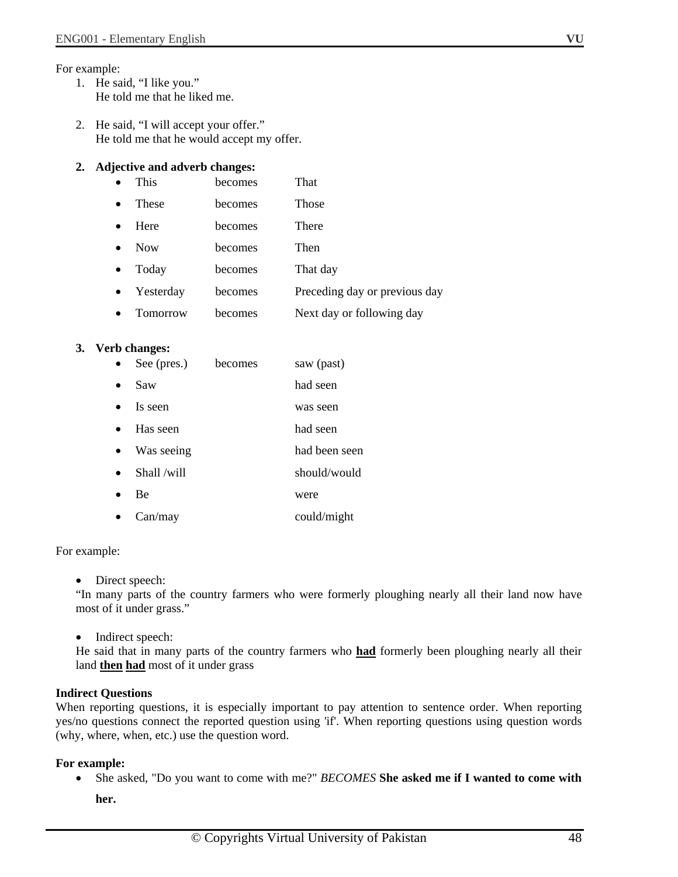For example:

1. He said, “I like you.”
   He told me that he liked me.

2. He said, “I will accept your offer.”
   He told me that he would accept my offer.

**2. Adjective and adverb changes:**

| | | |
|---|---|---|
| • This | becomes | That |
| • These | becomes | Those |
| • Here | becomes | There |
| • Now | becomes | Then |
| • Today | becomes | That day |
| • Yesterday | becomes | Preceding day or previous day |
| • Tomorrow | becomes | Next day or following day |

**3. Verb changes:**

| | | |
|---|---|---|
| • See (pres.) | becomes | saw (past) |
| • Saw | | had seen |
| • Is seen | | was seen |
| • Has seen | | had seen |
| • Was seeing | | had been seen |
| • Shall /will | | should/would |
| • Be | | were |
| • Can/may | | could/might |

For example:

- Direct speech:

“In many parts of the country farmers who were formerly ploughing nearly all their land now have most of it under grass.”

- Indirect speech:

He said that in many parts of the country farmers who <u>**had**</u> formerly been ploughing nearly all their land <u>**then**</u> <u>**had**</u> most of it under grass

**Indirect Questions**

When reporting questions, it is especially important to pay attention to sentence order. When reporting yes/no questions connect the reported question using 'if'. When reporting questions using question words (why, where, when, etc.) use the question word.

**For example:**

- She asked, "Do you want to come with me?" *BECOMES* **She asked me if I wanted to come with her.**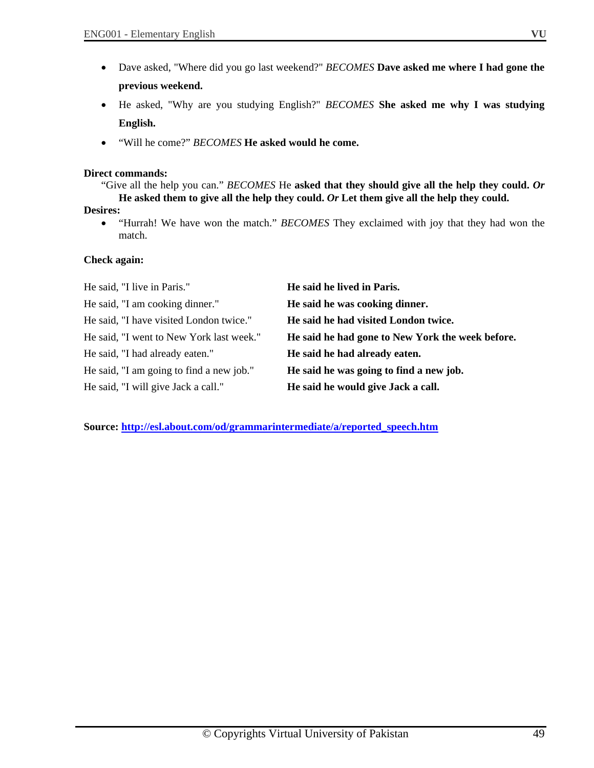- Dave asked, "Where did you go last weekend?" *BECOMES* **Dave asked me where I had gone the previous weekend.**
- He asked, "Why are you studying English?" *BECOMES* **She asked me why I was studying English.**
- “Will he come?” *BECOMES* **He asked would he come.**

**Direct commands:**

“Give all the help you can.” *BECOMES* He **asked that they should give all the help they could.** ***Or*** **He asked them to give all the help they could.** ***Or*** **Let them give all the help they could.**

**Desires:**

- “Hurrah! We have won the match.” *BECOMES* They exclaimed with joy that they had won the match.

**Check again:**

| | |
|---|---|
| He said, "I live in Paris." | **He said he lived in Paris.** |
| He said, "I am cooking dinner." | **He said he was cooking dinner.** |
| He said, "I have visited London twice." | **He said he had visited London twice.** |
| He said, "I went to New York last week." | **He said he had gone to New York the week before.** |
| He said, "I had already eaten." | **He said he had already eaten.** |
| He said, "I am going to find a new job." | **He said he was going to find a new job.** |
| He said, "I will give Jack a call." | **He said he would give Jack a call.** |

**Source: http://esl.about.com/od/grammarintermediate/a/reported_speech.htm**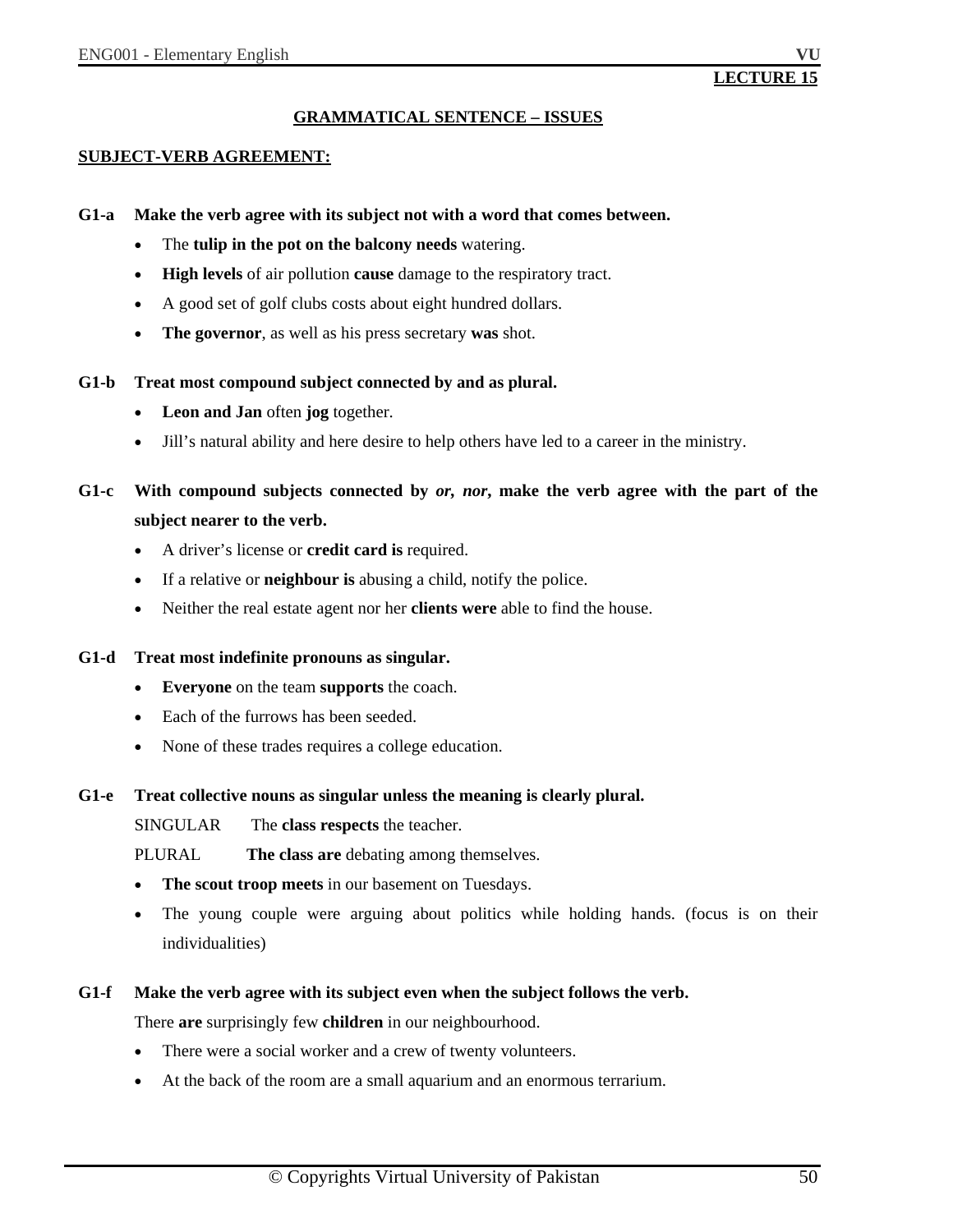**LECTURE 15**

# GRAMMATICAL SENTENCE – ISSUES

## SUBJECT-VERB AGREEMENT:

**G1-a Make the verb agree with its subject not with a word that comes between.**

- The **tulip in the pot on the balcony needs** watering.
- **High levels** of air pollution **cause** damage to the respiratory tract.
- A good set of golf clubs costs about eight hundred dollars.
- **The governor**, as well as his press secretary **was** shot.

**G1-b Treat most compound subject connected by and as plural.**

- **Leon and Jan** often **jog** together.
- Jill's natural ability and here desire to help others have led to a career in the ministry.

**G1-c With compound subjects connected by *or, nor*, make the verb agree with the part of the subject nearer to the verb.**

- A driver's license or **credit card is** required.
- If a relative or **neighbour is** abusing a child, notify the police.
- Neither the real estate agent nor her **clients were** able to find the house.

**G1-d Treat most indefinite pronouns as singular.**

- **Everyone** on the team **supports** the coach.
- Each of the furrows has been seeded.
- None of these trades requires a college education.

**G1-e Treat collective nouns as singular unless the meaning is clearly plural.**

SINGULAR The **class respects** the teacher.

PLURAL **The class are** debating among themselves.

- **The scout troop meets** in our basement on Tuesdays.
- The young couple were arguing about politics while holding hands. (focus is on their individualities)

**G1-f Make the verb agree with its subject even when the subject follows the verb.**

There **are** surprisingly few **children** in our neighbourhood.

- There were a social worker and a crew of twenty volunteers.
- At the back of the room are a small aquarium and an enormous terrarium.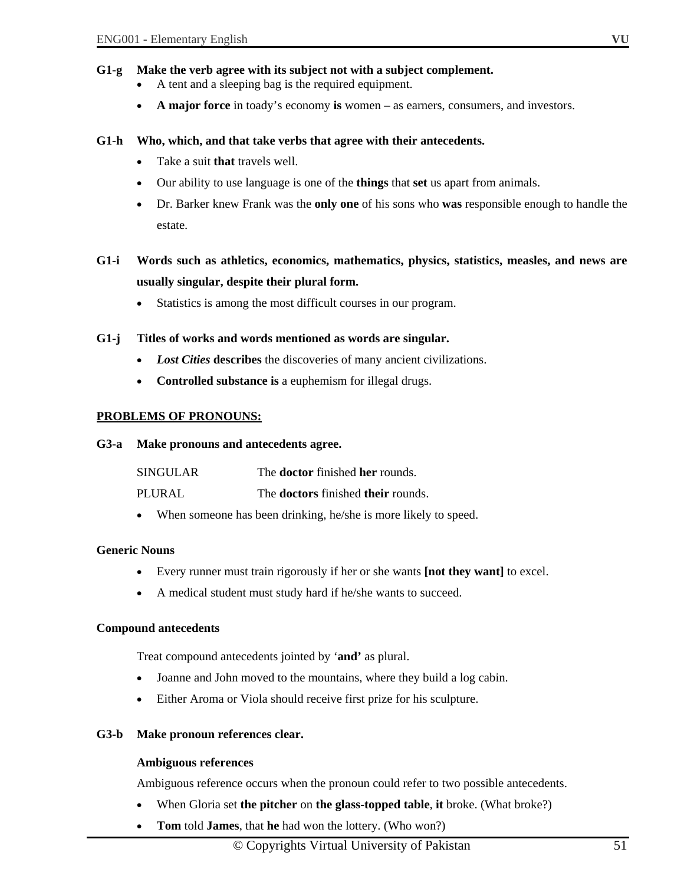**G1-g Make the verb agree with its subject not with a subject complement.**

- A tent and a sleeping bag is the required equipment.
- **A major force** in toady's economy **is** women – as earners, consumers, and investors.

**G1-h Who, which, and that take verbs that agree with their antecedents.**

- Take a suit **that** travels well.
- Our ability to use language is one of the **things** that **set** us apart from animals.
- Dr. Barker knew Frank was the **only one** of his sons who **was** responsible enough to handle the estate.

**G1-i Words such as athletics, economics, mathematics, physics, statistics, measles, and news are usually singular, despite their plural form.**

- Statistics is among the most difficult courses in our program.

**G1-j Titles of works and words mentioned as words are singular.**

- ***Lost Cities*** **describes** the discoveries of many ancient civilizations.
- **Controlled substance is** a euphemism for illegal drugs.

**PROBLEMS OF PRONOUNS:**

**G3-a Make pronouns and antecedents agree.**

| | |
|---|---|
| SINGULAR | The **doctor** finished **her** rounds. |
| PLURAL | The **doctors** finished **their** rounds. |

- When someone has been drinking, he/she is more likely to speed.

**Generic Nouns**

- Every runner must train rigorously if her or she wants **[not they want]** to excel.
- A medical student must study hard if he/she wants to succeed.

**Compound antecedents**

Treat compound antecedents jointed by '**and'** as plural.

- Joanne and John moved to the mountains, where they build a log cabin.
- Either Aroma or Viola should receive first prize for his sculpture.

**G3-b Make pronoun references clear.**

**Ambiguous references**

Ambiguous reference occurs when the pronoun could refer to two possible antecedents.

- When Gloria set **the pitcher** on **the glass-topped table**, **it** broke. (What broke?)
- **Tom** told **James**, that **he** had won the lottery. (Who won?)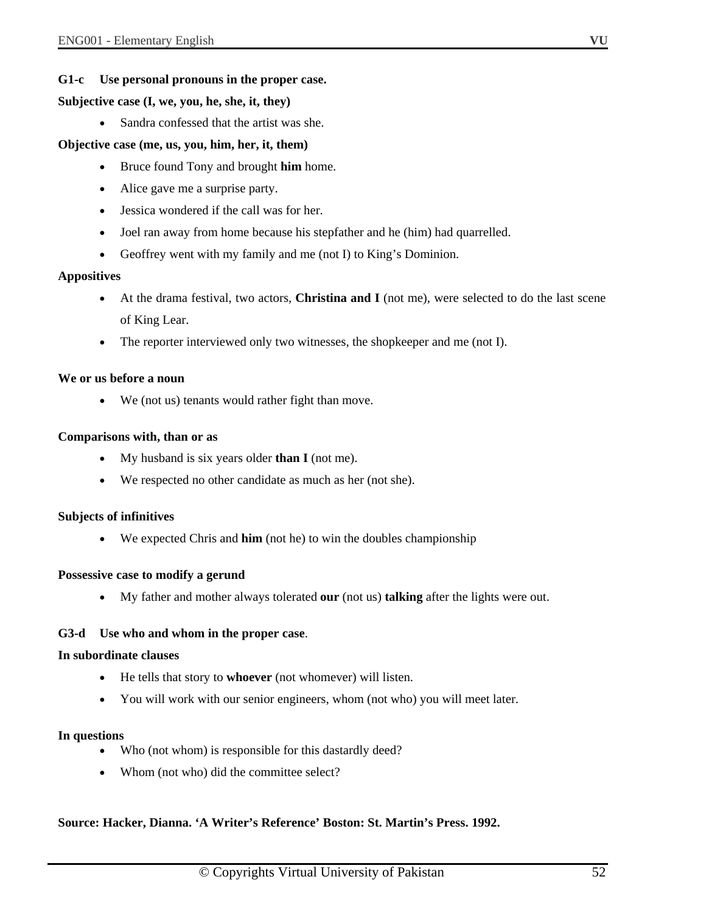**G1-c Use personal pronouns in the proper case.**

**Subjective case (I, we, you, he, she, it, they)**

- Sandra confessed that the artist was she.

**Objective case (me, us, you, him, her, it, them)**

- Bruce found Tony and brought **him** home.
- Alice gave me a surprise party.
- Jessica wondered if the call was for her.
- Joel ran away from home because his stepfather and he (him) had quarrelled.
- Geoffrey went with my family and me (not I) to King's Dominion.

**Appositives**

- At the drama festival, two actors, **Christina and I** (not me), were selected to do the last scene of King Lear.
- The reporter interviewed only two witnesses, the shopkeeper and me (not I).

**We or us before a noun**

- We (not us) tenants would rather fight than move.

**Comparisons with, than or as**

- My husband is six years older **than I** (not me).
- We respected no other candidate as much as her (not she).

**Subjects of infinitives**

- We expected Chris and **him** (not he) to win the doubles championship

**Possessive case to modify a gerund**

- My father and mother always tolerated **our** (not us) **talking** after the lights were out.

**G3-d Use who and whom in the proper case**.

**In subordinate clauses**

- He tells that story to **whoever** (not whomever) will listen.
- You will work with our senior engineers, whom (not who) you will meet later.

**In questions**

- Who (not whom) is responsible for this dastardly deed?
- Whom (not who) did the committee select?

**Source: Hacker, Dianna. 'A Writer's Reference' Boston: St. Martin's Press. 1992.**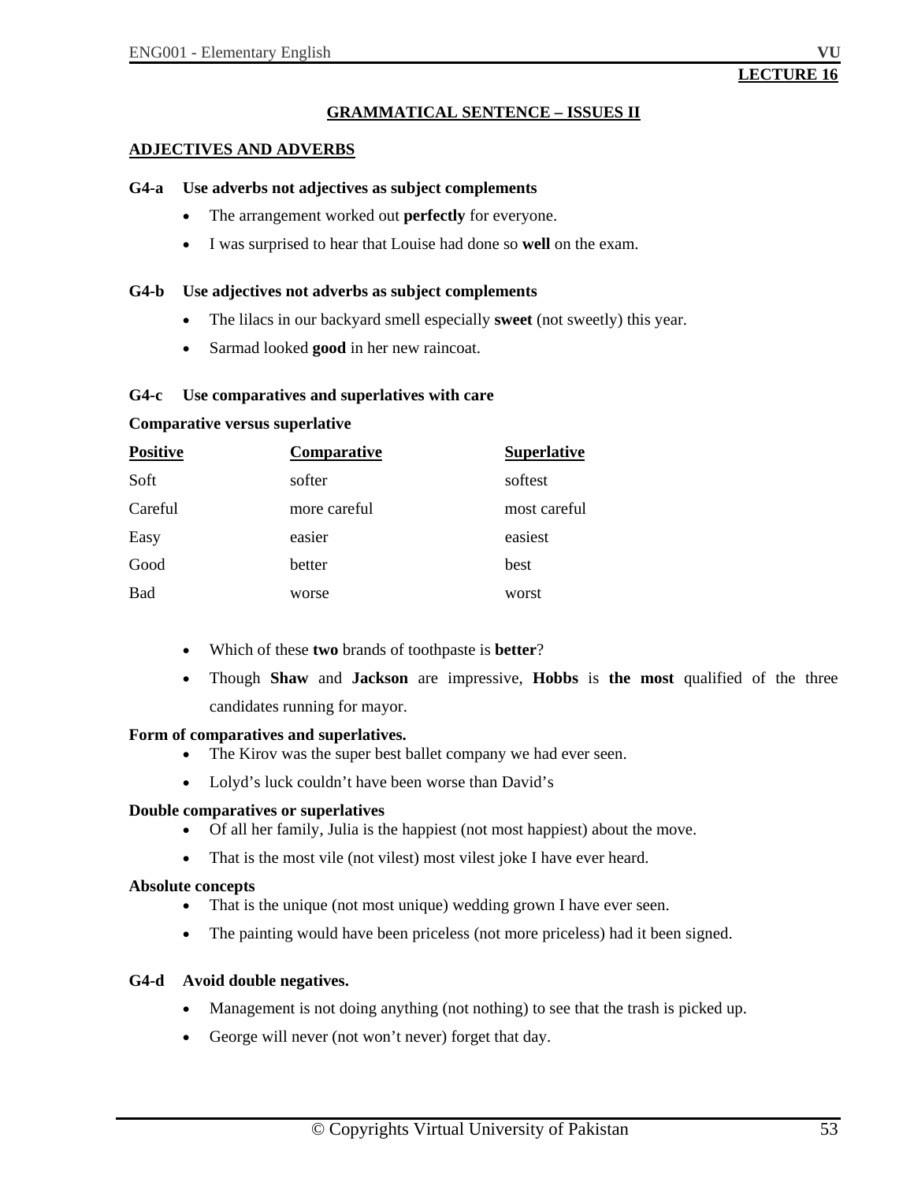**LECTURE 16**

## GRAMMATICAL SENTENCE – ISSUES II

### ADJECTIVES AND ADVERBS

**G4-a Use adverbs not adjectives as subject complements**

- The arrangement worked out **perfectly** for everyone.
- I was surprised to hear that Louise had done so **well** on the exam.

**G4-b Use adjectives not adverbs as subject complements**

- The lilacs in our backyard smell especially **sweet** (not sweetly) this year.
- Sarmad looked **good** in her new raincoat.

**G4-c Use comparatives and superlatives with care**

**Comparative versus superlative**

| Positive | Comparative | Superlative |
| --- | --- | --- |
| Soft | softer | softest |
| Careful | more careful | most careful |
| Easy | easier | easiest |
| Good | better | best |
| Bad | worse | worst |

- Which of these **two** brands of toothpaste is **better**?
- Though **Shaw** and **Jackson** are impressive, **Hobbs** is **the most** qualified of the three candidates running for mayor.

**Form of comparatives and superlatives.**

- The Kirov was the super best ballet company we had ever seen.
- Lolyd's luck couldn't have been worse than David's

**Double comparatives or superlatives**

- Of all her family, Julia is the happiest (not most happiest) about the move.
- That is the most vile (not vilest) most vilest joke I have ever heard.

**Absolute concepts**

- That is the unique (not most unique) wedding grown I have ever seen.
- The painting would have been priceless (not more priceless) had it been signed.

**G4-d Avoid double negatives.**

- Management is not doing anything (not nothing) to see that the trash is picked up.
- George will never (not won't never) forget that day.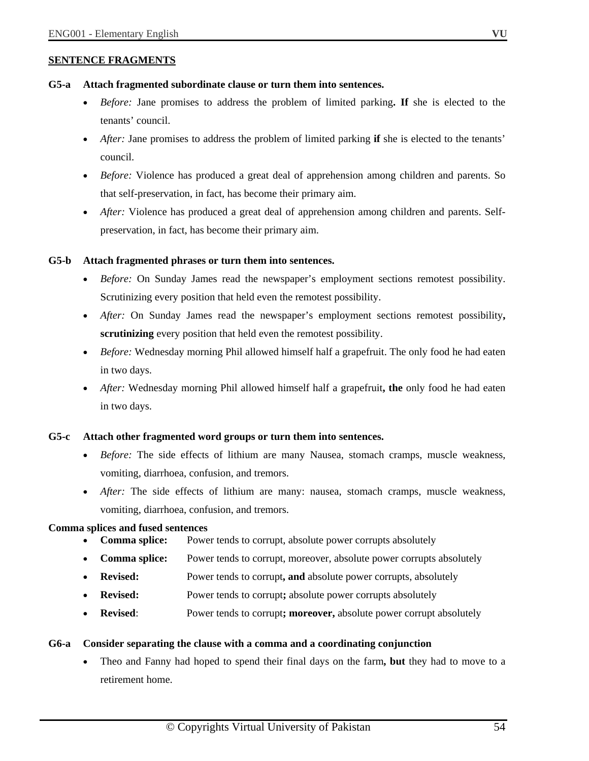## SENTENCE FRAGMENTS

**G5-a Attach fragmented subordinate clause or turn them into sentences.**

- *Before:* Jane promises to address the problem of limited parking**. If** she is elected to the tenants' council.
- *After:* Jane promises to address the problem of limited parking **if** she is elected to the tenants' council.
- *Before:* Violence has produced a great deal of apprehension among children and parents. So that self-preservation, in fact, has become their primary aim.
- *After:* Violence has produced a great deal of apprehension among children and parents. Self-preservation, in fact, has become their primary aim.

**G5-b Attach fragmented phrases or turn them into sentences.**

- *Before:* On Sunday James read the newspaper's employment sections remotest possibility. Scrutinizing every position that held even the remotest possibility.
- *After:* On Sunday James read the newspaper's employment sections remotest possibility**, scrutinizing** every position that held even the remotest possibility.
- *Before:* Wednesday morning Phil allowed himself half a grapefruit. The only food he had eaten in two days.
- *After:* Wednesday morning Phil allowed himself half a grapefruit**, the** only food he had eaten in two days.

**G5-c Attach other fragmented word groups or turn them into sentences.**

- *Before:* The side effects of lithium are many Nausea, stomach cramps, muscle weakness, vomiting, diarrhoea, confusion, and tremors.
- *After:* The side effects of lithium are many: nausea, stomach cramps, muscle weakness, vomiting, diarrhoea, confusion, and tremors.

**Comma splices and fused sentences**

- **Comma splice:** Power tends to corrupt, absolute power corrupts absolutely
- **Comma splice:** Power tends to corrupt, moreover, absolute power corrupts absolutely
- **Revised:** Power tends to corrupt**, and** absolute power corrupts, absolutely
- **Revised:** Power tends to corrupt**;** absolute power corrupts absolutely
- **Revised**: Power tends to corrupt**; moreover,** absolute power corrupt absolutely

**G6-a Consider separating the clause with a comma and a coordinating conjunction**

- Theo and Fanny had hoped to spend their final days on the farm**, but** they had to move to a retirement home.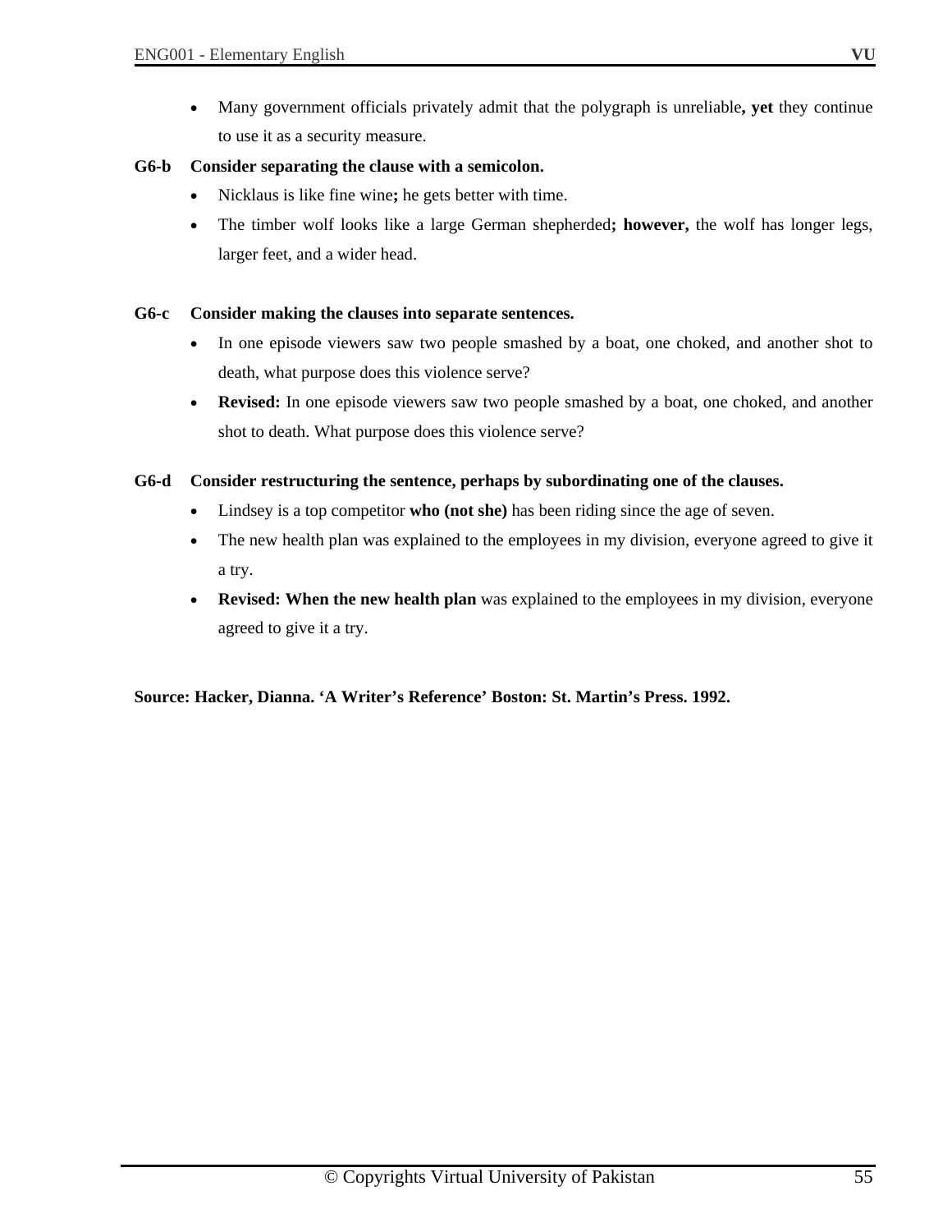- Many government officials privately admit that the polygraph is unreliable**, yet** they continue to use it as a security measure.

**G6-b Consider separating the clause with a semicolon.**

- Nicklaus is like fine wine**;** he gets better with time.
- The timber wolf looks like a large German shepherded**; however,** the wolf has longer legs, larger feet, and a wider head.

**G6-c Consider making the clauses into separate sentences.**

- In one episode viewers saw two people smashed by a boat, one choked, and another shot to death, what purpose does this violence serve?
- **Revised:** In one episode viewers saw two people smashed by a boat, one choked, and another shot to death. What purpose does this violence serve?

**G6-d Consider restructuring the sentence, perhaps by subordinating one of the clauses.**

- Lindsey is a top competitor **who (not she)** has been riding since the age of seven.
- The new health plan was explained to the employees in my division, everyone agreed to give it a try.
- **Revised: When the new health plan** was explained to the employees in my division, everyone agreed to give it a try.

**Source: Hacker, Dianna. 'A Writer's Reference' Boston: St. Martin's Press. 1992.**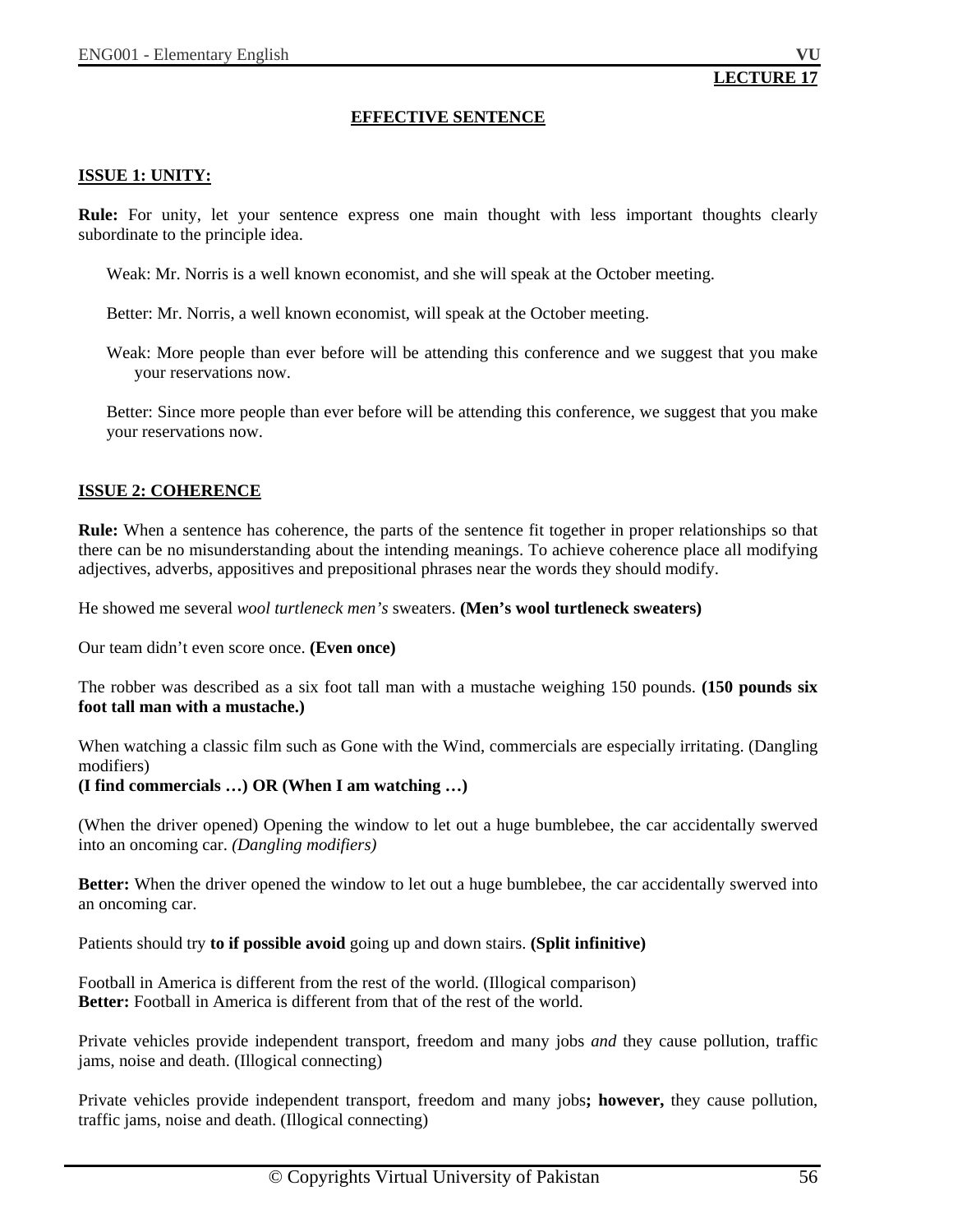**LECTURE 17**

## EFFECTIVE SENTENCE

### ISSUE 1: UNITY:

**Rule:** For unity, let your sentence express one main thought with less important thoughts clearly subordinate to the principle idea.

Weak: Mr. Norris is a well known economist, and she will speak at the October meeting.

Better: Mr. Norris, a well known economist, will speak at the October meeting.

Weak: More people than ever before will be attending this conference and we suggest that you make your reservations now.

Better: Since more people than ever before will be attending this conference, we suggest that you make your reservations now.

### ISSUE 2: COHERENCE

**Rule:** When a sentence has coherence, the parts of the sentence fit together in proper relationships so that there can be no misunderstanding about the intending meanings. To achieve coherence place all modifying adjectives, adverbs, appositives and prepositional phrases near the words they should modify.

He showed me several *wool turtleneck men's* sweaters. **(Men's wool turtleneck sweaters)**

Our team didn't even score once. **(Even once)**

The robber was described as a six foot tall man with a mustache weighing 150 pounds. **(150 pounds six foot tall man with a mustache.)**

When watching a classic film such as Gone with the Wind, commercials are especially irritating. (Dangling modifiers)
**(I find commercials …) OR (When I am watching …)**

(When the driver opened) Opening the window to let out a huge bumblebee, the car accidentally swerved into an oncoming car. *(Dangling modifiers)*

**Better:** When the driver opened the window to let out a huge bumblebee, the car accidentally swerved into an oncoming car.

Patients should try **to if possible avoid** going up and down stairs. **(Split infinitive)**

Football in America is different from the rest of the world. (Illogical comparison)
**Better:** Football in America is different from that of the rest of the world.

Private vehicles provide independent transport, freedom and many jobs *and* they cause pollution, traffic jams, noise and death. (Illogical connecting)

Private vehicles provide independent transport, freedom and many jobs**; however,** they cause pollution, traffic jams, noise and death. (Illogical connecting)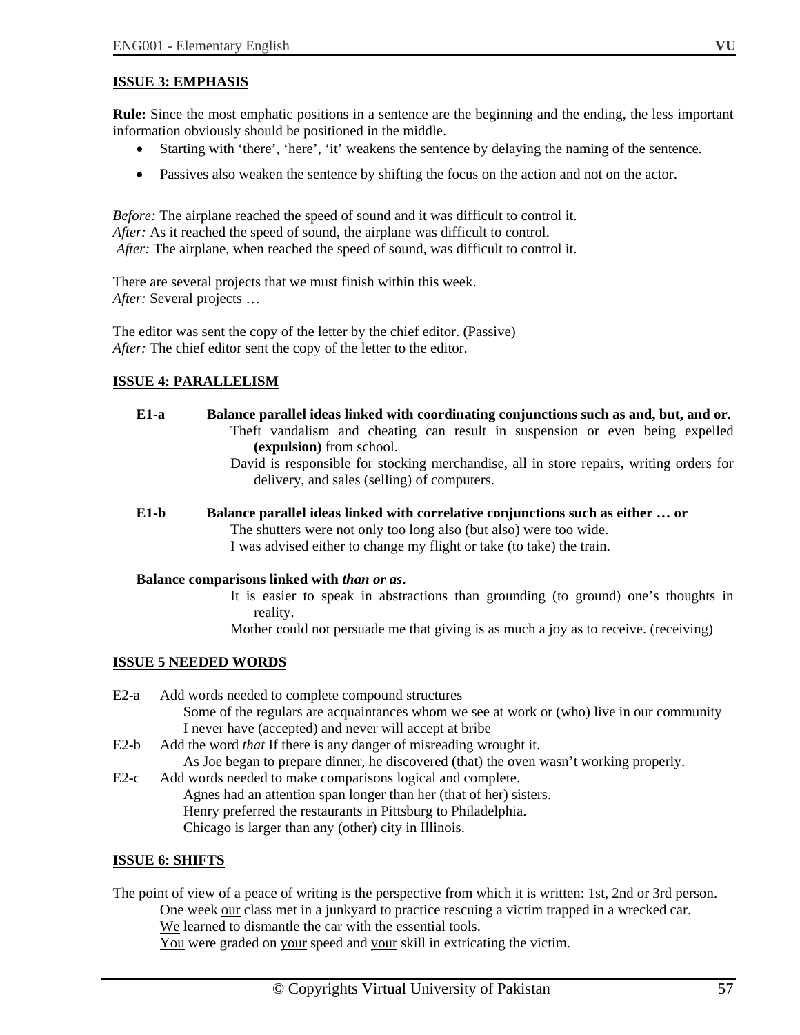**ISSUE 3: EMPHASIS**

**Rule:** Since the most emphatic positions in a sentence are the beginning and the ending, the less important information obviously should be positioned in the middle.

- Starting with 'there', 'here', 'it' weakens the sentence by delaying the naming of the sentence.
- Passives also weaken the sentence by shifting the focus on the action and not on the actor.

*Before:* The airplane reached the speed of sound and it was difficult to control it.
*After:* As it reached the speed of sound, the airplane was difficult to control.
*After:* The airplane, when reached the speed of sound, was difficult to control it.

There are several projects that we must finish within this week.
*After:* Several projects …

The editor was sent the copy of the letter by the chief editor. (Passive)
*After:* The chief editor sent the copy of the letter to the editor.

**ISSUE 4: PARALLELISM**

**E1-a Balance parallel ideas linked with coordinating conjunctions such as and, but, and or.**

Theft vandalism and cheating can result in suspension or even being expelled **(expulsion)** from school.

David is responsible for stocking merchandise, all in store repairs, writing orders for delivery, and sales (selling) of computers.

**E1-b Balance parallel ideas linked with correlative conjunctions such as either … or**

The shutters were not only too long also (but also) were too wide.

I was advised either to change my flight or take (to take) the train.

**Balance comparisons linked with *than or as*.**

It is easier to speak in abstractions than grounding (to ground) one's thoughts in reality.

Mother could not persuade me that giving is as much a joy as to receive. (receiving)

**ISSUE 5 NEEDED WORDS**

E2-a Add words needed to complete compound structures

Some of the regulars are acquaintances whom we see at work or (who) live in our community

I never have (accepted) and never will accept at bribe

E2-b Add the word *that* If there is any danger of misreading wrought it.

As Joe began to prepare dinner, he discovered (that) the oven wasn't working properly.

E2-c Add words needed to make comparisons logical and complete.

Agnes had an attention span longer than her (that of her) sisters.

Henry preferred the restaurants in Pittsburg to Philadelphia.

Chicago is larger than any (other) city in Illinois.

**ISSUE 6: SHIFTS**

The point of view of a peace of writing is the perspective from which it is written: 1st, 2nd or 3rd person.

One week <u>our</u> class met in a junkyard to practice rescuing a victim trapped in a wrecked car.

<u>We</u> learned to dismantle the car with the essential tools.

<u>You</u> were graded on <u>your</u> speed and <u>your</u> skill in extricating the victim.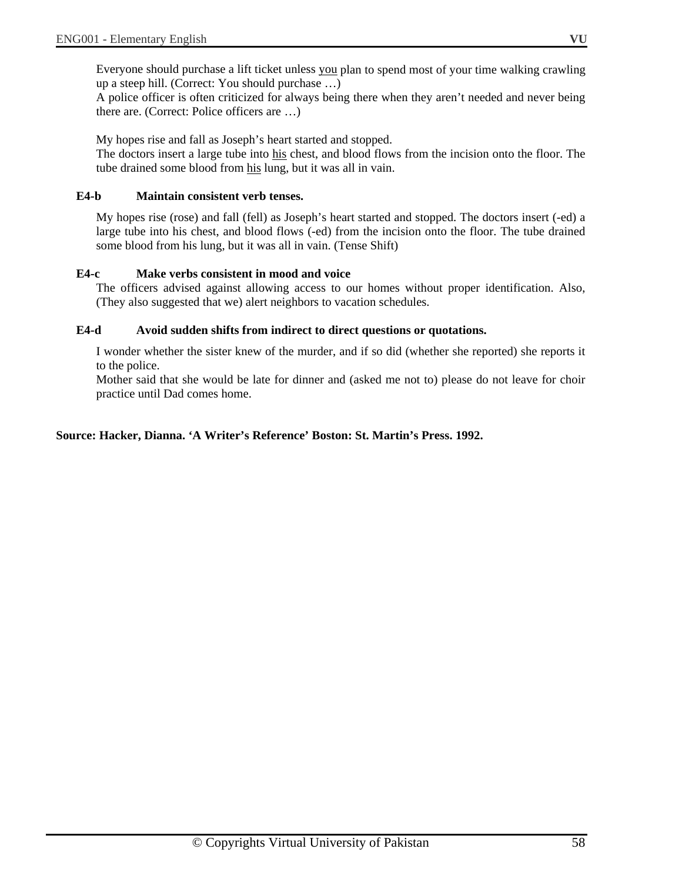Everyone should purchase a lift ticket unless <u>you</u> plan to spend most of your time walking crawling up a steep hill. (Correct: You should purchase …)
A police officer is often criticized for always being there when they aren't needed and never being there are. (Correct: Police officers are …)

My hopes rise and fall as Joseph's heart started and stopped.
The doctors insert a large tube into <u>his</u> chest, and blood flows from the incision onto the floor. The tube drained some blood from <u>his</u> lung, but it was all in vain.

**E4-b Maintain consistent verb tenses.**

My hopes rise (rose) and fall (fell) as Joseph's heart started and stopped. The doctors insert (-ed) a large tube into his chest, and blood flows (-ed) from the incision onto the floor. The tube drained some blood from his lung, but it was all in vain. (Tense Shift)

**E4-c Make verbs consistent in mood and voice**

The officers advised against allowing access to our homes without proper identification. Also, (They also suggested that we) alert neighbors to vacation schedules.

**E4-d Avoid sudden shifts from indirect to direct questions or quotations.**

I wonder whether the sister knew of the murder, and if so did (whether she reported) she reports it to the police.
Mother said that she would be late for dinner and (asked me not to) please do not leave for choir practice until Dad comes home.

**Source: Hacker, Dianna. 'A Writer's Reference' Boston: St. Martin's Press. 1992.**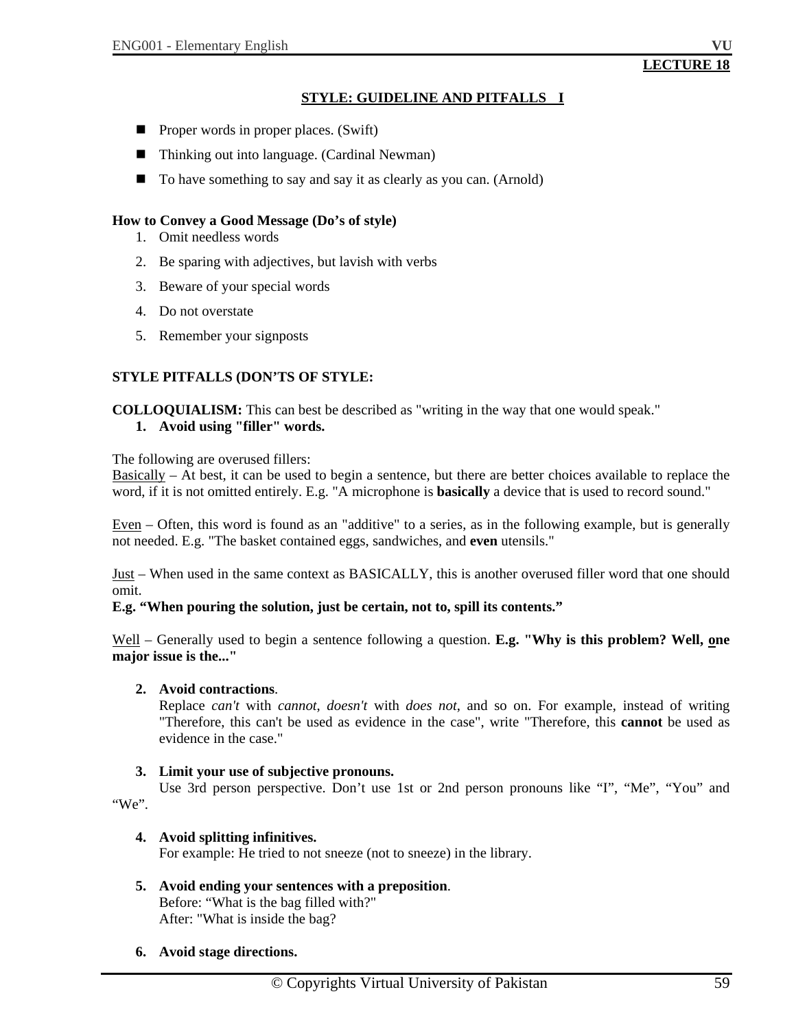**LECTURE 18**

## STYLE: GUIDELINE AND PITFALLS I

- Proper words in proper places. (Swift)
- Thinking out into language. (Cardinal Newman)
- To have something to say and say it as clearly as you can. (Arnold)

**How to Convey a Good Message (Do's of style)**

1. Omit needless words
2. Be sparing with adjectives, but lavish with verbs
3. Beware of your special words
4. Do not overstate
5. Remember your signposts

**STYLE PITFALLS (DON'TS OF STYLE:**

**COLLOQUIALISM:** This can best be described as "writing in the way that one would speak."

1. **Avoid using "filler" words.**

The following are overused fillers:
Basically – At best, it can be used to begin a sentence, but there are better choices available to replace the word, if it is not omitted entirely. E.g. "A microphone is **basically** a device that is used to record sound."

Even – Often, this word is found as an "additive" to a series, as in the following example, but is generally not needed. E.g. "The basket contained eggs, sandwiches, and **even** utensils."

Just – When used in the same context as BASICALLY, this is another overused filler word that one should omit.
**E.g. "When pouring the solution, just be certain, not to, spill its contents."**

Well – Generally used to begin a sentence following a question. **E.g. "Why is this problem? Well, one major issue is the..."**

2. **Avoid contractions**.
   Replace *can't* with *cannot*, *doesn't* with *does not*, and so on. For example, instead of writing "Therefore, this can't be used as evidence in the case", write "Therefore, this **cannot** be used as evidence in the case."

3. **Limit your use of subjective pronouns.**
   Use 3rd person perspective. Don't use 1st or 2nd person pronouns like "I", "Me", "You" and "We".

4. **Avoid splitting infinitives.**
   For example: He tried to not sneeze (not to sneeze) in the library.

5. **Avoid ending your sentences with a preposition**.
   Before: "What is the bag filled with?"
   After: "What is inside the bag?

6. **Avoid stage directions.**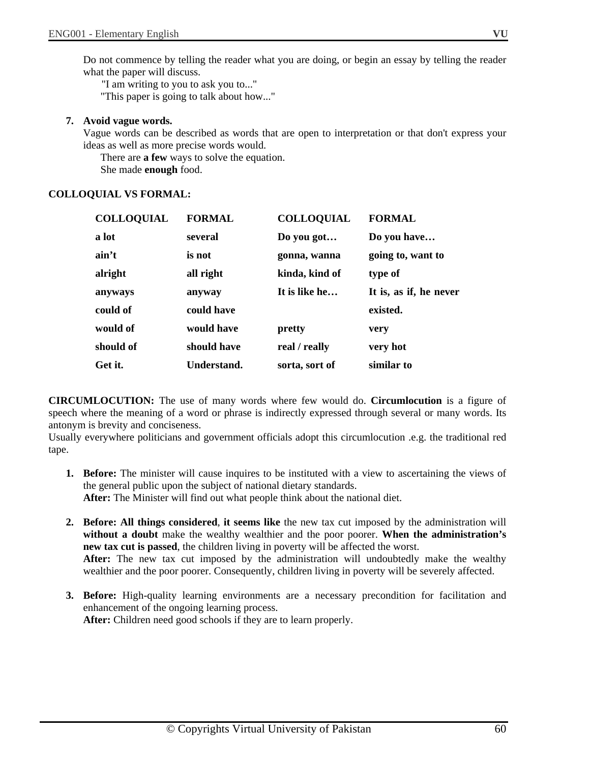Do not commence by telling the reader what you are doing, or begin an essay by telling the reader what the paper will discuss.

"I am writing to you to ask you to..."
"This paper is going to talk about how..."

7. **Avoid vague words.**
   Vague words can be described as words that are open to interpretation or that don't express your ideas as well as more precise words would.
   There are **a few** ways to solve the equation.
   She made **enough** food.

**COLLOQUIAL VS FORMAL:**

| COLLOQUIAL | FORMAL | COLLOQUIAL | FORMAL |
|---|---|---|---|
| **a lot** | **several** | **Do you got…** | **Do you have…** |
| **ain't** | **is not** | **gonna, wanna** | **going to, want to** |
| **alright** | **all right** | **kinda, kind of** | **type of** |
| **anyways** | **anyway** | **It is like he…** | **It is, as if, he never existed.** |
| **could of** | **could have** | | |
| **would of** | **would have** | **pretty** | **very** |
| **should of** | **should have** | **real / really** | **very hot** |
| **Get it.** | **Understand.** | **sorta, sort of** | **similar to** |

**CIRCUMLOCUTION:** The use of many words where few would do. **Circumlocution** is a figure of speech where the meaning of a word or phrase is indirectly expressed through several or many words. Its antonym is brevity and conciseness.
Usually everywhere politicians and government officials adopt this circumlocution .e.g. the traditional red tape.

1. **Before:** The minister will cause inquires to be instituted with a view to ascertaining the views of the general public upon the subject of national dietary standards.
   **After:** The Minister will find out what people think about the national diet.

2. **Before: All things considered**, **it seems like** the new tax cut imposed by the administration will **without a doubt** make the wealthy wealthier and the poor poorer. **When the administration's new tax cut is passed**, the children living in poverty will be affected the worst.
   **After:** The new tax cut imposed by the administration will undoubtedly make the wealthy wealthier and the poor poorer. Consequently, children living in poverty will be severely affected.

3. **Before:** High-quality learning environments are a necessary precondition for facilitation and enhancement of the ongoing learning process.
   **After:** Children need good schools if they are to learn properly.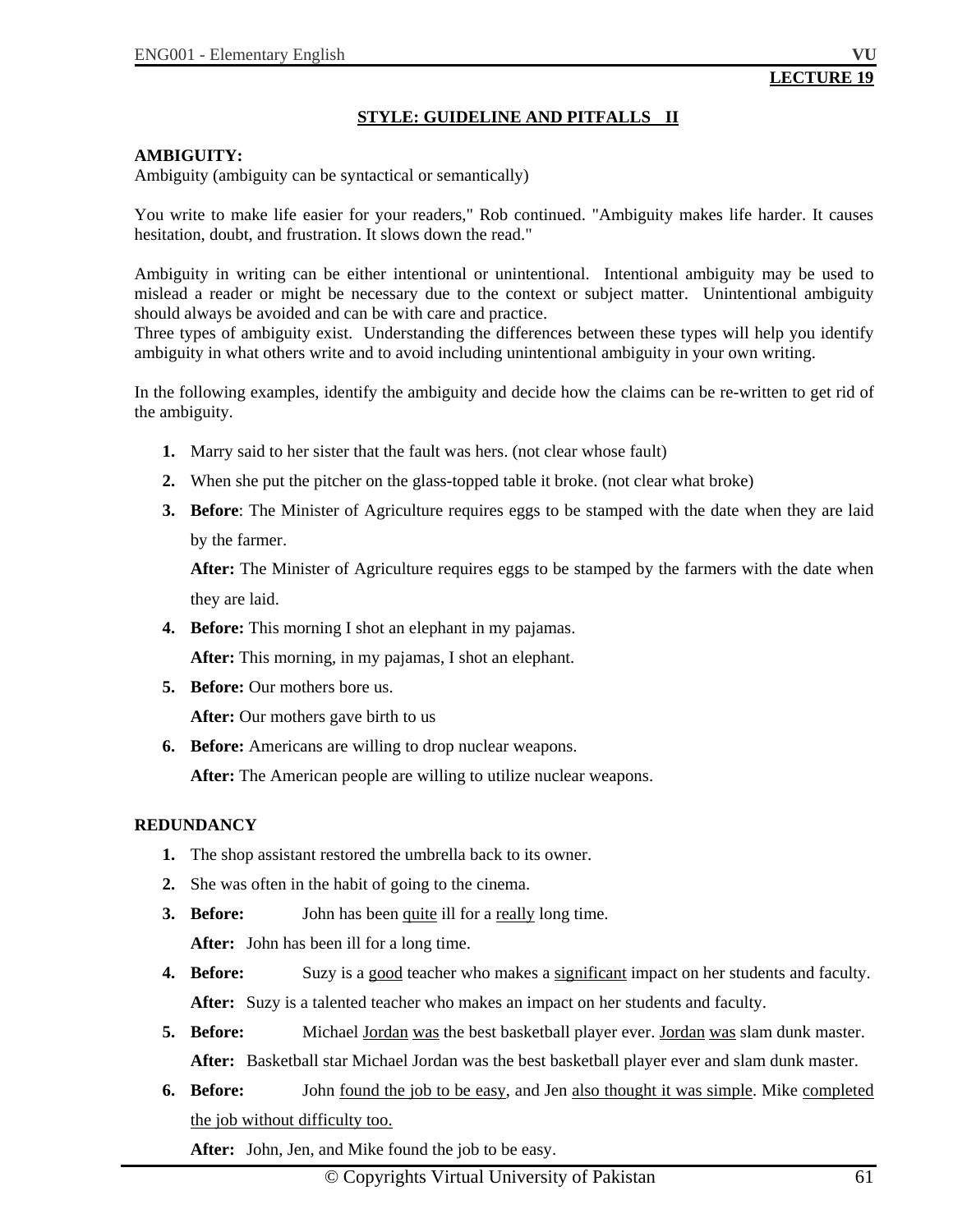**LECTURE 19**

## STYLE: GUIDELINE AND PITFALLS II

**AMBIGUITY:**

Ambiguity (ambiguity can be syntactical or semantically)

You write to make life easier for your readers," Rob continued. "Ambiguity makes life harder. It causes hesitation, doubt, and frustration. It slows down the read."

Ambiguity in writing can be either intentional or unintentional. Intentional ambiguity may be used to mislead a reader or might be necessary due to the context or subject matter. Unintentional ambiguity should always be avoided and can be with care and practice.
Three types of ambiguity exist. Understanding the differences between these types will help you identify ambiguity in what others write and to avoid including unintentional ambiguity in your own writing.

In the following examples, identify the ambiguity and decide how the claims can be re-written to get rid of the ambiguity.

1. Marry said to her sister that the fault was hers. (not clear whose fault)
2. When she put the pitcher on the glass-topped table it broke. (not clear what broke)
3. **Before**: The Minister of Agriculture requires eggs to be stamped with the date when they are laid by the farmer.

   **After:** The Minister of Agriculture requires eggs to be stamped by the farmers with the date when they are laid.
4. **Before:** This morning I shot an elephant in my pajamas.

   **After:** This morning, in my pajamas, I shot an elephant.
5. **Before:** Our mothers bore us.

   **After:** Our mothers gave birth to us
6. **Before:** Americans are willing to drop nuclear weapons.

   **After:** The American people are willing to utilize nuclear weapons.

**REDUNDANCY**

1. The shop assistant restored the umbrella back to its owner.
2. She was often in the habit of going to the cinema.
3. **Before:** John has been <u>quite</u> ill for a <u>really</u> long time.

   **After:** John has been ill for a long time.
4. **Before:** Suzy is a <u>good</u> teacher who makes a <u>significant</u> impact on her students and faculty.

   **After:** Suzy is a talented teacher who makes an impact on her students and faculty.
5. **Before:** Michael <u>Jordan</u> <u>was</u> the best basketball player ever. <u>Jordan</u> <u>was</u> slam dunk master.

   **After:** Basketball star Michael Jordan was the best basketball player ever and slam dunk master.
6. **Before:** John <u>found the job to be easy</u>, and Jen <u>also thought it was simple</u>. Mike <u>completed the job without difficulty too.</u>

   **After:** John, Jen, and Mike found the job to be easy.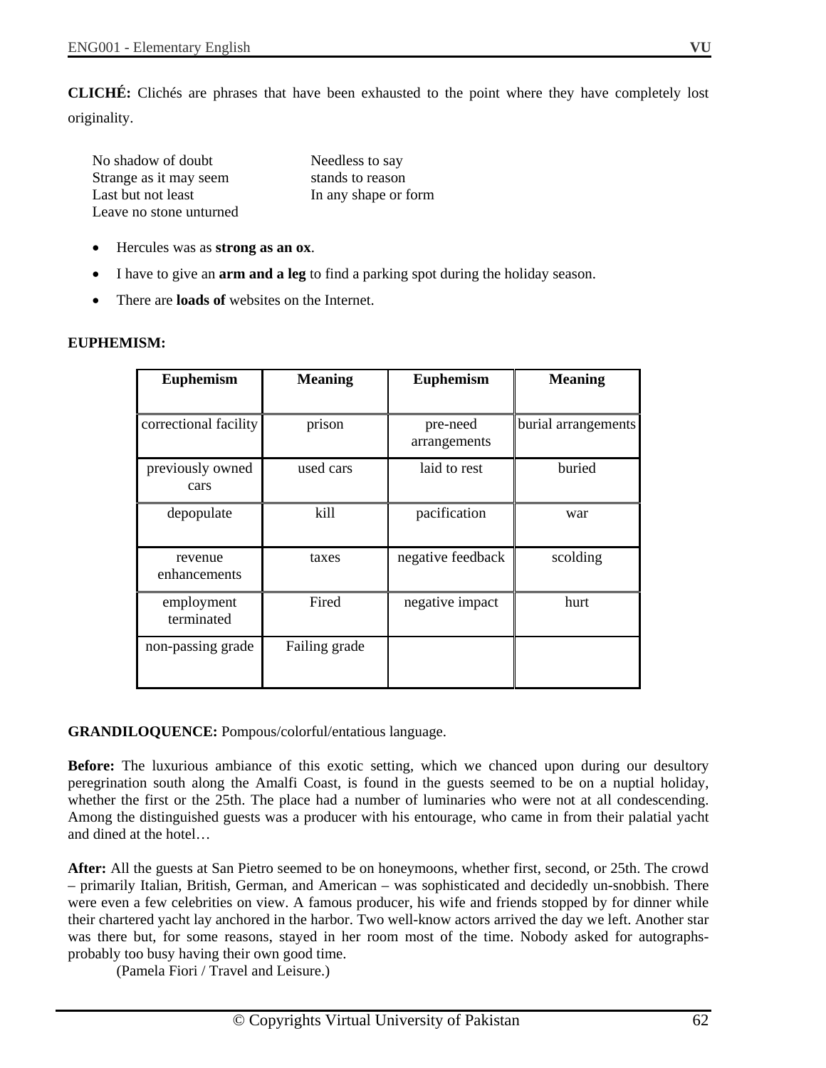**CLICHÉ:** Clichés are phrases that have been exhausted to the point where they have completely lost originality.

No shadow of doubt
Strange as it may seem
Last but not least
Leave no stone unturned
Needless to say
stands to reason
In any shape or form

- Hercules was as **strong as an ox**.
- I have to give an **arm and a leg** to find a parking spot during the holiday season.
- There are **loads of** websites on the Internet.

**EUPHEMISM:**

| Euphemism | Meaning | Euphemism | Meaning |
|---|---|---|---|
| correctional facility | prison | pre-need arrangements | burial arrangements |
| previously owned cars | used cars | laid to rest | buried |
| depopulate | kill | pacification | war |
| revenue enhancements | taxes | negative feedback | scolding |
| employment terminated | Fired | negative impact | hurt |
| non-passing grade | Failing grade | | |

**GRANDILOQUENCE:** Pompous/colorful/entatious language.

**Before:** The luxurious ambiance of this exotic setting, which we chanced upon during our desultory peregrination south along the Amalfi Coast, is found in the guests seemed to be on a nuptial holiday, whether the first or the 25th. The place had a number of luminaries who were not at all condescending. Among the distinguished guests was a producer with his entourage, who came in from their palatial yacht and dined at the hotel…

**After:** All the guests at San Pietro seemed to be on honeymoons, whether first, second, or 25th. The crowd – primarily Italian, British, German, and American – was sophisticated and decidedly un-snobbish. There were even a few celebrities on view. A famous producer, his wife and friends stopped by for dinner while their chartered yacht lay anchored in the harbor. Two well-know actors arrived the day we left. Another star was there but, for some reasons, stayed in her room most of the time. Nobody asked for autographs- probably too busy having their own good time.

(Pamela Fiori / Travel and Leisure.)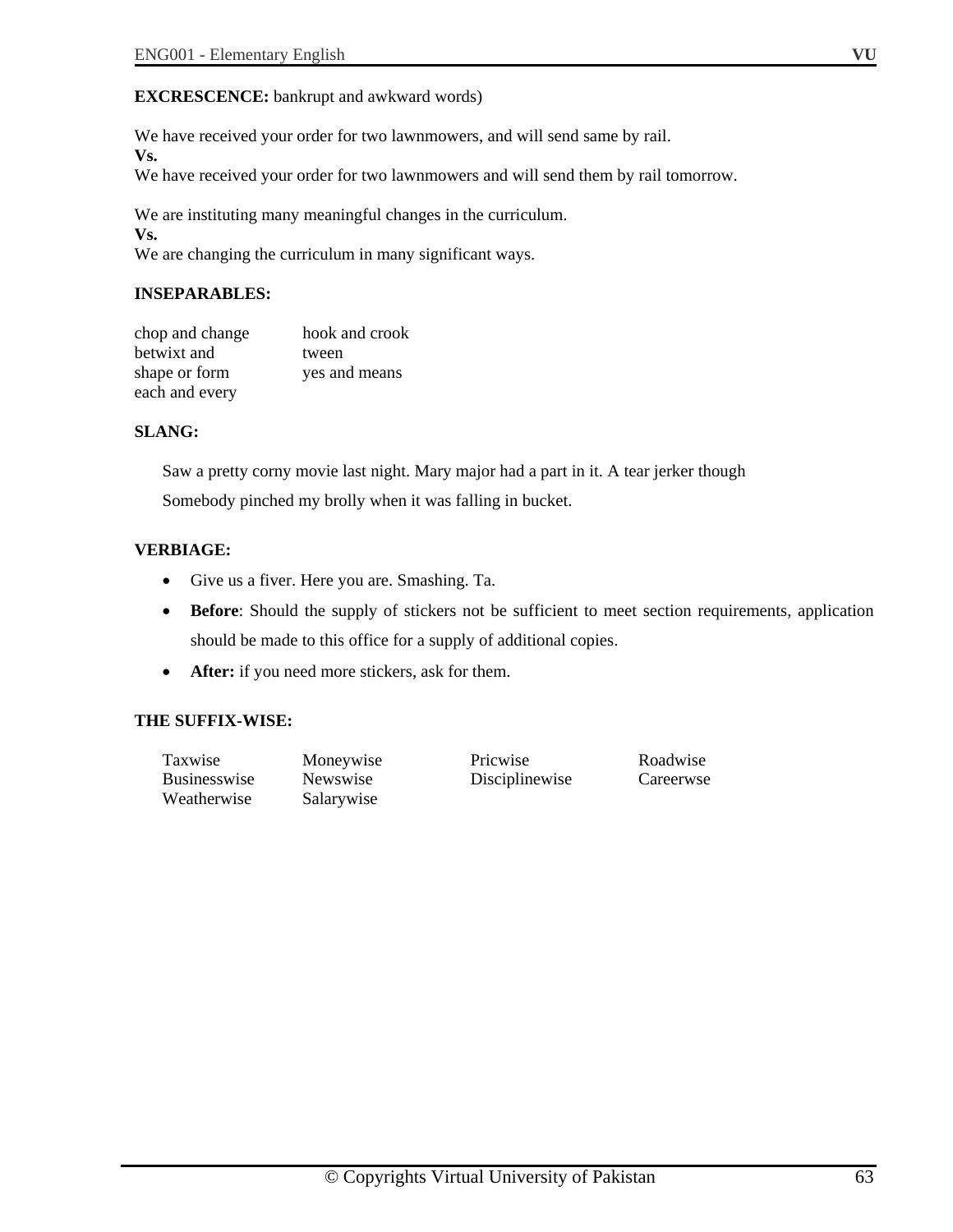**EXCRESCENCE:** bankrupt and awkward words)

We have received your order for two lawnmowers, and will send same by rail.
**Vs.**
We have received your order for two lawnmowers and will send them by rail tomorrow.

We are instituting many meaningful changes in the curriculum.
**Vs.**
We are changing the curriculum in many significant ways.

**INSEPARABLES:**

| | |
|---|---|
| chop and change | hook and crook |
| betwixt and | tween |
| shape or form | yes and means |
| each and every | |

**SLANG:**

Saw a pretty corny movie last night. Mary major had a part in it. A tear jerker though

Somebody pinched my brolly when it was falling in bucket.

**VERBIAGE:**

- Give us a fiver. Here you are. Smashing. Ta.
- **Before**: Should the supply of stickers not be sufficient to meet section requirements, application should be made to this office for a supply of additional copies.
- **After:** if you need more stickers, ask for them.

**THE SUFFIX-WISE:**

| | | | |
|---|---|---|---|
| Taxwise | Moneywise | Pricwise | Roadwise |
| Businesswise | Newswise | Disciplinewise | Careerwse |
| Weatherwise | Salarywise | | |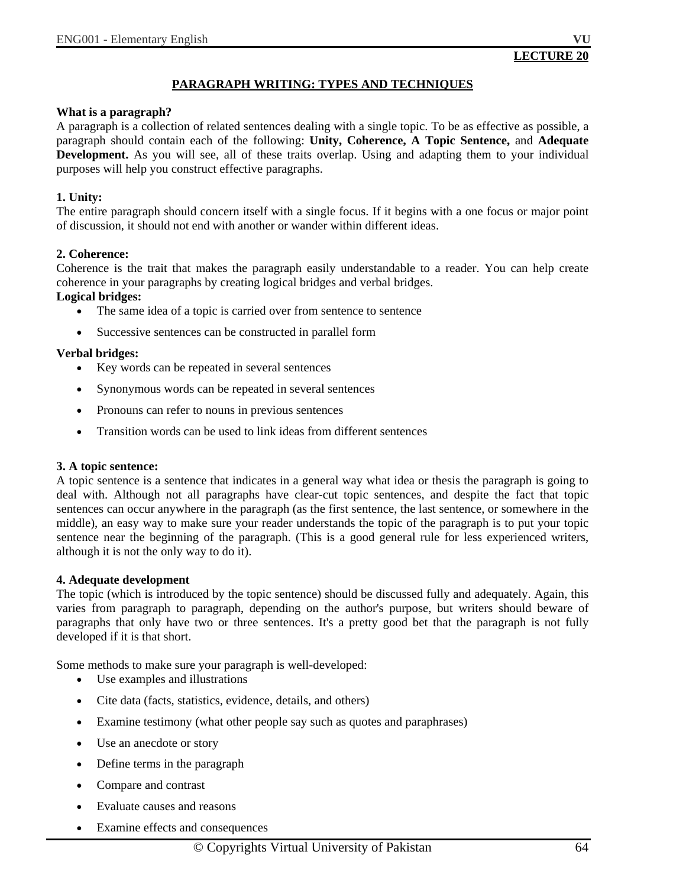**LECTURE 20**

# PARAGRAPH WRITING: TYPES AND TECHNIQUES

**What is a paragraph?**

A paragraph is a collection of related sentences dealing with a single topic. To be as effective as possible, a paragraph should contain each of the following: **Unity, Coherence, A Topic Sentence,** and **Adequate Development.** As you will see, all of these traits overlap. Using and adapting them to your individual purposes will help you construct effective paragraphs.

**1. Unity:**

The entire paragraph should concern itself with a single focus. If it begins with a one focus or major point of discussion, it should not end with another or wander within different ideas.

**2. Coherence:**

Coherence is the trait that makes the paragraph easily understandable to a reader. You can help create coherence in your paragraphs by creating logical bridges and verbal bridges.

**Logical bridges:**

- The same idea of a topic is carried over from sentence to sentence
- Successive sentences can be constructed in parallel form

**Verbal bridges:**

- Key words can be repeated in several sentences
- Synonymous words can be repeated in several sentences
- Pronouns can refer to nouns in previous sentences
- Transition words can be used to link ideas from different sentences

**3. A topic sentence:**

A topic sentence is a sentence that indicates in a general way what idea or thesis the paragraph is going to deal with. Although not all paragraphs have clear-cut topic sentences, and despite the fact that topic sentences can occur anywhere in the paragraph (as the first sentence, the last sentence, or somewhere in the middle), an easy way to make sure your reader understands the topic of the paragraph is to put your topic sentence near the beginning of the paragraph. (This is a good general rule for less experienced writers, although it is not the only way to do it).

**4. Adequate development**

The topic (which is introduced by the topic sentence) should be discussed fully and adequately. Again, this varies from paragraph to paragraph, depending on the author's purpose, but writers should beware of paragraphs that only have two or three sentences. It's a pretty good bet that the paragraph is not fully developed if it is that short.

Some methods to make sure your paragraph is well-developed:

- Use examples and illustrations
- Cite data (facts, statistics, evidence, details, and others)
- Examine testimony (what other people say such as quotes and paraphrases)
- Use an anecdote or story
- Define terms in the paragraph
- Compare and contrast
- Evaluate causes and reasons
- Examine effects and consequences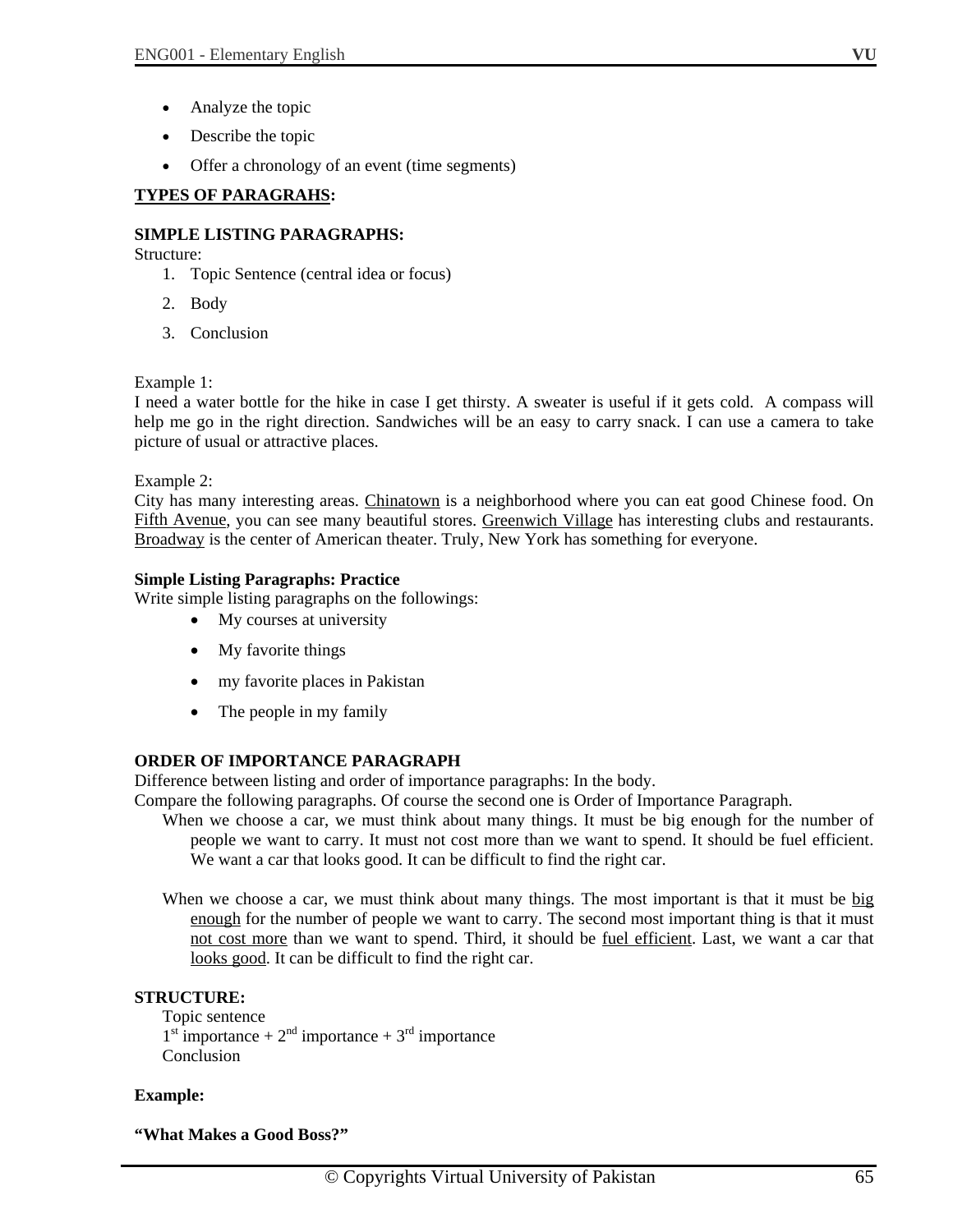- Analyze the topic
- Describe the topic
- Offer a chronology of an event (time segments)

**TYPES OF PARAGRAHS:**

**SIMPLE LISTING PARAGRAPHS:**

Structure:

1. Topic Sentence (central idea or focus)
2. Body
3. Conclusion

Example 1:

I need a water bottle for the hike in case I get thirsty. A sweater is useful if it gets cold. A compass will help me go in the right direction. Sandwiches will be an easy to carry snack. I can use a camera to take picture of usual or attractive places.

Example 2:

City has many interesting areas. Chinatown is a neighborhood where you can eat good Chinese food. On Fifth Avenue, you can see many beautiful stores. Greenwich Village has interesting clubs and restaurants. Broadway is the center of American theater. Truly, New York has something for everyone.

**Simple Listing Paragraphs: Practice**

Write simple listing paragraphs on the followings:

- My courses at university
- My favorite things
- my favorite places in Pakistan
- The people in my family

**ORDER OF IMPORTANCE PARAGRAPH**

Difference between listing and order of importance paragraphs: In the body.

Compare the following paragraphs. Of course the second one is Order of Importance Paragraph.

When we choose a car, we must think about many things. It must be big enough for the number of people we want to carry. It must not cost more than we want to spend. It should be fuel efficient. We want a car that looks good. It can be difficult to find the right car.

When we choose a car, we must think about many things. The most important is that it must be big enough for the number of people we want to carry. The second most important thing is that it must not cost more than we want to spend. Third, it should be fuel efficient. Last, we want a car that looks good. It can be difficult to find the right car.

**STRUCTURE:**

Topic sentence

1st importance + 2nd importance + 3rd importance

Conclusion

**Example:**

**"What Makes a Good Boss?"**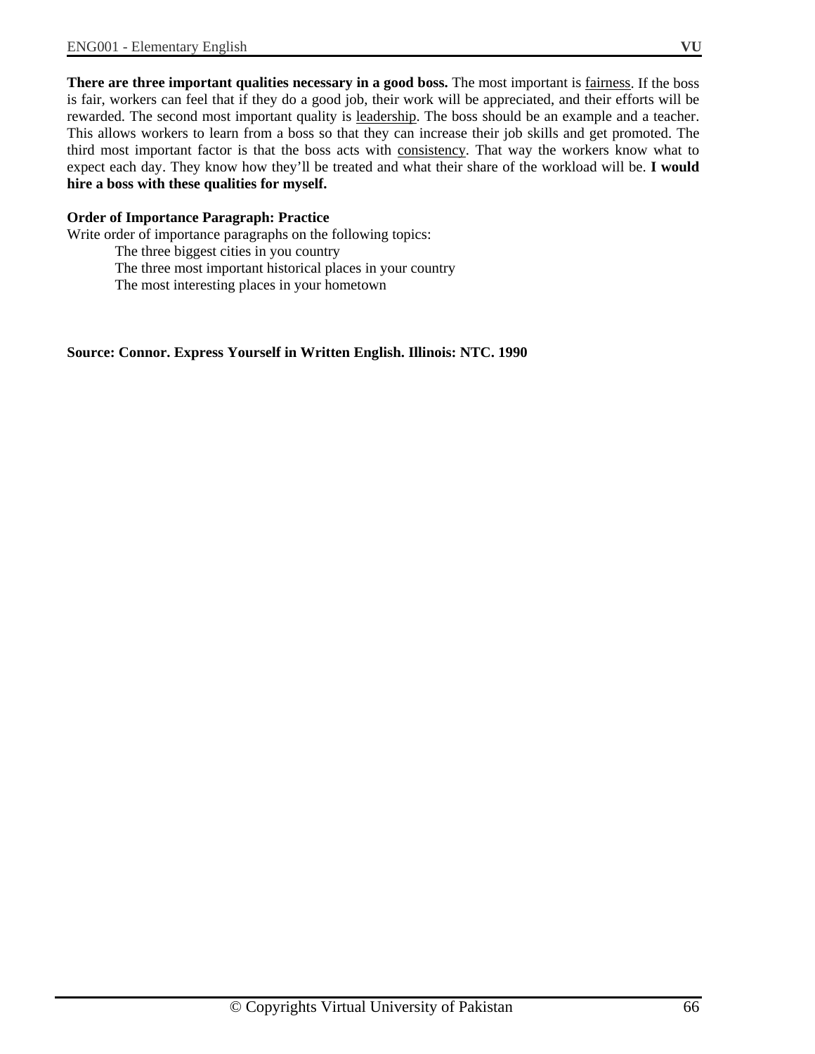**There are three important qualities necessary in a good boss.** The most important is fairness. If the boss is fair, workers can feel that if they do a good job, their work will be appreciated, and their efforts will be rewarded. The second most important quality is leadership. The boss should be an example and a teacher. This allows workers to learn from a boss so that they can increase their job skills and get promoted. The third most important factor is that the boss acts with consistency. That way the workers know what to expect each day. They know how they'll be treated and what their share of the workload will be. **I would hire a boss with these qualities for myself.**

**Order of Importance Paragraph: Practice**

Write order of importance paragraphs on the following topics:

The three biggest cities in you country

The three most important historical places in your country

The most interesting places in your hometown

**Source: Connor. Express Yourself in Written English. Illinois: NTC. 1990**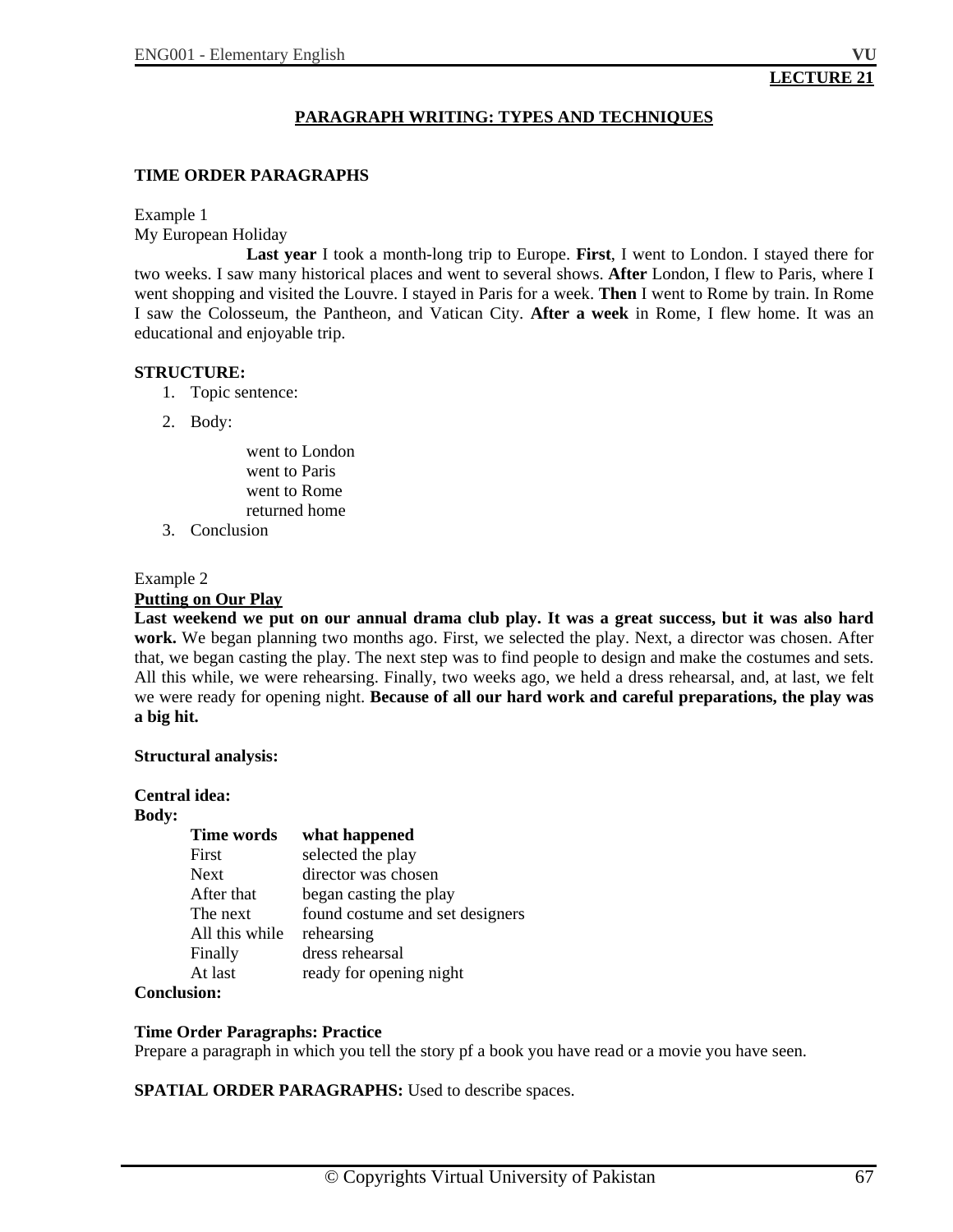**LECTURE 21**

## PARAGRAPH WRITING: TYPES AND TECHNIQUES

### TIME ORDER PARAGRAPHS

Example 1

My European Holiday

**Last year** I took a month-long trip to Europe. **First**, I went to London. I stayed there for two weeks. I saw many historical places and went to several shows. **After** London, I flew to Paris, where I went shopping and visited the Louvre. I stayed in Paris for a week. **Then** I went to Rome by train. In Rome I saw the Colosseum, the Pantheon, and Vatican City. **After a week** in Rome, I flew home. It was an educational and enjoyable trip.

**STRUCTURE:**

1. Topic sentence:
2. Body:

    went to London
    went to Paris
    went to Rome
    returned home

3. Conclusion

Example 2

**Putting on Our Play**

**Last weekend we put on our annual drama club play. It was a great success, but it was also hard work.** We began planning two months ago. First, we selected the play. Next, a director was chosen. After that, we began casting the play. The next step was to find people to design and make the costumes and sets. All this while, we were rehearsing. Finally, two weeks ago, we held a dress rehearsal, and, at last, we felt we were ready for opening night. **Because of all our hard work and careful preparations, the play was a big hit.**

**Structural analysis:**

**Central idea:**

**Body:**

| Time words | what happened |
|---|---|
| First | selected the play |
| Next | director was chosen |
| After that | began casting the play |
| The next | found costume and set designers |
| All this while | rehearsing |
| Finally | dress rehearsal |
| At last | ready for opening night |

**Conclusion:**

**Time Order Paragraphs: Practice**

Prepare a paragraph in which you tell the story pf a book you have read or a movie you have seen.

**SPATIAL ORDER PARAGRAPHS:** Used to describe spaces.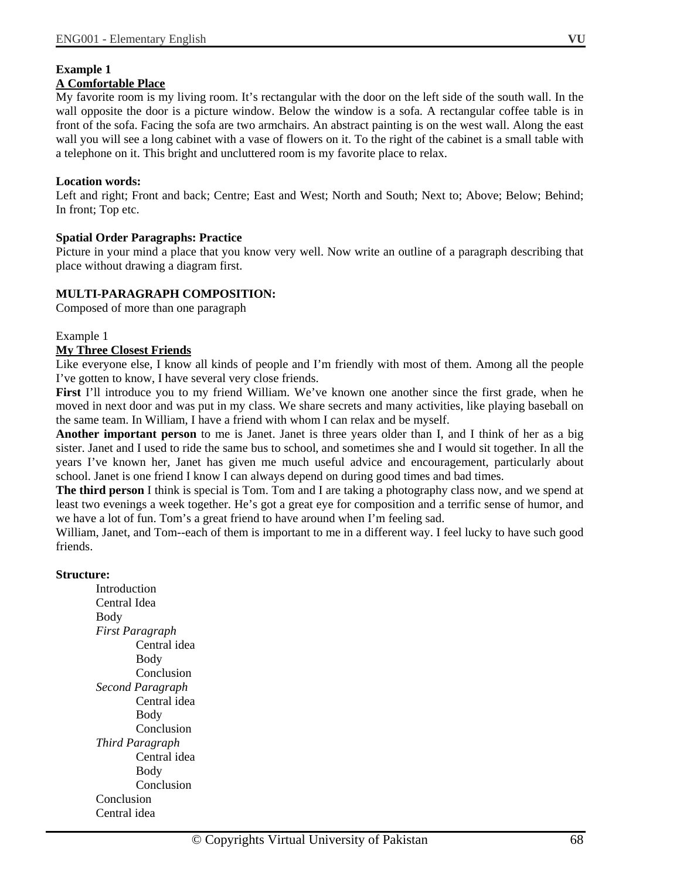**Example 1**

**A Comfortable Place**

My favorite room is my living room. It's rectangular with the door on the left side of the south wall. In the wall opposite the door is a picture window. Below the window is a sofa. A rectangular coffee table is in front of the sofa. Facing the sofa are two armchairs. An abstract painting is on the west wall. Along the east wall you will see a long cabinet with a vase of flowers on it. To the right of the cabinet is a small table with a telephone on it. This bright and uncluttered room is my favorite place to relax.

**Location words:**

Left and right; Front and back; Centre; East and West; North and South; Next to; Above; Below; Behind; In front; Top etc.

**Spatial Order Paragraphs: Practice**

Picture in your mind a place that you know very well. Now write an outline of a paragraph describing that place without drawing a diagram first.

**MULTI-PARAGRAPH COMPOSITION:**

Composed of more than one paragraph

Example 1

**My Three Closest Friends**

Like everyone else, I know all kinds of people and I'm friendly with most of them. Among all the people I've gotten to know, I have several very close friends.

**First** I'll introduce you to my friend William. We've known one another since the first grade, when he moved in next door and was put in my class. We share secrets and many activities, like playing baseball on the same team. In William, I have a friend with whom I can relax and be myself.

**Another important person** to me is Janet. Janet is three years older than I, and I think of her as a big sister. Janet and I used to ride the same bus to school, and sometimes she and I would sit together. In all the years I've known her, Janet has given me much useful advice and encouragement, particularly about school. Janet is one friend I know I can always depend on during good times and bad times.

**The third person** I think is special is Tom. Tom and I are taking a photography class now, and we spend at least two evenings a week together. He's got a great eye for composition and a terrific sense of humor, and we have a lot of fun. Tom's a great friend to have around when I'm feeling sad.

William, Janet, and Tom--each of them is important to me in a different way. I feel lucky to have such good friends.

**Structure:**

- Introduction
- Central Idea
- Body
- *First Paragraph*
  - Central idea
  - Body
  - Conclusion
- *Second Paragraph*
  - Central idea
  - Body
  - Conclusion
- *Third Paragraph*
  - Central idea
  - Body
  - Conclusion
- Conclusion
- Central idea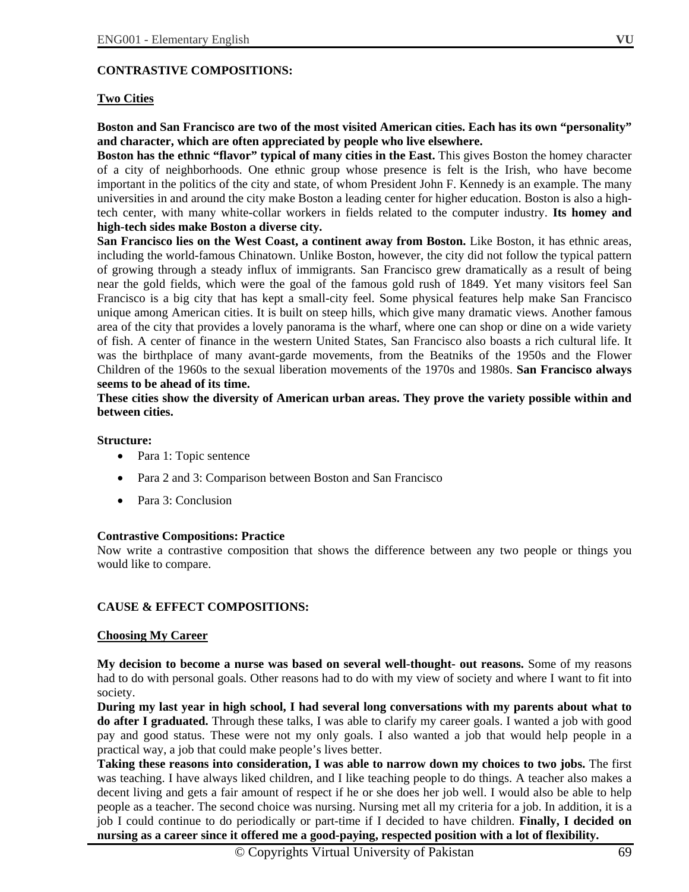**CONTRASTIVE COMPOSITIONS:**

**Two Cities**

**Boston and San Francisco are two of the most visited American cities. Each has its own "personality" and character, which are often appreciated by people who live elsewhere.**
**Boston has the ethnic "flavor" typical of many cities in the East.** This gives Boston the homey character of a city of neighborhoods. One ethnic group whose presence is felt is the Irish, who have become important in the politics of the city and state, of whom President John F. Kennedy is an example. The many universities in and around the city make Boston a leading center for higher education. Boston is also a high-tech center, with many white-collar workers in fields related to the computer industry. **Its homey and high-tech sides make Boston a diverse city.**
**San Francisco lies on the West Coast, a continent away from Boston.** Like Boston, it has ethnic areas, including the world-famous Chinatown. Unlike Boston, however, the city did not follow the typical pattern of growing through a steady influx of immigrants. San Francisco grew dramatically as a result of being near the gold fields, which were the goal of the famous gold rush of 1849. Yet many visitors feel San Francisco is a big city that has kept a small-city feel. Some physical features help make San Francisco unique among American cities. It is built on steep hills, which give many dramatic views. Another famous area of the city that provides a lovely panorama is the wharf, where one can shop or dine on a wide variety of fish. A center of finance in the western United States, San Francisco also boasts a rich cultural life. It was the birthplace of many avant-garde movements, from the Beatniks of the 1950s and the Flower Children of the 1960s to the sexual liberation movements of the 1970s and 1980s. **San Francisco always seems to be ahead of its time.**
**These cities show the diversity of American urban areas. They prove the variety possible within and between cities.**

**Structure:**

- Para 1: Topic sentence
- Para 2 and 3: Comparison between Boston and San Francisco
- Para 3: Conclusion

**Contrastive Compositions: Practice**
Now write a contrastive composition that shows the difference between any two people or things you would like to compare.

**CAUSE & EFFECT COMPOSITIONS:**

**Choosing My Career**

**My decision to become a nurse was based on several well-thought- out reasons.** Some of my reasons had to do with personal goals. Other reasons had to do with my view of society and where I want to fit into society.
**During my last year in high school, I had several long conversations with my parents about what to do after I graduated.** Through these talks, I was able to clarify my career goals. I wanted a job with good pay and good status. These were not my only goals. I also wanted a job that would help people in a practical way, a job that could make people's lives better.
**Taking these reasons into consideration, I was able to narrow down my choices to two jobs.** The first was teaching. I have always liked children, and I like teaching people to do things. A teacher also makes a decent living and gets a fair amount of respect if he or she does her job well. I would also be able to help people as a teacher. The second choice was nursing. Nursing met all my criteria for a job. In addition, it is a job I could continue to do periodically or part-time if I decided to have children. **Finally, I decided on nursing as a career since it offered me a good-paying, respected position with a lot of flexibility.**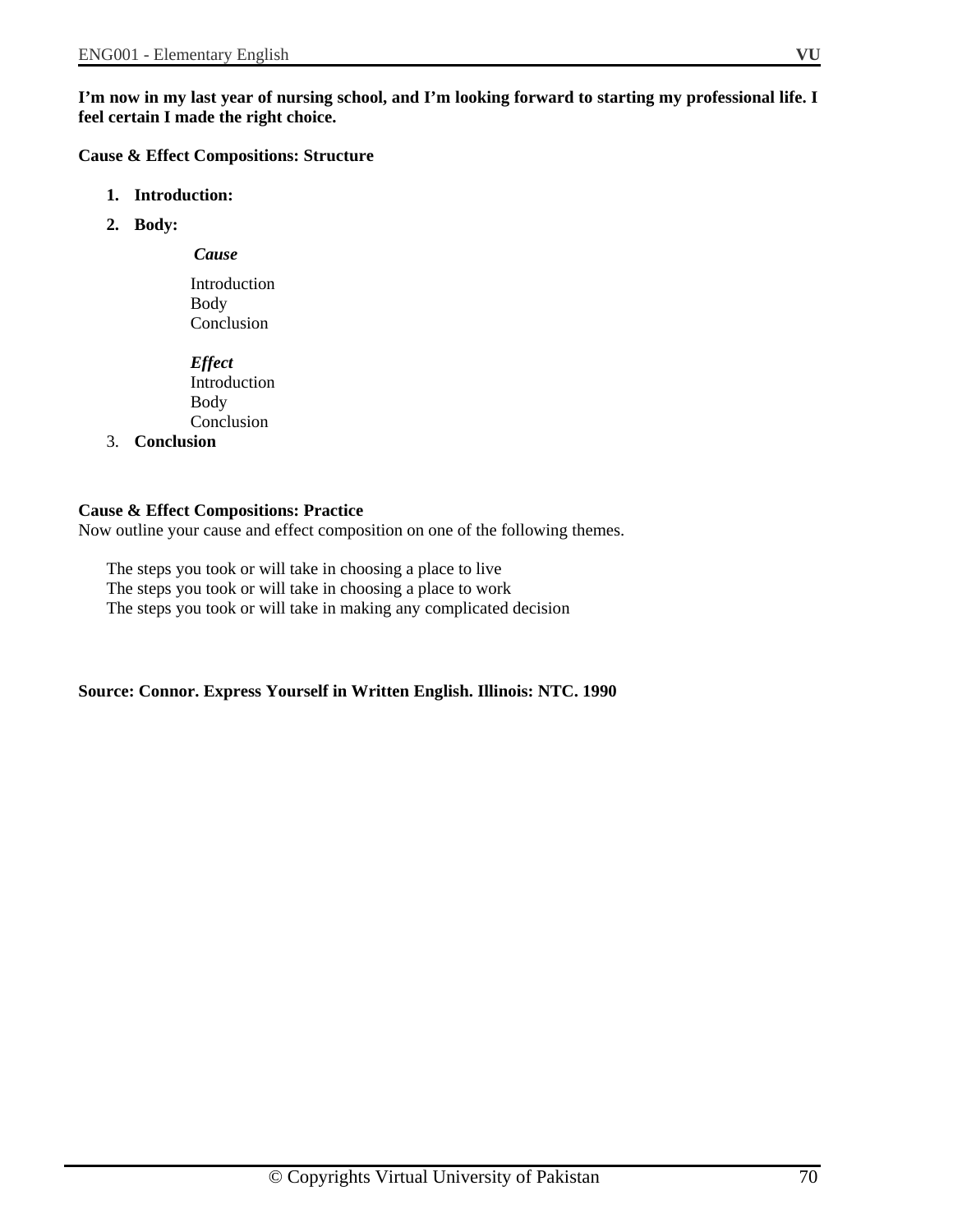**I'm now in my last year of nursing school, and I'm looking forward to starting my professional life. I feel certain I made the right choice.**

**Cause & Effect Compositions: Structure**

1. **Introduction:**
2. **Body:**

   ***Cause***

   Introduction
   Body
   Conclusion

   ***Effect***
   Introduction
   Body
   Conclusion
3. **Conclusion**

**Cause & Effect Compositions: Practice**
Now outline your cause and effect composition on one of the following themes.

The steps you took or will take in choosing a place to live
The steps you took or will take in choosing a place to work
The steps you took or will take in making any complicated decision

**Source: Connor. Express Yourself in Written English. Illinois: NTC. 1990**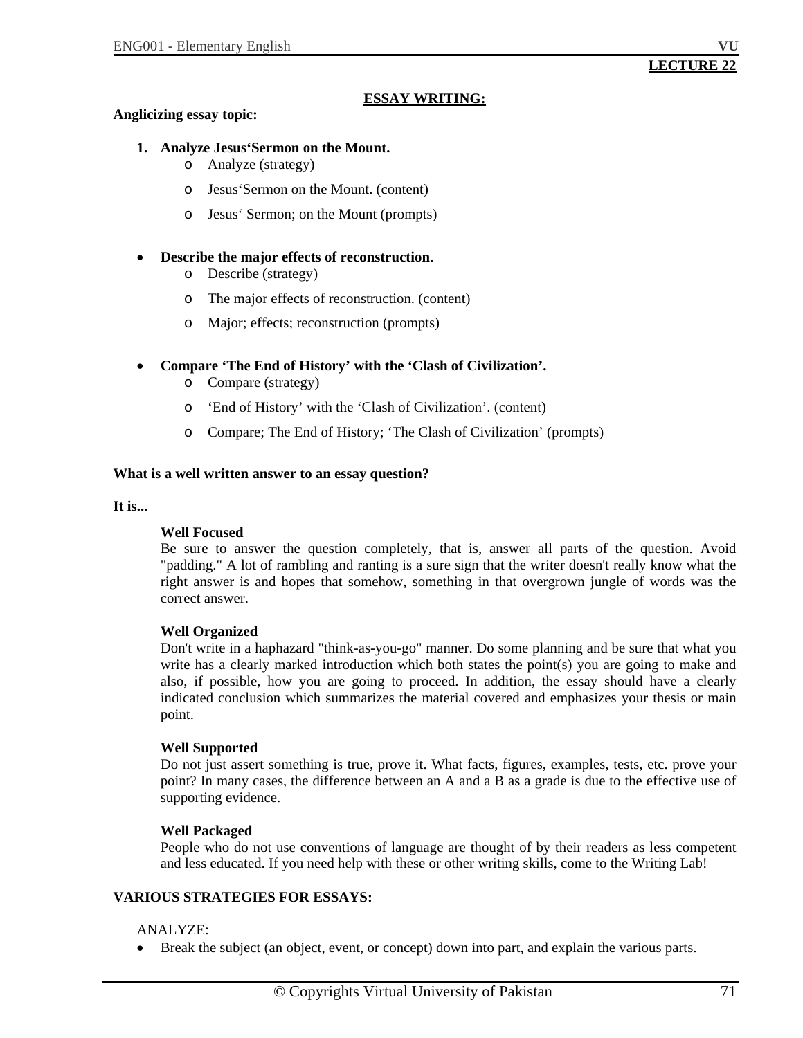**LECTURE 22**

## ESSAY WRITING:

**Anglicizing essay topic:**

1. **Analyze Jesus'Sermon on the Mount.**
   - Analyze (strategy)
   - Jesus'Sermon on the Mount. (content)
   - Jesus' Sermon; on the Mount (prompts)

- **Describe the major effects of reconstruction.**
  - Describe (strategy)
  - The major effects of reconstruction. (content)
  - Major; effects; reconstruction (prompts)

- **Compare 'The End of History' with the 'Clash of Civilization'.**
  - Compare (strategy)
  - 'End of History' with the 'Clash of Civilization'. (content)
  - Compare; The End of History; 'The Clash of Civilization' (prompts)

**What is a well written answer to an essay question?**

**It is...**

**Well Focused**
Be sure to answer the question completely, that is, answer all parts of the question. Avoid "padding." A lot of rambling and ranting is a sure sign that the writer doesn't really know what the right answer is and hopes that somehow, something in that overgrown jungle of words was the correct answer.

**Well Organized**
Don't write in a haphazard "think-as-you-go" manner. Do some planning and be sure that what you write has a clearly marked introduction which both states the point(s) you are going to make and also, if possible, how you are going to proceed. In addition, the essay should have a clearly indicated conclusion which summarizes the material covered and emphasizes your thesis or main point.

**Well Supported**
Do not just assert something is true, prove it. What facts, figures, examples, tests, etc. prove your point? In many cases, the difference between an A and a B as a grade is due to the effective use of supporting evidence.

**Well Packaged**
People who do not use conventions of language are thought of by their readers as less competent and less educated. If you need help with these or other writing skills, come to the Writing Lab!

**VARIOUS STRATEGIES FOR ESSAYS:**

ANALYZE:

- Break the subject (an object, event, or concept) down into part, and explain the various parts.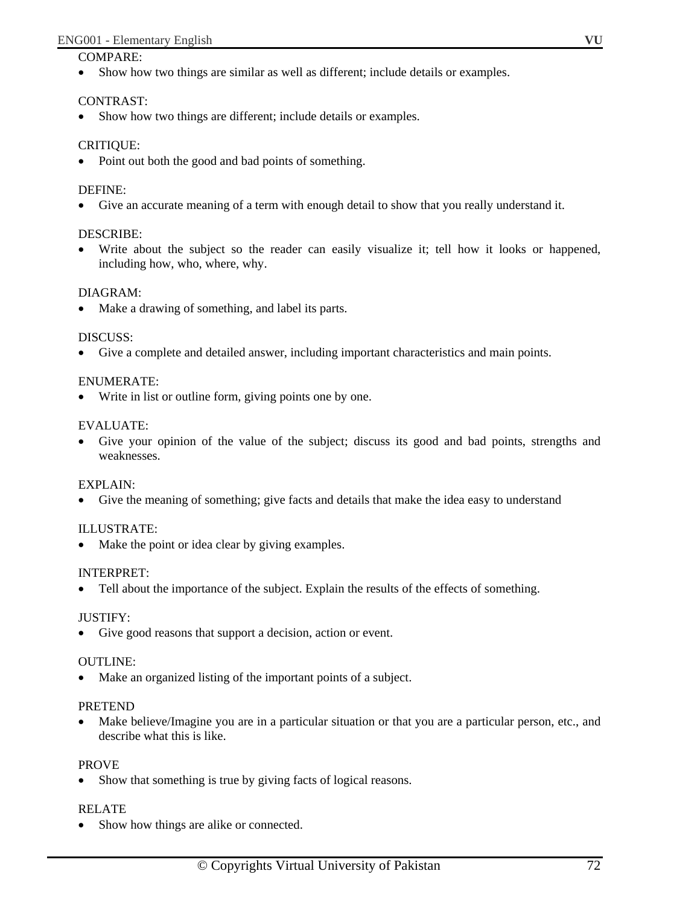COMPARE:

- Show how two things are similar as well as different; include details or examples.

CONTRAST:

- Show how two things are different; include details or examples.

CRITIQUE:

- Point out both the good and bad points of something.

DEFINE:

- Give an accurate meaning of a term with enough detail to show that you really understand it.

DESCRIBE:

- Write about the subject so the reader can easily visualize it; tell how it looks or happened, including how, who, where, why.

DIAGRAM:

- Make a drawing of something, and label its parts.

DISCUSS:

- Give a complete and detailed answer, including important characteristics and main points.

ENUMERATE:

- Write in list or outline form, giving points one by one.

EVALUATE:

- Give your opinion of the value of the subject; discuss its good and bad points, strengths and weaknesses.

EXPLAIN:

- Give the meaning of something; give facts and details that make the idea easy to understand

ILLUSTRATE:

- Make the point or idea clear by giving examples.

INTERPRET:

- Tell about the importance of the subject. Explain the results of the effects of something.

JUSTIFY:

- Give good reasons that support a decision, action or event.

OUTLINE:

- Make an organized listing of the important points of a subject.

PRETEND

- Make believe/Imagine you are in a particular situation or that you are a particular person, etc., and describe what this is like.

PROVE

- Show that something is true by giving facts of logical reasons.

RELATE

- Show how things are alike or connected.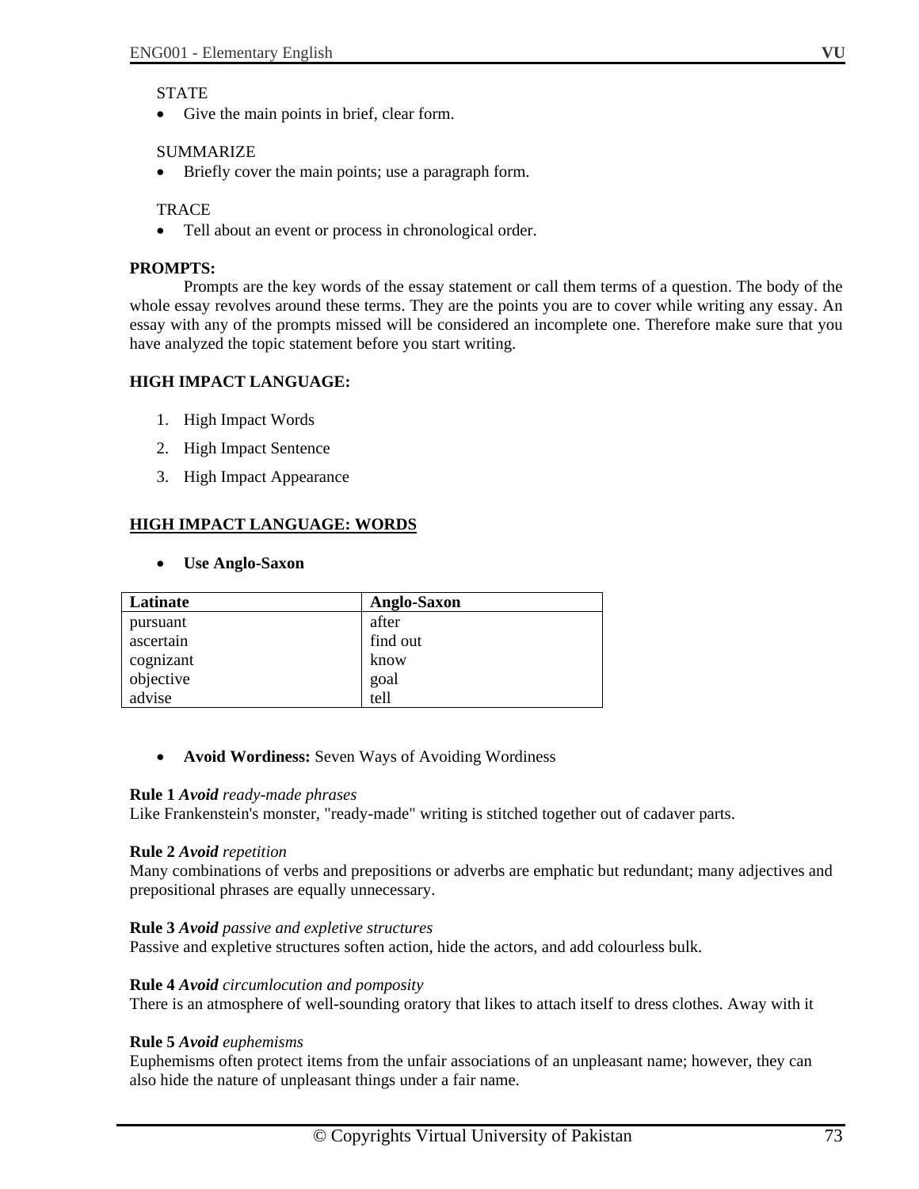STATE

- Give the main points in brief, clear form.

SUMMARIZE

- Briefly cover the main points; use a paragraph form.

TRACE

- Tell about an event or process in chronological order.

**PROMPTS:**

Prompts are the key words of the essay statement or call them terms of a question. The body of the whole essay revolves around these terms. They are the points you are to cover while writing any essay. An essay with any of the prompts missed will be considered an incomplete one. Therefore make sure that you have analyzed the topic statement before you start writing.

**HIGH IMPACT LANGUAGE:**

1. High Impact Words
2. High Impact Sentence
3. High Impact Appearance

**HIGH IMPACT LANGUAGE: WORDS**

- **Use Anglo-Saxon**

| Latinate | Anglo-Saxon |
|---|---|
| pursuant | after |
| ascertain | find out |
| cognizant | know |
| objective | goal |
| advise | tell |

- **Avoid Wordiness:** Seven Ways of Avoiding Wordiness

**Rule 1** ***Avoid*** *ready-made phrases*
Like Frankenstein's monster, "ready-made" writing is stitched together out of cadaver parts.

**Rule 2** ***Avoid*** *repetition*
Many combinations of verbs and prepositions or adverbs are emphatic but redundant; many adjectives and prepositional phrases are equally unnecessary.

**Rule 3** ***Avoid*** *passive and expletive structures*
Passive and expletive structures soften action, hide the actors, and add colourless bulk.

**Rule 4** ***Avoid*** *circumlocution and pomposity*
There is an atmosphere of well-sounding oratory that likes to attach itself to dress clothes. Away with it

**Rule 5** ***Avoid*** *euphemisms*
Euphemisms often protect items from the unfair associations of an unpleasant name; however, they can also hide the nature of unpleasant things under a fair name.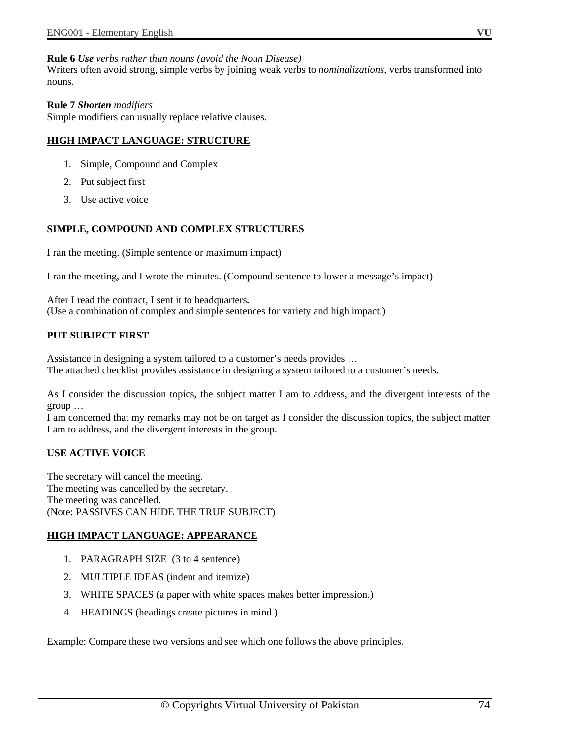**Rule 6** ***Use*** *verbs rather than nouns (avoid the Noun Disease)*
Writers often avoid strong, simple verbs by joining weak verbs to *nominalizations*, verbs transformed into nouns.

**Rule 7** ***Shorten*** *modifiers*
Simple modifiers can usually replace relative clauses.

## HIGH IMPACT LANGUAGE: STRUCTURE

1. Simple, Compound and Complex
2. Put subject first
3. Use active voice

### SIMPLE, COMPOUND AND COMPLEX STRUCTURES

I ran the meeting. (Simple sentence or maximum impact)

I ran the meeting, and I wrote the minutes. (Compound sentence to lower a message's impact)

After I read the contract, I sent it to headquarters**.**
(Use a combination of complex and simple sentences for variety and high impact.)

### PUT SUBJECT FIRST

Assistance in designing a system tailored to a customer's needs provides …
The attached checklist provides assistance in designing a system tailored to a customer's needs.

As I consider the discussion topics, the subject matter I am to address, and the divergent interests of the group …
I am concerned that my remarks may not be on target as I consider the discussion topics, the subject matter I am to address, and the divergent interests in the group.

### USE ACTIVE VOICE

The secretary will cancel the meeting.
The meeting was cancelled by the secretary.
The meeting was cancelled.
(Note: PASSIVES CAN HIDE THE TRUE SUBJECT)

## HIGH IMPACT LANGUAGE: APPEARANCE

1. PARAGRAPH SIZE (3 to 4 sentence)
2. MULTIPLE IDEAS (indent and itemize)
3. WHITE SPACES (a paper with white spaces makes better impression.)
4. HEADINGS (headings create pictures in mind.)

Example: Compare these two versions and see which one follows the above principles.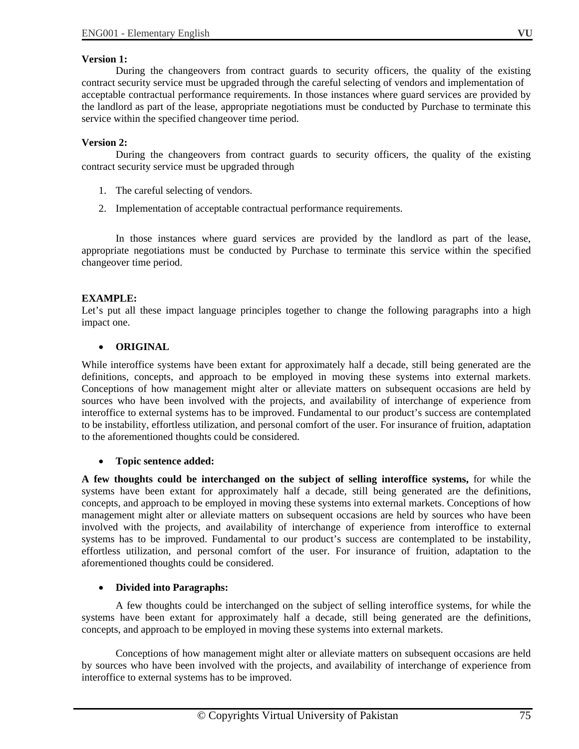**Version 1:**

During the changeovers from contract guards to security officers, the quality of the existing contract security service must be upgraded through the careful selecting of vendors and implementation of acceptable contractual performance requirements. In those instances where guard services are provided by the landlord as part of the lease, appropriate negotiations must be conducted by Purchase to terminate this service within the specified changeover time period.

**Version 2:**

During the changeovers from contract guards to security officers, the quality of the existing contract security service must be upgraded through

1. The careful selecting of vendors.
2. Implementation of acceptable contractual performance requirements.

In those instances where guard services are provided by the landlord as part of the lease, appropriate negotiations must be conducted by Purchase to terminate this service within the specified changeover time period.

**EXAMPLE:**

Let's put all these impact language principles together to change the following paragraphs into a high impact one.

- **ORIGINAL**

While interoffice systems have been extant for approximately half a decade, still being generated are the definitions, concepts, and approach to be employed in moving these systems into external markets. Conceptions of how management might alter or alleviate matters on subsequent occasions are held by sources who have been involved with the projects, and availability of interchange of experience from interoffice to external systems has to be improved. Fundamental to our product's success are contemplated to be instability, effortless utilization, and personal comfort of the user. For insurance of fruition, adaptation to the aforementioned thoughts could be considered.

- **Topic sentence added:**

**A few thoughts could be interchanged on the subject of selling interoffice systems,** for while the systems have been extant for approximately half a decade, still being generated are the definitions, concepts, and approach to be employed in moving these systems into external markets. Conceptions of how management might alter or alleviate matters on subsequent occasions are held by sources who have been involved with the projects, and availability of interchange of experience from interoffice to external systems has to be improved. Fundamental to our product's success are contemplated to be instability, effortless utilization, and personal comfort of the user. For insurance of fruition, adaptation to the aforementioned thoughts could be considered.

- **Divided into Paragraphs:**

A few thoughts could be interchanged on the subject of selling interoffice systems, for while the systems have been extant for approximately half a decade, still being generated are the definitions, concepts, and approach to be employed in moving these systems into external markets.

Conceptions of how management might alter or alleviate matters on subsequent occasions are held by sources who have been involved with the projects, and availability of interchange of experience from interoffice to external systems has to be improved.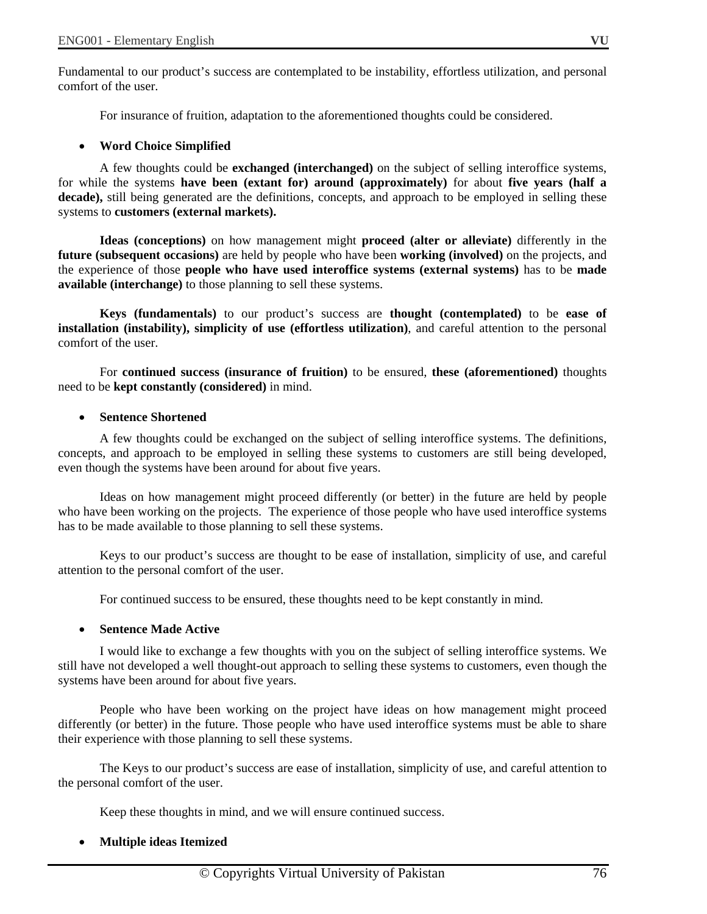Fundamental to our product's success are contemplated to be instability, effortless utilization, and personal comfort of the user.

For insurance of fruition, adaptation to the aforementioned thoughts could be considered.

- **Word Choice Simplified**

A few thoughts could be **exchanged (interchanged)** on the subject of selling interoffice systems, for while the systems **have been (extant for) around (approximately)** for about **five years (half a decade),** still being generated are the definitions, concepts, and approach to be employed in selling these systems to **customers (external markets).**

**Ideas (conceptions)** on how management might **proceed (alter or alleviate)** differently in the **future (subsequent occasions)** are held by people who have been **working (involved)** on the projects, and the experience of those **people who have used interoffice systems (external systems)** has to be **made available (interchange)** to those planning to sell these systems.

**Keys (fundamentals)** to our product's success are **thought (contemplated)** to be **ease of installation (instability), simplicity of use (effortless utilization)**, and careful attention to the personal comfort of the user.

For **continued success (insurance of fruition)** to be ensured, **these (aforementioned)** thoughts need to be **kept constantly (considered)** in mind.

- **Sentence Shortened**

A few thoughts could be exchanged on the subject of selling interoffice systems. The definitions, concepts, and approach to be employed in selling these systems to customers are still being developed, even though the systems have been around for about five years.

Ideas on how management might proceed differently (or better) in the future are held by people who have been working on the projects. The experience of those people who have used interoffice systems has to be made available to those planning to sell these systems.

Keys to our product's success are thought to be ease of installation, simplicity of use, and careful attention to the personal comfort of the user.

For continued success to be ensured, these thoughts need to be kept constantly in mind.

- **Sentence Made Active**

I would like to exchange a few thoughts with you on the subject of selling interoffice systems. We still have not developed a well thought-out approach to selling these systems to customers, even though the systems have been around for about five years.

People who have been working on the project have ideas on how management might proceed differently (or better) in the future. Those people who have used interoffice systems must be able to share their experience with those planning to sell these systems.

The Keys to our product's success are ease of installation, simplicity of use, and careful attention to the personal comfort of the user.

Keep these thoughts in mind, and we will ensure continued success.

- **Multiple ideas Itemized**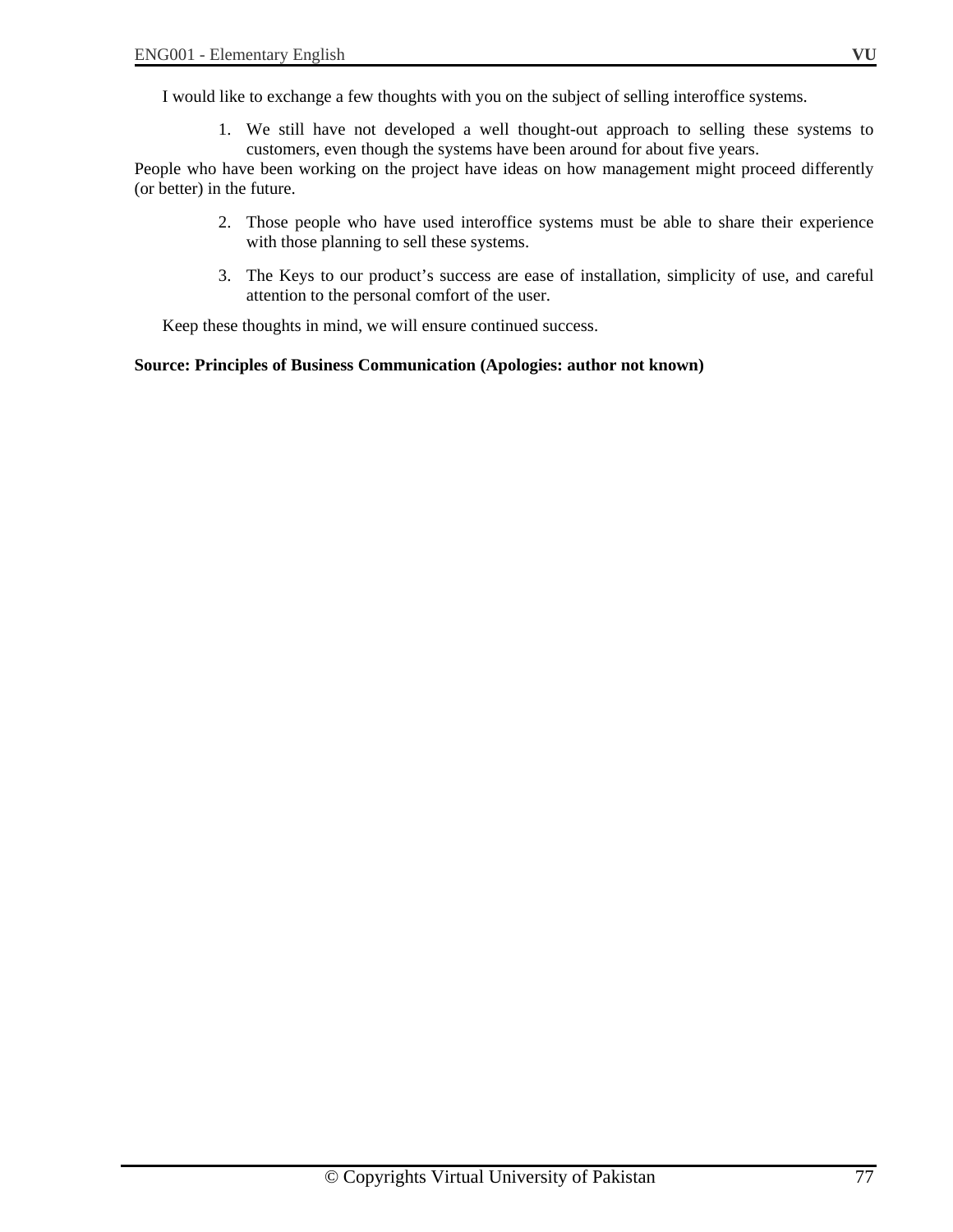I would like to exchange a few thoughts with you on the subject of selling interoffice systems.

1. We still have not developed a well thought-out approach to selling these systems to customers, even though the systems have been around for about five years.

People who have been working on the project have ideas on how management might proceed differently (or better) in the future.

2. Those people who have used interoffice systems must be able to share their experience with those planning to sell these systems.
3. The Keys to our product's success are ease of installation, simplicity of use, and careful attention to the personal comfort of the user.

Keep these thoughts in mind, we will ensure continued success.

**Source: Principles of Business Communication (Apologies: author not known)**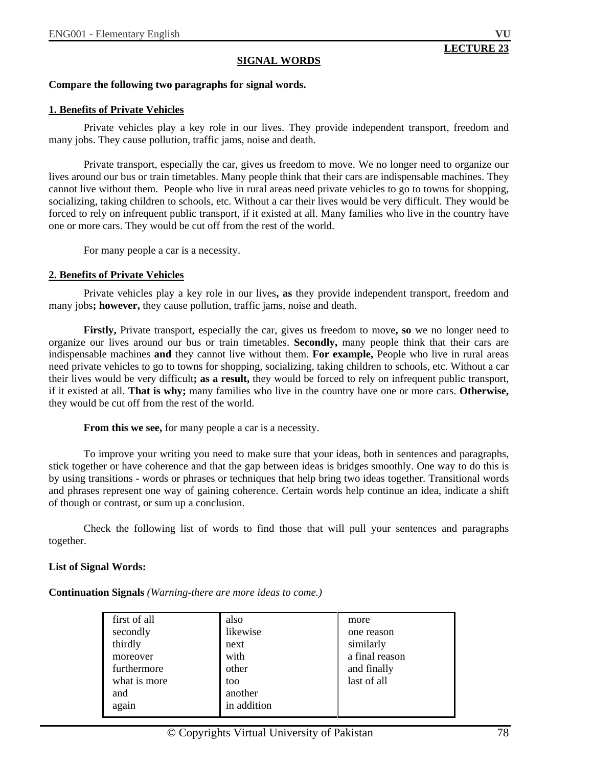**LECTURE 23**

## SIGNAL WORDS

**Compare the following two paragraphs for signal words.**

### 1. Benefits of Private Vehicles

Private vehicles play a key role in our lives. They provide independent transport, freedom and many jobs. They cause pollution, traffic jams, noise and death.

Private transport, especially the car, gives us freedom to move. We no longer need to organize our lives around our bus or train timetables. Many people think that their cars are indispensable machines. They cannot live without them. People who live in rural areas need private vehicles to go to towns for shopping, socializing, taking children to schools, etc. Without a car their lives would be very difficult. They would be forced to rely on infrequent public transport, if it existed at all. Many families who live in the country have one or more cars. They would be cut off from the rest of the world.

For many people a car is a necessity.

### 2. Benefits of Private Vehicles

Private vehicles play a key role in our lives**, as** they provide independent transport, freedom and many jobs**; however,** they cause pollution, traffic jams, noise and death.

**Firstly,** Private transport, especially the car, gives us freedom to move**, so** we no longer need to organize our lives around our bus or train timetables. **Secondly,** many people think that their cars are indispensable machines **and** they cannot live without them. **For example,** People who live in rural areas need private vehicles to go to towns for shopping, socializing, taking children to schools, etc. Without a car their lives would be very difficult**; as a result,** they would be forced to rely on infrequent public transport, if it existed at all. **That is why;** many families who live in the country have one or more cars. **Otherwise,** they would be cut off from the rest of the world.

**From this we see,** for many people a car is a necessity.

To improve your writing you need to make sure that your ideas, both in sentences and paragraphs, stick together or have coherence and that the gap between ideas is bridges smoothly. One way to do this is by using transitions - words or phrases or techniques that help bring two ideas together. Transitional words and phrases represent one way of gaining coherence. Certain words help continue an idea, indicate a shift of though or contrast, or sum up a conclusion.

Check the following list of words to find those that will pull your sentences and paragraphs together.

**List of Signal Words:**

**Continuation Signals** *(Warning-there are more ideas to come.)*

| | | |
|---|---|---|
| first of all | also | more |
| secondly | likewise | one reason |
| thirdly | next | similarly |
| moreover | with | a final reason |
| furthermore | other | and finally |
| what is more | too | last of all |
| and | another | |
| again | in addition | |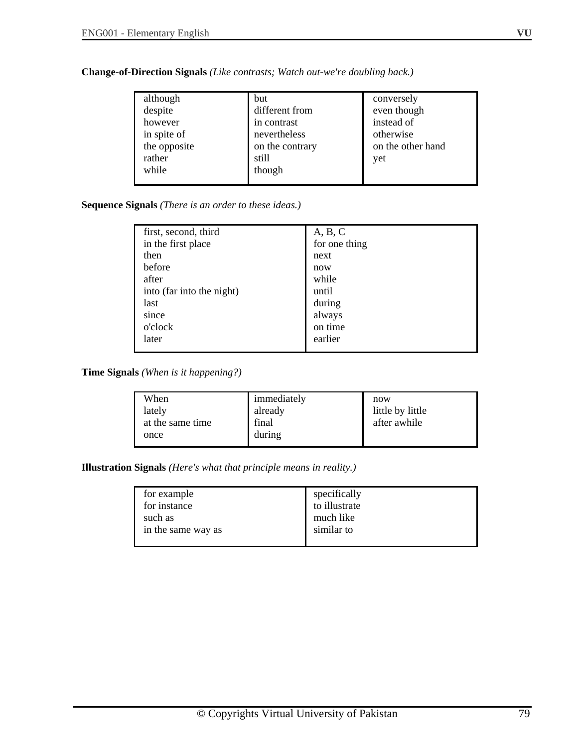**Change-of-Direction Signals** *(Like contrasts; Watch out-we're doubling back.)*

| | | |
|---|---|---|
| although | but | conversely |
| despite | different from | even though |
| however | in contrast | instead of |
| in spite of | nevertheless | otherwise |
| the opposite | on the contrary | on the other hand |
| rather | still | yet |
| while | though | |

**Sequence Signals** *(There is an order to these ideas.)*

| | |
|---|---|
| first, second, third | A, B, C |
| in the first place | for one thing |
| then | next |
| before | now |
| after | while |
| into (far into the night) | until |
| last | during |
| since | always |
| o'clock | on time |
| later | earlier |

**Time Signals** *(When is it happening?)*

| | | |
|---|---|---|
| When | immediately | now |
| lately | already | little by little |
| at the same time | final | after awhile |
| once | during | |

**Illustration Signals** *(Here's what that principle means in reality.)*

| | |
|---|---|
| for example | specifically |
| for instance | to illustrate |
| such as | much like |
| in the same way as | similar to |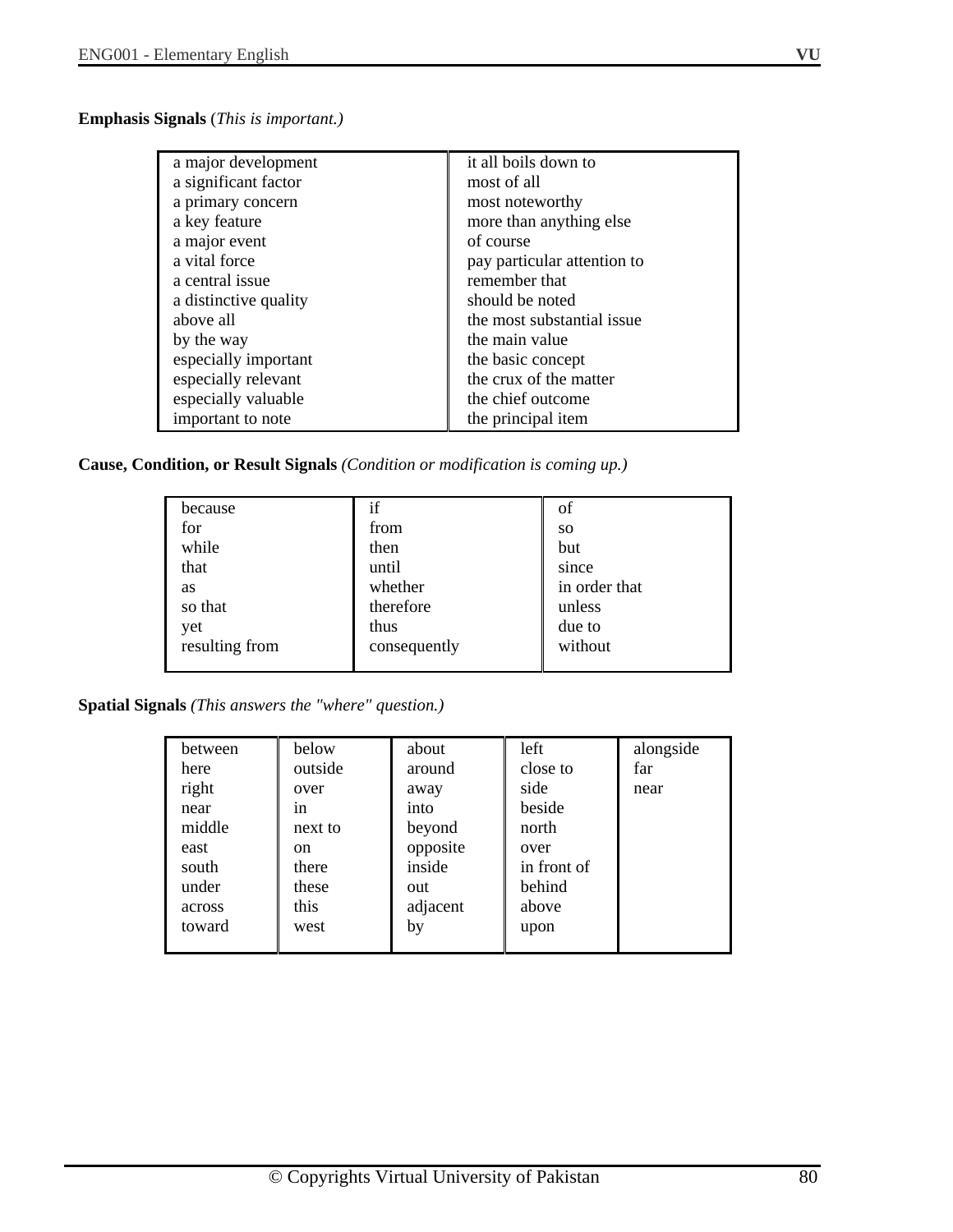**Emphasis Signals** (*This is important.)*

| | |
|---|---|
| a major development | it all boils down to |
| a significant factor | most of all |
| a primary concern | most noteworthy |
| a key feature | more than anything else |
| a major event | of course |
| a vital force | pay particular attention to |
| a central issue | remember that |
| a distinctive quality | should be noted |
| above all | the most substantial issue |
| by the way | the main value |
| especially important | the basic concept |
| especially relevant | the crux of the matter |
| especially valuable | the chief outcome |
| important to note | the principal item |

**Cause, Condition, or Result Signals** *(Condition or modification is coming up.)*

| | | |
|---|---|---|
| because | if | of |
| for | from | so |
| while | then | but |
| that | until | since |
| as | whether | in order that |
| so that | therefore | unless |
| yet | thus | due to |
| resulting from | consequently | without |

**Spatial Signals** *(This answers the "where" question.)*

| | | | | |
|---|---|---|---|---|
| between | below | about | left | alongside |
| here | outside | around | close to | far |
| right | over | away | side | near |
| near | in | into | beside | |
| middle | next to | beyond | north | |
| east | on | opposite | over | |
| south | there | inside | in front of | |
| under | these | out | behind | |
| across | this | adjacent | above | |
| toward | west | by | upon | |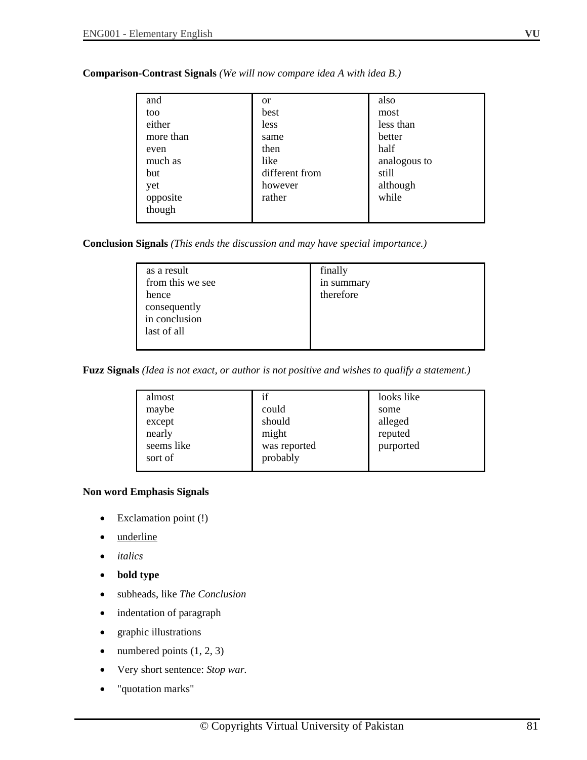**Comparison-Contrast Signals** *(We will now compare idea A with idea B.)*

| | | |
|---|---|---|
| and | or | also |
| too | best | most |
| either | less | less than |
| more than | same | better |
| even | then | half |
| much as | like | analogous to |
| but | different from | still |
| yet | however | although |
| opposite | rather | while |
| though | | |

**Conclusion Signals** *(This ends the discussion and may have special importance.)*

| | |
|---|---|
| as a result | finally |
| from this we see | in summary |
| hence | therefore |
| consequently | |
| in conclusion | |
| last of all | |

**Fuzz Signals** *(Idea is not exact, or author is not positive and wishes to qualify a statement.)*

| | | |
|---|---|---|
| almost | if | looks like |
| maybe | could | some |
| except | should | alleged |
| nearly | might | reputed |
| seems like | was reported | purported |
| sort of | probably | |

**Non word Emphasis Signals**

- Exclamation point (!)
- <u>underline</u>
- *italics*
- **bold type**
- subheads, like *The Conclusion*
- indentation of paragraph
- graphic illustrations
- numbered points (1, 2, 3)
- Very short sentence: *Stop war.*
- "quotation marks"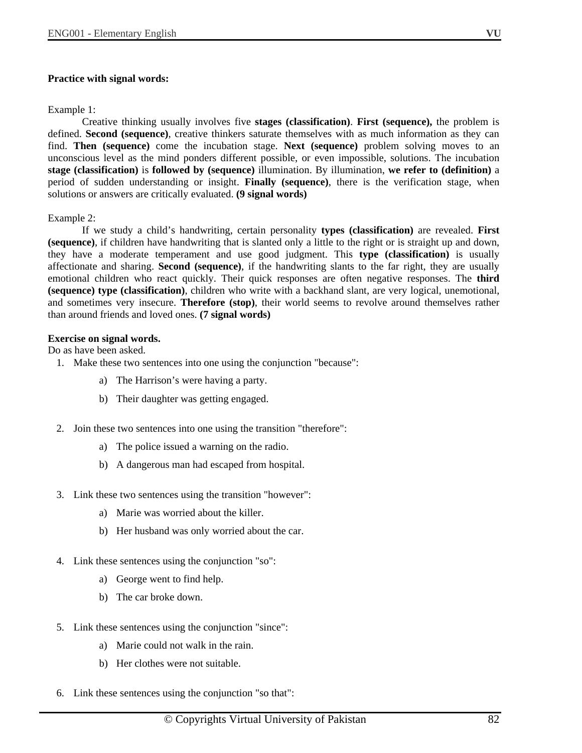**Practice with signal words:**

Example 1:

Creative thinking usually involves five **stages (classification)**. **First (sequence),** the problem is defined. **Second (sequence)**, creative thinkers saturate themselves with as much information as they can find. **Then (sequence)** come the incubation stage. **Next (sequence)** problem solving moves to an unconscious level as the mind ponders different possible, or even impossible, solutions. The incubation **stage (classification)** is **followed by (sequence)** illumination. By illumination, **we refer to (definition)** a period of sudden understanding or insight. **Finally (sequence)**, there is the verification stage, when solutions or answers are critically evaluated. **(9 signal words)**

Example 2:

If we study a child's handwriting, certain personality **types (classification)** are revealed. **First (sequence)**, if children have handwriting that is slanted only a little to the right or is straight up and down, they have a moderate temperament and use good judgment. This **type (classification)** is usually affectionate and sharing. **Second (sequence)**, if the handwriting slants to the far right, they are usually emotional children who react quickly. Their quick responses are often negative responses. The **third (sequence) type (classification)**, children who write with a backhand slant, are very logical, unemotional, and sometimes very insecure. **Therefore (stop)**, their world seems to revolve around themselves rather than around friends and loved ones. **(7 signal words)**

**Exercise on signal words.**

Do as have been asked.

1. Make these two sentences into one using the conjunction "because":
   a) The Harrison's were having a party.
   b) Their daughter was getting engaged.

2. Join these two sentences into one using the transition "therefore":
   a) The police issued a warning on the radio.
   b) A dangerous man had escaped from hospital.

3. Link these two sentences using the transition "however":
   a) Marie was worried about the killer.
   b) Her husband was only worried about the car.

4. Link these sentences using the conjunction "so":
   a) George went to find help.
   b) The car broke down.

5. Link these sentences using the conjunction "since":
   a) Marie could not walk in the rain.
   b) Her clothes were not suitable.

6. Link these sentences using the conjunction "so that":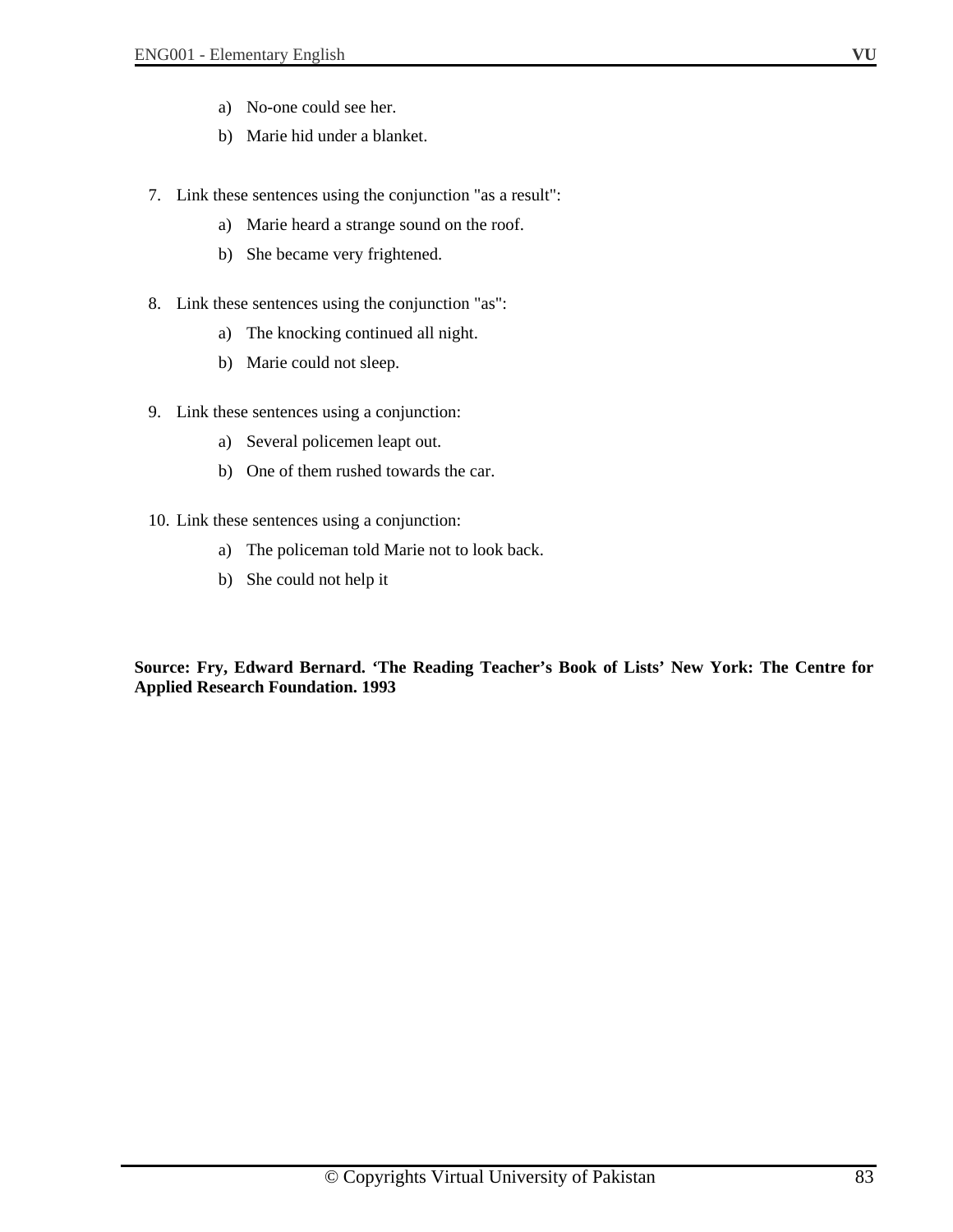a) No-one could see her.
   b) Marie hid under a blanket.

7. Link these sentences using the conjunction "as a result":
   a) Marie heard a strange sound on the roof.
   b) She became very frightened.

8. Link these sentences using the conjunction "as":
   a) The knocking continued all night.
   b) Marie could not sleep.

9. Link these sentences using a conjunction:
   a) Several policemen leapt out.
   b) One of them rushed towards the car.

10. Link these sentences using a conjunction:
    a) The policeman told Marie not to look back.
    b) She could not help it

**Source: Fry, Edward Bernard. 'The Reading Teacher's Book of Lists' New York: The Centre for Applied Research Foundation. 1993**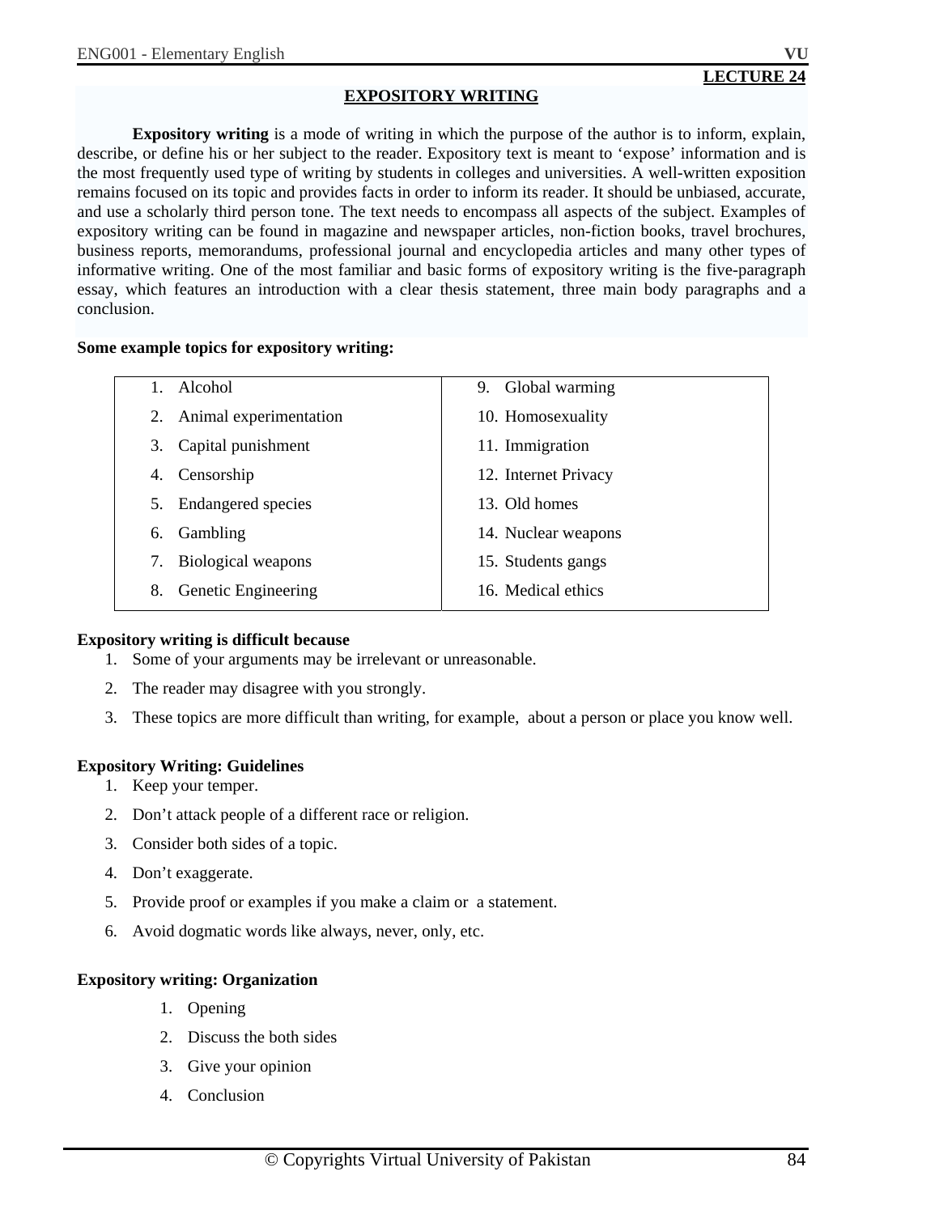## LECTURE 24

# EXPOSITORY WRITING

**Expository writing** is a mode of writing in which the purpose of the author is to inform, explain, describe, or define his or her subject to the reader. Expository text is meant to 'expose' information and is the most frequently used type of writing by students in colleges and universities. A well-written exposition remains focused on its topic and provides facts in order to inform its reader. It should be unbiased, accurate, and use a scholarly third person tone. The text needs to encompass all aspects of the subject. Examples of expository writing can be found in magazine and newspaper articles, non-fiction books, travel brochures, business reports, memorandums, professional journal and encyclopedia articles and many other types of informative writing. One of the most familiar and basic forms of expository writing is the five-paragraph essay, which features an introduction with a clear thesis statement, three main body paragraphs and a conclusion.

**Some example topics for expository writing:**

| | |
|---|---|
| 1. Alcohol | 9. Global warming |
| 2. Animal experimentation | 10. Homosexuality |
| 3. Capital punishment | 11. Immigration |
| 4. Censorship | 12. Internet Privacy |
| 5. Endangered species | 13. Old homes |
| 6. Gambling | 14. Nuclear weapons |
| 7. Biological weapons | 15. Students gangs |
| 8. Genetic Engineering | 16. Medical ethics |

**Expository writing is difficult because**

1. Some of your arguments may be irrelevant or unreasonable.
2. The reader may disagree with you strongly.
3. These topics are more difficult than writing, for example, about a person or place you know well.

**Expository Writing: Guidelines**

1. Keep your temper.
2. Don't attack people of a different race or religion.
3. Consider both sides of a topic.
4. Don't exaggerate.
5. Provide proof or examples if you make a claim or a statement.
6. Avoid dogmatic words like always, never, only, etc.

**Expository writing: Organization**

1. Opening
2. Discuss the both sides
3. Give your opinion
4. Conclusion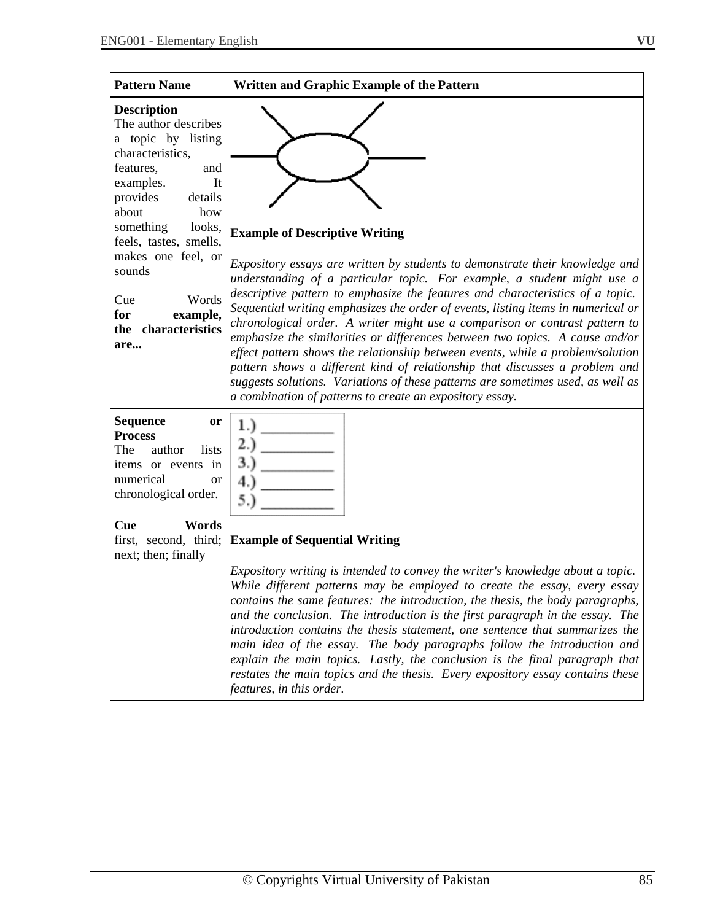| Pattern Name | Written and Graphic Example of the Pattern |
|---|---|
| **Description**<br>The author describes a topic by listing characteristics, features, and examples. It provides details about how something looks, feels, tastes, smells, makes one feel, or sounds<br><br>Cue Words **for example, the characteristics are...** | **Example of Descriptive Writing**<br><br>*Expository essays are written by students to demonstrate their knowledge and understanding of a particular topic. For example, a student might use a descriptive pattern to emphasize the features and characteristics of a topic. Sequential writing emphasizes the order of events, listing items in numerical or chronological order. A writer might use a comparison or contrast pattern to emphasize the similarities or differences between two topics. A cause and/or effect pattern shows the relationship between events, while a problem/solution pattern shows a different kind of relationship that discusses a problem and suggests solutions. Variations of these patterns are sometimes used, as well as a combination of patterns to create an expository essay.* |
| **Sequence or Process**<br>The author lists items or events in numerical or chronological order.<br><br>**Cue Words** first, second, third; next; then; finally | 1.) \_\_\_\_\_\_\_\_<br>2.) \_\_\_\_\_\_\_\_<br>3.) \_\_\_\_\_\_\_\_<br>4.) \_\_\_\_\_\_\_\_<br>5.) \_\_\_\_\_\_\_\_<br><br>**Example of Sequential Writing**<br><br>*Expository writing is intended to convey the writer's knowledge about a topic. While different patterns may be employed to create the essay, every essay contains the same features: the introduction, the thesis, the body paragraphs, and the conclusion. The introduction is the first paragraph in the essay. The introduction contains the thesis statement, one sentence that summarizes the main idea of the essay. The body paragraphs follow the introduction and explain the main topics. Lastly, the conclusion is the final paragraph that restates the main topics and the thesis. Every expository essay contains these features, in this order.* |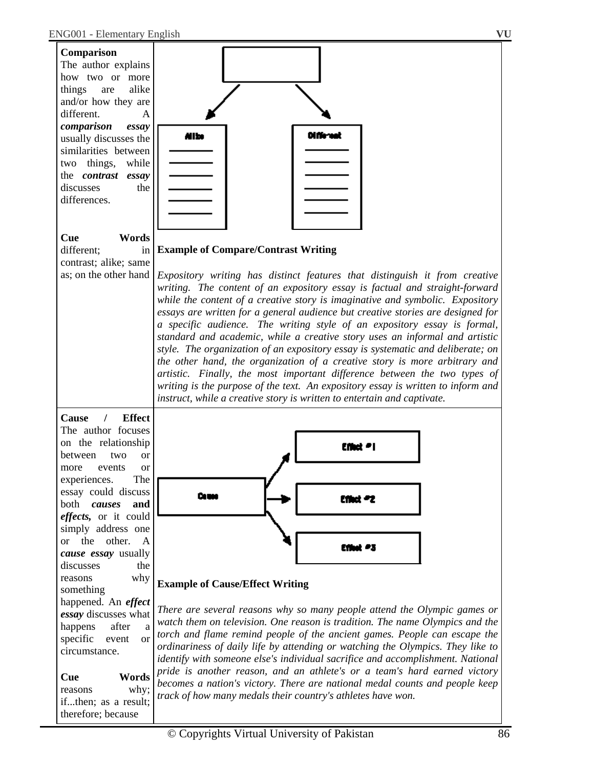| | |
|---|---|
| **Comparison**<br>The author explains how two or more things are alike and/or how they are different. A ***comparison essay*** usually discusses the similarities between two things, while the ***contrast essay*** discusses the differences.<br><br>**Cue Words**<br>different; in contrast; alike; same as; on the other hand | Alike / Different<br><br>**Example of Compare/Contrast Writing**<br><br>*Expository writing has distinct features that distinguish it from creative writing. The content of an expository essay is factual and straight-forward while the content of a creative story is imaginative and symbolic. Expository essays are written for a general audience but creative stories are designed for a specific audience. The writing style of an expository essay is formal, standard and academic, while a creative story uses an informal and artistic style. The organization of an expository essay is systematic and deliberate; on the other hand, the organization of a creative story is more arbitrary and artistic. Finally, the most important difference between the two types of writing is the purpose of the text. An expository essay is written to inform and instruct, while a creative story is written to entertain and captivate.* |
| **Cause / Effect**<br>The author focuses on the relationship between two or more events or experiences. The essay could discuss both ***causes*** **and** ***effects,*** or it could simply address one or the other. A ***cause essay*** usually discusses the reasons why something happened. An ***effect essay*** discusses what happens after a specific event or circumstance.<br><br>**Cue Words**<br>reasons why; if...then; as a result; therefore; because | Cause → Effect #1, Effect #2, Effect #3<br><br>**Example of Cause/Effect Writing**<br><br>*There are several reasons why so many people attend the Olympic games or watch them on television. One reason is tradition. The name Olympics and the torch and flame remind people of the ancient games. People can escape the ordinariness of daily life by attending or watching the Olympics. They like to identify with someone else's individual sacrifice and accomplishment. National pride is another reason, and an athlete's or a team's hard earned victory becomes a nation's victory. There are national medal counts and people keep track of how many medals their country's athletes have won.* |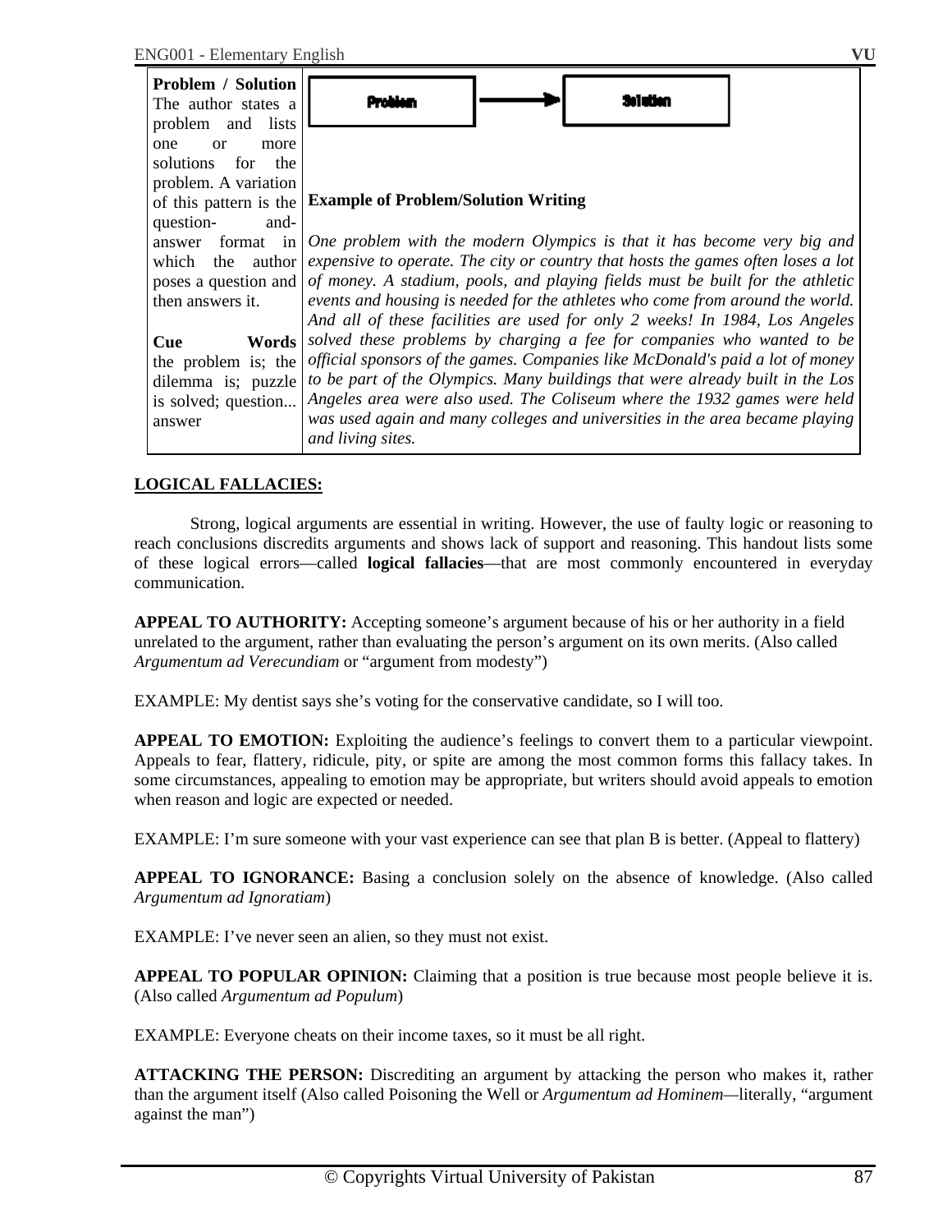| **Problem / Solution** The author states a problem and lists one or more solutions for the problem. A variation of this pattern is the question-and-answer format in which the author poses a question and then answers it.<br><br>**Cue Words** the problem is; the dilemma is; puzzle is solved; question... answer | Problem → Solution<br><br>**Example of Problem/Solution Writing**<br><br>*One problem with the modern Olympics is that it has become very big and expensive to operate. The city or country that hosts the games often loses a lot of money. A stadium, pools, and playing fields must be built for the athletic events and housing is needed for the athletes who come from around the world. And all of these facilities are used for only 2 weeks! In 1984, Los Angeles solved these problems by charging a fee for companies who wanted to be official sponsors of the games. Companies like McDonald's paid a lot of money to be part of the Olympics. Many buildings that were already built in the Los Angeles area were also used. The Coliseum where the 1932 games were held was used again and many colleges and universities in the area became playing and living sites.* |
|---|---|

**LOGICAL FALLACIES:**

Strong, logical arguments are essential in writing. However, the use of faulty logic or reasoning to reach conclusions discredits arguments and shows lack of support and reasoning. This handout lists some of these logical errors—called **logical fallacies**—that are most commonly encountered in everyday communication.

**APPEAL TO AUTHORITY:** Accepting someone's argument because of his or her authority in a field unrelated to the argument, rather than evaluating the person's argument on its own merits. (Also called *Argumentum ad Verecundiam* or "argument from modesty")

EXAMPLE: My dentist says she's voting for the conservative candidate, so I will too.

**APPEAL TO EMOTION:** Exploiting the audience's feelings to convert them to a particular viewpoint. Appeals to fear, flattery, ridicule, pity, or spite are among the most common forms this fallacy takes. In some circumstances, appealing to emotion may be appropriate, but writers should avoid appeals to emotion when reason and logic are expected or needed.

EXAMPLE: I'm sure someone with your vast experience can see that plan B is better. (Appeal to flattery)

**APPEAL TO IGNORANCE:** Basing a conclusion solely on the absence of knowledge. (Also called *Argumentum ad Ignoratiam*)

EXAMPLE: I've never seen an alien, so they must not exist.

**APPEAL TO POPULAR OPINION:** Claiming that a position is true because most people believe it is. (Also called *Argumentum ad Populum*)

EXAMPLE: Everyone cheats on their income taxes, so it must be all right.

**ATTACKING THE PERSON:** Discrediting an argument by attacking the person who makes it, rather than the argument itself (Also called Poisoning the Well or *Argumentum ad Hominem*—literally, "argument against the man")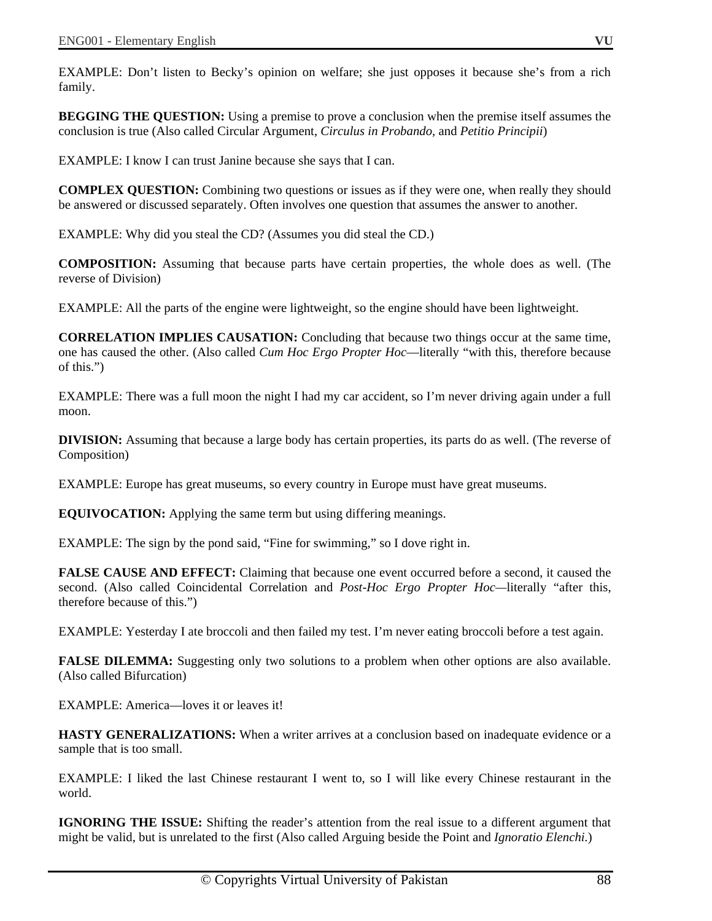EXAMPLE: Don't listen to Becky's opinion on welfare; she just opposes it because she's from a rich family.

**BEGGING THE QUESTION:** Using a premise to prove a conclusion when the premise itself assumes the conclusion is true (Also called Circular Argument, *Circulus in Probando,* and *Petitio Principii*)

EXAMPLE: I know I can trust Janine because she says that I can.

**COMPLEX QUESTION:** Combining two questions or issues as if they were one, when really they should be answered or discussed separately. Often involves one question that assumes the answer to another.

EXAMPLE: Why did you steal the CD? (Assumes you did steal the CD.)

**COMPOSITION:** Assuming that because parts have certain properties, the whole does as well. (The reverse of Division)

EXAMPLE: All the parts of the engine were lightweight, so the engine should have been lightweight.

**CORRELATION IMPLIES CAUSATION:** Concluding that because two things occur at the same time, one has caused the other. (Also called *Cum Hoc Ergo Propter Hoc*—literally "with this, therefore because of this.")

EXAMPLE: There was a full moon the night I had my car accident, so I'm never driving again under a full moon.

**DIVISION:** Assuming that because a large body has certain properties, its parts do as well. (The reverse of Composition)

EXAMPLE: Europe has great museums, so every country in Europe must have great museums.

**EQUIVOCATION:** Applying the same term but using differing meanings.

EXAMPLE: The sign by the pond said, "Fine for swimming," so I dove right in.

**FALSE CAUSE AND EFFECT:** Claiming that because one event occurred before a second, it caused the second. (Also called Coincidental Correlation and *Post-Hoc Ergo Propter Hoc*—literally "after this, therefore because of this.")

EXAMPLE: Yesterday I ate broccoli and then failed my test. I'm never eating broccoli before a test again.

**FALSE DILEMMA:** Suggesting only two solutions to a problem when other options are also available. (Also called Bifurcation)

EXAMPLE: America—loves it or leaves it!

**HASTY GENERALIZATIONS:** When a writer arrives at a conclusion based on inadequate evidence or a sample that is too small.

EXAMPLE: I liked the last Chinese restaurant I went to, so I will like every Chinese restaurant in the world.

**IGNORING THE ISSUE:** Shifting the reader's attention from the real issue to a different argument that might be valid, but is unrelated to the first (Also called Arguing beside the Point and *Ignoratio Elenchi.*)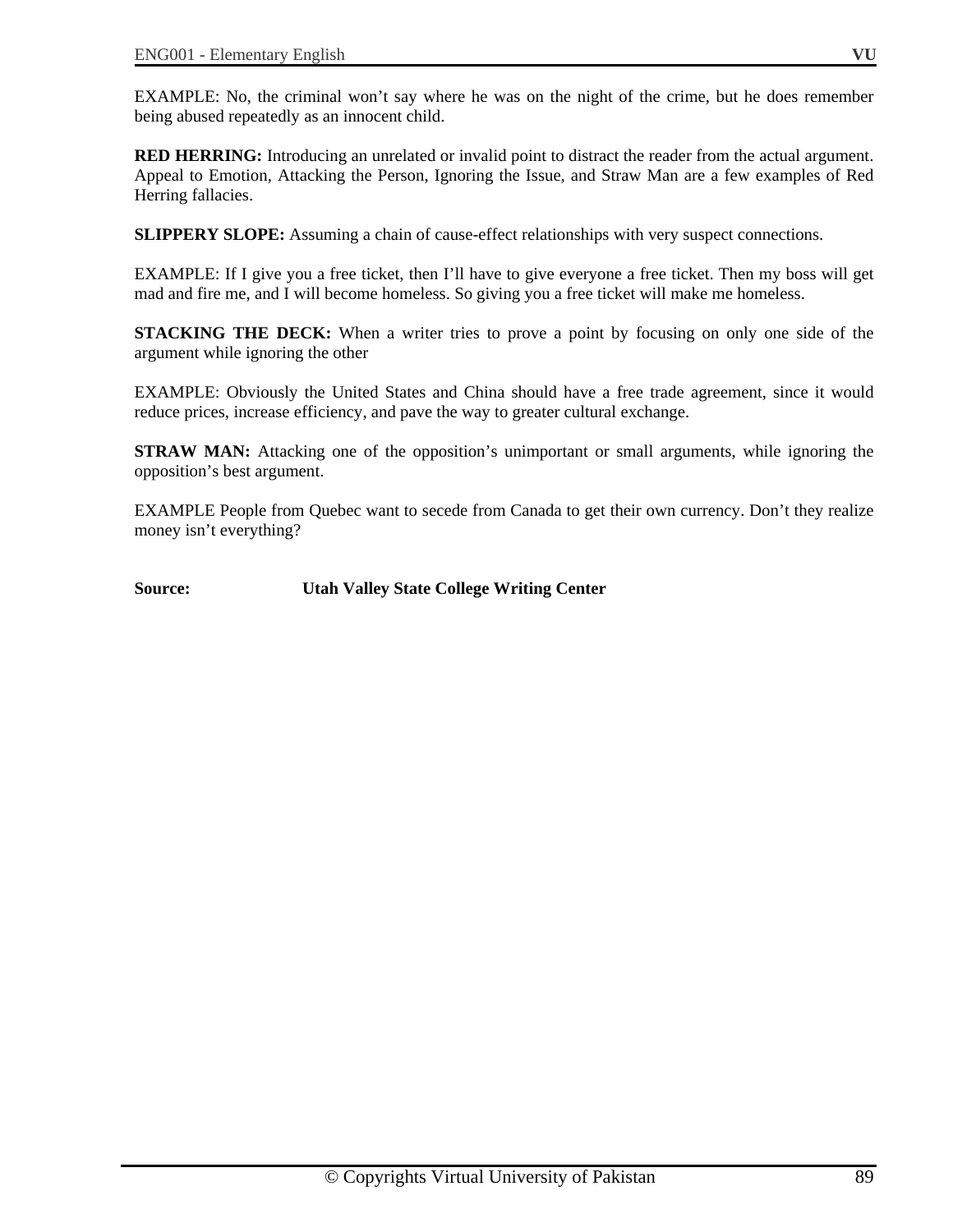EXAMPLE: No, the criminal won't say where he was on the night of the crime, but he does remember being abused repeatedly as an innocent child.

**RED HERRING:** Introducing an unrelated or invalid point to distract the reader from the actual argument. Appeal to Emotion, Attacking the Person, Ignoring the Issue, and Straw Man are a few examples of Red Herring fallacies.

**SLIPPERY SLOPE:** Assuming a chain of cause-effect relationships with very suspect connections.

EXAMPLE: If I give you a free ticket, then I'll have to give everyone a free ticket. Then my boss will get mad and fire me, and I will become homeless. So giving you a free ticket will make me homeless.

**STACKING THE DECK:** When a writer tries to prove a point by focusing on only one side of the argument while ignoring the other

EXAMPLE: Obviously the United States and China should have a free trade agreement, since it would reduce prices, increase efficiency, and pave the way to greater cultural exchange.

**STRAW MAN:** Attacking one of the opposition's unimportant or small arguments, while ignoring the opposition's best argument.

EXAMPLE People from Quebec want to secede from Canada to get their own currency. Don't they realize money isn't everything?

**Source:** **Utah Valley State College Writing Center**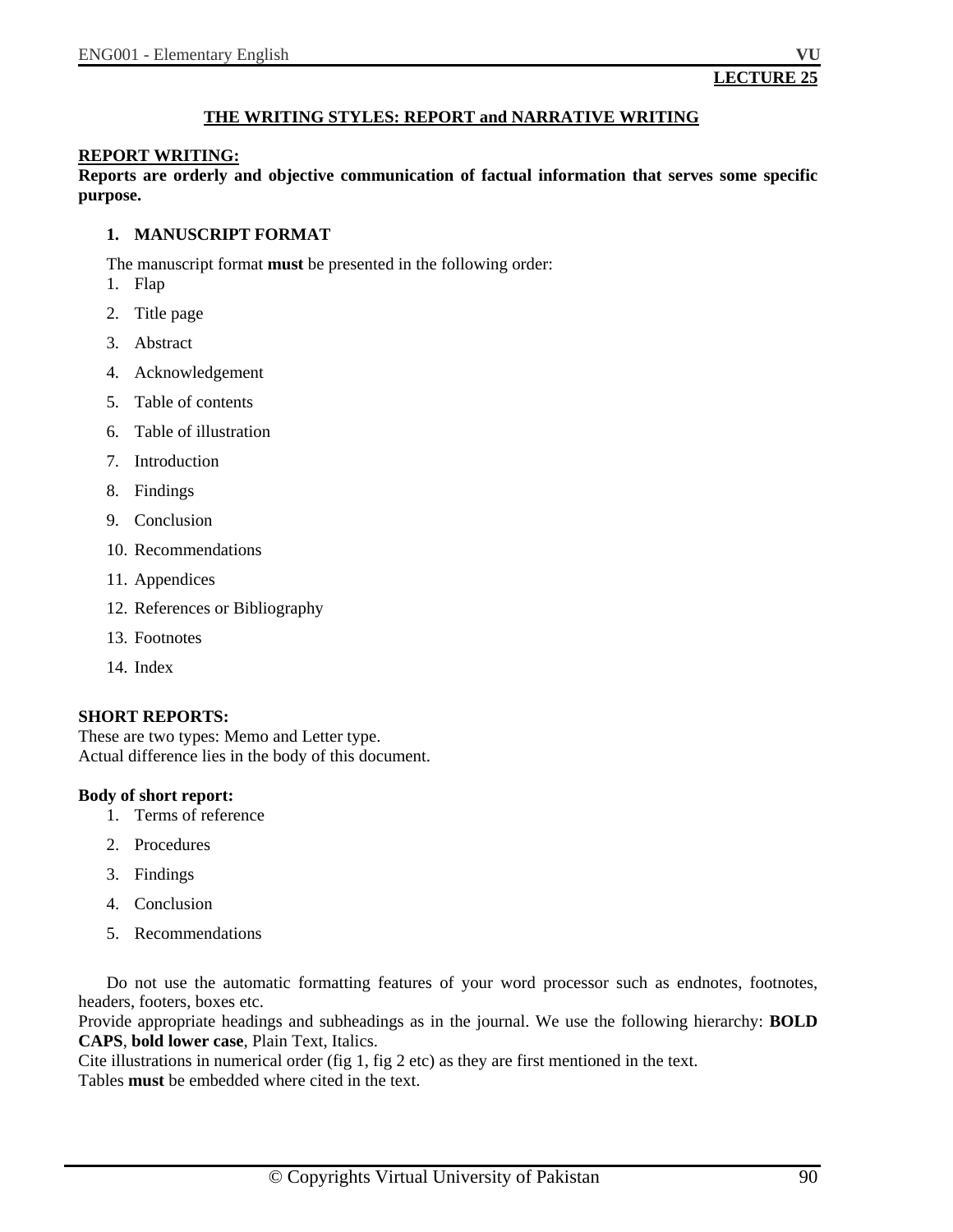**LECTURE 25**

## THE WRITING STYLES: REPORT and NARRATIVE WRITING

### REPORT WRITING:

**Reports are orderly and objective communication of factual information that serves some specific purpose.**

1. **MANUSCRIPT FORMAT**

The manuscript format **must** be presented in the following order:

1. Flap
2. Title page
3. Abstract
4. Acknowledgement
5. Table of contents
6. Table of illustration
7. Introduction
8. Findings
9. Conclusion
10. Recommendations
11. Appendices
12. References or Bibliography
13. Footnotes
14. Index

**SHORT REPORTS:**

These are two types: Memo and Letter type.
Actual difference lies in the body of this document.

**Body of short report:**

1. Terms of reference
2. Procedures
3. Findings
4. Conclusion
5. Recommendations

Do not use the automatic formatting features of your word processor such as endnotes, footnotes, headers, footers, boxes etc.
Provide appropriate headings and subheadings as in the journal. We use the following hierarchy: **BOLD CAPS**, **bold lower case**, Plain Text, Italics.
Cite illustrations in numerical order (fig 1, fig 2 etc) as they are first mentioned in the text.
Tables **must** be embedded where cited in the text.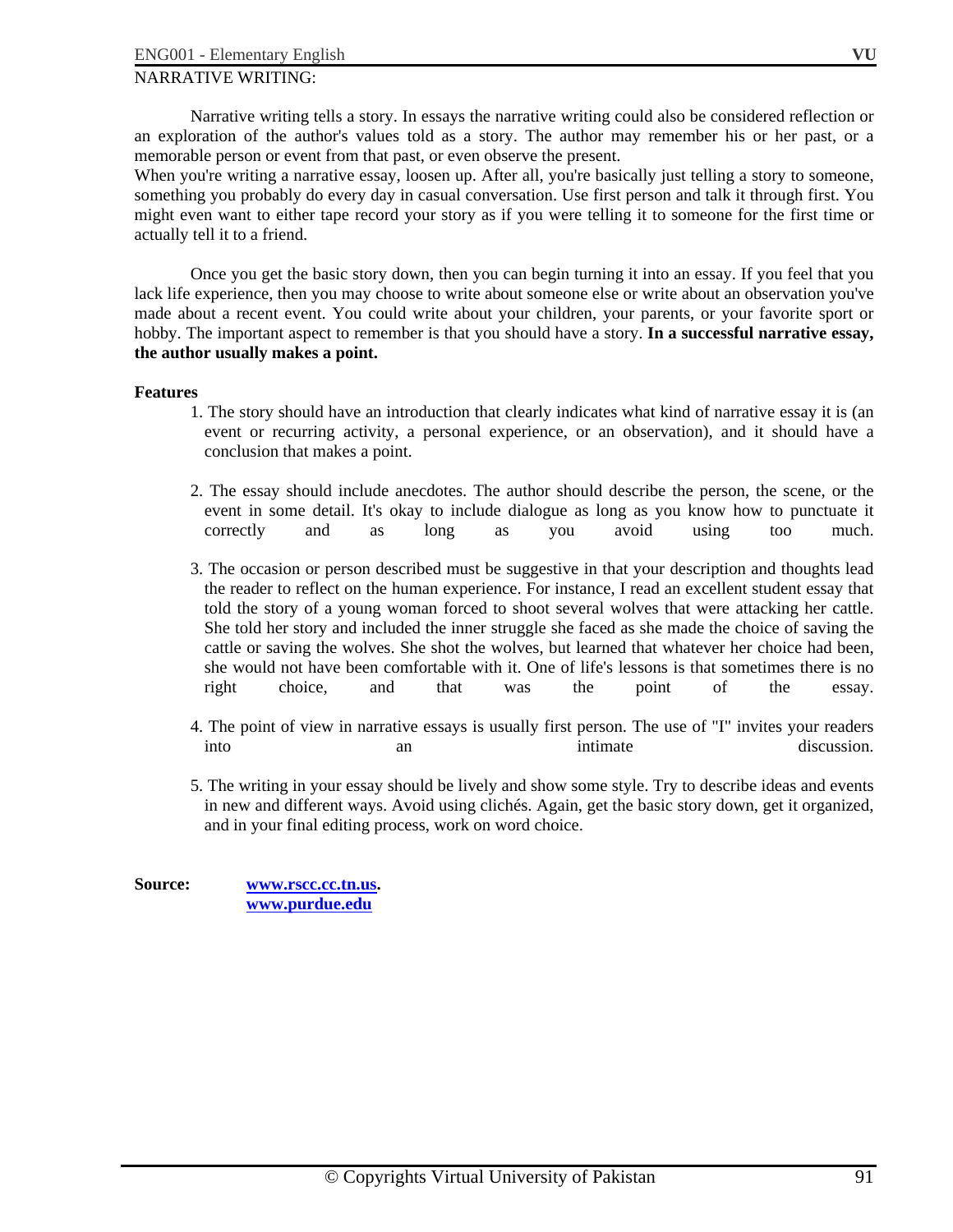NARRATIVE WRITING:

Narrative writing tells a story. In essays the narrative writing could also be considered reflection or an exploration of the author's values told as a story. The author may remember his or her past, or a memorable person or event from that past, or even observe the present.

When you're writing a narrative essay, loosen up. After all, you're basically just telling a story to someone, something you probably do every day in casual conversation. Use first person and talk it through first. You might even want to either tape record your story as if you were telling it to someone for the first time or actually tell it to a friend.

Once you get the basic story down, then you can begin turning it into an essay. If you feel that you lack life experience, then you may choose to write about someone else or write about an observation you've made about a recent event. You could write about your children, your parents, or your favorite sport or hobby. The important aspect to remember is that you should have a story. **In a successful narrative essay, the author usually makes a point.**

**Features**

1. The story should have an introduction that clearly indicates what kind of narrative essay it is (an event or recurring activity, a personal experience, or an observation), and it should have a conclusion that makes a point.

2. The essay should include anecdotes. The author should describe the person, the scene, or the event in some detail. It's okay to include dialogue as long as you know how to punctuate it correctly and as long as you avoid using too much.

3. The occasion or person described must be suggestive in that your description and thoughts lead the reader to reflect on the human experience. For instance, I read an excellent student essay that told the story of a young woman forced to shoot several wolves that were attacking her cattle. She told her story and included the inner struggle she faced as she made the choice of saving the cattle or saving the wolves. She shot the wolves, but learned that whatever her choice had been, she would not have been comfortable with it. One of life's lessons is that sometimes there is no right choice, and that was the point of the essay.

4. The point of view in narrative essays is usually first person. The use of "I" invites your readers into an intimate discussion.

5. The writing in your essay should be lively and show some style. Try to describe ideas and events in new and different ways. Avoid using clichés. Again, get the basic story down, get it organized, and in your final editing process, work on word choice.

**Source:** **www.rscc.cc.tn.us.**
**www.purdue.edu**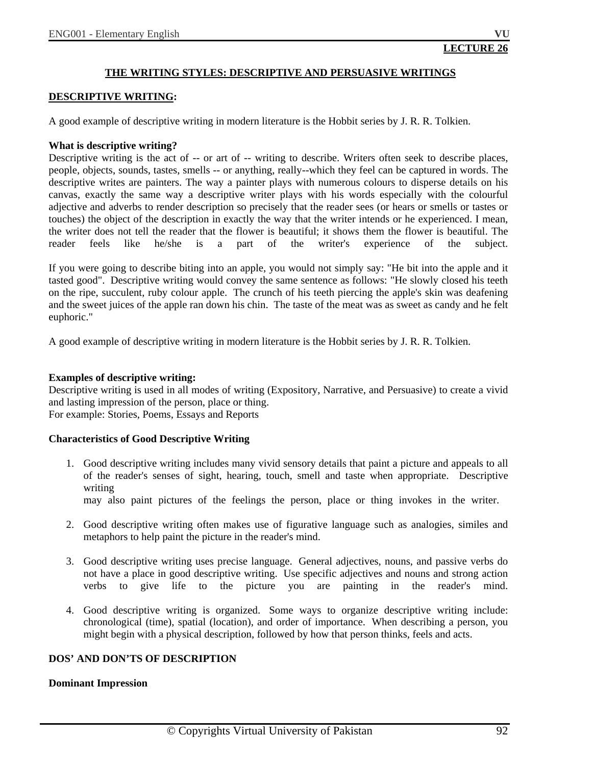**LECTURE 26**

# THE WRITING STYLES: DESCRIPTIVE AND PERSUASIVE WRITINGS

## DESCRIPTIVE WRITING:

A good example of descriptive writing in modern literature is the Hobbit series by J. R. R. Tolkien.

**What is descriptive writing?**
Descriptive writing is the act of -- or art of -- writing to describe. Writers often seek to describe places, people, objects, sounds, tastes, smells -- or anything, really--which they feel can be captured in words. The descriptive writes are painters. The way a painter plays with numerous colours to disperse details on his canvas, exactly the same way a descriptive writer plays with his words especially with the colourful adjective and adverbs to render description so precisely that the reader sees (or hears or smells or tastes or touches) the object of the description in exactly the way that the writer intends or he experienced. I mean, the writer does not tell the reader that the flower is beautiful; it shows them the flower is beautiful. The reader feels like he/she is a part of the writer's experience of the subject.

If you were going to describe biting into an apple, you would not simply say: "He bit into the apple and it tasted good". Descriptive writing would convey the same sentence as follows: "He slowly closed his teeth on the ripe, succulent, ruby colour apple. The crunch of his teeth piercing the apple's skin was deafening and the sweet juices of the apple ran down his chin. The taste of the meat was as sweet as candy and he felt euphoric."

A good example of descriptive writing in modern literature is the Hobbit series by J. R. R. Tolkien.

**Examples of descriptive writing:**
Descriptive writing is used in all modes of writing (Expository, Narrative, and Persuasive) to create a vivid and lasting impression of the person, place or thing.
For example: Stories, Poems, Essays and Reports

**Characteristics of Good Descriptive Writing**

1. Good descriptive writing includes many vivid sensory details that paint a picture and appeals to all of the reader's senses of sight, hearing, touch, smell and taste when appropriate. Descriptive writing
   may also paint pictures of the feelings the person, place or thing invokes in the writer.

2. Good descriptive writing often makes use of figurative language such as analogies, similes and metaphors to help paint the picture in the reader's mind.

3. Good descriptive writing uses precise language. General adjectives, nouns, and passive verbs do not have a place in good descriptive writing. Use specific adjectives and nouns and strong action verbs to give life to the picture you are painting in the reader's mind.

4. Good descriptive writing is organized. Some ways to organize descriptive writing include: chronological (time), spatial (location), and order of importance. When describing a person, you might begin with a physical description, followed by how that person thinks, feels and acts.

**DOS' AND DON'TS OF DESCRIPTION**

**Dominant Impression**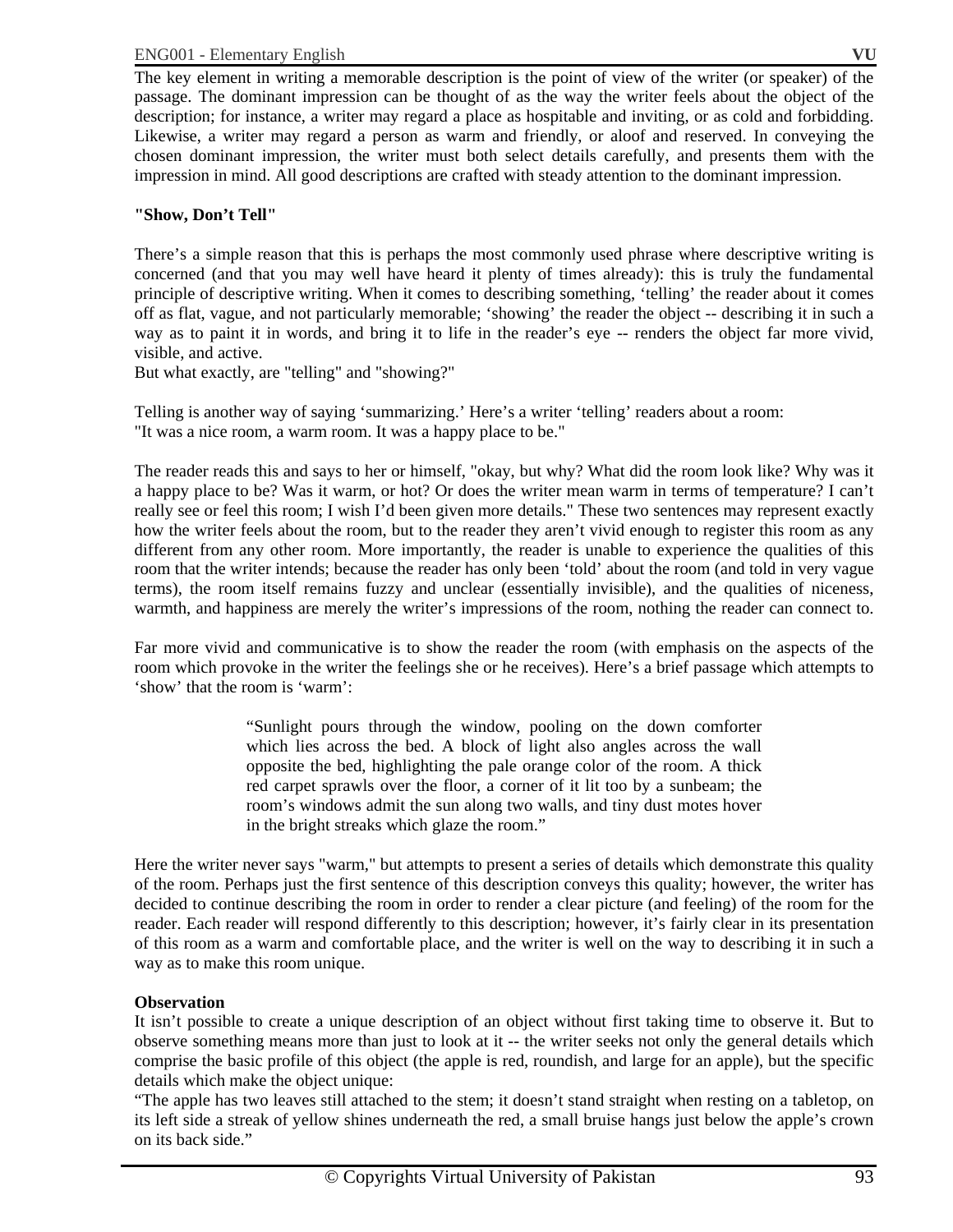The key element in writing a memorable description is the point of view of the writer (or speaker) of the passage. The dominant impression can be thought of as the way the writer feels about the object of the description; for instance, a writer may regard a place as hospitable and inviting, or as cold and forbidding. Likewise, a writer may regard a person as warm and friendly, or aloof and reserved. In conveying the chosen dominant impression, the writer must both select details carefully, and presents them with the impression in mind. All good descriptions are crafted with steady attention to the dominant impression.

**"Show, Don't Tell"**

There's a simple reason that this is perhaps the most commonly used phrase where descriptive writing is concerned (and that you may well have heard it plenty of times already): this is truly the fundamental principle of descriptive writing. When it comes to describing something, 'telling' the reader about it comes off as flat, vague, and not particularly memorable; 'showing' the reader the object -- describing it in such a way as to paint it in words, and bring it to life in the reader's eye -- renders the object far more vivid, visible, and active.

But what exactly, are "telling" and "showing?"

Telling is another way of saying 'summarizing.' Here's a writer 'telling' readers about a room:
"It was a nice room, a warm room. It was a happy place to be."

The reader reads this and says to her or himself, "okay, but why? What did the room look like? Why was it a happy place to be? Was it warm, or hot? Or does the writer mean warm in terms of temperature? I can't really see or feel this room; I wish I'd been given more details." These two sentences may represent exactly how the writer feels about the room, but to the reader they aren't vivid enough to register this room as any different from any other room. More importantly, the reader is unable to experience the qualities of this room that the writer intends; because the reader has only been 'told' about the room (and told in very vague terms), the room itself remains fuzzy and unclear (essentially invisible), and the qualities of niceness, warmth, and happiness are merely the writer's impressions of the room, nothing the reader can connect to.

Far more vivid and communicative is to show the reader the room (with emphasis on the aspects of the room which provoke in the writer the feelings she or he receives). Here's a brief passage which attempts to 'show' that the room is 'warm':

> "Sunlight pours through the window, pooling on the down comforter which lies across the bed. A block of light also angles across the wall opposite the bed, highlighting the pale orange color of the room. A thick red carpet sprawls over the floor, a corner of it lit too by a sunbeam; the room's windows admit the sun along two walls, and tiny dust motes hover in the bright streaks which glaze the room."

Here the writer never says "warm," but attempts to present a series of details which demonstrate this quality of the room. Perhaps just the first sentence of this description conveys this quality; however, the writer has decided to continue describing the room in order to render a clear picture (and feeling) of the room for the reader. Each reader will respond differently to this description; however, it's fairly clear in its presentation of this room as a warm and comfortable place, and the writer is well on the way to describing it in such a way as to make this room unique.

**Observation**

It isn't possible to create a unique description of an object without first taking time to observe it. But to observe something means more than just to look at it -- the writer seeks not only the general details which comprise the basic profile of this object (the apple is red, roundish, and large for an apple), but the specific details which make the object unique:

"The apple has two leaves still attached to the stem; it doesn't stand straight when resting on a tabletop, on its left side a streak of yellow shines underneath the red, a small bruise hangs just below the apple's crown on its back side."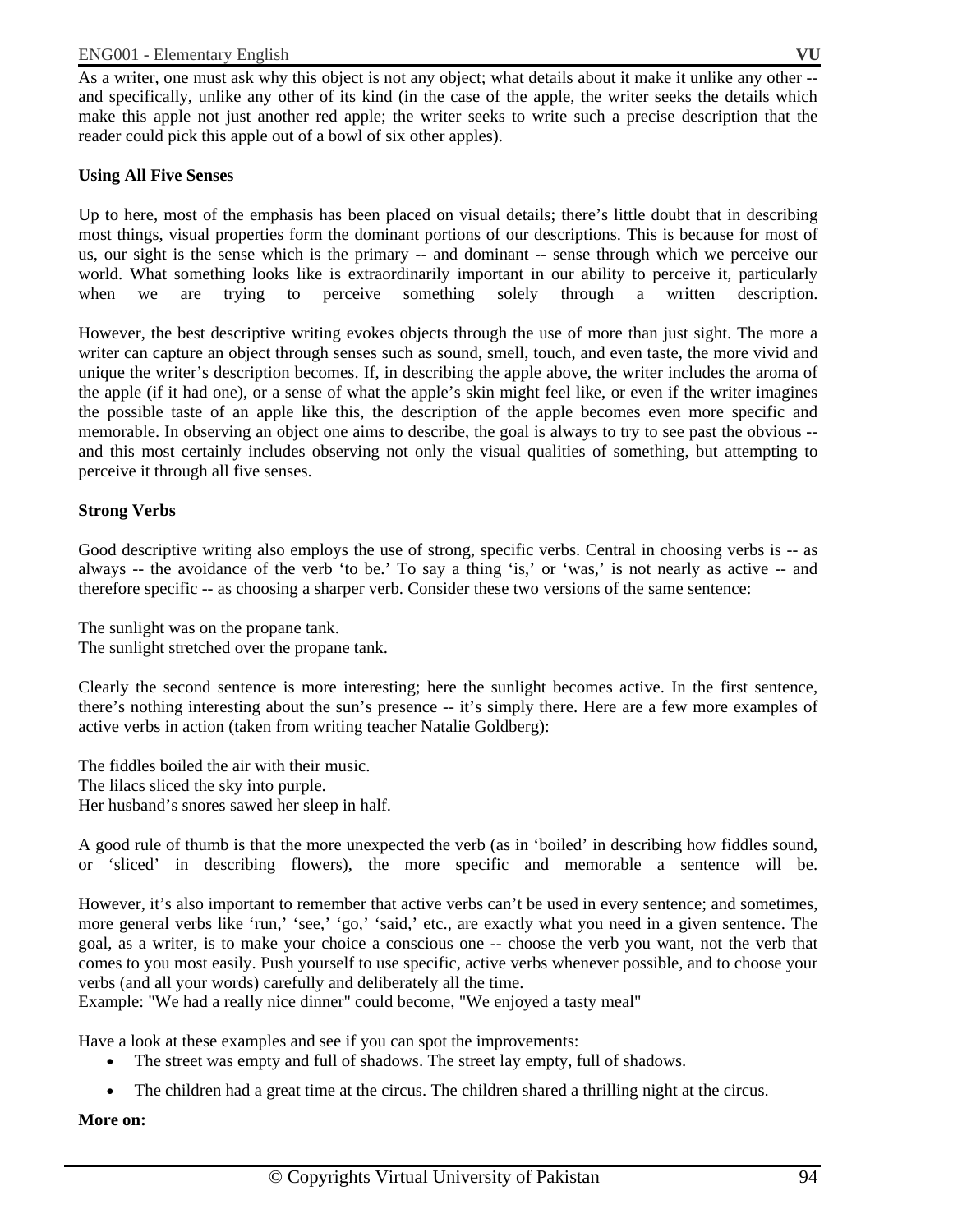As a writer, one must ask why this object is not any object; what details about it make it unlike any other -- and specifically, unlike any other of its kind (in the case of the apple, the writer seeks the details which make this apple not just another red apple; the writer seeks to write such a precise description that the reader could pick this apple out of a bowl of six other apples).

**Using All Five Senses**

Up to here, most of the emphasis has been placed on visual details; there's little doubt that in describing most things, visual properties form the dominant portions of our descriptions. This is because for most of us, our sight is the sense which is the primary -- and dominant -- sense through which we perceive our world. What something looks like is extraordinarily important in our ability to perceive it, particularly when we are trying to perceive something solely through a written description.

However, the best descriptive writing evokes objects through the use of more than just sight. The more a writer can capture an object through senses such as sound, smell, touch, and even taste, the more vivid and unique the writer's description becomes. If, in describing the apple above, the writer includes the aroma of the apple (if it had one), or a sense of what the apple's skin might feel like, or even if the writer imagines the possible taste of an apple like this, the description of the apple becomes even more specific and memorable. In observing an object one aims to describe, the goal is always to try to see past the obvious -- and this most certainly includes observing not only the visual qualities of something, but attempting to perceive it through all five senses.

**Strong Verbs**

Good descriptive writing also employs the use of strong, specific verbs. Central in choosing verbs is -- as always -- the avoidance of the verb 'to be.' To say a thing 'is,' or 'was,' is not nearly as active -- and therefore specific -- as choosing a sharper verb. Consider these two versions of the same sentence:

The sunlight was on the propane tank.
The sunlight stretched over the propane tank.

Clearly the second sentence is more interesting; here the sunlight becomes active. In the first sentence, there's nothing interesting about the sun's presence -- it's simply there. Here are a few more examples of active verbs in action (taken from writing teacher Natalie Goldberg):

The fiddles boiled the air with their music.
The lilacs sliced the sky into purple.
Her husband's snores sawed her sleep in half.

A good rule of thumb is that the more unexpected the verb (as in 'boiled' in describing how fiddles sound, or 'sliced' in describing flowers), the more specific and memorable a sentence will be.

However, it's also important to remember that active verbs can't be used in every sentence; and sometimes, more general verbs like 'run,' 'see,' 'go,' 'said,' etc., are exactly what you need in a given sentence. The goal, as a writer, is to make your choice a conscious one -- choose the verb you want, not the verb that comes to you most easily. Push yourself to use specific, active verbs whenever possible, and to choose your verbs (and all your words) carefully and deliberately all the time.
Example: "We had a really nice dinner" could become, "We enjoyed a tasty meal"

Have a look at these examples and see if you can spot the improvements:

- The street was empty and full of shadows. The street lay empty, full of shadows.
- The children had a great time at the circus. The children shared a thrilling night at the circus.

**More on:**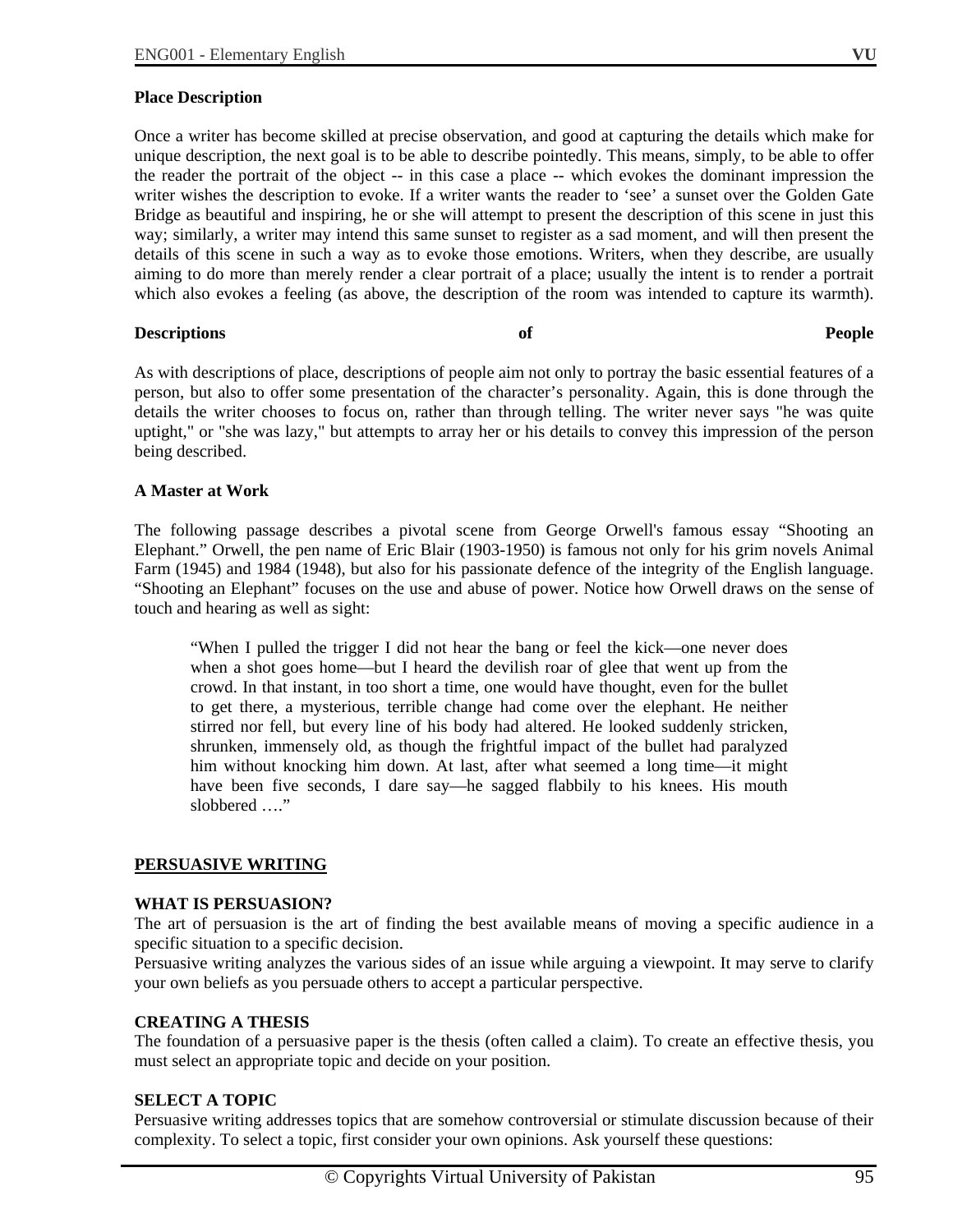**Place Description**

Once a writer has become skilled at precise observation, and good at capturing the details which make for unique description, the next goal is to be able to describe pointedly. This means, simply, to be able to offer the reader the portrait of the object -- in this case a place -- which evokes the dominant impression the writer wishes the description to evoke. If a writer wants the reader to ‘see’ a sunset over the Golden Gate Bridge as beautiful and inspiring, he or she will attempt to present the description of this scene in just this way; similarly, a writer may intend this same sunset to register as a sad moment, and will then present the details of this scene in such a way as to evoke those emotions. Writers, when they describe, are usually aiming to do more than merely render a clear portrait of a place; usually the intent is to render a portrait which also evokes a feeling (as above, the description of the room was intended to capture its warmth).

**Descriptions of People**

As with descriptions of place, descriptions of people aim not only to portray the basic essential features of a person, but also to offer some presentation of the character’s personality. Again, this is done through the details the writer chooses to focus on, rather than through telling. The writer never says "he was quite uptight," or "she was lazy," but attempts to array her or his details to convey this impression of the person being described.

**A Master at Work**

The following passage describes a pivotal scene from George Orwell's famous essay “Shooting an Elephant.” Orwell, the pen name of Eric Blair (1903-1950) is famous not only for his grim novels Animal Farm (1945) and 1984 (1948), but also for his passionate defence of the integrity of the English language. “Shooting an Elephant” focuses on the use and abuse of power. Notice how Orwell draws on the sense of touch and hearing as well as sight:

> “When I pulled the trigger I did not hear the bang or feel the kick—one never does when a shot goes home—but I heard the devilish roar of glee that went up from the crowd. In that instant, in too short a time, one would have thought, even for the bullet to get there, a mysterious, terrible change had come over the elephant. He neither stirred nor fell, but every line of his body had altered. He looked suddenly stricken, shrunken, immensely old, as though the frightful impact of the bullet had paralyzed him without knocking him down. At last, after what seemed a long time—it might have been five seconds, I dare say—he sagged flabbily to his knees. His mouth slobbered ….”

**PERSUASIVE WRITING**

**WHAT IS PERSUASION?**

The art of persuasion is the art of finding the best available means of moving a specific audience in a specific situation to a specific decision.

Persuasive writing analyzes the various sides of an issue while arguing a viewpoint. It may serve to clarify your own beliefs as you persuade others to accept a particular perspective.

**CREATING A THESIS**

The foundation of a persuasive paper is the thesis (often called a claim). To create an effective thesis, you must select an appropriate topic and decide on your position.

**SELECT A TOPIC**

Persuasive writing addresses topics that are somehow controversial or stimulate discussion because of their complexity. To select a topic, first consider your own opinions. Ask yourself these questions: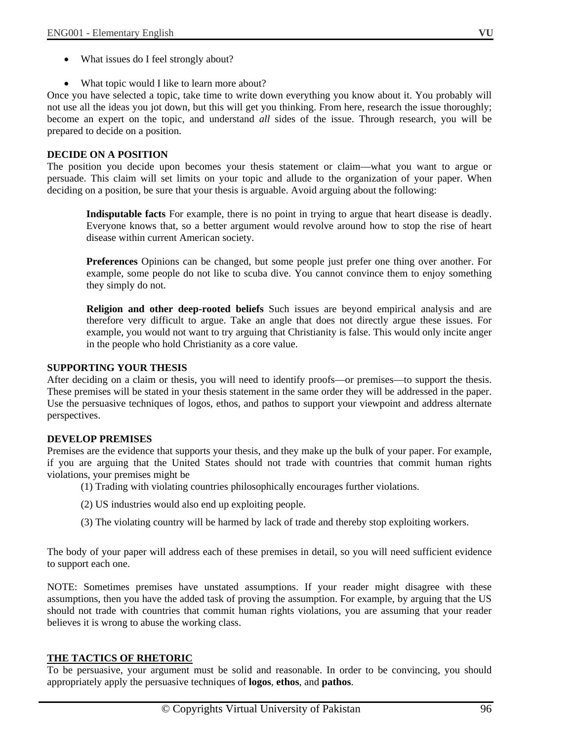- What issues do I feel strongly about?
- What topic would I like to learn more about?

Once you have selected a topic, take time to write down everything you know about it. You probably will not use all the ideas you jot down, but this will get you thinking. From here, research the issue thoroughly; become an expert on the topic, and understand *all* sides of the issue. Through research, you will be prepared to decide on a position.

**DECIDE ON A POSITION**

The position you decide upon becomes your thesis statement or claim—what you want to argue or persuade. This claim will set limits on your topic and allude to the organization of your paper. When deciding on a position, be sure that your thesis is arguable. Avoid arguing about the following:

> **Indisputable facts** For example, there is no point in trying to argue that heart disease is deadly. Everyone knows that, so a better argument would revolve around how to stop the rise of heart disease within current American society.
>
> **Preferences** Opinions can be changed, but some people just prefer one thing over another. For example, some people do not like to scuba dive. You cannot convince them to enjoy something they simply do not.
>
> **Religion and other deep-rooted beliefs** Such issues are beyond empirical analysis and are therefore very difficult to argue. Take an angle that does not directly argue these issues. For example, you would not want to try arguing that Christianity is false. This would only incite anger in the people who hold Christianity as a core value.

**SUPPORTING YOUR THESIS**

After deciding on a claim or thesis, you will need to identify proofs—or premises—to support the thesis. These premises will be stated in your thesis statement in the same order they will be addressed in the paper. Use the persuasive techniques of logos, ethos, and pathos to support your viewpoint and address alternate perspectives.

**DEVELOP PREMISES**

Premises are the evidence that supports your thesis, and they make up the bulk of your paper. For example, if you are arguing that the United States should not trade with countries that commit human rights violations, your premises might be

(1) Trading with violating countries philosophically encourages further violations.

(2) US industries would also end up exploiting people.

(3) The violating country will be harmed by lack of trade and thereby stop exploiting workers.

The body of your paper will address each of these premises in detail, so you will need sufficient evidence to support each one.

NOTE: Sometimes premises have unstated assumptions. If your reader might disagree with these assumptions, then you have the added task of proving the assumption. For example, by arguing that the US should not trade with countries that commit human rights violations, you are assuming that your reader believes it is wrong to abuse the working class.

**THE TACTICS OF RHETORIC**

To be persuasive, your argument must be solid and reasonable. In order to be convincing, you should appropriately apply the persuasive techniques of **logos**, **ethos**, and **pathos**.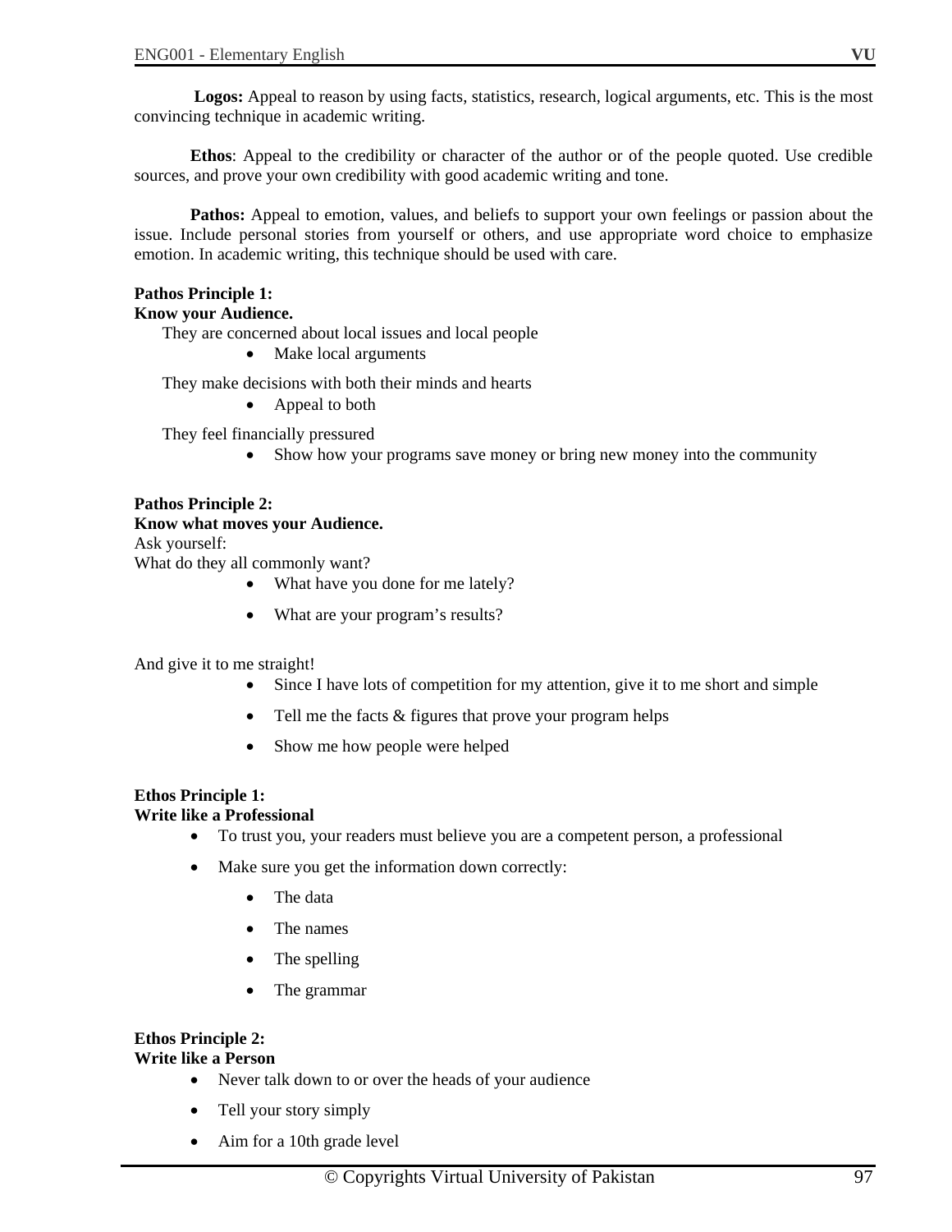**Logos:** Appeal to reason by using facts, statistics, research, logical arguments, etc. This is the most convincing technique in academic writing.

**Ethos**: Appeal to the credibility or character of the author or of the people quoted. Use credible sources, and prove your own credibility with good academic writing and tone.

**Pathos:** Appeal to emotion, values, and beliefs to support your own feelings or passion about the issue. Include personal stories from yourself or others, and use appropriate word choice to emphasize emotion. In academic writing, this technique should be used with care.

**Pathos Principle 1:**
**Know your Audience.**

They are concerned about local issues and local people

- Make local arguments

They make decisions with both their minds and hearts

- Appeal to both

They feel financially pressured

- Show how your programs save money or bring new money into the community

**Pathos Principle 2:**
**Know what moves your Audience.**

Ask yourself:
What do they all commonly want?

- What have you done for me lately?
- What are your program's results?

And give it to me straight!

- Since I have lots of competition for my attention, give it to me short and simple
- Tell me the facts & figures that prove your program helps
- Show me how people were helped

**Ethos Principle 1:**
**Write like a Professional**

- To trust you, your readers must believe you are a competent person, a professional
- Make sure you get the information down correctly:
  - The data
  - The names
  - The spelling
  - The grammar

**Ethos Principle 2:**
**Write like a Person**

- Never talk down to or over the heads of your audience
- Tell your story simply
- Aim for a 10th grade level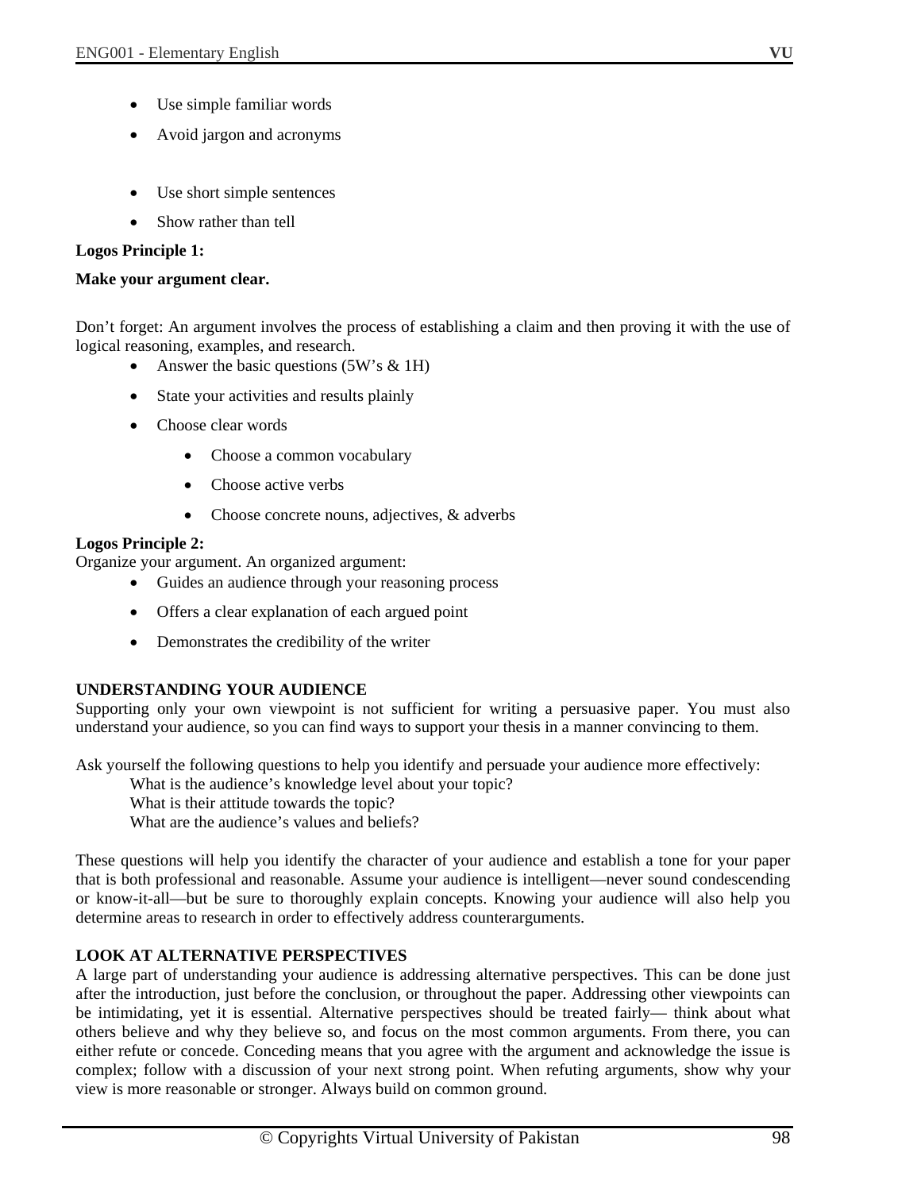- Use simple familiar words
- Avoid jargon and acronyms
- Use short simple sentences
- Show rather than tell

**Logos Principle 1:**

**Make your argument clear.**

Don't forget: An argument involves the process of establishing a claim and then proving it with the use of logical reasoning, examples, and research.

- Answer the basic questions (5W's & 1H)
- State your activities and results plainly
- Choose clear words
  - Choose a common vocabulary
  - Choose active verbs
  - Choose concrete nouns, adjectives, & adverbs

**Logos Principle 2:**

Organize your argument. An organized argument:

- Guides an audience through your reasoning process
- Offers a clear explanation of each argued point
- Demonstrates the credibility of the writer

**UNDERSTANDING YOUR AUDIENCE**

Supporting only your own viewpoint is not sufficient for writing a persuasive paper. You must also understand your audience, so you can find ways to support your thesis in a manner convincing to them.

Ask yourself the following questions to help you identify and persuade your audience more effectively:

What is the audience's knowledge level about your topic?
What is their attitude towards the topic?
What are the audience's values and beliefs?

These questions will help you identify the character of your audience and establish a tone for your paper that is both professional and reasonable. Assume your audience is intelligent—never sound condescending or know-it-all—but be sure to thoroughly explain concepts. Knowing your audience will also help you determine areas to research in order to effectively address counterarguments.

**LOOK AT ALTERNATIVE PERSPECTIVES**

A large part of understanding your audience is addressing alternative perspectives. This can be done just after the introduction, just before the conclusion, or throughout the paper. Addressing other viewpoints can be intimidating, yet it is essential. Alternative perspectives should be treated fairly— think about what others believe and why they believe so, and focus on the most common arguments. From there, you can either refute or concede. Conceding means that you agree with the argument and acknowledge the issue is complex; follow with a discussion of your next strong point. When refuting arguments, show why your view is more reasonable or stronger. Always build on common ground.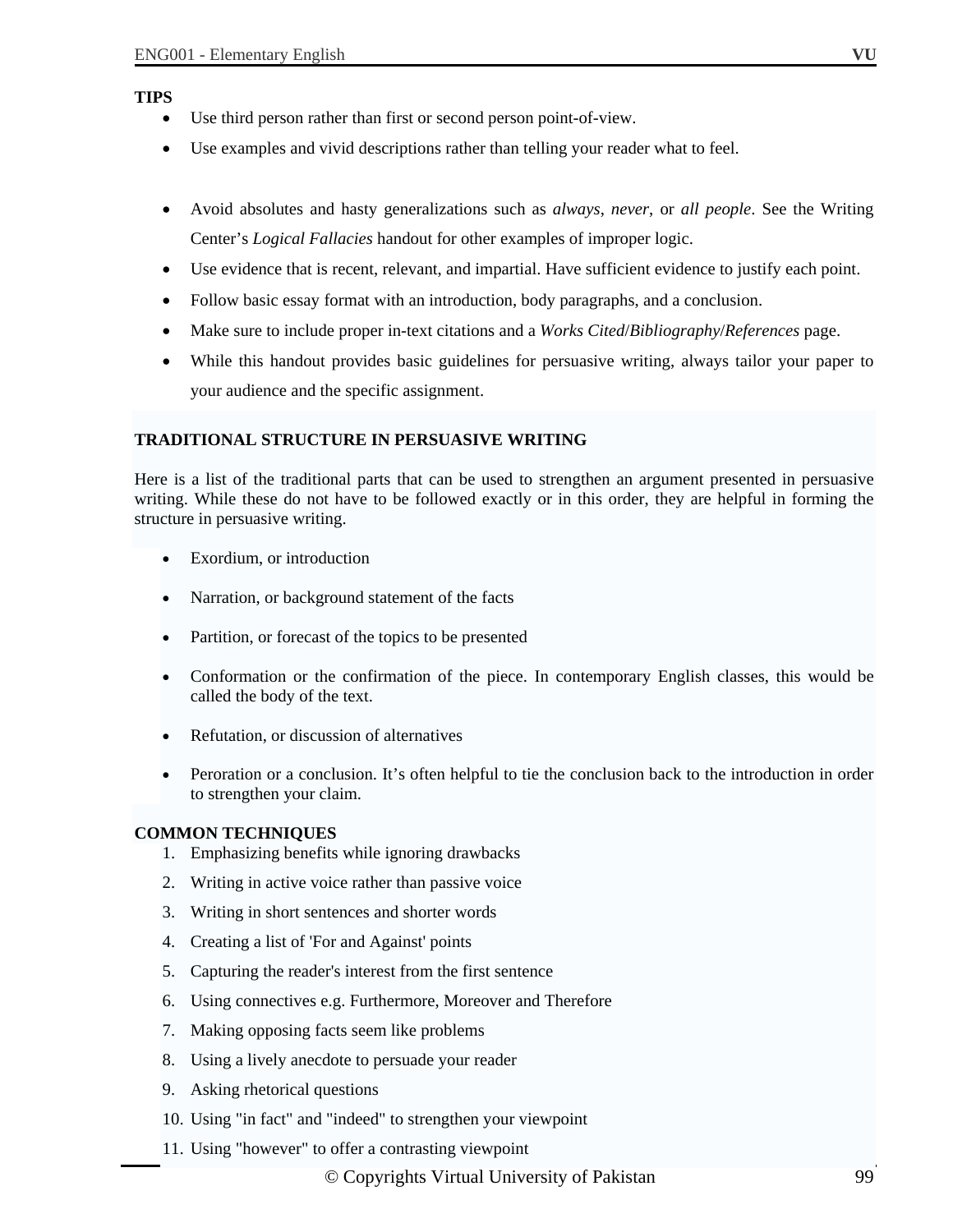**TIPS**

- Use third person rather than first or second person point-of-view.
- Use examples and vivid descriptions rather than telling your reader what to feel.
- Avoid absolutes and hasty generalizations such as *always*, *never*, or *all people*. See the Writing Center's *Logical Fallacies* handout for other examples of improper logic.
- Use evidence that is recent, relevant, and impartial. Have sufficient evidence to justify each point.
- Follow basic essay format with an introduction, body paragraphs, and a conclusion.
- Make sure to include proper in-text citations and a *Works Cited*/*Bibliography*/*References* page.
- While this handout provides basic guidelines for persuasive writing, always tailor your paper to your audience and the specific assignment.

**TRADITIONAL STRUCTURE IN PERSUASIVE WRITING**

Here is a list of the traditional parts that can be used to strengthen an argument presented in persuasive writing. While these do not have to be followed exactly or in this order, they are helpful in forming the structure in persuasive writing.

- Exordium, or introduction
- Narration, or background statement of the facts
- Partition, or forecast of the topics to be presented
- Conformation or the confirmation of the piece. In contemporary English classes, this would be called the body of the text.
- Refutation, or discussion of alternatives
- Peroration or a conclusion. It's often helpful to tie the conclusion back to the introduction in order to strengthen your claim.

**COMMON TECHNIQUES**

1. Emphasizing benefits while ignoring drawbacks
2. Writing in active voice rather than passive voice
3. Writing in short sentences and shorter words
4. Creating a list of 'For and Against' points
5. Capturing the reader's interest from the first sentence
6. Using connectives e.g. Furthermore, Moreover and Therefore
7. Making opposing facts seem like problems
8. Using a lively anecdote to persuade your reader
9. Asking rhetorical questions
10. Using "in fact" and "indeed" to strengthen your viewpoint
11. Using "however" to offer a contrasting viewpoint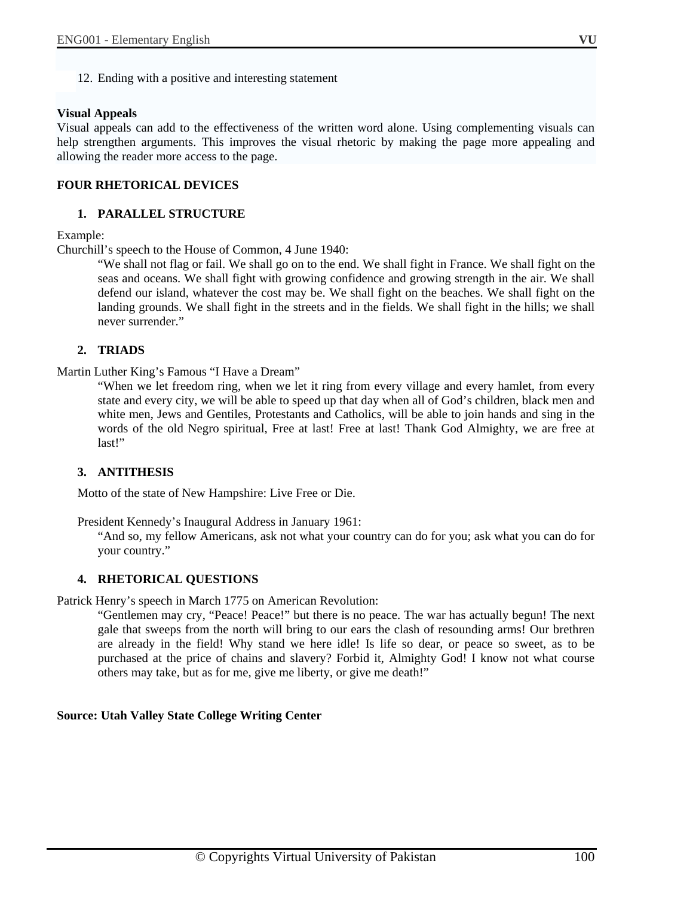12. Ending with a positive and interesting statement

**Visual Appeals**

Visual appeals can add to the effectiveness of the written word alone. Using complementing visuals can help strengthen arguments. This improves the visual rhetoric by making the page more appealing and allowing the reader more access to the page.

**FOUR RHETORICAL DEVICES**

1. **PARALLEL STRUCTURE**

Example:

Churchill's speech to the House of Common, 4 June 1940:

> "We shall not flag or fail. We shall go on to the end. We shall fight in France. We shall fight on the seas and oceans. We shall fight with growing confidence and growing strength in the air. We shall defend our island, whatever the cost may be. We shall fight on the beaches. We shall fight on the landing grounds. We shall fight in the streets and in the fields. We shall fight in the hills; we shall never surrender."

2. **TRIADS**

Martin Luther King's Famous "I Have a Dream"

> "When we let freedom ring, when we let it ring from every village and every hamlet, from every state and every city, we will be able to speed up that day when all of God's children, black men and white men, Jews and Gentiles, Protestants and Catholics, will be able to join hands and sing in the words of the old Negro spiritual, Free at last! Free at last! Thank God Almighty, we are free at last!"

3. **ANTITHESIS**

Motto of the state of New Hampshire: Live Free or Die.

President Kennedy's Inaugural Address in January 1961:

> "And so, my fellow Americans, ask not what your country can do for you; ask what you can do for your country."

4. **RHETORICAL QUESTIONS**

Patrick Henry's speech in March 1775 on American Revolution:

> "Gentlemen may cry, "Peace! Peace!" but there is no peace. The war has actually begun! The next gale that sweeps from the north will bring to our ears the clash of resounding arms! Our brethren are already in the field! Why stand we here idle! Is life so dear, or peace so sweet, as to be purchased at the price of chains and slavery? Forbid it, Almighty God! I know not what course others may take, but as for me, give me liberty, or give me death!"

**Source: Utah Valley State College Writing Center**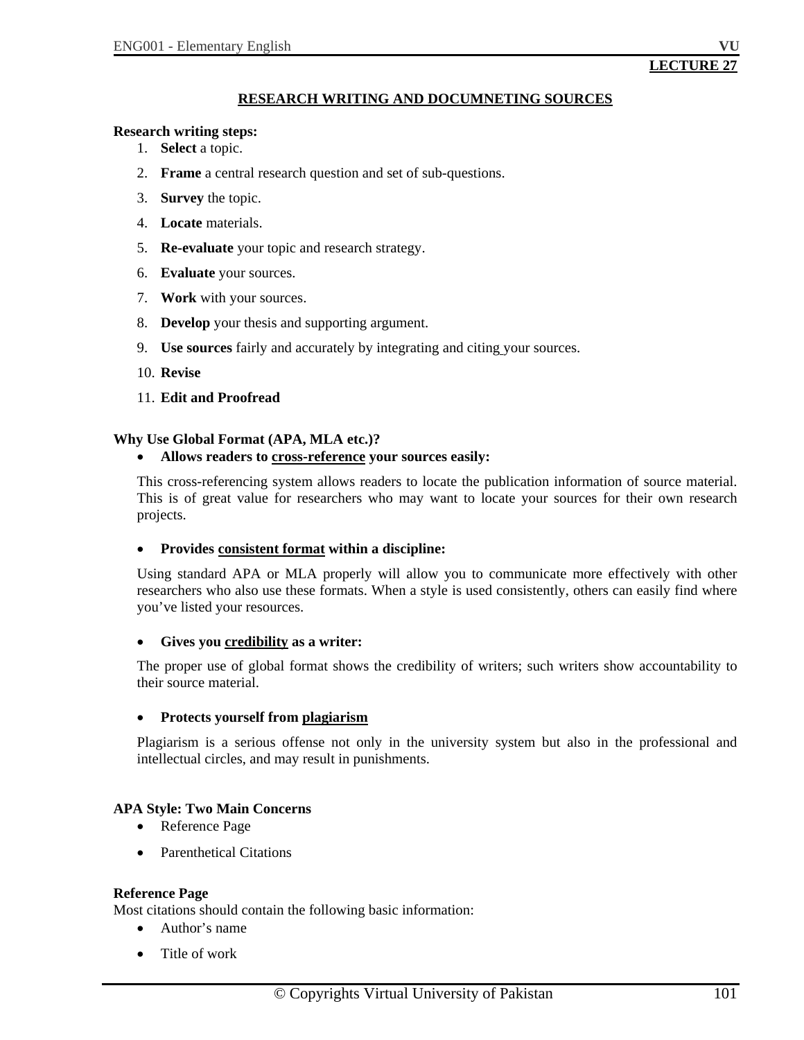**LECTURE 27**

## RESEARCH WRITING AND DOCUMNETING SOURCES

**Research writing steps:**

1. **Select** a topic.
2. **Frame** a central research question and set of sub-questions.
3. **Survey** the topic.
4. **Locate** materials.
5. **Re-evaluate** your topic and research strategy.
6. **Evaluate** your sources.
7. **Work** with your sources.
8. **Develop** your thesis and supporting argument.
9. **Use sources** fairly and accurately by integrating and citing your sources.
10. **Revise**
11. **Edit and Proofread**

**Why Use Global Format (APA, MLA etc.)?**

- **Allows readers to cross-reference your sources easily:**

  This cross-referencing system allows readers to locate the publication information of source material. This is of great value for researchers who may want to locate your sources for their own research projects.

- **Provides consistent format within a discipline:**

  Using standard APA or MLA properly will allow you to communicate more effectively with other researchers who also use these formats. When a style is used consistently, others can easily find where you've listed your resources.

- **Gives you credibility as a writer:**

  The proper use of global format shows the credibility of writers; such writers show accountability to their source material.

- **Protects yourself from plagiarism**

  Plagiarism is a serious offense not only in the university system but also in the professional and intellectual circles, and may result in punishments.

**APA Style: Two Main Concerns**

- Reference Page
- Parenthetical Citations

**Reference Page**

Most citations should contain the following basic information:

- Author's name
- Title of work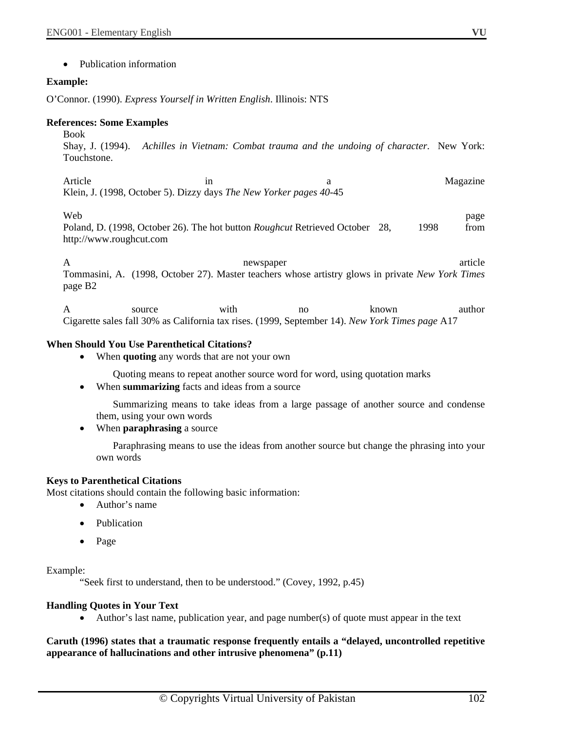- Publication information

**Example:**

O'Connor. (1990). *Express Yourself in Written English*. Illinois: NTS

**References: Some Examples**

Book

Shay, J. (1994). *Achilles in Vietnam: Combat trauma and the undoing of character*. New York: Touchstone.

Article in a Magazine

Klein, J. (1998, October 5). Dizzy days *The New Yorker pages 40*-45

Web page

Poland, D. (1998, October 26). The hot button *Roughcut* Retrieved October 28, 1998 from http://www.roughcut.com

A newspaper article

Tommasini, A. (1998, October 27). Master teachers whose artistry glows in private *New York Times* page B2

A source with no known author

Cigarette sales fall 30% as California tax rises. (1999, September 14). *New York Times page* A17

**When Should You Use Parenthetical Citations?**

- When **quoting** any words that are not your own

  Quoting means to repeat another source word for word, using quotation marks

- When **summarizing** facts and ideas from a source

  Summarizing means to take ideas from a large passage of another source and condense them, using your own words

- When **paraphrasing** a source

  Paraphrasing means to use the ideas from another source but change the phrasing into your own words

**Keys to Parenthetical Citations**

Most citations should contain the following basic information:

- Author's name
- Publication
- Page

Example:

"Seek first to understand, then to be understood." (Covey, 1992, p.45)

**Handling Quotes in Your Text**

- Author's last name, publication year, and page number(s) of quote must appear in the text

**Caruth (1996) states that a traumatic response frequently entails a "delayed, uncontrolled repetitive appearance of hallucinations and other intrusive phenomena" (p.11)**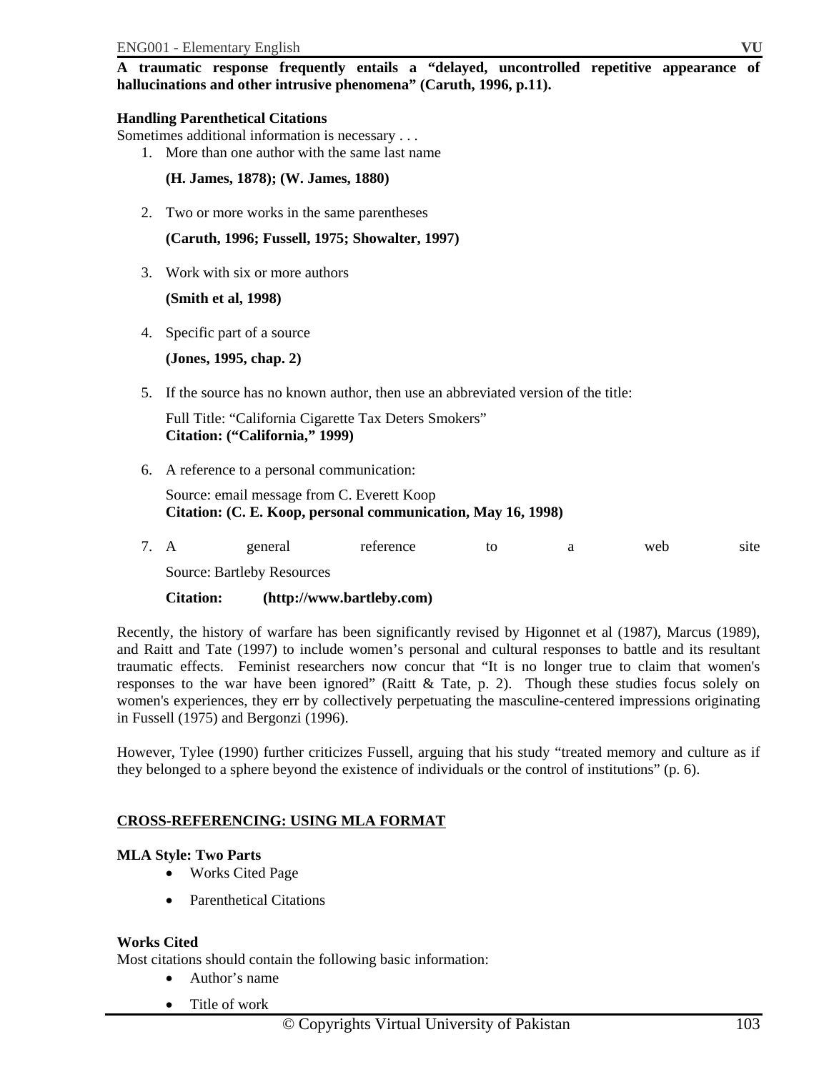**A traumatic response frequently entails a "delayed, uncontrolled repetitive appearance of hallucinations and other intrusive phenomena" (Caruth, 1996, p.11).**

**Handling Parenthetical Citations**

Sometimes additional information is necessary . . .

1. More than one author with the same last name

   **(H. James, 1878); (W. James, 1880)**

2. Two or more works in the same parentheses

   **(Caruth, 1996; Fussell, 1975; Showalter, 1997)**

3. Work with six or more authors

   **(Smith et al, 1998)**

4. Specific part of a source

   **(Jones, 1995, chap. 2)**

5. If the source has no known author, then use an abbreviated version of the title:

   Full Title: "California Cigarette Tax Deters Smokers"
   **Citation: ("California," 1999)**

6. A reference to a personal communication:

   Source: email message from C. Everett Koop
   **Citation: (C. E. Koop, personal communication, May 16, 1998)**

7. A general reference to a web site

   Source: Bartleby Resources

   **Citation: (http://www.bartleby.com)**

Recently, the history of warfare has been significantly revised by Higonnet et al (1987), Marcus (1989), and Raitt and Tate (1997) to include women's personal and cultural responses to battle and its resultant traumatic effects. Feminist researchers now concur that "It is no longer true to claim that women's responses to the war have been ignored" (Raitt & Tate, p. 2). Though these studies focus solely on women's experiences, they err by collectively perpetuating the masculine-centered impressions originating in Fussell (1975) and Bergonzi (1996).

However, Tylee (1990) further criticizes Fussell, arguing that his study "treated memory and culture as if they belonged to a sphere beyond the existence of individuals or the control of institutions" (p. 6).

## CROSS-REFERENCING: USING MLA FORMAT

**MLA Style: Two Parts**

- Works Cited Page
- Parenthetical Citations

**Works Cited**

Most citations should contain the following basic information:

- Author's name
- Title of work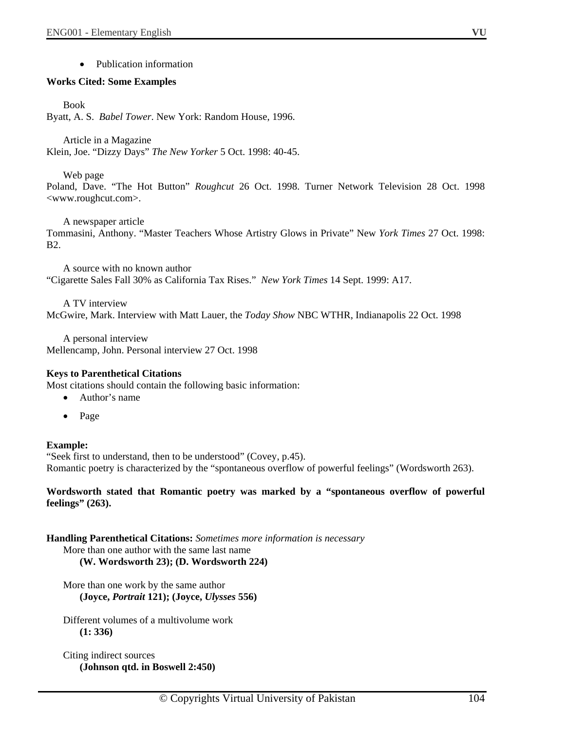- Publication information

**Works Cited: Some Examples**

Book
Byatt, A. S. *Babel Tower*. New York: Random House, 1996.

Article in a Magazine
Klein, Joe. “Dizzy Days” *The New Yorker* 5 Oct. 1998: 40-45.

Web page
Poland, Dave. “The Hot Button” *Roughcut* 26 Oct. 1998. Turner Network Television 28 Oct. 1998 <www.roughcut.com>.

A newspaper article
Tommasini, Anthony. “Master Teachers Whose Artistry Glows in Private” New *York Times* 27 Oct. 1998: B2.

A source with no known author
“Cigarette Sales Fall 30% as California Tax Rises.” *New York Times* 14 Sept. 1999: A17.

A TV interview
McGwire, Mark. Interview with Matt Lauer, the *Today Show* NBC WTHR, Indianapolis 22 Oct. 1998

A personal interview
Mellencamp, John. Personal interview 27 Oct. 1998

**Keys to Parenthetical Citations**
Most citations should contain the following basic information:

- Author’s name
- Page

**Example:**
“Seek first to understand, then to be understood” (Covey, p.45).
Romantic poetry is characterized by the “spontaneous overflow of powerful feelings” (Wordsworth 263).

**Wordsworth stated that Romantic poetry was marked by a “spontaneous overflow of powerful feelings” (263).**

**Handling Parenthetical Citations:** *Sometimes more information is necessary*
More than one author with the same last name
**(W. Wordsworth 23); (D. Wordsworth 224)**

More than one work by the same author
**(Joyce, *Portrait* 121); (Joyce, *Ulysses* 556)**

Different volumes of a multivolume work
**(1: 336)**

Citing indirect sources
**(Johnson qtd. in Boswell 2:450)**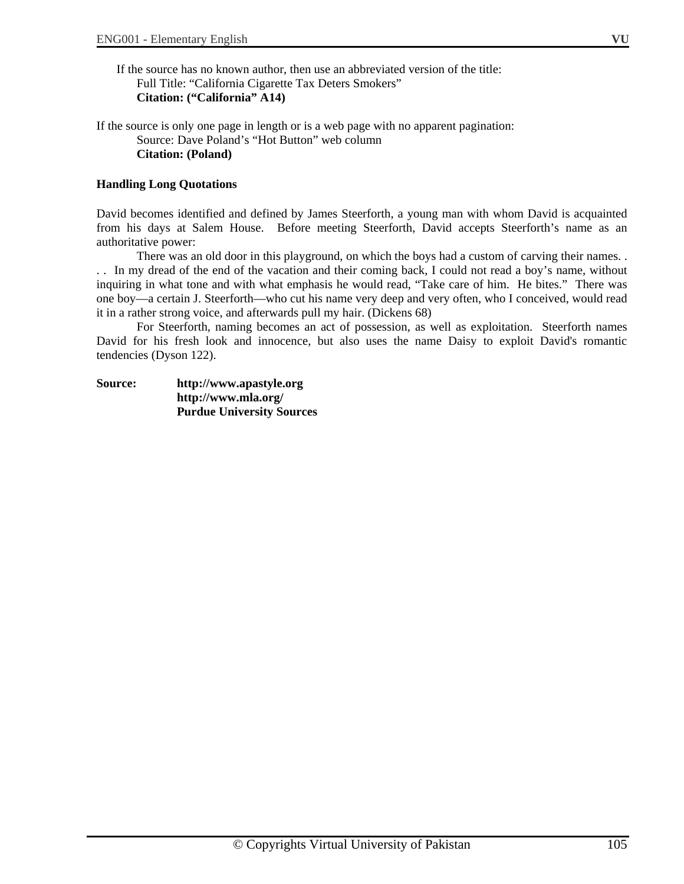If the source has no known author, then use an abbreviated version of the title:

Full Title: “California Cigarette Tax Deters Smokers”

**Citation: (“California” A14)**

If the source is only one page in length or is a web page with no apparent pagination:

Source: Dave Poland’s “Hot Button” web column

**Citation: (Poland)**

**Handling Long Quotations**

David becomes identified and defined by James Steerforth, a young man with whom David is acquainted from his days at Salem House. Before meeting Steerforth, David accepts Steerforth’s name as an authoritative power:

There was an old door in this playground, on which the boys had a custom of carving their names. . . . In my dread of the end of the vacation and their coming back, I could not read a boy’s name, without inquiring in what tone and with what emphasis he would read, “Take care of him. He bites.” There was one boy—a certain J. Steerforth—who cut his name very deep and very often, who I conceived, would read it in a rather strong voice, and afterwards pull my hair. (Dickens 68)

For Steerforth, naming becomes an act of possession, as well as exploitation. Steerforth names David for his fresh look and innocence, but also uses the name Daisy to exploit David's romantic tendencies (Dyson 122).

**Source:** **http://www.apastyle.org**
**http://www.mla.org/**
**Purdue University Sources**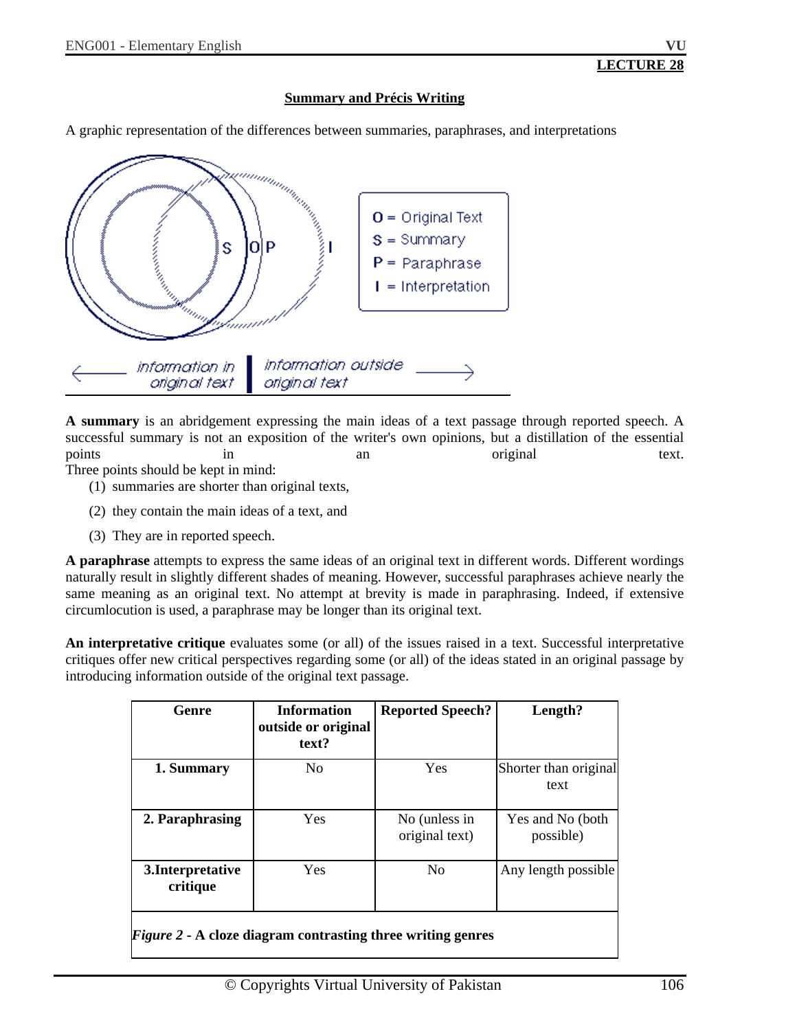**LECTURE 28**

# Summary and Précis Writing

A graphic representation of the differences between summaries, paraphrases, and interpretations

O = Original Text
S = Summary
P = Paraphrase
I = Interpretation

← information in original text | information outside original text →

**A summary** is an abridgement expressing the main ideas of a text passage through reported speech. A successful summary is not an exposition of the writer's own opinions, but a distillation of the essential points in an original text.
Three points should be kept in mind:

(1) summaries are shorter than original texts,

(2) they contain the main ideas of a text, and

(3) They are in reported speech.

**A paraphrase** attempts to express the same ideas of an original text in different words. Different wordings naturally result in slightly different shades of meaning. However, successful paraphrases achieve nearly the same meaning as an original text. No attempt at brevity is made in paraphrasing. Indeed, if extensive circumlocution is used, a paraphrase may be longer than its original text.

**An interpretative critique** evaluates some (or all) of the issues raised in a text. Successful interpretative critiques offer new critical perspectives regarding some (or all) of the ideas stated in an original passage by introducing information outside of the original text passage.

| Genre | Information outside or original text? | Reported Speech? | Length? |
|---|---|---|---|
| **1. Summary** | No | Yes | Shorter than original text |
| **2. Paraphrasing** | Yes | No (unless in original text) | Yes and No (both possible) |
| **3.Interpretative critique** | Yes | No | Any length possible |

*Figure 2* - **A cloze diagram contrasting three writing genres**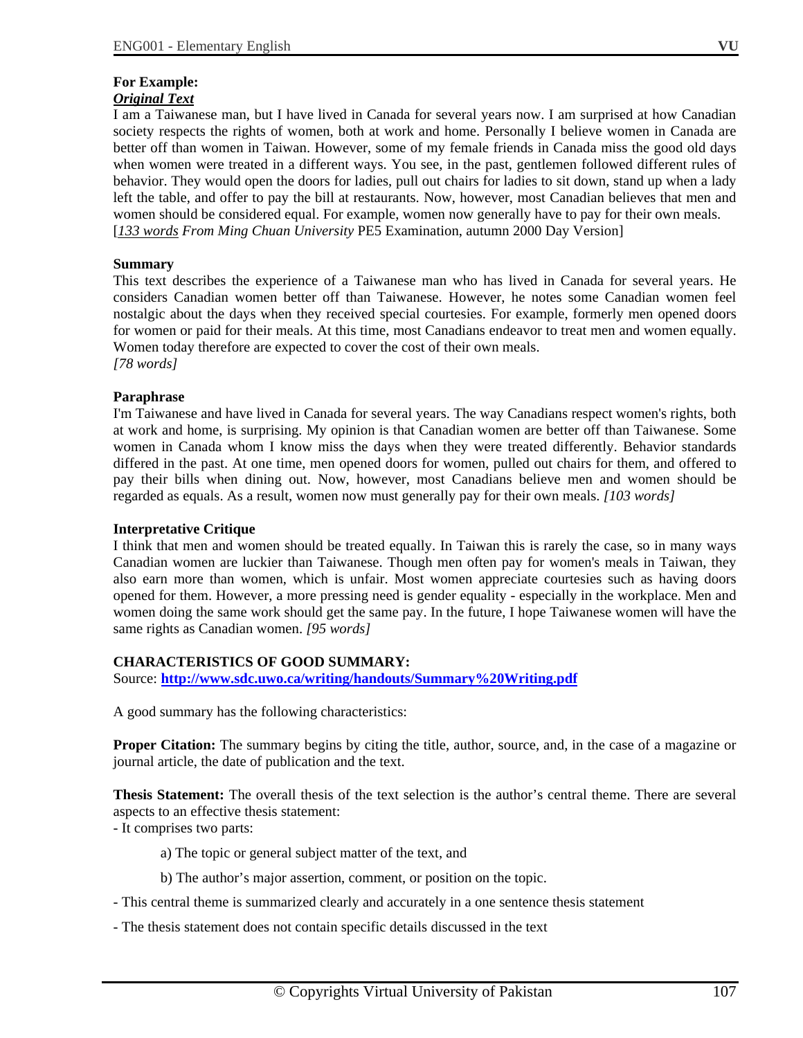**For Example:**

***Original Text***

I am a Taiwanese man, but I have lived in Canada for several years now. I am surprised at how Canadian society respects the rights of women, both at work and home. Personally I believe women in Canada are better off than women in Taiwan. However, some of my female friends in Canada miss the good old days when women were treated in a different ways. You see, in the past, gentlemen followed different rules of behavior. They would open the doors for ladies, pull out chairs for ladies to sit down, stand up when a lady left the table, and offer to pay the bill at restaurants. Now, however, most Canadian believes that men and women should be considered equal. For example, women now generally have to pay for their own meals. [*133 words From Ming Chuan University* PE5 Examination, autumn 2000 Day Version]

**Summary**

This text describes the experience of a Taiwanese man who has lived in Canada for several years. He considers Canadian women better off than Taiwanese. However, he notes some Canadian women feel nostalgic about the days when they received special courtesies. For example, formerly men opened doors for women or paid for their meals. At this time, most Canadians endeavor to treat men and women equally. Women today therefore are expected to cover the cost of their own meals.
*[78 words]*

**Paraphrase**

I'm Taiwanese and have lived in Canada for several years. The way Canadians respect women's rights, both at work and home, is surprising. My opinion is that Canadian women are better off than Taiwanese. Some women in Canada whom I know miss the days when they were treated differently. Behavior standards differed in the past. At one time, men opened doors for women, pulled out chairs for them, and offered to pay their bills when dining out. Now, however, most Canadians believe men and women should be regarded as equals. As a result, women now must generally pay for their own meals. *[103 words]*

**Interpretative Critique**

I think that men and women should be treated equally. In Taiwan this is rarely the case, so in many ways Canadian women are luckier than Taiwanese. Though men often pay for women's meals in Taiwan, they also earn more than women, which is unfair. Most women appreciate courtesies such as having doors opened for them. However, a more pressing need is gender equality - especially in the workplace. Men and women doing the same work should get the same pay. In the future, I hope Taiwanese women will have the same rights as Canadian women. *[95 words]*

**CHARACTERISTICS OF GOOD SUMMARY:**

Source: **http://www.sdc.uwo.ca/writing/handouts/Summary%20Writing.pdf**

A good summary has the following characteristics:

**Proper Citation:** The summary begins by citing the title, author, source, and, in the case of a magazine or journal article, the date of publication and the text.

**Thesis Statement:** The overall thesis of the text selection is the author's central theme. There are several aspects to an effective thesis statement:

- It comprises two parts:
    - a) The topic or general subject matter of the text, and
    - b) The author's major assertion, comment, or position on the topic.
- This central theme is summarized clearly and accurately in a one sentence thesis statement
- The thesis statement does not contain specific details discussed in the text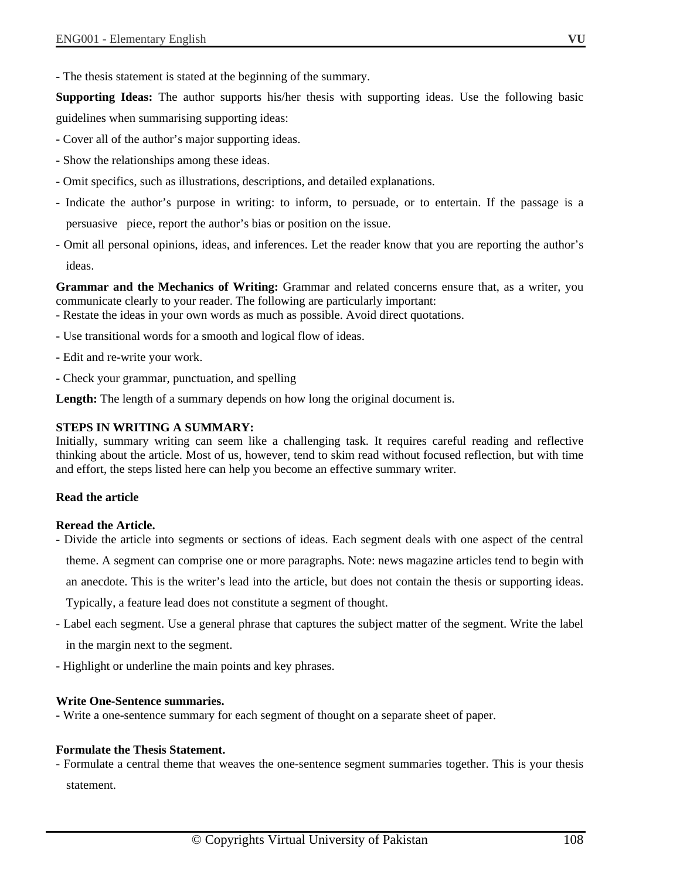- The thesis statement is stated at the beginning of the summary.

**Supporting Ideas:** The author supports his/her thesis with supporting ideas. Use the following basic guidelines when summarising supporting ideas:

- Cover all of the author's major supporting ideas.
- Show the relationships among these ideas.
- Omit specifics, such as illustrations, descriptions, and detailed explanations.
- Indicate the author's purpose in writing: to inform, to persuade, or to entertain. If the passage is a persuasive piece, report the author's bias or position on the issue.
- Omit all personal opinions, ideas, and inferences. Let the reader know that you are reporting the author's ideas.

**Grammar and the Mechanics of Writing:** Grammar and related concerns ensure that, as a writer, you communicate clearly to your reader. The following are particularly important:

- Restate the ideas in your own words as much as possible. Avoid direct quotations.
- Use transitional words for a smooth and logical flow of ideas.
- Edit and re-write your work.
- Check your grammar, punctuation, and spelling

**Length:** The length of a summary depends on how long the original document is.

**STEPS IN WRITING A SUMMARY:**

Initially, summary writing can seem like a challenging task. It requires careful reading and reflective thinking about the article. Most of us, however, tend to skim read without focused reflection, but with time and effort, the steps listed here can help you become an effective summary writer.

**Read the article**

**Reread the Article.**

- Divide the article into segments or sections of ideas. Each segment deals with one aspect of the central theme. A segment can comprise one or more paragraphs. Note: news magazine articles tend to begin with an anecdote. This is the writer's lead into the article, but does not contain the thesis or supporting ideas. Typically, a feature lead does not constitute a segment of thought.
- Label each segment. Use a general phrase that captures the subject matter of the segment. Write the label in the margin next to the segment.
- Highlight or underline the main points and key phrases.

**Write One-Sentence summaries.**

- Write a one-sentence summary for each segment of thought on a separate sheet of paper.

**Formulate the Thesis Statement.**

- Formulate a central theme that weaves the one-sentence segment summaries together. This is your thesis statement.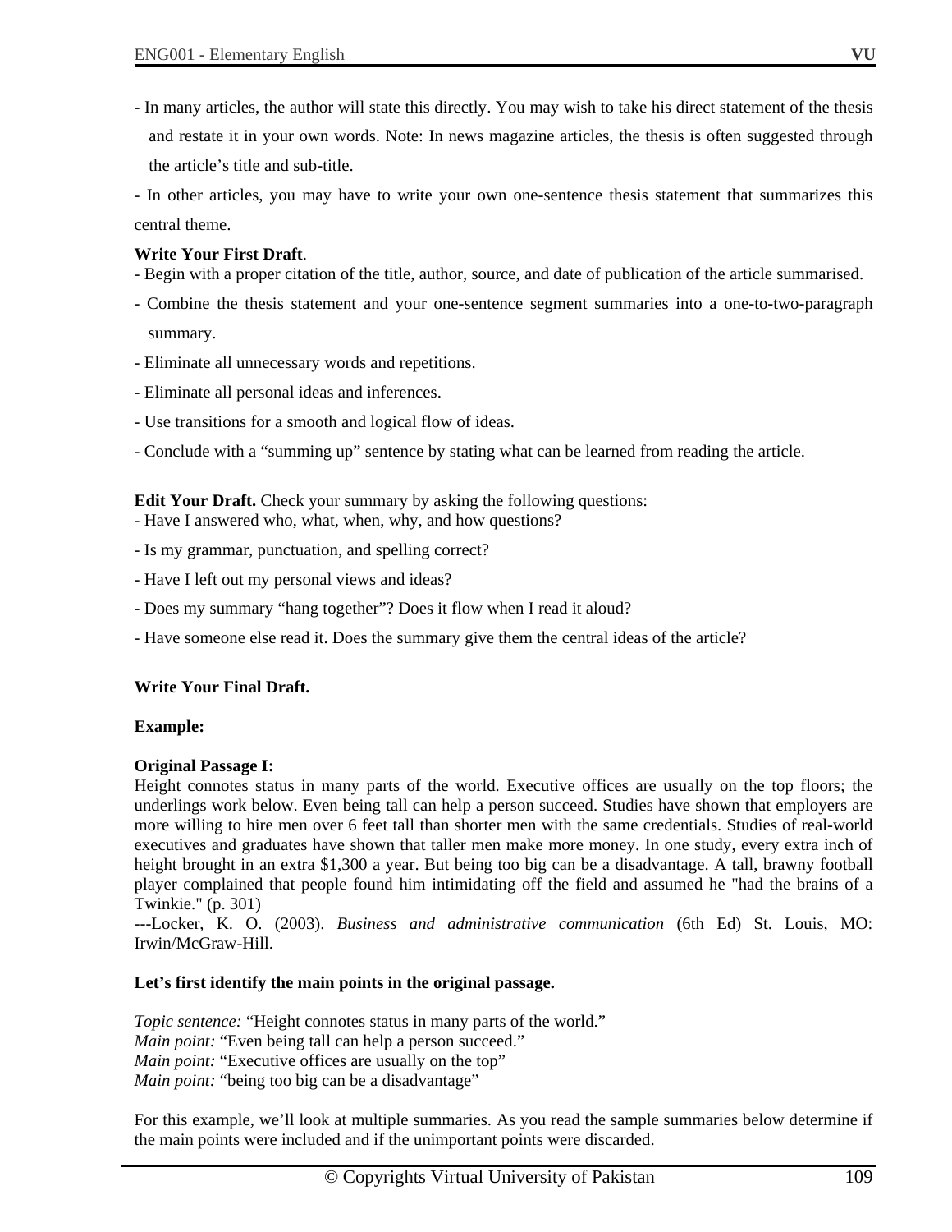- In many articles, the author will state this directly. You may wish to take his direct statement of the thesis and restate it in your own words. Note: In news magazine articles, the thesis is often suggested through the article's title and sub-title.

- In other articles, you may have to write your own one-sentence thesis statement that summarizes this central theme.

**Write Your First Draft**.

- Begin with a proper citation of the title, author, source, and date of publication of the article summarised.
- Combine the thesis statement and your one-sentence segment summaries into a one-to-two-paragraph summary.
- Eliminate all unnecessary words and repetitions.
- Eliminate all personal ideas and inferences.
- Use transitions for a smooth and logical flow of ideas.
- Conclude with a "summing up" sentence by stating what can be learned from reading the article.

**Edit Your Draft.** Check your summary by asking the following questions:

- Have I answered who, what, when, why, and how questions?
- Is my grammar, punctuation, and spelling correct?
- Have I left out my personal views and ideas?
- Does my summary "hang together"? Does it flow when I read it aloud?
- Have someone else read it. Does the summary give them the central ideas of the article?

**Write Your Final Draft.**

**Example:**

**Original Passage I:**

Height connotes status in many parts of the world. Executive offices are usually on the top floors; the underlings work below. Even being tall can help a person succeed. Studies have shown that employers are more willing to hire men over 6 feet tall than shorter men with the same credentials. Studies of real-world executives and graduates have shown that taller men make more money. In one study, every extra inch of height brought in an extra $1,300 a year. But being too big can be a disadvantage. A tall, brawny football player complained that people found him intimidating off the field and assumed he "had the brains of a Twinkie." (p. 301)

---Locker, K. O. (2003). *Business and administrative communication* (6th Ed) St. Louis, MO: Irwin/McGraw-Hill.

**Let's first identify the main points in the original passage.**

*Topic sentence:* "Height connotes status in many parts of the world."
*Main point:* "Even being tall can help a person succeed."
*Main point:* "Executive offices are usually on the top"
*Main point:* "being too big can be a disadvantage"

For this example, we'll look at multiple summaries. As you read the sample summaries below determine if the main points were included and if the unimportant points were discarded.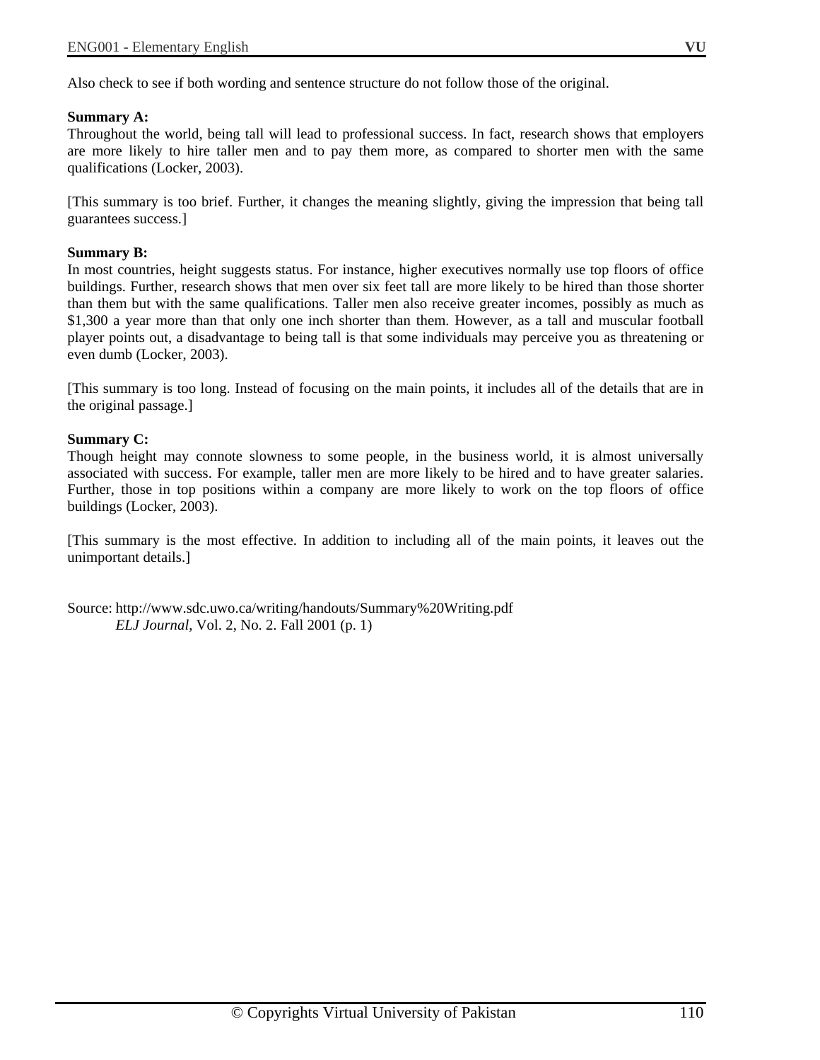Also check to see if both wording and sentence structure do not follow those of the original.

**Summary A:**
Throughout the world, being tall will lead to professional success. In fact, research shows that employers are more likely to hire taller men and to pay them more, as compared to shorter men with the same qualifications (Locker, 2003).

[This summary is too brief. Further, it changes the meaning slightly, giving the impression that being tall guarantees success.]

**Summary B:**
In most countries, height suggests status. For instance, higher executives normally use top floors of office buildings. Further, research shows that men over six feet tall are more likely to be hired than those shorter than them but with the same qualifications. Taller men also receive greater incomes, possibly as much as $1,300 a year more than that only one inch shorter than them. However, as a tall and muscular football player points out, a disadvantage to being tall is that some individuals may perceive you as threatening or even dumb (Locker, 2003).

[This summary is too long. Instead of focusing on the main points, it includes all of the details that are in the original passage.]

**Summary C:**
Though height may connote slowness to some people, in the business world, it is almost universally associated with success. For example, taller men are more likely to be hired and to have greater salaries. Further, those in top positions within a company are more likely to work on the top floors of office buildings (Locker, 2003).

[This summary is the most effective. In addition to including all of the main points, it leaves out the unimportant details.]

Source: http://www.sdc.uwo.ca/writing/handouts/Summary%20Writing.pdf
*ELJ Journal*, Vol. 2, No. 2. Fall 2001 (p. 1)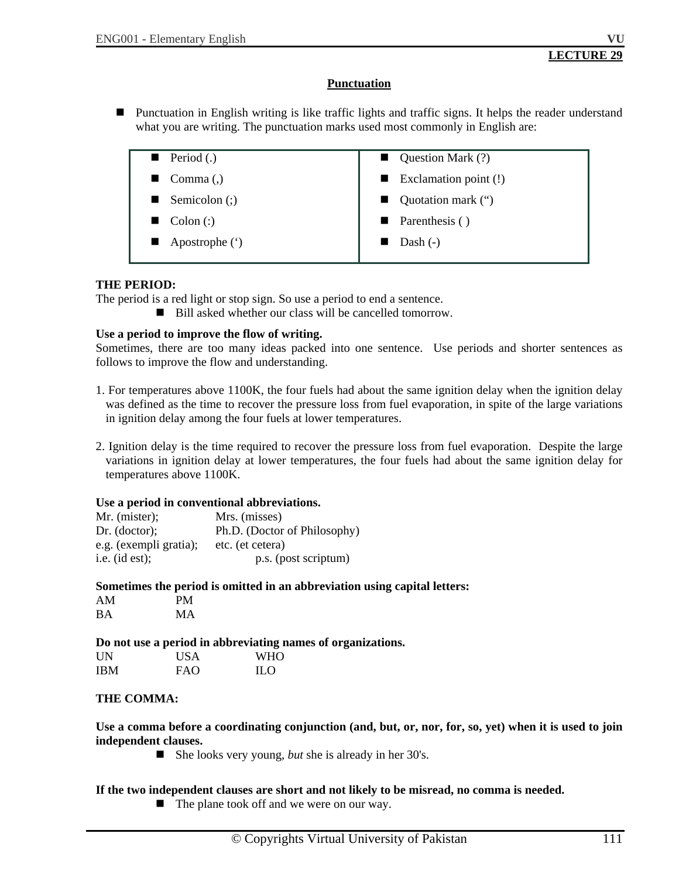**LECTURE 29**

## Punctuation

- Punctuation in English writing is like traffic lights and traffic signs. It helps the reader understand what you are writing. The punctuation marks used most commonly in English are:

| | |
|---|---|
| Period (.) | Question Mark (?) |
| Comma (,) | Exclamation point (!) |
| Semicolon (;) | Quotation mark (“) |
| Colon (:) | Parenthesis ( ) |
| Apostrophe (‘) | Dash (-) |

**THE PERIOD:**

The period is a red light or stop sign. So use a period to end a sentence.

- Bill asked whether our class will be cancelled tomorrow.

**Use a period to improve the flow of writing.**

Sometimes, there are too many ideas packed into one sentence. Use periods and shorter sentences as follows to improve the flow and understanding.

1. For temperatures above 1100K, the four fuels had about the same ignition delay when the ignition delay was defined as the time to recover the pressure loss from fuel evaporation, in spite of the large variations in ignition delay among the four fuels at lower temperatures.

2. Ignition delay is the time required to recover the pressure loss from fuel evaporation. Despite the large variations in ignition delay at lower temperatures, the four fuels had about the same ignition delay for temperatures above 1100K.

**Use a period in conventional abbreviations.**

Mr. (mister); Mrs. (misses)
Dr. (doctor); Ph.D. (Doctor of Philosophy)
e.g. (exempli gratia); etc. (et cetera)
i.e. (id est); p.s. (post scriptum)

**Sometimes the period is omitted in an abbreviation using capital letters:**

AM PM
BA MA

**Do not use a period in abbreviating names of organizations.**

UN USA WHO
IBM FAO ILO

**THE COMMA:**

**Use a comma before a coordinating conjunction (and, but, or, nor, for, so, yet) when it is used to join independent clauses.**

- She looks very young, *but* she is already in her 30's.

**If the two independent clauses are short and not likely to be misread, no comma is needed.**

- The plane took off and we were on our way.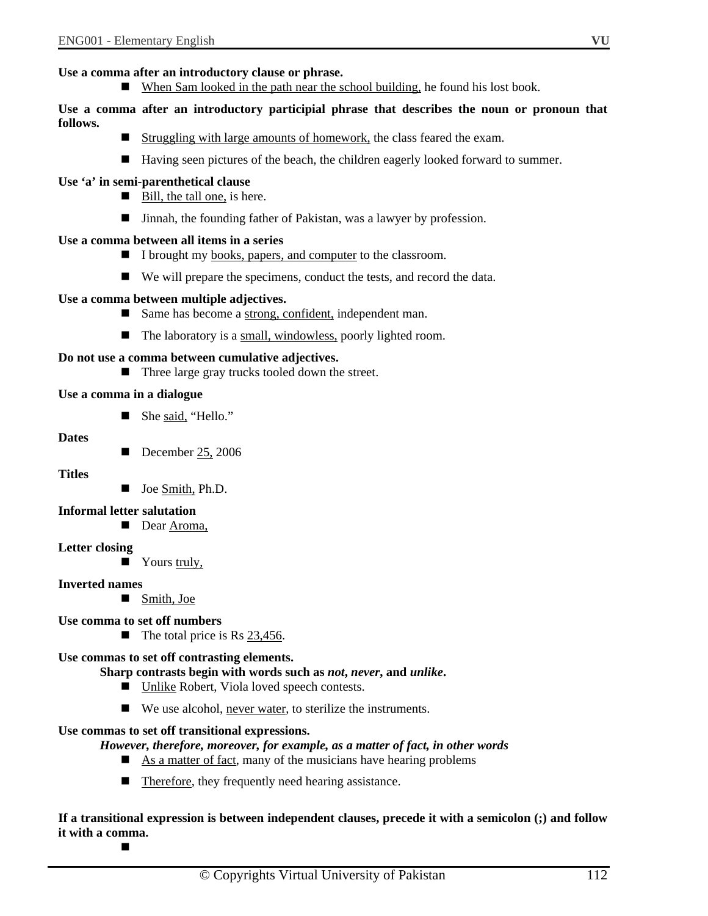**Use a comma after an introductory clause or phrase.**

- When Sam looked in the path near the school building, he found his lost book.

**Use a comma after an introductory participial phrase that describes the noun or pronoun that follows.**

- Struggling with large amounts of homework, the class feared the exam.
- Having seen pictures of the beach, the children eagerly looked forward to summer.

**Use 'a' in semi-parenthetical clause**

- Bill, the tall one, is here.
- Jinnah, the founding father of Pakistan, was a lawyer by profession.

**Use a comma between all items in a series**

- I brought my books, papers, and computer to the classroom.
- We will prepare the specimens, conduct the tests, and record the data.

**Use a comma between multiple adjectives.**

- Same has become a strong, confident, independent man.
- The laboratory is a small, windowless, poorly lighted room.

**Do not use a comma between cumulative adjectives.**

- Three large gray trucks tooled down the street.

**Use a comma in a dialogue**

- She said, "Hello."

**Dates**

- December 25, 2006

**Titles**

- Joe Smith, Ph.D.

**Informal letter salutation**

- Dear Aroma,

**Letter closing**

- Yours truly,

**Inverted names**

- Smith, Joe

**Use comma to set off numbers**

- The total price is Rs 23,456.

**Use commas to set off contrasting elements.**

**Sharp contrasts begin with words such as *not*, *never*, and *unlike*.**

- Unlike Robert, Viola loved speech contests.
- We use alcohol, never water, to sterilize the instruments.

**Use commas to set off transitional expressions.**

***However, therefore, moreover, for example, as a matter of fact, in other words***

- As a matter of fact, many of the musicians have hearing problems
- Therefore, they frequently need hearing assistance.

**If a transitional expression is between independent clauses, precede it with a semicolon (;) and follow it with a comma.**

-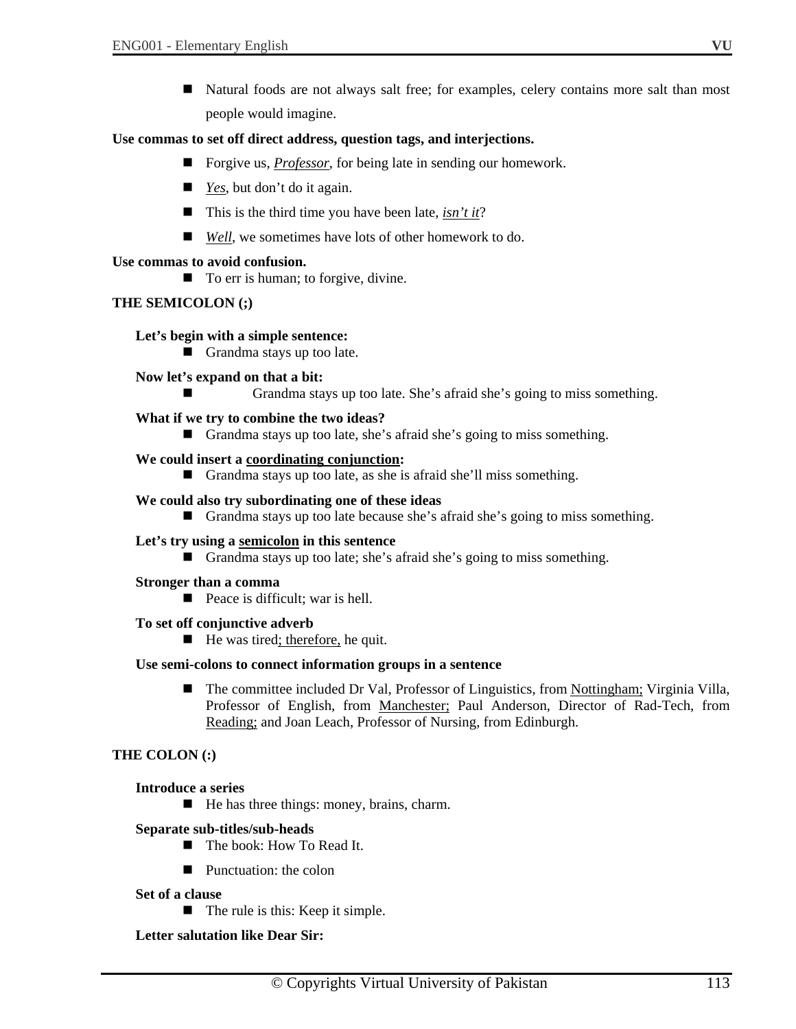- Natural foods are not always salt free; for examples, celery contains more salt than most people would imagine.

**Use commas to set off direct address, question tags, and interjections.**

- Forgive us, <u>*Professor*</u>, for being late in sending our homework.
- <u>*Yes*</u>, but don't do it again.
- This is the third time you have been late, <u>*isn't it*</u>?
- <u>*Well*</u>, we sometimes have lots of other homework to do.

**Use commas to avoid confusion.**

- To err is human; to forgive, divine.

**THE SEMICOLON (;)**

**Let's begin with a simple sentence:**

- Grandma stays up too late.

**Now let's expand on that a bit:**

- Grandma stays up too late. She's afraid she's going to miss something.

**What if we try to combine the two ideas?**

- Grandma stays up too late, she's afraid she's going to miss something.

**We could insert a <u>coordinating conjunction</u>:**

- Grandma stays up too late, as she is afraid she'll miss something.

**We could also try subordinating one of these ideas**

- Grandma stays up too late because she's afraid she's going to miss something.

**Let's try using a <u>semicolon</u> in this sentence**

- Grandma stays up too late; she's afraid she's going to miss something.

**Stronger than a comma**

- Peace is difficult; war is hell.

**To set off conjunctive adverb**

- He was tired<u>; therefore,</u> he quit.

**Use semi-colons to connect information groups in a sentence**

- The committee included Dr Val, Professor of Linguistics, from <u>Nottingham;</u> Virginia Villa, Professor of English, from <u>Manchester;</u> Paul Anderson, Director of Rad-Tech, from <u>Reading;</u> and Joan Leach, Professor of Nursing, from Edinburgh.

**THE COLON (:)**

**Introduce a series**

- He has three things: money, brains, charm.

**Separate sub-titles/sub-heads**

- The book: How To Read It.
- Punctuation: the colon

**Set of a clause**

- The rule is this: Keep it simple.

**Letter salutation like Dear Sir:**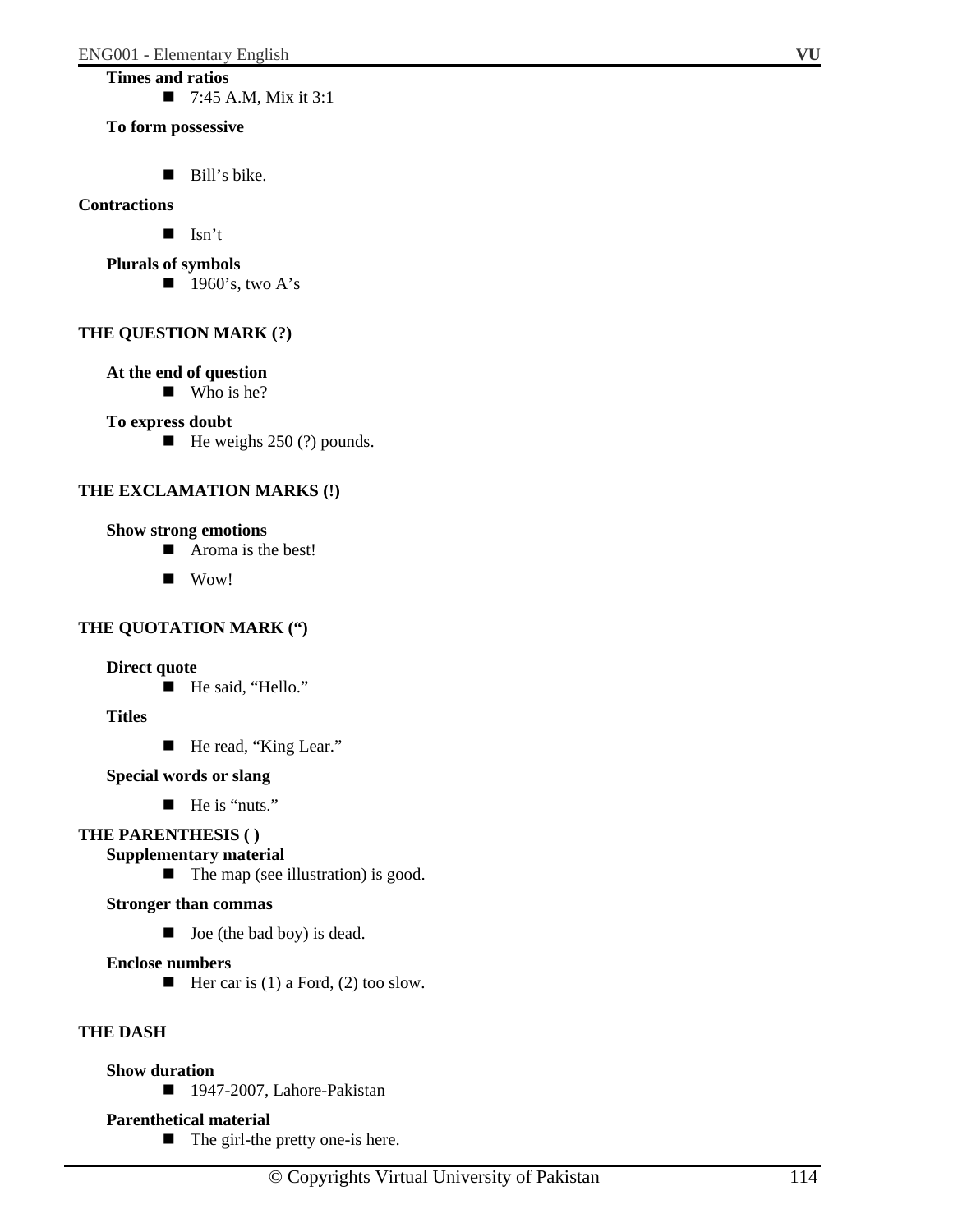**Times and ratios**

- 7:45 A.M, Mix it 3:1

**To form possessive**

- Bill’s bike.

**Contractions**

- Isn’t

**Plurals of symbols**

- 1960’s, two A’s

## THE QUESTION MARK (?)

**At the end of question**

- Who is he?

**To express doubt**

- He weighs 250 (?) pounds.

## THE EXCLAMATION MARKS (!)

**Show strong emotions**

- Aroma is the best!
- Wow!

## THE QUOTATION MARK (“)

**Direct quote**

- He said, “Hello.”

**Titles**

- He read, “King Lear.”

**Special words or slang**

- He is “nuts.”

## THE PARENTHESIS ( )

**Supplementary material**

- The map (see illustration) is good.

**Stronger than commas**

- Joe (the bad boy) is dead.

**Enclose numbers**

- Her car is (1) a Ford, (2) too slow.

## THE DASH

**Show duration**

- 1947-2007, Lahore-Pakistan

**Parenthetical material**

- The girl-the pretty one-is here.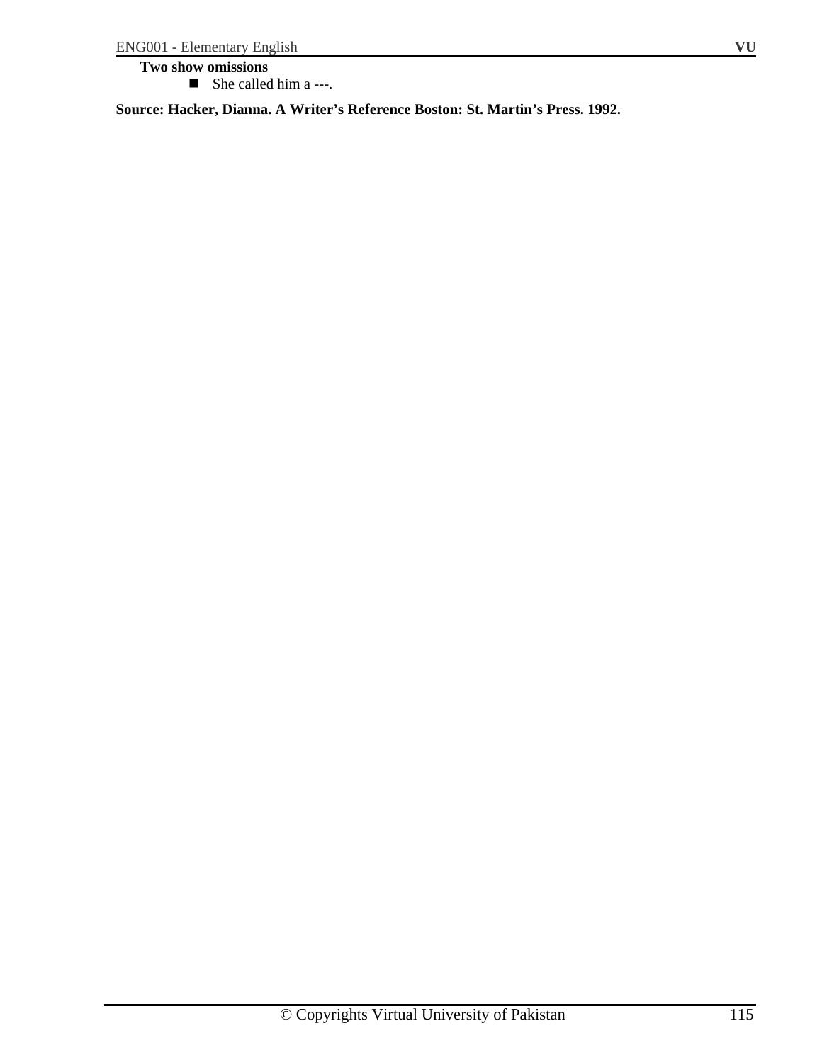**Two show omissions**

- She called him a ---.

**Source: Hacker, Dianna. A Writer's Reference Boston: St. Martin's Press. 1992.**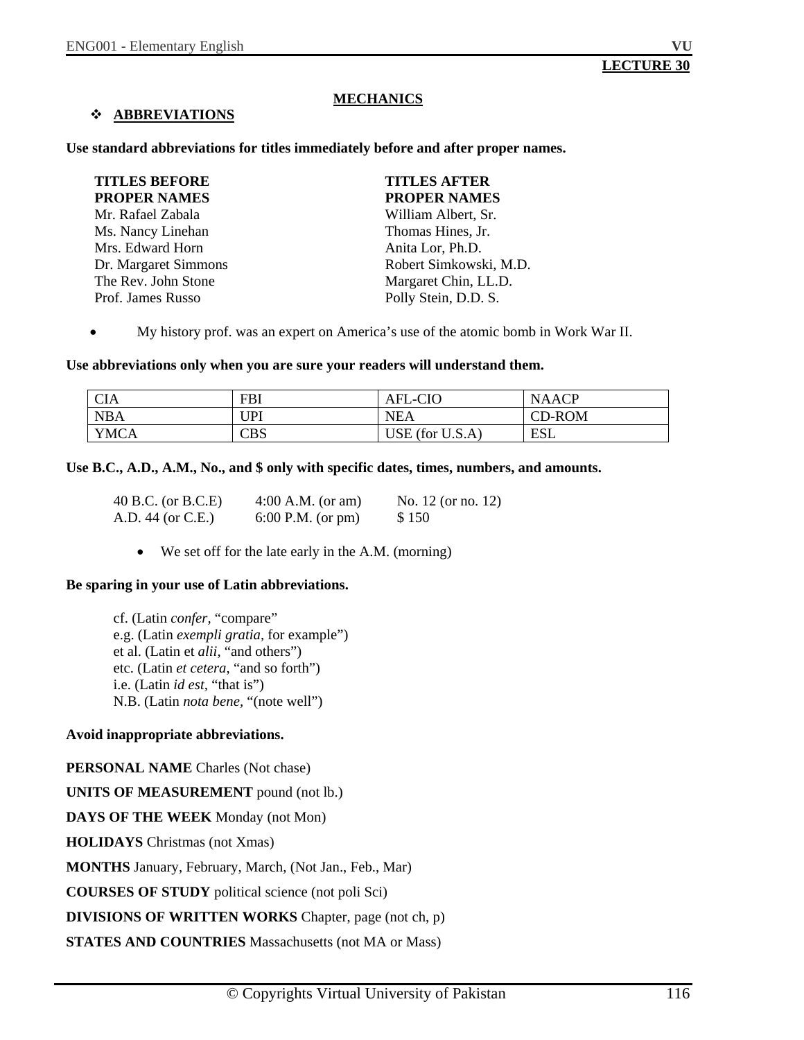**LECTURE 30**

## MECHANICS

### ❖ ABBREVIATIONS

**Use standard abbreviations for titles immediately before and after proper names.**

| TITLES BEFORE PROPER NAMES | TITLES AFTER PROPER NAMES |
|---|---|
| Mr. Rafael Zabala | William Albert, Sr. |
| Ms. Nancy Linehan | Thomas Hines, Jr. |
| Mrs. Edward Horn | Anita Lor, Ph.D. |
| Dr. Margaret Simmons | Robert Simkowski, M.D. |
| The Rev. John Stone | Margaret Chin, LL.D. |
| Prof. James Russo | Polly Stein, D.D. S. |

- My history prof. was an expert on America's use of the atomic bomb in Work War II.

**Use abbreviations only when you are sure your readers will understand them.**

| CIA | FBI | AFL-CIO | NAACP |
|---|---|---|---|
| NBA | UPI | NEA | CD-ROM |
| YMCA | CBS | USE (for U.S.A) | ESL |

**Use B.C., A.D., A.M., No., and $ only with specific dates, times, numbers, and amounts.**

| | | |
|---|---|---|
| 40 B.C. (or B.C.E) | 4:00 A.M. (or am) | No. 12 (or no. 12) |
| A.D. 44 (or C.E.) | 6:00 P.M. (or pm) | $ 150 |

- We set off for the late early in the A.M. (morning)

**Be sparing in your use of Latin abbreviations.**

cf. (Latin *confer,* "compare"
e.g. (Latin *exempli gratia,* for example")
et al. (Latin et *alii,* "and others")
etc. (Latin *et cetera*, "and so forth")
i.e. (Latin *id est*, "that is")
N.B. (Latin *nota bene*, "(note well")

**Avoid inappropriate abbreviations.**

**PERSONAL NAME** Charles (Not chase)

**UNITS OF MEASUREMENT** pound (not lb.)

**DAYS OF THE WEEK** Monday (not Mon)

**HOLIDAYS** Christmas (not Xmas)

**MONTHS** January, February, March, (Not Jan., Feb., Mar)

**COURSES OF STUDY** political science (not poli Sci)

**DIVISIONS OF WRITTEN WORKS** Chapter, page (not ch, p)

**STATES AND COUNTRIES** Massachusetts (not MA or Mass)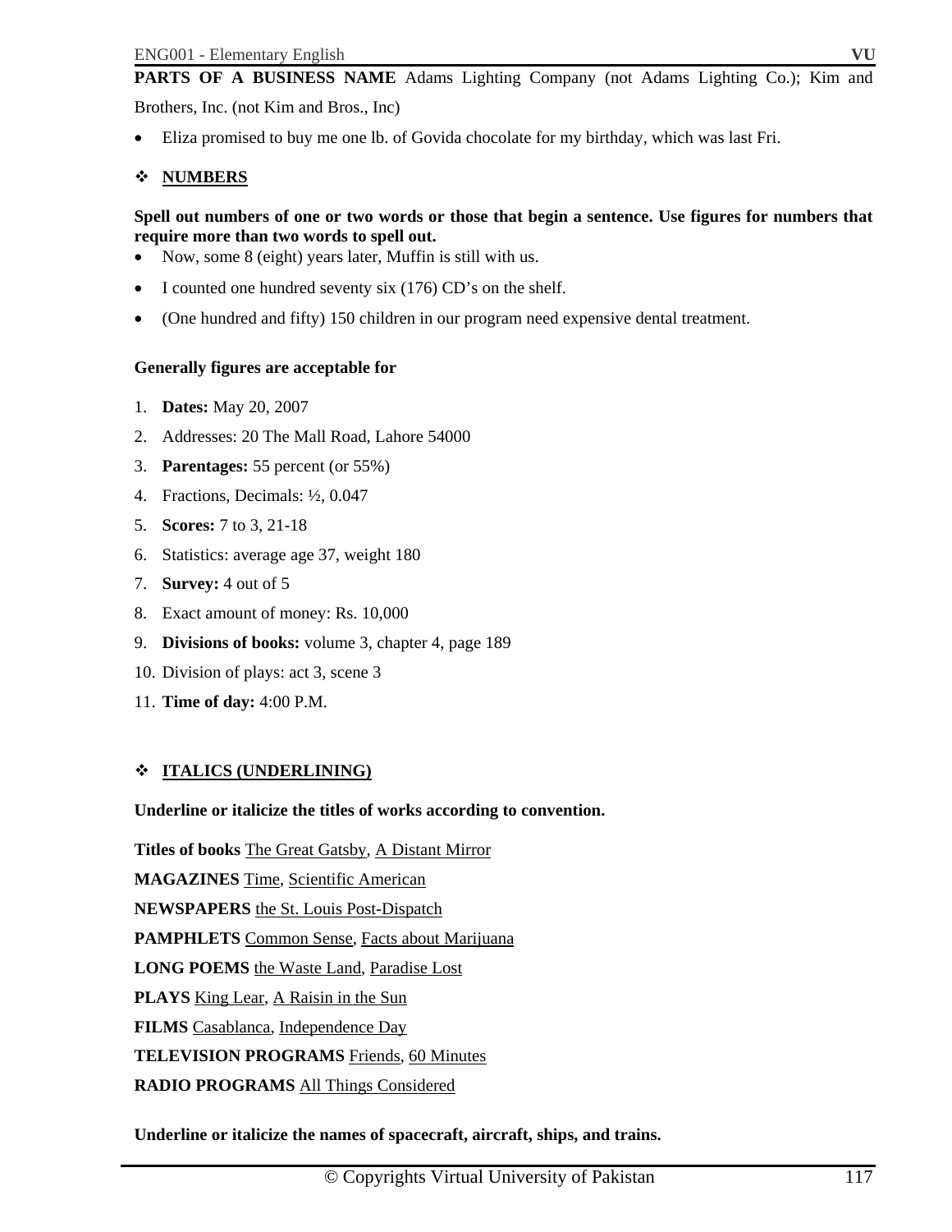**PARTS OF A BUSINESS NAME** Adams Lighting Company (not Adams Lighting Co.); Kim and Brothers, Inc. (not Kim and Bros., Inc)

- Eliza promised to buy me one lb. of Govida chocolate for my birthday, which was last Fri.

## ❖ <u>NUMBERS</u>

**Spell out numbers of one or two words or those that begin a sentence. Use figures for numbers that require more than two words to spell out.**

- Now, some 8 (eight) years later, Muffin is still with us.
- I counted one hundred seventy six (176) CD's on the shelf.
- (One hundred and fifty) 150 children in our program need expensive dental treatment.

**Generally figures are acceptable for**

1. **Dates:** May 20, 2007
2. Addresses: 20 The Mall Road, Lahore 54000
3. **Parentages:** 55 percent (or 55%)
4. Fractions, Decimals: ½, 0.047
5. **Scores:** 7 to 3, 21-18
6. Statistics: average age 37, weight 180
7. **Survey:** 4 out of 5
8. Exact amount of money: Rs. 10,000
9. **Divisions of books:** volume 3, chapter 4, page 189
10. Division of plays: act 3, scene 3
11. **Time of day:** 4:00 P.M.

## ❖ <u>ITALICS (UNDERLINING)</u>

**Underline or italicize the titles of works according to convention.**

**Titles of books** <u>The Great Gatsby</u>, <u>A Distant Mirror</u>

**MAGAZINES** <u>Time</u>, <u>Scientific American</u>

**NEWSPAPERS** <u>the St. Louis Post-Dispatch</u>

**PAMPHLETS** <u>Common Sense</u>, <u>Facts about Marijuana</u>

**LONG POEMS** <u>the Waste Land</u>, <u>Paradise Lost</u>

**PLAYS** <u>King Lear</u>, <u>A Raisin in the Sun</u>

**FILMS** <u>Casablanca</u>, <u>Independence Day</u>

**TELEVISION PROGRAMS** <u>Friends</u>, <u>60 Minutes</u>

**RADIO PROGRAMS** <u>All Things Considered</u>

**Underline or italicize the names of spacecraft, aircraft, ships, and trains.**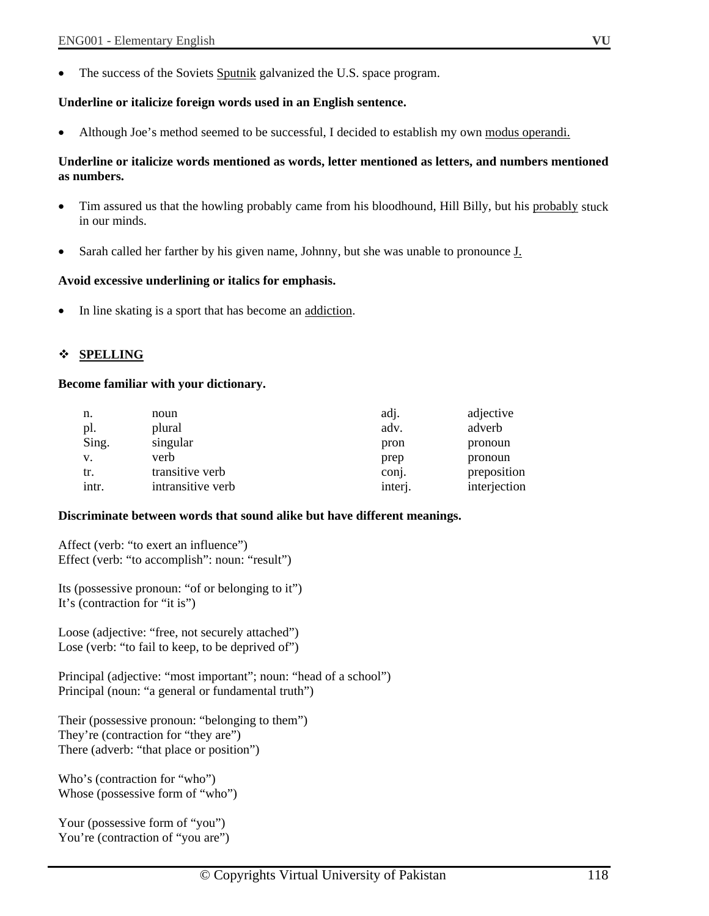- The success of the Soviets <u>Sputnik</u> galvanized the U.S. space program.

**Underline or italicize foreign words used in an English sentence.**

- Although Joe's method seemed to be successful, I decided to establish my own <u>modus operandi.</u>

**Underline or italicize words mentioned as words, letter mentioned as letters, and numbers mentioned as numbers.**

- Tim assured us that the howling probably came from his bloodhound, Hill Billy, but his <u>probably</u> stuck in our minds.

- Sarah called her farther by his given name, Johnny, but she was unable to pronounce <u>J.</u>

**Avoid excessive underlining or italics for emphasis.**

- In line skating is a sport that has become an <u>addiction</u>.

## ❖ <u>SPELLING</u>

**Become familiar with your dictionary.**

| | | | |
|---|---|---|---|
| n. | noun | adj. | adjective |
| pl. | plural | adv. | adverb |
| Sing. | singular | pron | pronoun |
| v. | verb | prep | pronoun |
| tr. | transitive verb | conj. | preposition |
| intr. | intransitive verb | interj. | interjection |

**Discriminate between words that sound alike but have different meanings.**

Affect (verb: "to exert an influence")
Effect (verb: "to accomplish": noun: "result")

Its (possessive pronoun: "of or belonging to it")
It's (contraction for "it is")

Loose (adjective: "free, not securely attached")
Lose (verb: "to fail to keep, to be deprived of")

Principal (adjective: "most important"; noun: "head of a school")
Principal (noun: "a general or fundamental truth")

Their (possessive pronoun: "belonging to them")
They're (contraction for "they are")
There (adverb: "that place or position")

Who's (contraction for "who")
Whose (possessive form of "who")

Your (possessive form of "you")
You're (contraction of "you are")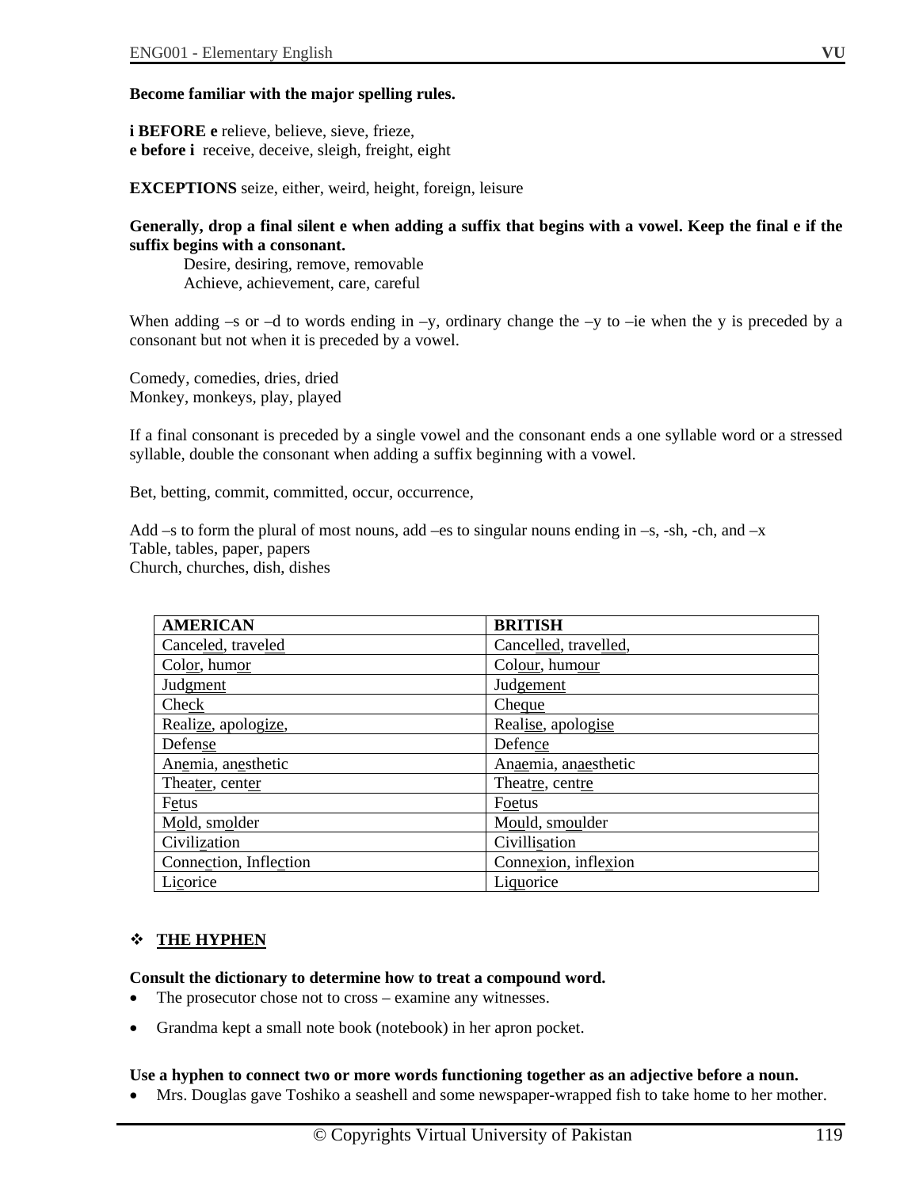**Become familiar with the major spelling rules.**

**i BEFORE e** relieve, believe, sieve, frieze,
**e before i** receive, deceive, sleigh, freight, eight

**EXCEPTIONS** seize, either, weird, height, foreign, leisure

**Generally, drop a final silent e when adding a suffix that begins with a vowel. Keep the final e if the suffix begins with a consonant.**

Desire, desiring, remove, removable
Achieve, achievement, care, careful

When adding –s or –d to words ending in –y, ordinary change the –y to –ie when the y is preceded by a consonant but not when it is preceded by a vowel.

Comedy, comedies, dries, dried
Monkey, monkeys, play, played

If a final consonant is preceded by a single vowel and the consonant ends a one syllable word or a stressed syllable, double the consonant when adding a suffix beginning with a vowel.

Bet, betting, commit, committed, occur, occurrence,

Add –s to form the plural of most nouns, add –es to singular nouns ending in –s, -sh, -ch, and –x
Table, tables, paper, papers
Church, churches, dish, dishes

| AMERICAN | BRITISH |
|---|---|
| Canceled, traveled | Cancelled, travelled, |
| Color, humor | Colour, humour |
| Judgment | Judgement |
| Check | Cheque |
| Realize, apologize, | Realise, apologise |
| Defense | Defence |
| Anemia, anesthetic | Anaemia, anaesthetic |
| Theater, center | Theatre, centre |
| Fetus | Foetus |
| Mold, smolder | Mould, smoulder |
| Civilization | Civillisation |
| Connection, Inflection | Connexion, inflexion |
| Licorice | Liquorice |

## ❖ THE HYPHEN

**Consult the dictionary to determine how to treat a compound word.**

- The prosecutor chose not to cross – examine any witnesses.
- Grandma kept a small note book (notebook) in her apron pocket.

**Use a hyphen to connect two or more words functioning together as an adjective before a noun.**

- Mrs. Douglas gave Toshiko a seashell and some newspaper-wrapped fish to take home to her mother.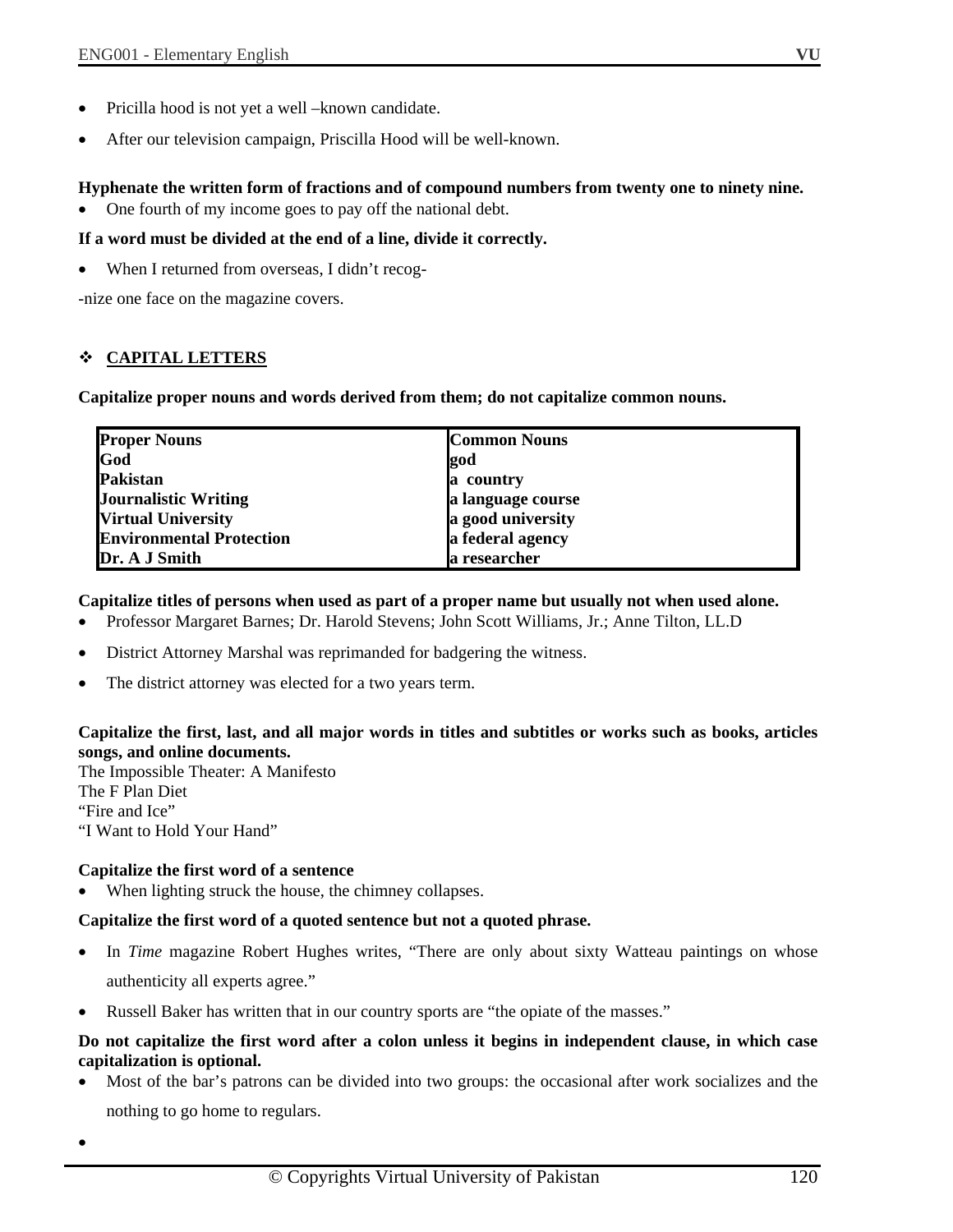- Pricilla hood is not yet a well –known candidate.
- After our television campaign, Priscilla Hood will be well-known.

**Hyphenate the written form of fractions and of compound numbers from twenty one to ninety nine.**

- One fourth of my income goes to pay off the national debt.

**If a word must be divided at the end of a line, divide it correctly.**

- When I returned from overseas, I didn't recog-

-nize one face on the magazine covers.

## ❖ CAPITAL LETTERS

**Capitalize proper nouns and words derived from them; do not capitalize common nouns.**

| Proper Nouns | Common Nouns |
|---|---|
| God | god |
| Pakistan | a country |
| Journalistic Writing | a language course |
| Virtual University | a good university |
| Environmental Protection | a federal agency |
| Dr. A J Smith | a researcher |

**Capitalize titles of persons when used as part of a proper name but usually not when used alone.**

- Professor Margaret Barnes; Dr. Harold Stevens; John Scott Williams, Jr.; Anne Tilton, LL.D
- District Attorney Marshal was reprimanded for badgering the witness.
- The district attorney was elected for a two years term.

**Capitalize the first, last, and all major words in titles and subtitles or works such as books, articles songs, and online documents.**

The Impossible Theater: A Manifesto
The F Plan Diet
"Fire and Ice"
"I Want to Hold Your Hand"

**Capitalize the first word of a sentence**

- When lighting struck the house, the chimney collapses.

**Capitalize the first word of a quoted sentence but not a quoted phrase.**

- In *Time* magazine Robert Hughes writes, "There are only about sixty Watteau paintings on whose authenticity all experts agree."
- Russell Baker has written that in our country sports are "the opiate of the masses."

**Do not capitalize the first word after a colon unless it begins in independent clause, in which case capitalization is optional.**

- Most of the bar's patrons can be divided into two groups: the occasional after work socializes and the nothing to go home to regulars.
-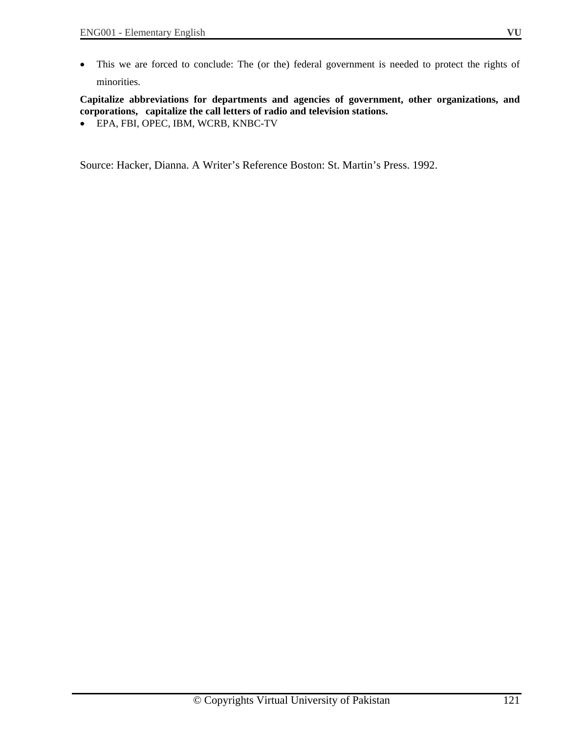- This we are forced to conclude: The (or the) federal government is needed to protect the rights of minorities.

**Capitalize abbreviations for departments and agencies of government, other organizations, and corporations, capitalize the call letters of radio and television stations.**

- EPA, FBI, OPEC, IBM, WCRB, KNBC-TV

Source: Hacker, Dianna. A Writer's Reference Boston: St. Martin's Press. 1992.